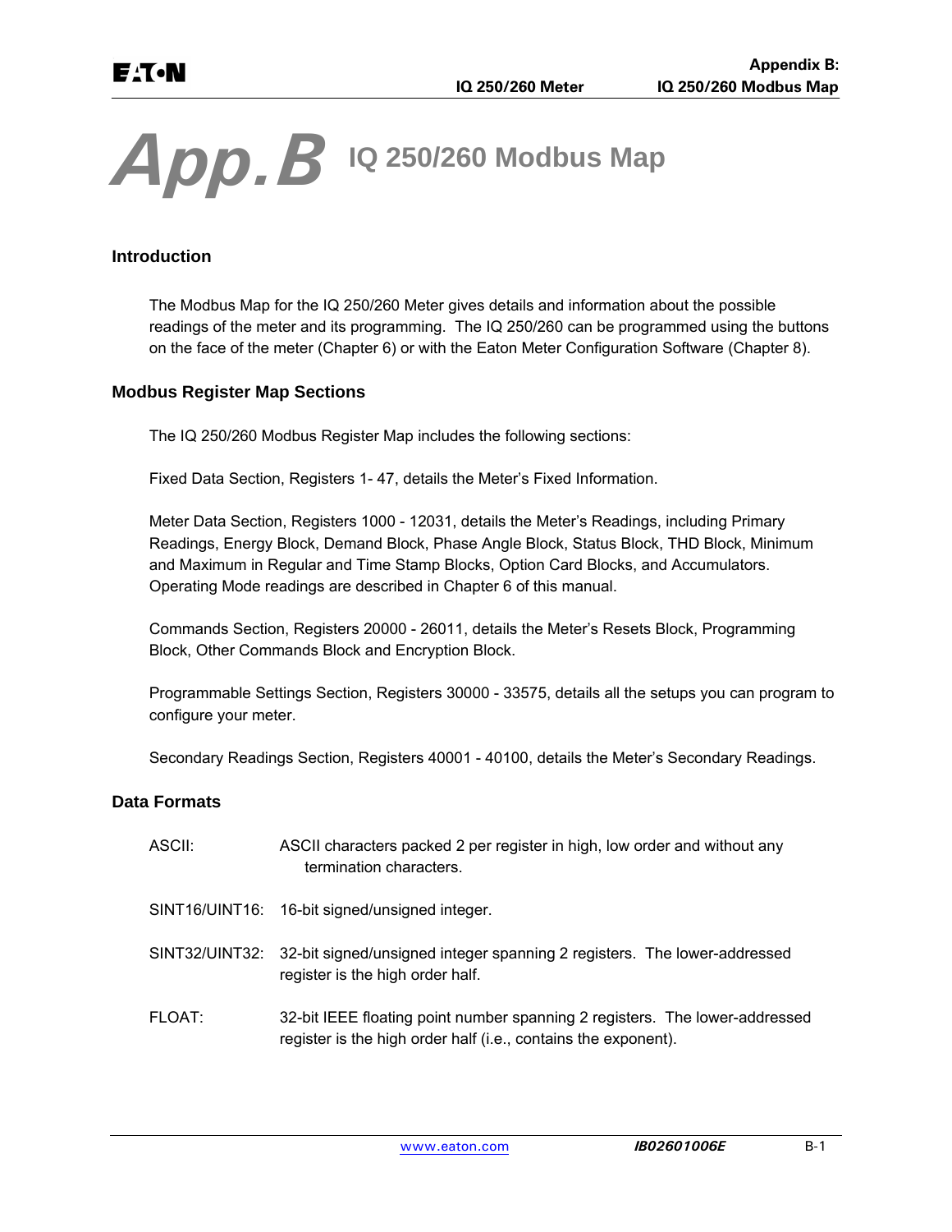# App.B IQ 250/260 Modbus Map

## Introduction

The Modbus Map for the IQ 250/260 Meter gives details and information about the possible readings of the meter and its programming. The IQ 250/260 can be programmed using the buttons on the face of the meter (Chapter 6) or with the Eaton Meter Configuration Software (Chapter 8).

## Modbus Register Map Sections

The IQ 250/260 Modbus Register Map includes the following sections:

Fixed Data Section, Registers 1- 47, details the Meter's Fixed Information.

Meter Data Section, Registers 1000 - 12031, details the Meter's Readings, including Primary Readings, Energy Block, Demand Block, Phase Angle Block, Status Block, THD Block, Minimum and Maximum in Regular and Time Stamp Blocks, Option Card Blocks, and Accumulators. Operating Mode readings are described in Chapter 6 of this manual.

Commands Section, Registers 20000 - 26011, details the Meter's Resets Block, Programming Block, Other Commands Block and Encryption Block.

Programmable Settings Section, Registers 30000 - 33575, details all the setups you can program to configure your meter.

Secondary Readings Section, Registers 40001 - 40100, details the Meter's Secondary Readings.

## Data Formats

ASCII: ASCII characters packed 2 per register in high, low order and without any termination characters.

SINT16/UINT16: 16-bit signed/unsigned integer.

SINT32/UINT32: 32-bit signed/unsigned integer spanning 2 registers. The lower-addressed register is the high order half.

FLOAT: 32-bit IEEE floating point number spanning 2 registers. The lower-addressed register is the high order half (i.e., contains the exponent).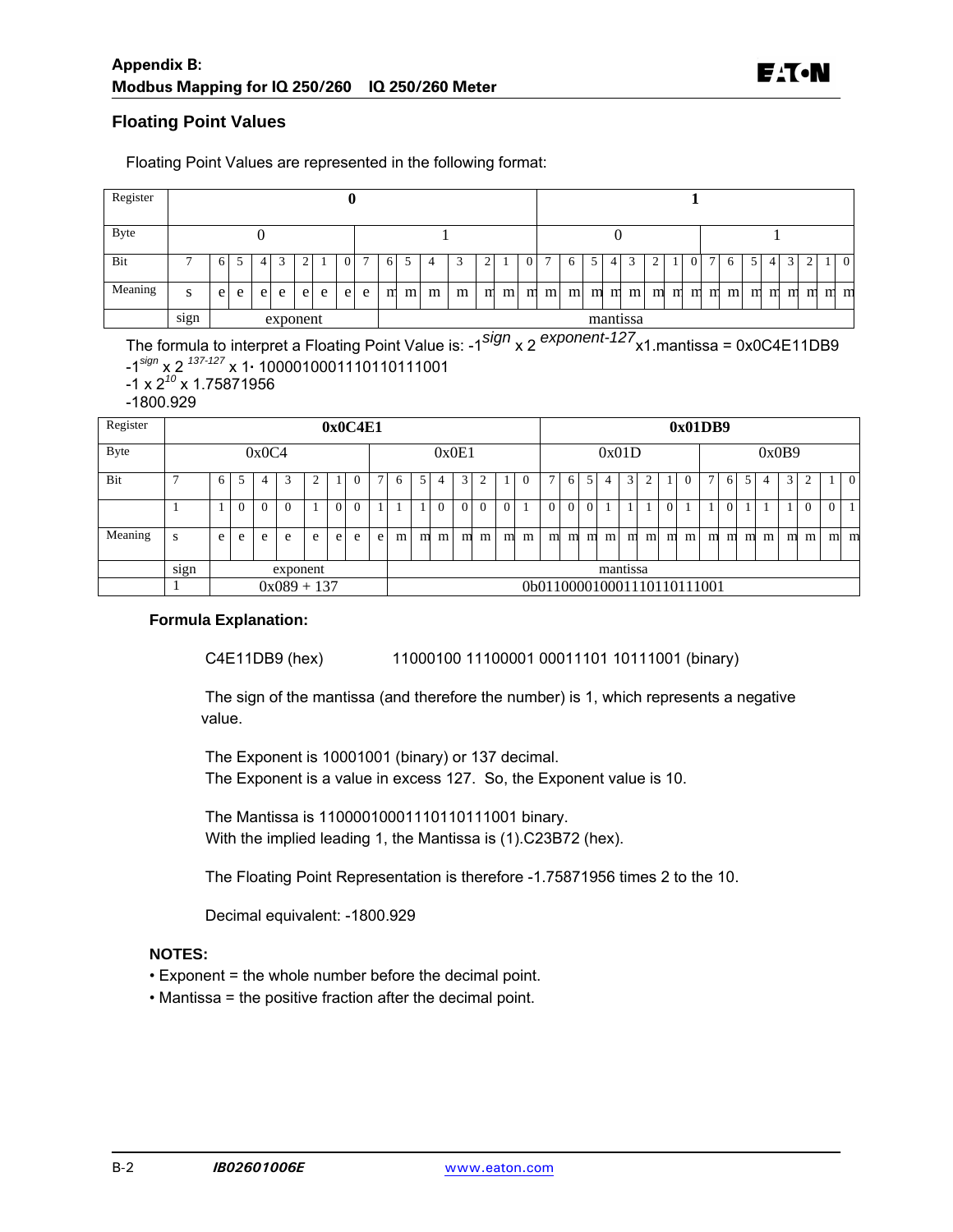## Floating Point Values

Floating Point Values are represented in the following format:

| Register | 0 | | | | | | | | | | | | | | | | 1 | | | | | | | | | | | | | | | |
|---|---|---|---|---|---|---|---|---|---|---|---|---|---|---|---|---|---|---|---|---|---|---|---|---|---|---|---|---|---|---|---|---|
| Byte | 0 | | | | | | | | 1 | | | | | | | | 0 | | | | | | | | 1 | | | | | | | |
| Bit | 7 | 6 | 5 | 4 | 3 | 2 | 1 | 0 | 7 | 6 | 5 | 4 | 3 | 2 | 1 | 0 | 7 | 6 | 5 | 4 | 3 | 2 | 1 | 0 | 7 | 6 | 5 | 4 | 3 | 2 | 1 | 0 |
| Meaning | s | e | e | e | e | e | e | e | e | m | m | m | m | m | m | m | m | m | m | m | m | m | m | m | m | m | m | m | m | m | m | m |
| | sign | exponent | | | | | | | | mantissa | | | | | | | | | | | | | | | | | | | | | | |

The formula to interpret a Floating Point Value is: $-1^{sign} \times 2^{exponent-127} \times 1.mantissa$ = 0x0C4E11DB9

$-1^{sign} \times 2^{137-127} \times 1\cdot 1000010001110110111001$

$-1 \times 2^{10} \times 1.75871956$

-1800.929

| Register | 0x0C4E1 | | | | | | | | | | | | | | | | 0x01DB9 | | | | | | | | | | | | | | | |
|---|---|---|---|---|---|---|---|---|---|---|---|---|---|---|---|---|---|---|---|---|---|---|---|---|---|---|---|---|---|---|---|---|
| Byte | 0x0C4 | | | | | | | | 0x0E1 | | | | | | | | 0x01D | | | | | | | | 0x0B9 | | | | | | | |
| Bit | 7 | 6 | 5 | 4 | 3 | 2 | 1 | 0 | 7 | 6 | 5 | 4 | 3 | 2 | 1 | 0 | 7 | 6 | 5 | 4 | 3 | 2 | 1 | 0 | 7 | 6 | 5 | 4 | 3 | 2 | 1 | 0 |
| | 1 | 1 | 0 | 0 | 0 | 1 | 0 | 0 | 1 | 1 | 1 | 0 | 0 | 0 | 0 | 1 | 0 | 0 | 0 | 1 | 1 | 1 | 0 | 1 | 1 | 0 | 1 | 1 | 1 | 0 | 0 | 1 |
| Meaning | s | e | e | e | e | e | e | e | e | m | m | m | m | m | m | m | m | m | m | m | m | m | m | m | m | m | m | m | m | m | m | m |
| | sign | exponent | | | | | | | | mantissa | | | | | | | | | | | | | | | | | | | | | | |
| | 1 | 0x089 + 137 | | | | | | | | 0b011000010001110110111001 | | | | | | | | | | | | | | | | | | | | | | |

### Formula Explanation:

C4E11DB9 (hex)    11000100 11100001 00011101 10111001 (binary)

The sign of the mantissa (and therefore the number) is 1, which represents a negative value.

The Exponent is 10001001 (binary) or 137 decimal.
The Exponent is a value in excess 127. So, the Exponent value is 10.

The Mantissa is 11000010001110110111001 binary.
With the implied leading 1, the Mantissa is (1).C23B72 (hex).

The Floating Point Representation is therefore -1.75871956 times 2 to the 10.

Decimal equivalent: -1800.929

### NOTES:

- Exponent = the whole number before the decimal point.
- Mantissa = the positive fraction after the decimal point.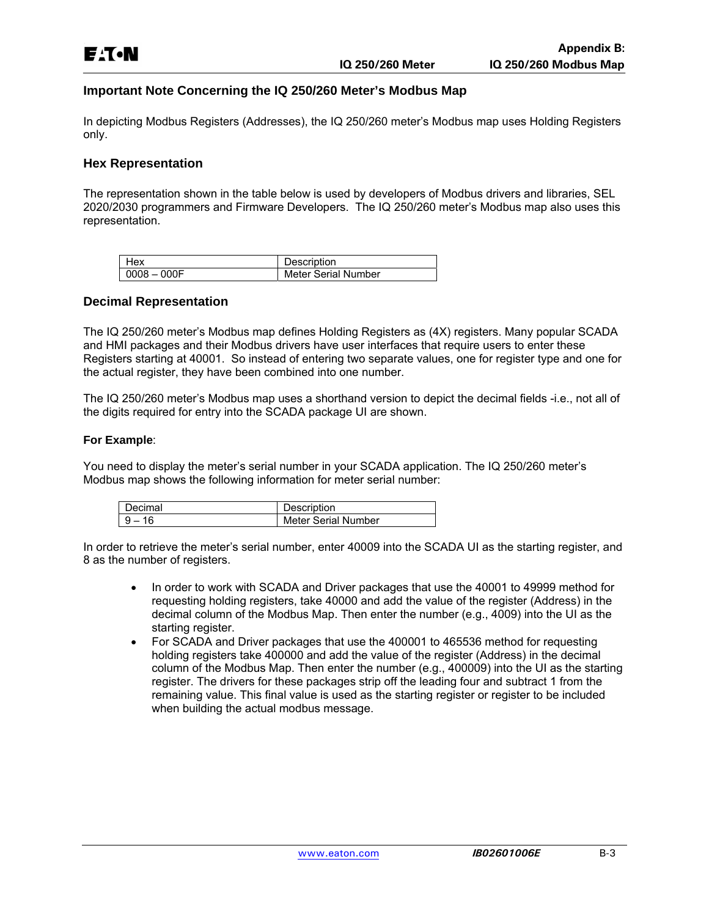## Important Note Concerning the IQ 250/260 Meter's Modbus Map

In depicting Modbus Registers (Addresses), the IQ 250/260 meter's Modbus map uses Holding Registers only.

### Hex Representation

The representation shown in the table below is used by developers of Modbus drivers and libraries, SEL 2020/2030 programmers and Firmware Developers. The IQ 250/260 meter's Modbus map also uses this representation.

| Hex | Description |
|---|---|
| 0008 – 000F | Meter Serial Number |

### Decimal Representation

The IQ 250/260 meter's Modbus map defines Holding Registers as (4X) registers. Many popular SCADA and HMI packages and their Modbus drivers have user interfaces that require users to enter these Registers starting at 40001. So instead of entering two separate values, one for register type and one for the actual register, they have been combined into one number.

The IQ 250/260 meter's Modbus map uses a shorthand version to depict the decimal fields -i.e., not all of the digits required for entry into the SCADA package UI are shown.

**For Example**:

You need to display the meter's serial number in your SCADA application. The IQ 250/260 meter's Modbus map shows the following information for meter serial number:

| Decimal | Description |
|---|---|
| 9 – 16 | Meter Serial Number |

In order to retrieve the meter's serial number, enter 40009 into the SCADA UI as the starting register, and 8 as the number of registers.

- In order to work with SCADA and Driver packages that use the 40001 to 49999 method for requesting holding registers, take 40000 and add the value of the register (Address) in the decimal column of the Modbus Map. Then enter the number (e.g., 4009) into the UI as the starting register.
- For SCADA and Driver packages that use the 400001 to 465536 method for requesting holding registers take 400000 and add the value of the register (Address) in the decimal column of the Modbus Map. Then enter the number (e.g., 400009) into the UI as the starting register. The drivers for these packages strip off the leading four and subtract 1 from the remaining value. This final value is used as the starting register or register to be included when building the actual modbus message.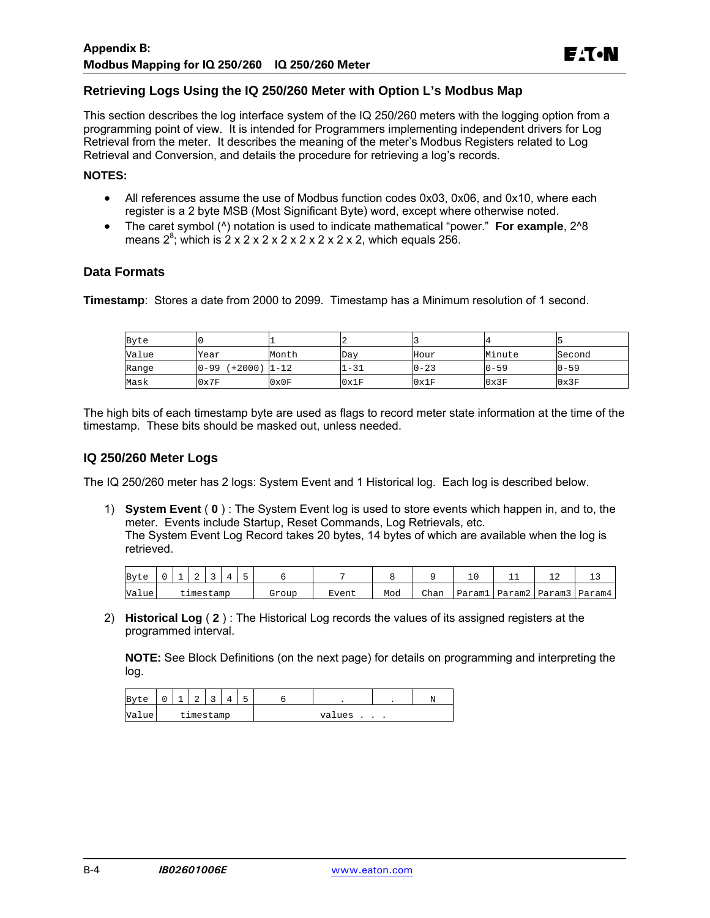## Retrieving Logs Using the IQ 250/260 Meter with Option L's Modbus Map

This section describes the log interface system of the IQ 250/260 meters with the logging option from a programming point of view. It is intended for Programmers implementing independent drivers for Log Retrieval from the meter. It describes the meaning of the meter's Modbus Registers related to Log Retrieval and Conversion, and details the procedure for retrieving a log's records.

**NOTES:**

- All references assume the use of Modbus function codes 0x03, 0x06, and 0x10, where each register is a 2 byte MSB (Most Significant Byte) word, except where otherwise noted.
- The caret symbol (^) notation is used to indicate mathematical "power." **For example**, 2^8 means $2^8$; which is 2 x 2 x 2 x 2 x 2 x 2 x 2 x 2, which equals 256.

### Data Formats

**Timestamp**: Stores a date from 2000 to 2099. Timestamp has a Minimum resolution of 1 second.

| Byte | 0 | 1 | 2 | 3 | 4 | 5 |
|---|---|---|---|---|---|---|
| Value | Year | Month | Day | Hour | Minute | Second |
| Range | 0-99 (+2000) | 1-12 | 1-31 | 0-23 | 0-59 | 0-59 |
| Mask | 0x7F | 0x0F | 0x1F | 0x1F | 0x3F | 0x3F |

The high bits of each timestamp byte are used as flags to record meter state information at the time of the timestamp. These bits should be masked out, unless needed.

### IQ 250/260 Meter Logs

The IQ 250/260 meter has 2 logs: System Event and 1 Historical log. Each log is described below.

1) **System Event** ( **0** ) : The System Event log is used to store events which happen in, and to, the meter. Events include Startup, Reset Commands, Log Retrievals, etc.
   The System Event Log Record takes 20 bytes, 14 bytes of which are available when the log is retrieved.

| Byte | 0 | 1 | 2 | 3 | 4 | 5 | 6 | 7 | 8 | 9 | 10 | 11 | 12 | 13 |
|---|---|---|---|---|---|---|---|---|---|---|---|---|---|---|
| Value | timestamp | | | | | | Group | Event | Mod | Chan | Param1 | Param2 | Param3 | Param4 |

2) **Historical Log** ( **2** ) : The Historical Log records the values of its assigned registers at the programmed interval.

   **NOTE:** See Block Definitions (on the next page) for details on programming and interpreting the log.

| Byte | 0 | 1 | 2 | 3 | 4 | 5 | 6 | . | . | N |
|---|---|---|---|---|---|---|---|---|---|---|
| Value | timestamp | | | | | | values . . . | | | |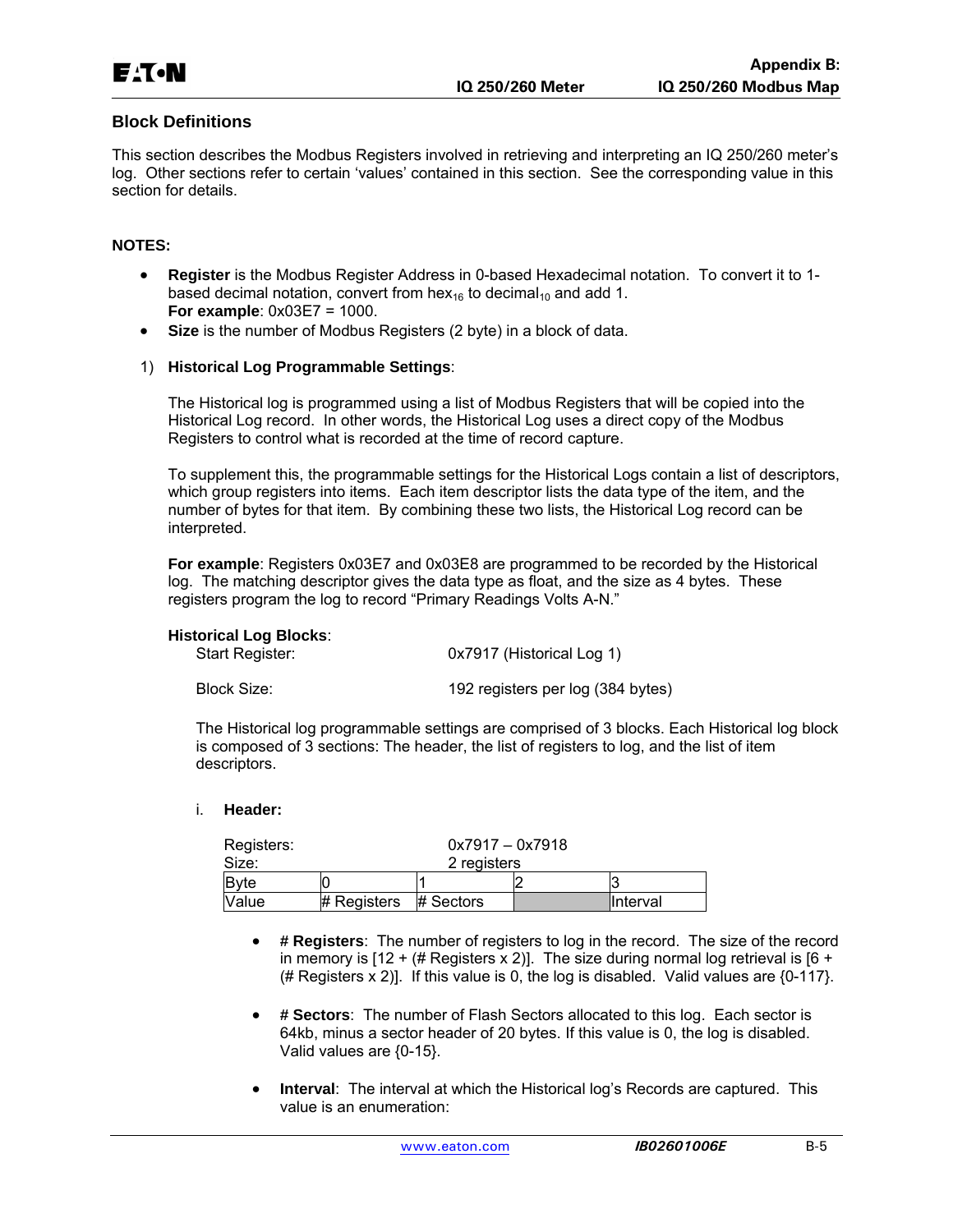## Block Definitions

This section describes the Modbus Registers involved in retrieving and interpreting an IQ 250/260 meter's log. Other sections refer to certain 'values' contained in this section. See the corresponding value in this section for details.

**NOTES:**

- **Register** is the Modbus Register Address in 0-based Hexadecimal notation. To convert it to 1-based decimal notation, convert from $hex_{16}$ to $decimal_{10}$ and add 1.
  **For example**: 0x03E7 = 1000.
- **Size** is the number of Modbus Registers (2 byte) in a block of data.

1) **Historical Log Programmable Settings**:

   The Historical log is programmed using a list of Modbus Registers that will be copied into the Historical Log record. In other words, the Historical Log uses a direct copy of the Modbus Registers to control what is recorded at the time of record capture.

   To supplement this, the programmable settings for the Historical Logs contain a list of descriptors, which group registers into items. Each item descriptor lists the data type of the item, and the number of bytes for that item. By combining these two lists, the Historical Log record can be interpreted.

   **For example**: Registers 0x03E7 and 0x03E8 are programmed to be recorded by the Historical log. The matching descriptor gives the data type as float, and the size as 4 bytes. These registers program the log to record "Primary Readings Volts A-N."

   **Historical Log Blocks**:

   Start Register: 0x7917 (Historical Log 1)

   Block Size: 192 registers per log (384 bytes)

   The Historical log programmable settings are comprised of 3 blocks. Each Historical log block is composed of 3 sections: The header, the list of registers to log, and the list of item descriptors.

   i. **Header:**

   Registers: 0x7917 – 0x7918
   Size: 2 registers

| Byte | 0 | 1 | 2 | 3 |
|---|---|---|---|---|
| Value | # Registers | # Sectors | | Interval |

   - **# Registers**: The number of registers to log in the record. The size of the record in memory is [12 + (# Registers x 2)]. The size during normal log retrieval is [6 + (# Registers x 2)]. If this value is 0, the log is disabled. Valid values are {0-117}.

   - **# Sectors**: The number of Flash Sectors allocated to this log. Each sector is 64kb, minus a sector header of 20 bytes. If this value is 0, the log is disabled. Valid values are {0-15}.

   - **Interval**: The interval at which the Historical log's Records are captured. This value is an enumeration: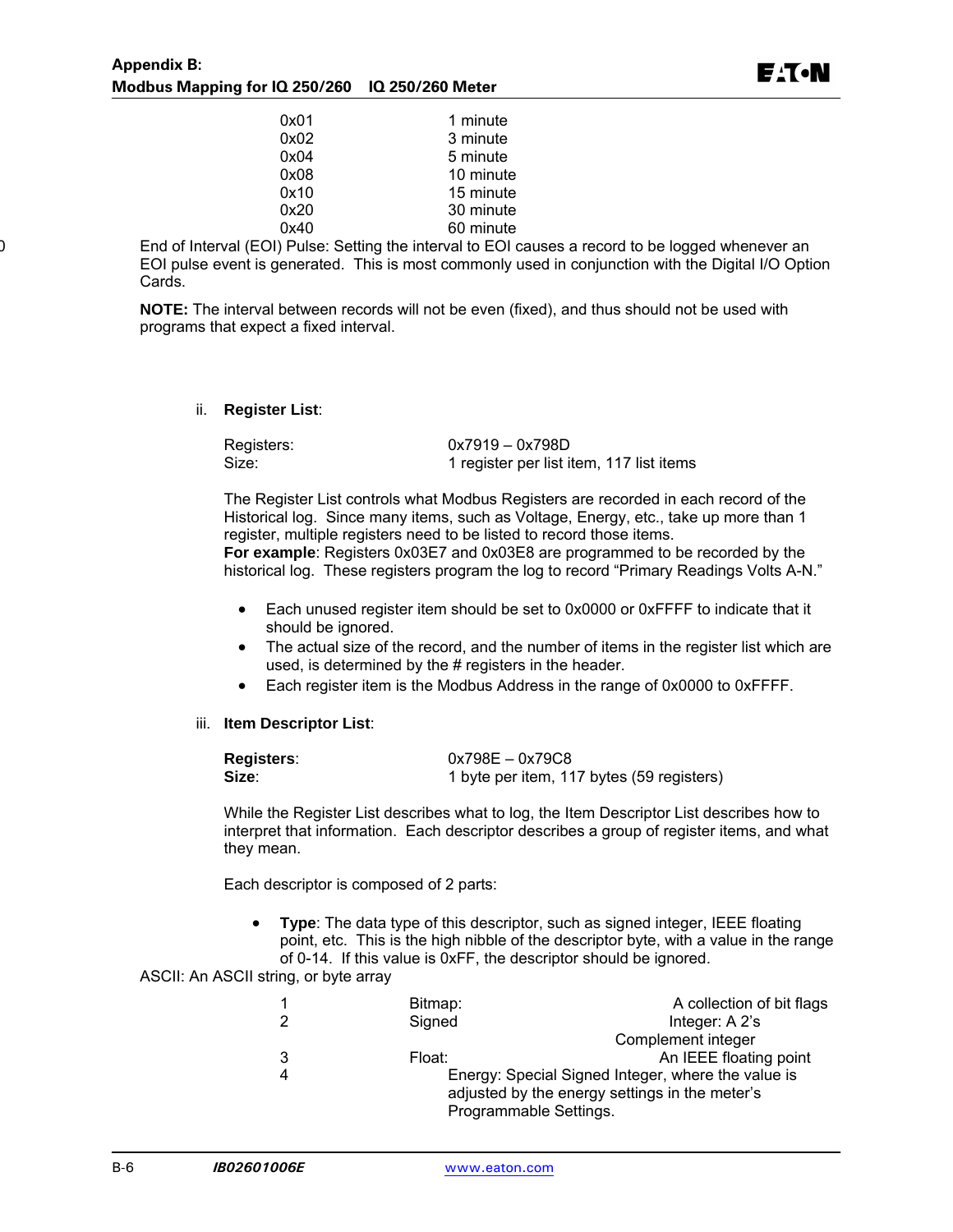| | |
|---|---|
| 0x01 | 1 minute |
| 0x02 | 3 minute |
| 0x04 | 5 minute |
| 0x08 | 10 minute |
| 0x10 | 15 minute |
| 0x20 | 30 minute |
| 0x40 | 60 minute |

0 End of Interval (EOI) Pulse: Setting the interval to EOI causes a record to be logged whenever an EOI pulse event is generated. This is most commonly used in conjunction with the Digital I/O Option Cards.

**NOTE:** The interval between records will not be even (fixed), and thus should not be used with programs that expect a fixed interval.

ii. **Register List**:

| | |
|---|---|
| Registers: | 0x7919 – 0x798D |
| Size: | 1 register per list item, 117 list items |

The Register List controls what Modbus Registers are recorded in each record of the Historical log. Since many items, such as Voltage, Energy, etc., take up more than 1 register, multiple registers need to be listed to record those items.
**For example**: Registers 0x03E7 and 0x03E8 are programmed to be recorded by the historical log. These registers program the log to record "Primary Readings Volts A-N."

- Each unused register item should be set to 0x0000 or 0xFFFF to indicate that it should be ignored.
- The actual size of the record, and the number of items in the register list which are used, is determined by the # registers in the header.
- Each register item is the Modbus Address in the range of 0x0000 to 0xFFFF.

iii. **Item Descriptor List**:

| | |
|---|---|
| **Registers**: | 0x798E – 0x79C8 |
| **Size**: | 1 byte per item, 117 bytes (59 registers) |

While the Register List describes what to log, the Item Descriptor List describes how to interpret that information. Each descriptor describes a group of register items, and what they mean.

Each descriptor is composed of 2 parts:

- **Type**: The data type of this descriptor, such as signed integer, IEEE floating point, etc. This is the high nibble of the descriptor byte, with a value in the range of 0-14. If this value is 0xFF, the descriptor should be ignored.

ASCII: An ASCII string, or byte array

| | | |
|---|---|---|
| 1 | Bitmap: | A collection of bit flags |
| 2 | Signed | Integer: A 2's Complement integer |
| 3 | Float: | An IEEE floating point |
| 4 | Energy: Special Signed Integer, where the value is adjusted by the energy settings in the meter's Programmable Settings. | |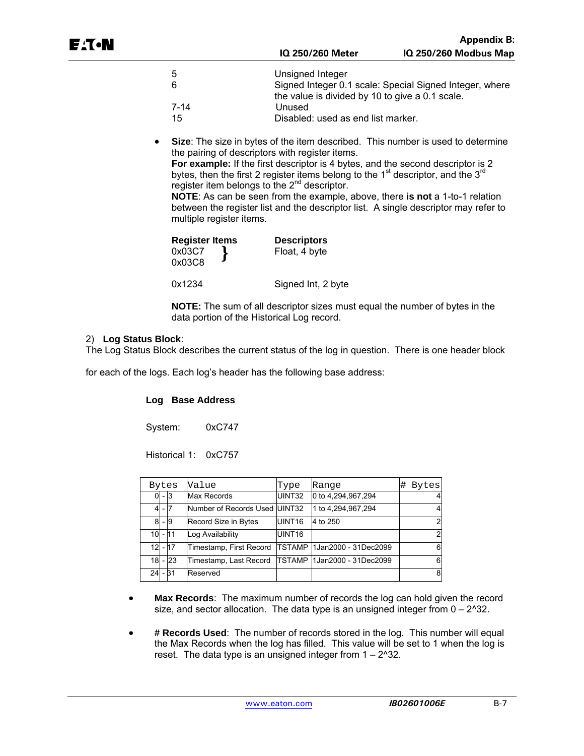| | |
|---|---|
| 5 | Unsigned Integer |
| 6 | Signed Integer 0.1 scale: Special Signed Integer, where the value is divided by 10 to give a 0.1 scale. |
| 7-14 | Unused |
| 15 | Disabled: used as end list marker. |

- **Size**: The size in bytes of the item described. This number is used to determine the pairing of descriptors with register items.
  **For example:** If the first descriptor is 4 bytes, and the second descriptor is 2 bytes, then the first 2 register items belong to the 1st descriptor, and the 3rd register item belongs to the 2nd descriptor.
  **NOTE**: As can be seen from the example, above, there **is not** a 1-to-1 relation between the register list and the descriptor list. A single descriptor may refer to multiple register items.

| Register Items | Descriptors |
|---|---|
| 0x03C7 } 0x03C8 | Float, 4 byte |
| 0x1234 | Signed Int, 2 byte |

  **NOTE:** The sum of all descriptor sizes must equal the number of bytes in the data portion of the Historical Log record.

2) **Log Status Block**:
The Log Status Block describes the current status of the log in question. There is one header block for each of the logs. Each log's header has the following base address:

| Log | Base Address |
|---|---|
| System: | 0xC747 |
| Historical 1: | 0xC757 |

| Bytes | Value | Type | Range | # Bytes |
|---|---|---|---|---|
| 0 - 3 | Max Records | UINT32 | 0 to 4,294,967,294 | 4 |
| 4 - 7 | Number of Records Used | UINT32 | 1 to 4,294,967,294 | 4 |
| 8 - 9 | Record Size in Bytes | UINT16 | 4 to 250 | 2 |
| 10 - 11 | Log Availability | UINT16 | | 2 |
| 12 - 17 | Timestamp, First Record | TSTAMP | 1Jan2000 - 31Dec2099 | 6 |
| 18 - 23 | Timestamp, Last Record | TSTAMP | 1Jan2000 - 31Dec2099 | 6 |
| 24 - 31 | Reserved | | | 8 |

- **Max Records**: The maximum number of records the log can hold given the record size, and sector allocation. The data type is an unsigned integer from 0 – 2^32.

- **# Records Used**: The number of records stored in the log. This number will equal the Max Records when the log has filled. This value will be set to 1 when the log is reset. The data type is an unsigned integer from 1 – 2^32.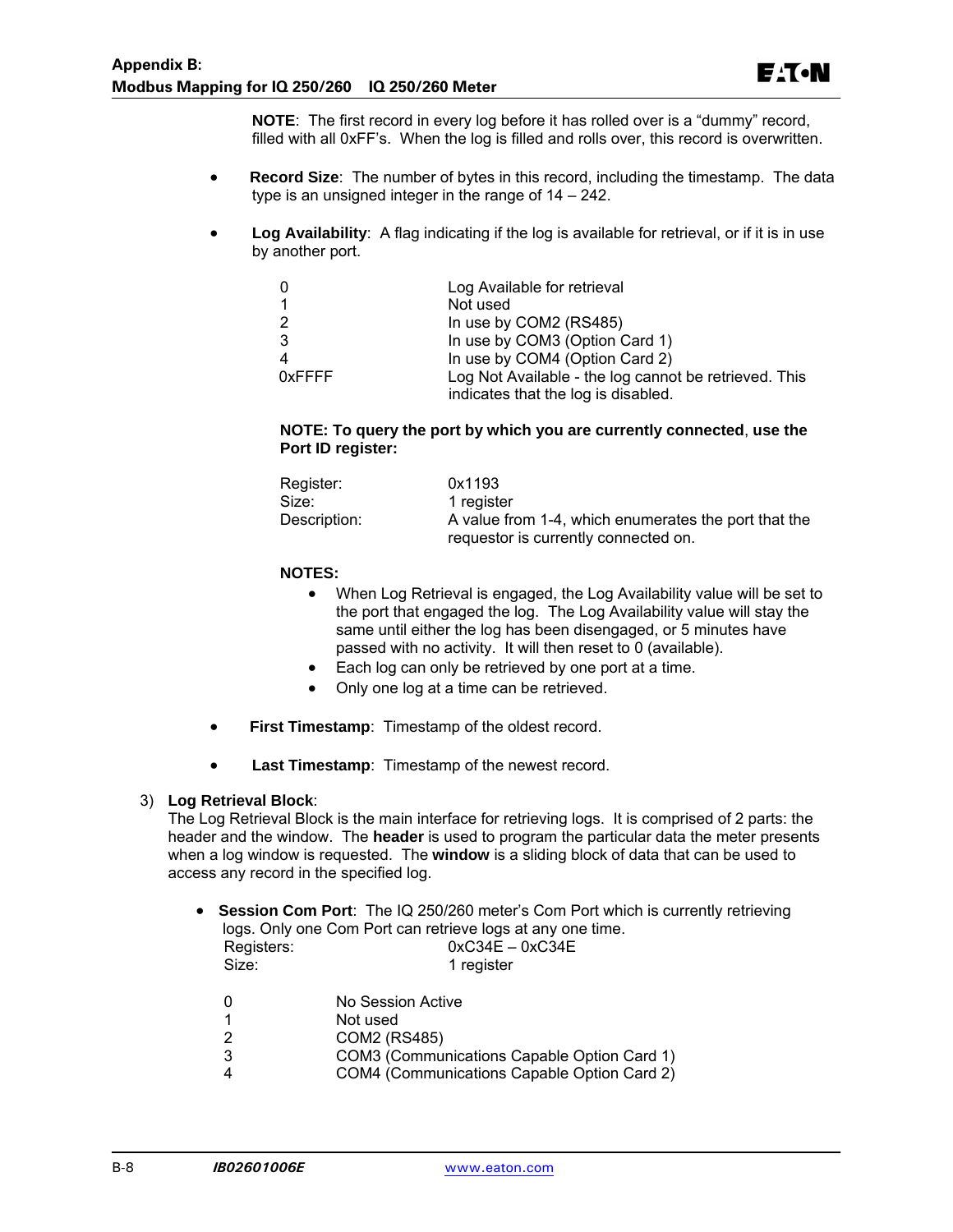**NOTE**: The first record in every log before it has rolled over is a "dummy" record, filled with all 0xFF's. When the log is filled and rolls over, this record is overwritten.

- **Record Size**: The number of bytes in this record, including the timestamp. The data type is an unsigned integer in the range of 14 – 242.

- **Log Availability**: A flag indicating if the log is available for retrieval, or if it is in use by another port.

| | |
|---|---|
| 0 | Log Available for retrieval |
| 1 | Not used |
| 2 | In use by COM2 (RS485) |
| 3 | In use by COM3 (Option Card 1) |
| 4 | In use by COM4 (Option Card 2) |
| 0xFFFF | Log Not Available - the log cannot be retrieved. This indicates that the log is disabled. |

**NOTE: To query the port by which you are currently connected, use the Port ID register:**

| | |
|---|---|
| Register: | 0x1193 |
| Size: | 1 register |
| Description: | A value from 1-4, which enumerates the port that the requestor is currently connected on. |

**NOTES:**

- When Log Retrieval is engaged, the Log Availability value will be set to the port that engaged the log. The Log Availability value will stay the same until either the log has been disengaged, or 5 minutes have passed with no activity. It will then reset to 0 (available).
- Each log can only be retrieved by one port at a time.
- Only one log at a time can be retrieved.

- **First Timestamp**: Timestamp of the oldest record.

- **Last Timestamp**: Timestamp of the newest record.

3) **Log Retrieval Block**:
The Log Retrieval Block is the main interface for retrieving logs. It is comprised of 2 parts: the header and the window. The **header** is used to program the particular data the meter presents when a log window is requested. The **window** is a sliding block of data that can be used to access any record in the specified log.

- **Session Com Port**: The IQ 250/260 meter's Com Port which is currently retrieving logs. Only one Com Port can retrieve logs at any one time.

| | |
|---|---|
| Registers: | 0xC34E – 0xC34E |
| Size: | 1 register |

| | |
|---|---|
| 0 | No Session Active |
| 1 | Not used |
| 2 | COM2 (RS485) |
| 3 | COM3 (Communications Capable Option Card 1) |
| 4 | COM4 (Communications Capable Option Card 2) |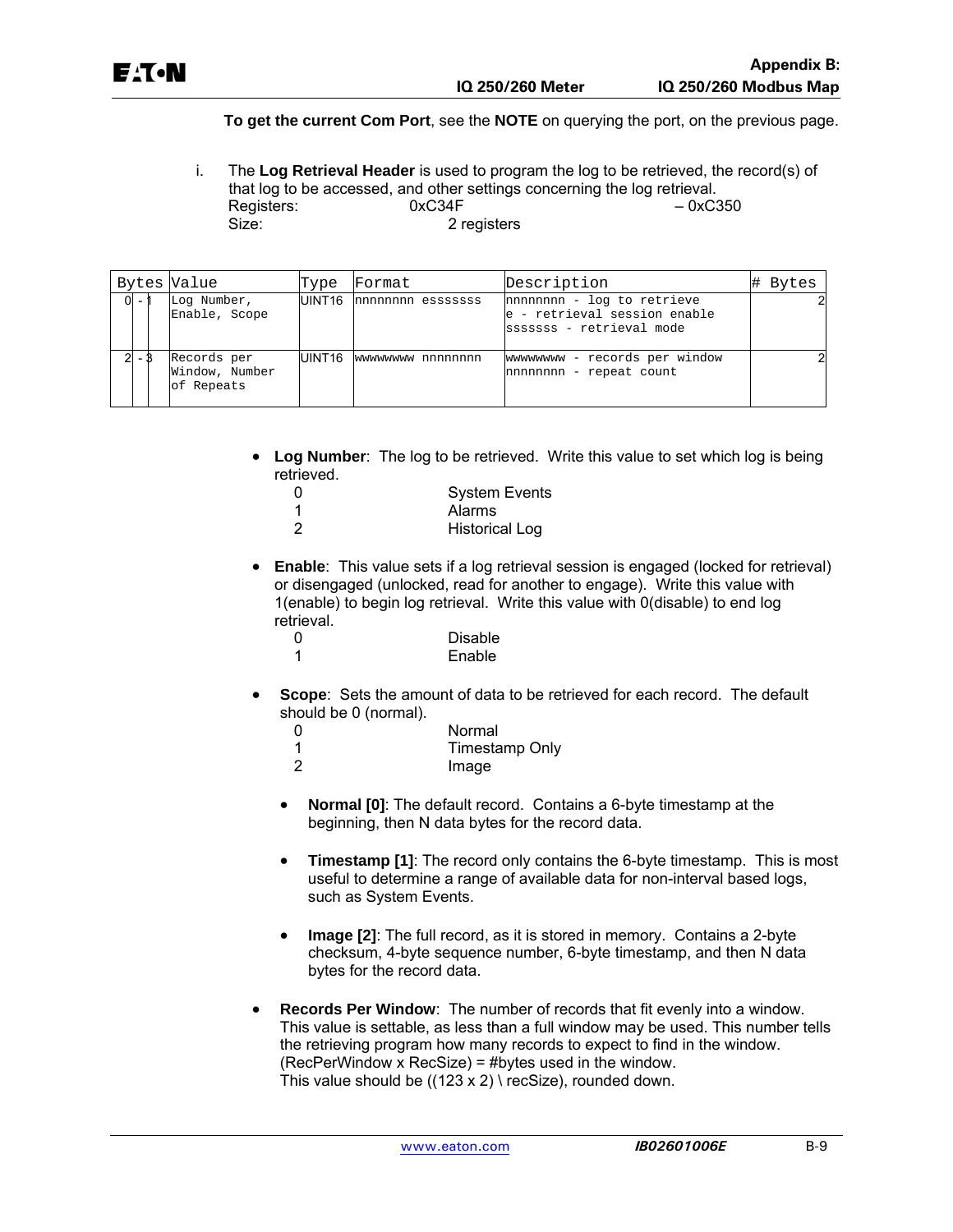**To get the current Com Port**, see the **NOTE** on querying the port, on the previous page.

i. The **Log Retrieval Header** is used to program the log to be retrieved, the record(s) of that log to be accessed, and other settings concerning the log retrieval.
Registers: 0xC34F – 0xC350
Size: 2 registers

| Bytes | Value | Type | Format | Description | # Bytes |
|---|---|---|---|---|---|
| 0 - 1 | Log Number, Enable, Scope | UINT16 | nnnnnnnn esssssss | nnnnnnnn - log to retrieve<br>e - retrieval session enable<br>sssssss - retrieval mode | 2 |
| 2 - 3 | Records per Window, Number of Repeats | UINT16 | wwwwwwww nnnnnnnn | wwwwwwww - records per window<br>nnnnnnnn - repeat count | 2 |

- **Log Number**: The log to be retrieved. Write this value to set which log is being retrieved.
  - 0 System Events
  - 1 Alarms
  - 2 Historical Log

- **Enable**: This value sets if a log retrieval session is engaged (locked for retrieval) or disengaged (unlocked, read for another to engage). Write this value with 1(enable) to begin log retrieval. Write this value with 0(disable) to end log retrieval.
  - 0 Disable
  - 1 Enable

- **Scope**: Sets the amount of data to be retrieved for each record. The default should be 0 (normal).
  - 0 Normal
  - 1 Timestamp Only
  - 2 Image

  - **Normal [0]**: The default record. Contains a 6-byte timestamp at the beginning, then N data bytes for the record data.

  - **Timestamp [1]**: The record only contains the 6-byte timestamp. This is most useful to determine a range of available data for non-interval based logs, such as System Events.

  - **Image [2]**: The full record, as it is stored in memory. Contains a 2-byte checksum, 4-byte sequence number, 6-byte timestamp, and then N data bytes for the record data.

- **Records Per Window**: The number of records that fit evenly into a window. This value is settable, as less than a full window may be used. This number tells the retrieving program how many records to expect to find in the window.
  (RecPerWindow x RecSize) = #bytes used in the window.
  This value should be ((123 x 2) \ recSize), rounded down.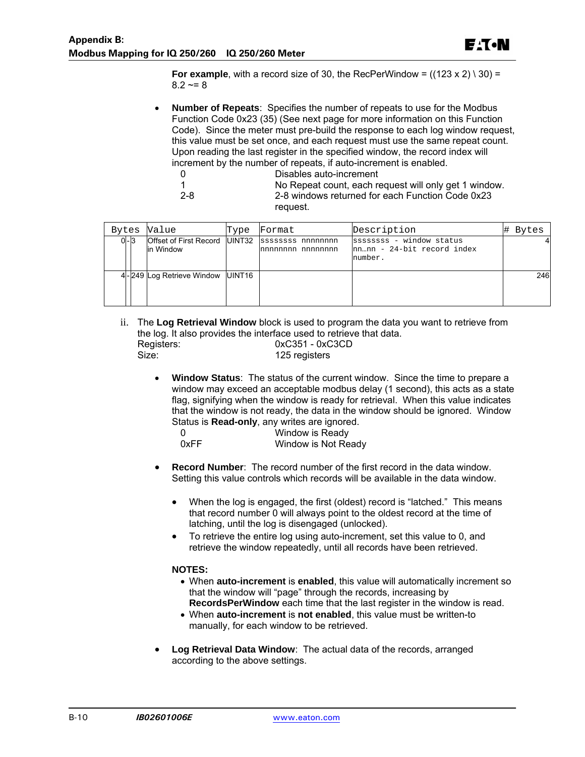**For example**, with a record size of 30, the RecPerWindow = ((123 x 2) \ 30) = 8.2 ~= 8

- **Number of Repeats**: Specifies the number of repeats to use for the Modbus Function Code 0x23 (35) (See next page for more information on this Function Code). Since the meter must pre-build the response to each log window request, this value must be set once, and each request must use the same repeat count. Upon reading the last register in the specified window, the record index will increment by the number of repeats, if auto-increment is enabled.

| | |
|---|---|
| 0 | Disables auto-increment |
| 1 | No Repeat count, each request will only get 1 window. |
| 2-8 | 2-8 windows returned for each Function Code 0x23 request. |

| Bytes | | | Value | Type | Format | Description | # Bytes |
|---|---|---|---|---|---|---|---|
| 0 | - | 3 | Offset of First Record in Window | UINT32 | ssssssss nnnnnnnn nnnnnnnn nnnnnnnn | ssssssss - window status nn…nn - 24-bit record index number. | 4 |
| 4 | - | 249 | Log Retrieve Window | UINT16 | | | 246 |

ii. The **Log Retrieval Window** block is used to program the data you want to retrieve from the log. It also provides the interface used to retrieve that data.

| | |
|---|---|
| Registers: | 0xC351 - 0xC3CD |
| Size: | 125 registers |

- **Window Status**: The status of the current window. Since the time to prepare a window may exceed an acceptable modbus delay (1 second), this acts as a state flag, signifying when the window is ready for retrieval. When this value indicates that the window is not ready, the data in the window should be ignored. Window Status is **Read-only**, any writes are ignored.

| | |
|---|---|
| 0 | Window is Ready |
| 0xFF | Window is Not Ready |

- **Record Number**: The record number of the first record in the data window. Setting this value controls which records will be available in the data window.
  - When the log is engaged, the first (oldest) record is "latched." This means that record number 0 will always point to the oldest record at the time of latching, until the log is disengaged (unlocked).
  - To retrieve the entire log using auto-increment, set this value to 0, and retrieve the window repeatedly, until all records have been retrieved.

  **NOTES:**
  - When **auto-increment** is **enabled**, this value will automatically increment so that the window will "page" through the records, increasing by **RecordsPerWindow** each time that the last register in the window is read.
  - When **auto-increment** is **not enabled**, this value must be written-to manually, for each window to be retrieved.

- **Log Retrieval Data Window**: The actual data of the records, arranged according to the above settings.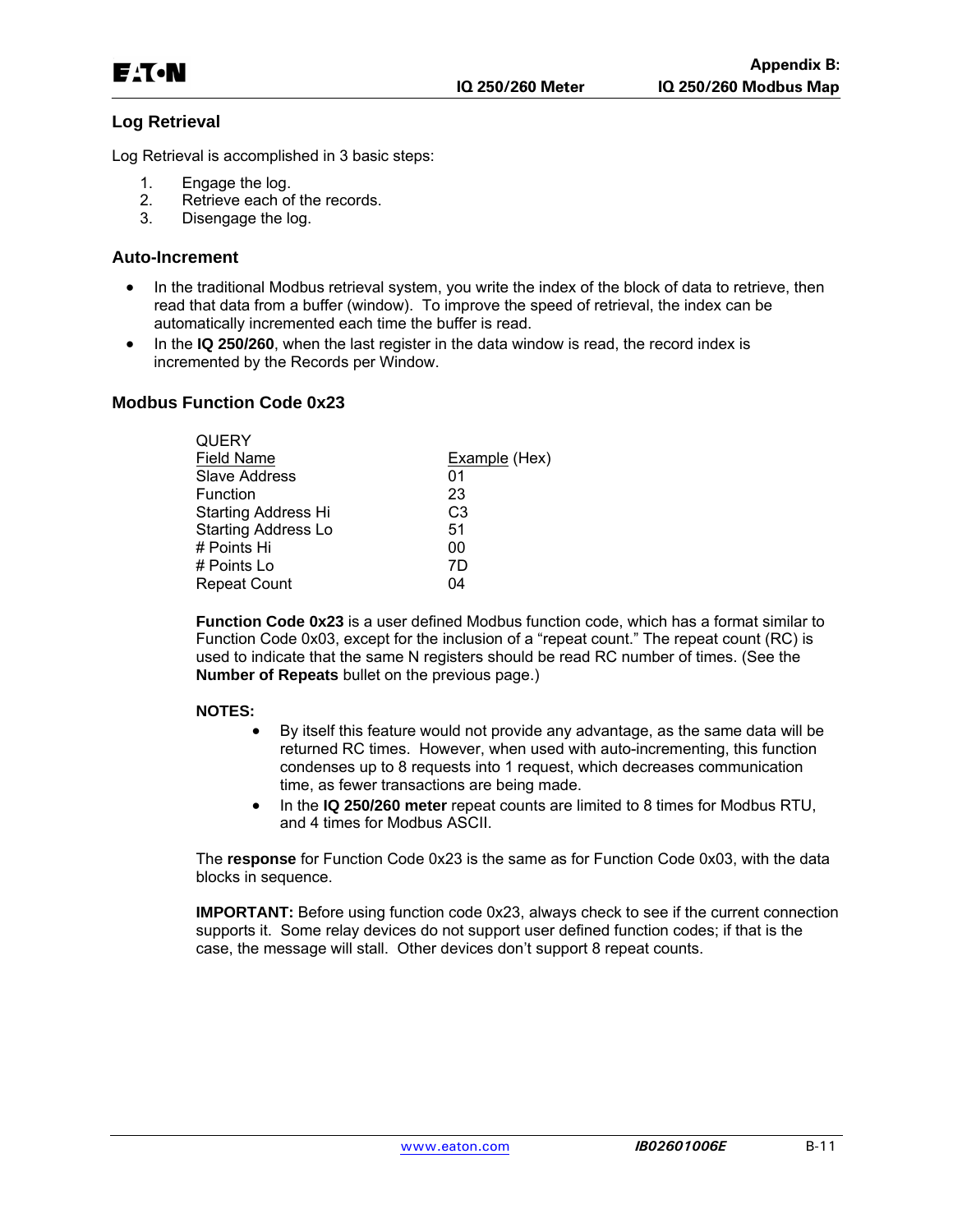## Log Retrieval

Log Retrieval is accomplished in 3 basic steps:

1. Engage the log.
2. Retrieve each of the records.
3. Disengage the log.

## Auto-Increment

- In the traditional Modbus retrieval system, you write the index of the block of data to retrieve, then read that data from a buffer (window). To improve the speed of retrieval, the index can be automatically incremented each time the buffer is read.
- In the **IQ 250/260**, when the last register in the data window is read, the record index is incremented by the Records per Window.

## Modbus Function Code 0x23

QUERY

| Field Name | Example (Hex) |
|---|---|
| Slave Address | 01 |
| Function | 23 |
| Starting Address Hi | C3 |
| Starting Address Lo | 51 |
| # Points Hi | 00 |
| # Points Lo | 7D |
| Repeat Count | 04 |

**Function Code 0x23** is a user defined Modbus function code, which has a format similar to Function Code 0x03, except for the inclusion of a "repeat count." The repeat count (RC) is used to indicate that the same N registers should be read RC number of times. (See the **Number of Repeats** bullet on the previous page.)

**NOTES:**

- By itself this feature would not provide any advantage, as the same data will be returned RC times. However, when used with auto-incrementing, this function condenses up to 8 requests into 1 request, which decreases communication time, as fewer transactions are being made.
- In the **IQ 250/260 meter** repeat counts are limited to 8 times for Modbus RTU, and 4 times for Modbus ASCII.

The **response** for Function Code 0x23 is the same as for Function Code 0x03, with the data blocks in sequence.

**IMPORTANT:** Before using function code 0x23, always check to see if the current connection supports it. Some relay devices do not support user defined function codes; if that is the case, the message will stall. Other devices don't support 8 repeat counts.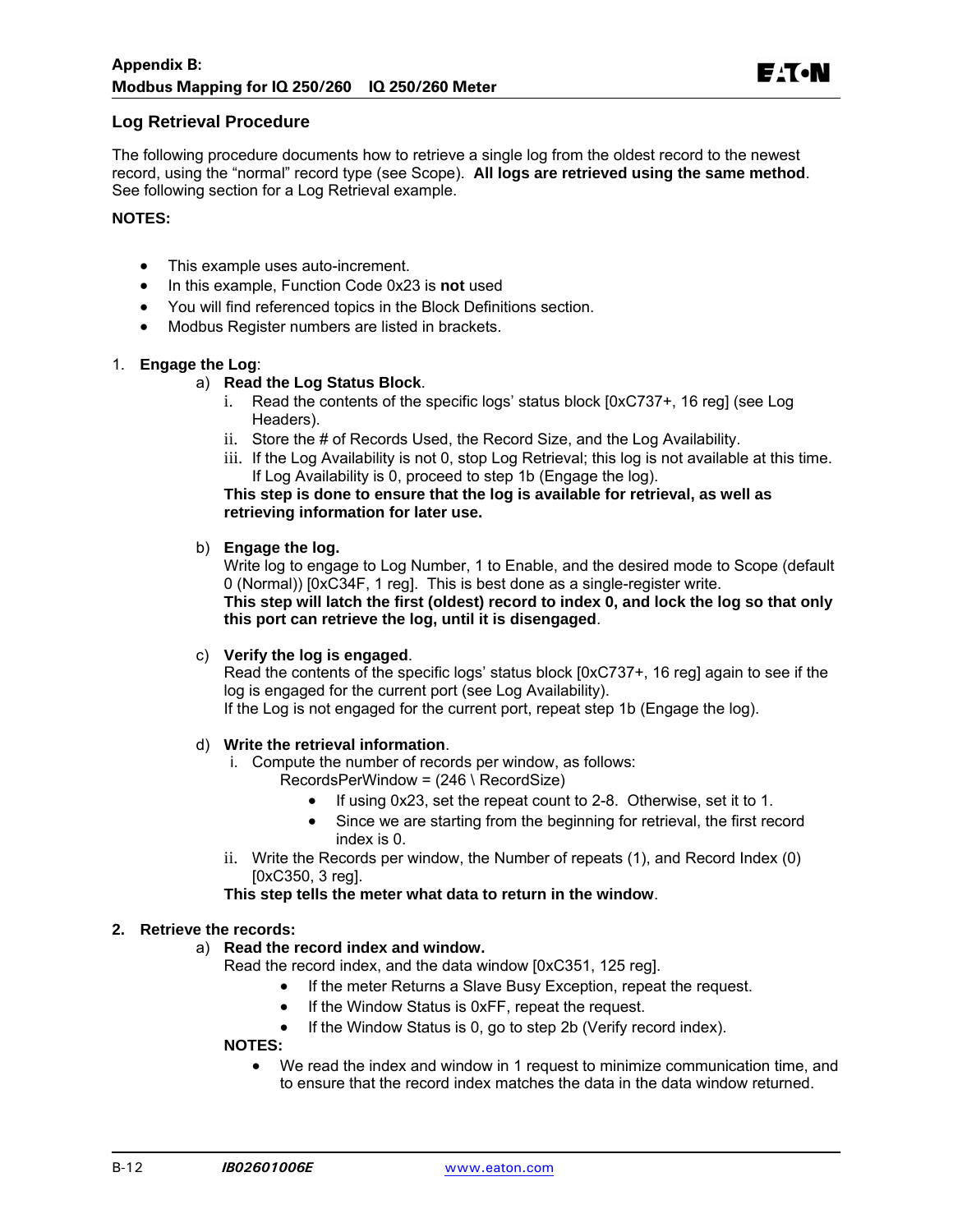## Log Retrieval Procedure

The following procedure documents how to retrieve a single log from the oldest record to the newest record, using the "normal" record type (see Scope). **All logs are retrieved using the same method**. See following section for a Log Retrieval example.

**NOTES:**

- This example uses auto-increment.
- In this example, Function Code 0x23 is **not** used
- You will find referenced topics in the Block Definitions section.
- Modbus Register numbers are listed in brackets.

1. **Engage the Log**:
   a) **Read the Log Status Block**.
      i. Read the contents of the specific logs' status block [0xC737+, 16 reg] (see Log Headers).
      ii. Store the # of Records Used, the Record Size, and the Log Availability.
      iii. If the Log Availability is not 0, stop Log Retrieval; this log is not available at this time. If Log Availability is 0, proceed to step 1b (Engage the log).

      **This step is done to ensure that the log is available for retrieval, as well as retrieving information for later use.**

   b) **Engage the log.**
      Write log to engage to Log Number, 1 to Enable, and the desired mode to Scope (default 0 (Normal)) [0xC34F, 1 reg]. This is best done as a single-register write.
      **This step will latch the first (oldest) record to index 0, and lock the log so that only this port can retrieve the log, until it is disengaged**.

   c) **Verify the log is engaged**.
      Read the contents of the specific logs' status block [0xC737+, 16 reg] again to see if the log is engaged for the current port (see Log Availability).
      If the Log is not engaged for the current port, repeat step 1b (Engage the log).

   d) **Write the retrieval information**.
      i. Compute the number of records per window, as follows:
         RecordsPerWindow = (246 \ RecordSize)
         - If using 0x23, set the repeat count to 2-8. Otherwise, set it to 1.
         - Since we are starting from the beginning for retrieval, the first record index is 0.
      ii. Write the Records per window, the Number of repeats (1), and Record Index (0) [0xC350, 3 reg].

      **This step tells the meter what data to return in the window**.

2. **Retrieve the records:**
   a) **Read the record index and window.**
      Read the record index, and the data window [0xC351, 125 reg].
      - If the meter Returns a Slave Busy Exception, repeat the request.
      - If the Window Status is 0xFF, repeat the request.
      - If the Window Status is 0, go to step 2b (Verify record index).

      **NOTES:**
      - We read the index and window in 1 request to minimize communication time, and to ensure that the record index matches the data in the data window returned.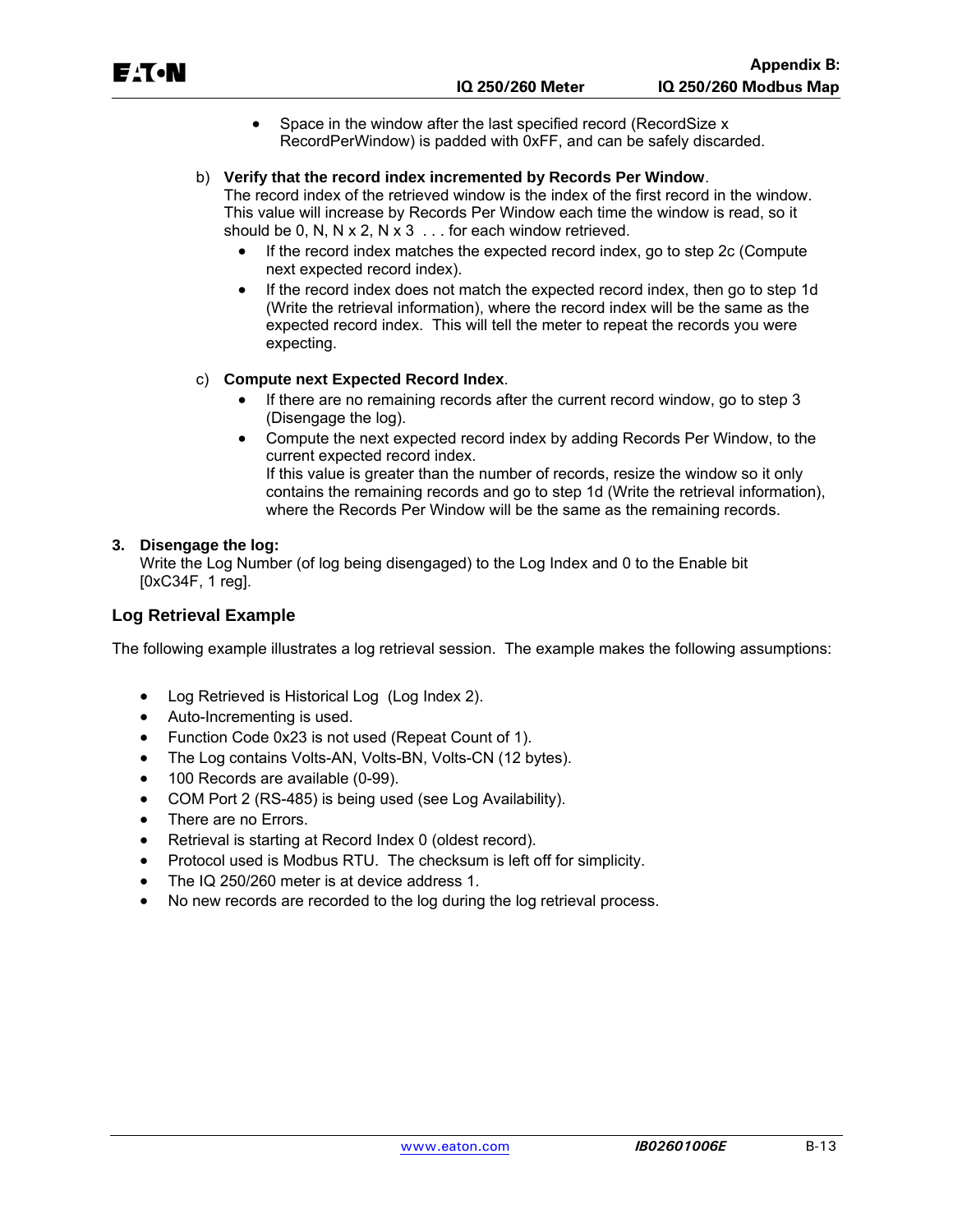- Space in the window after the last specified record (RecordSize x RecordPerWindow) is padded with 0xFF, and can be safely discarded.

b) **Verify that the record index incremented by Records Per Window**.
The record index of the retrieved window is the index of the first record in the window. This value will increase by Records Per Window each time the window is read, so it should be 0, N, N x 2, N x 3 . . . for each window retrieved.

- If the record index matches the expected record index, go to step 2c (Compute next expected record index).
- If the record index does not match the expected record index, then go to step 1d (Write the retrieval information), where the record index will be the same as the expected record index. This will tell the meter to repeat the records you were expecting.

c) **Compute next Expected Record Index**.

- If there are no remaining records after the current record window, go to step 3 (Disengage the log).
- Compute the next expected record index by adding Records Per Window, to the current expected record index.
If this value is greater than the number of records, resize the window so it only contains the remaining records and go to step 1d (Write the retrieval information), where the Records Per Window will be the same as the remaining records.

**3. Disengage the log:**
Write the Log Number (of log being disengaged) to the Log Index and 0 to the Enable bit [0xC34F, 1 reg].

## Log Retrieval Example

The following example illustrates a log retrieval session. The example makes the following assumptions:

- Log Retrieved is Historical Log (Log Index 2).
- Auto-Incrementing is used.
- Function Code 0x23 is not used (Repeat Count of 1).
- The Log contains Volts-AN, Volts-BN, Volts-CN (12 bytes).
- 100 Records are available (0-99).
- COM Port 2 (RS-485) is being used (see Log Availability).
- There are no Errors.
- Retrieval is starting at Record Index 0 (oldest record).
- Protocol used is Modbus RTU. The checksum is left off for simplicity.
- The IQ 250/260 meter is at device address 1.
- No new records are recorded to the log during the log retrieval process.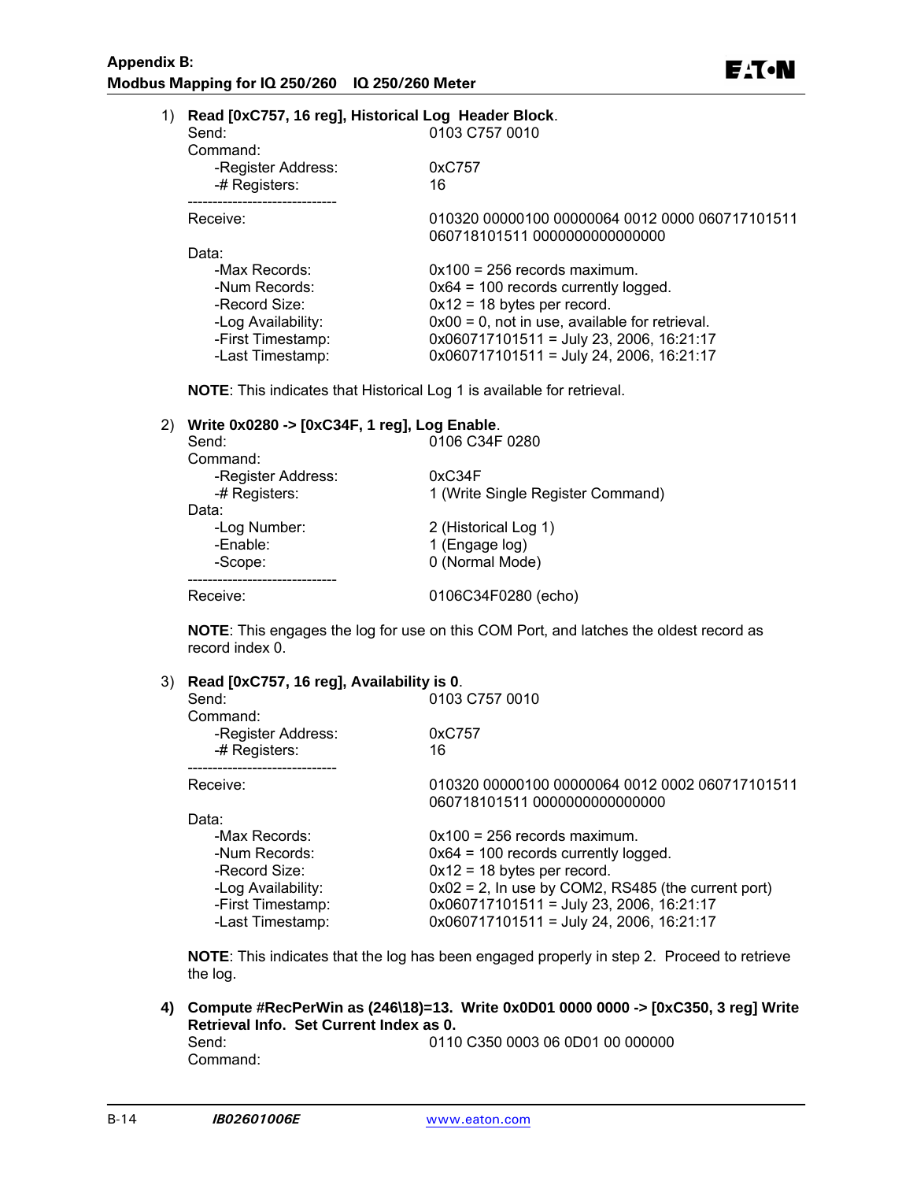1) **Read [0xC757, 16 reg], Historical Log Header Block**.

| | |
|---|---|
| Send: | 0103 C757 0010 |
| Command: | |
| -Register Address: | 0xC757 |
| -# Registers: | 16 |
| ------------------------------ | |
| Receive: | 010320 00000100 00000064 0012 0000 060717101511 060718101511 0000000000000000 |
| Data: | |
| -Max Records: | 0x100 = 256 records maximum. |
| -Num Records: | 0x64 = 100 records currently logged. |
| -Record Size: | 0x12 = 18 bytes per record. |
| -Log Availability: | 0x00 = 0, not in use, available for retrieval. |
| -First Timestamp: | 0x060717101511 = July 23, 2006, 16:21:17 |
| -Last Timestamp: | 0x060717101511 = July 24, 2006, 16:21:17 |

**NOTE**: This indicates that Historical Log 1 is available for retrieval.

2) **Write 0x0280 -> [0xC34F, 1 reg], Log Enable**.

| | |
|---|---|
| Send: | 0106 C34F 0280 |
| Command: | |
| -Register Address: | 0xC34F |
| -# Registers: | 1 (Write Single Register Command) |
| Data: | |
| -Log Number: | 2 (Historical Log 1) |
| -Enable: | 1 (Engage log) |
| -Scope: | 0 (Normal Mode) |
| ------------------------------ | |
| Receive: | 0106C34F0280 (echo) |

**NOTE**: This engages the log for use on this COM Port, and latches the oldest record as record index 0.

3) **Read [0xC757, 16 reg], Availability is 0**.

| | |
|---|---|
| Send: | 0103 C757 0010 |
| Command: | |
| -Register Address: | 0xC757 |
| -# Registers: | 16 |
| ------------------------------ | |
| Receive: | 010320 00000100 00000064 0012 0002 060717101511 060718101511 0000000000000000 |
| Data: | |
| -Max Records: | 0x100 = 256 records maximum. |
| -Num Records: | 0x64 = 100 records currently logged. |
| -Record Size: | 0x12 = 18 bytes per record. |
| -Log Availability: | 0x02 = 2, In use by COM2, RS485 (the current port) |
| -First Timestamp: | 0x060717101511 = July 23, 2006, 16:21:17 |
| -Last Timestamp: | 0x060717101511 = July 24, 2006, 16:21:17 |

**NOTE**: This indicates that the log has been engaged properly in step 2. Proceed to retrieve the log.

4) **Compute #RecPerWin as (246\18)=13. Write 0x0D01 0000 0000 -> [0xC350, 3 reg] Write Retrieval Info. Set Current Index as 0.**

| | |
|---|---|
| Send: | 0110 C350 0003 06 0D01 00 000000 |
| Command: | |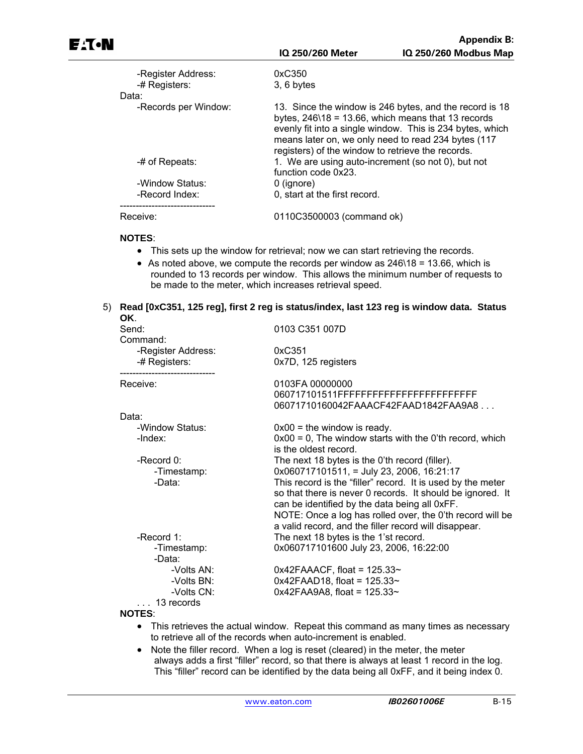-Register Address: 0xC350
-# Registers: 3, 6 bytes

Data:

-Records per Window: 13. Since the window is 246 bytes, and the record is 18 bytes, 246\18 = 13.66, which means that 13 records evenly fit into a single window. This is 234 bytes, which means later on, we only need to read 234 bytes (117 registers) of the window to retrieve the records.

-# of Repeats: 1. We are using auto-increment (so not 0), but not function code 0x23.

-Window Status: 0 (ignore)

-Record Index: 0, start at the first record.

------------------------------

Receive: 0110C3500003 (command ok)

**NOTES**:

- This sets up the window for retrieval; now we can start retrieving the records.
- As noted above, we compute the records per window as 246\18 = 13.66, which is rounded to 13 records per window. This allows the minimum number of requests to be made to the meter, which increases retrieval speed.

5) **Read [0xC351, 125 reg], first 2 reg is status/index, last 123 reg is window data. Status OK**.

Send: 0103 C351 007D

Command:

-Register Address: 0xC351
-# Registers: 0x7D, 125 registers

------------------------------

Receive: 0103FA 00000000
060717101511FFFFFFFFFFFFFFFFFFFFFFFF
06071710160042FAAACF42FAAD1842FAA9A8 . . .

Data:

-Window Status: 0x00 = the window is ready.

-Index: 0x00 = 0, The window starts with the 0'th record, which is the oldest record.

-Record 0: The next 18 bytes is the 0'th record (filler).

-Timestamp: 0x060717101511, = July 23, 2006, 16:21:17

-Data: This record is the "filler" record. It is used by the meter so that there is never 0 records. It should be ignored. It can be identified by the data being all 0xFF.
NOTE: Once a log has rolled over, the 0'th record will be a valid record, and the filler record will disappear.

-Record 1: The next 18 bytes is the 1'st record.

-Timestamp: 0x060717101600 July 23, 2006, 16:22:00

-Data:

-Volts AN: 0x42FAAACF, float = 125.33~
-Volts BN: 0x42FAAD18, float = 125.33~
-Volts CN: 0x42FAA9A8, float = 125.33~

. . . 13 records

**NOTES**:

- This retrieves the actual window. Repeat this command as many times as necessary to retrieve all of the records when auto-increment is enabled.
- Note the filler record. When a log is reset (cleared) in the meter, the meter always adds a first "filler" record, so that there is always at least 1 record in the log. This "filler" record can be identified by the data being all 0xFF, and it being index 0.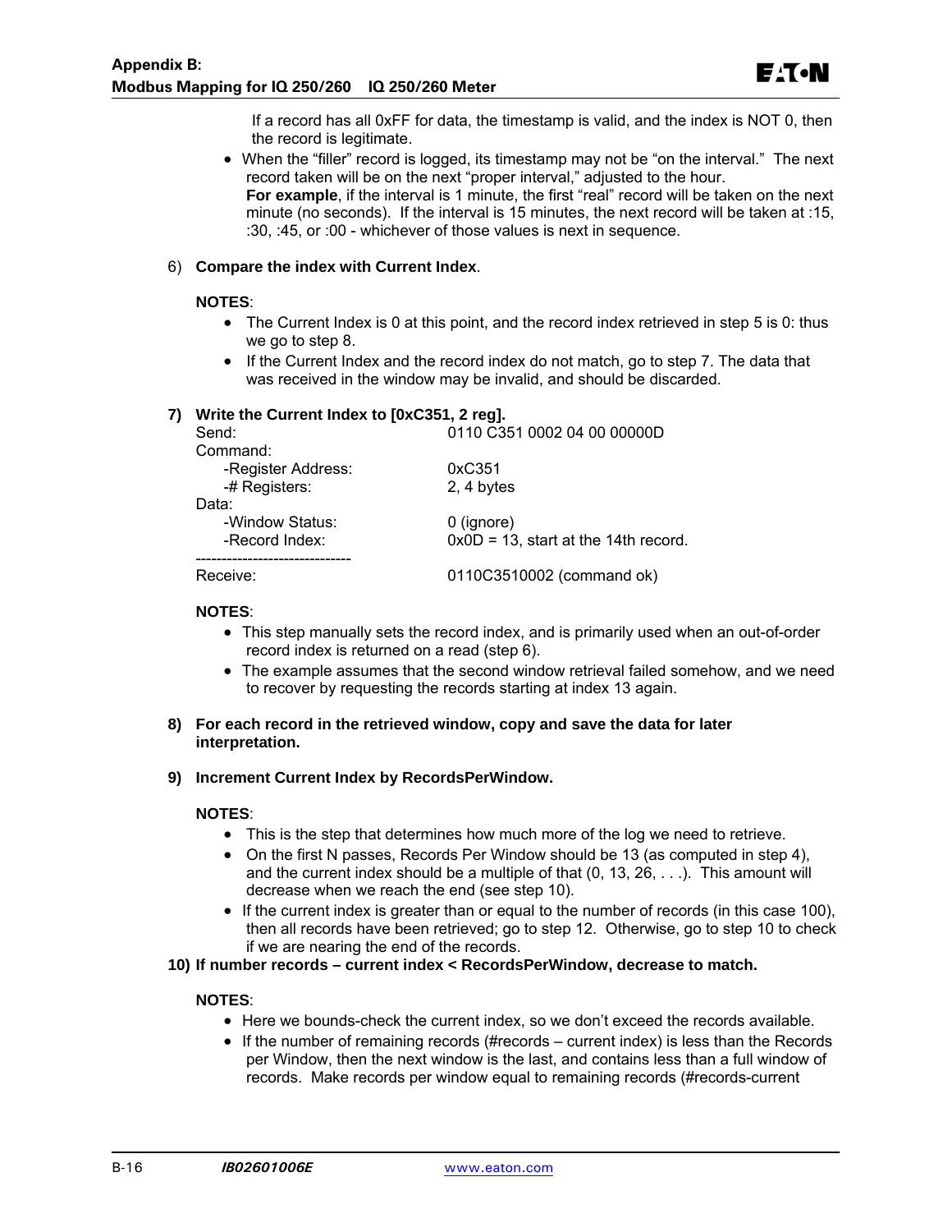If a record has all 0xFF for data, the timestamp is valid, and the index is NOT 0, then the record is legitimate.

- When the "filler" record is logged, its timestamp may not be "on the interval." The next record taken will be on the next "proper interval," adjusted to the hour.
  **For example**, if the interval is 1 minute, the first "real" record will be taken on the next minute (no seconds). If the interval is 15 minutes, the next record will be taken at :15, :30, :45, or :00 - whichever of those values is next in sequence.

6) **Compare the index with Current Index**.

**NOTES**:

- The Current Index is 0 at this point, and the record index retrieved in step 5 is 0: thus we go to step 8.
- If the Current Index and the record index do not match, go to step 7. The data that was received in the window may be invalid, and should be discarded.

**7) Write the Current Index to [0xC351, 2 reg].**

| | |
|---|---|
| Send: | 0110 C351 0002 04 00 00000D |
| Command: | |
| -Register Address: | 0xC351 |
| -# Registers: | 2, 4 bytes |
| Data: | |
| -Window Status: | 0 (ignore) |
| -Record Index: | 0x0D = 13, start at the 14th record. |
| ------------------------------ | |
| Receive: | 0110C3510002 (command ok) |

**NOTES**:

- This step manually sets the record index, and is primarily used when an out-of-order record index is returned on a read (step 6).
- The example assumes that the second window retrieval failed somehow, and we need to recover by requesting the records starting at index 13 again.

**8) For each record in the retrieved window, copy and save the data for later interpretation.**

**9) Increment Current Index by RecordsPerWindow.**

**NOTES**:

- This is the step that determines how much more of the log we need to retrieve.
- On the first N passes, Records Per Window should be 13 (as computed in step 4), and the current index should be a multiple of that (0, 13, 26, . . .). This amount will decrease when we reach the end (see step 10).
- If the current index is greater than or equal to the number of records (in this case 100), then all records have been retrieved; go to step 12. Otherwise, go to step 10 to check if we are nearing the end of the records.

**10) If number records – current index < RecordsPerWindow, decrease to match.**

**NOTES**:

- Here we bounds-check the current index, so we don't exceed the records available.
- If the number of remaining records (#records – current index) is less than the Records per Window, then the next window is the last, and contains less than a full window of records. Make records per window equal to remaining records (#records-current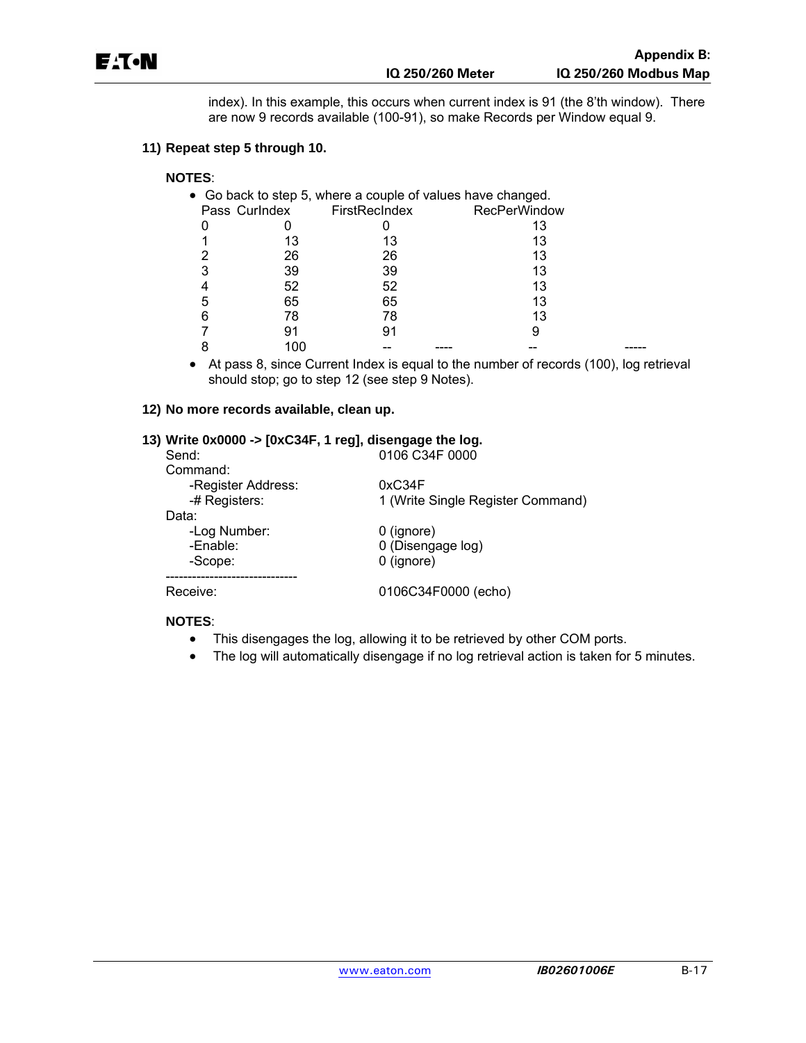index). In this example, this occurs when current index is 91 (the 8'th window). There are now 9 records available (100-91), so make Records per Window equal 9.

**11) Repeat step 5 through 10.**

**NOTES**:

- Go back to step 5, where a couple of values have changed.

| Pass | CurIndex | FirstRecIndex | | RecPerWindow | |
|---|---|---|---|---|---|
| 0 | 0 | 0 | | 13 | |
| 1 | 13 | 13 | | 13 | |
| 2 | 26 | 26 | | 13 | |
| 3 | 39 | 39 | | 13 | |
| 4 | 52 | 52 | | 13 | |
| 5 | 65 | 65 | | 13 | |
| 6 | 78 | 78 | | 13 | |
| 7 | 91 | 91 | | 9 | |
| 8 | 100 | -- | ---- | -- | ----- |

- At pass 8, since Current Index is equal to the number of records (100), log retrieval should stop; go to step 12 (see step 9 Notes).

**12) No more records available, clean up.**

**13) Write 0x0000 -> [0xC34F, 1 reg], disengage the log.**

```
Send:                        0106 C34F 0000
Command:
    -Register Address:       0xC34F
    -# Registers:            1 (Write Single Register Command)
Data:
    -Log Number:             0 (ignore)
    -Enable:                 0 (Disengage log)
    -Scope:                  0 (ignore)
------------------------------
Receive:                     0106C34F0000 (echo)
```

**NOTES**:

- This disengages the log, allowing it to be retrieved by other COM ports.
- The log will automatically disengage if no log retrieval action is taken for 5 minutes.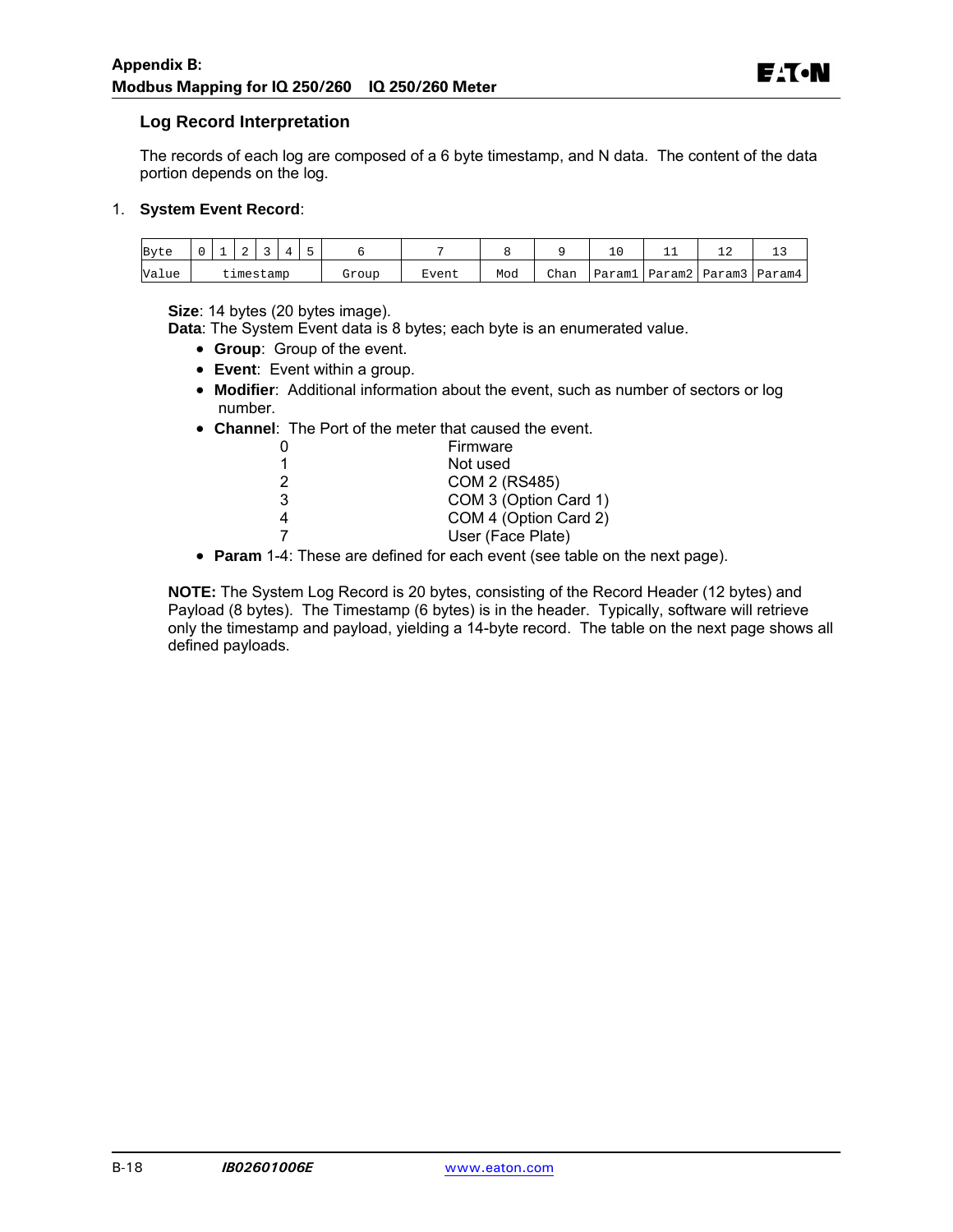## Log Record Interpretation

The records of each log are composed of a 6 byte timestamp, and N data. The content of the data portion depends on the log.

1. **System Event Record**:

| Byte | 0 | 1 | 2 | 3 | 4 | 5 | 6 | 7 | 8 | 9 | 10 | 11 | 12 | 13 |
|---|---|---|---|---|---|---|---|---|---|---|---|---|---|---|
| Value | timestamp | | | | | | Group | Event | Mod | Chan | Param1 | Param2 | Param3 | Param4 |

**Size**: 14 bytes (20 bytes image).
**Data**: The System Event data is 8 bytes; each byte is an enumerated value.

- **Group**: Group of the event.
- **Event**: Event within a group.
- **Modifier**: Additional information about the event, such as number of sectors or log number.
- **Channel**: The Port of the meter that caused the event.

| | |
|---|---|
| 0 | Firmware |
| 1 | Not used |
| 2 | COM 2 (RS485) |
| 3 | COM 3 (Option Card 1) |
| 4 | COM 4 (Option Card 2) |
| 7 | User (Face Plate) |

- **Param** 1-4: These are defined for each event (see table on the next page).

**NOTE:** The System Log Record is 20 bytes, consisting of the Record Header (12 bytes) and Payload (8 bytes). The Timestamp (6 bytes) is in the header. Typically, software will retrieve only the timestamp and payload, yielding a 14-byte record. The table on the next page shows all defined payloads.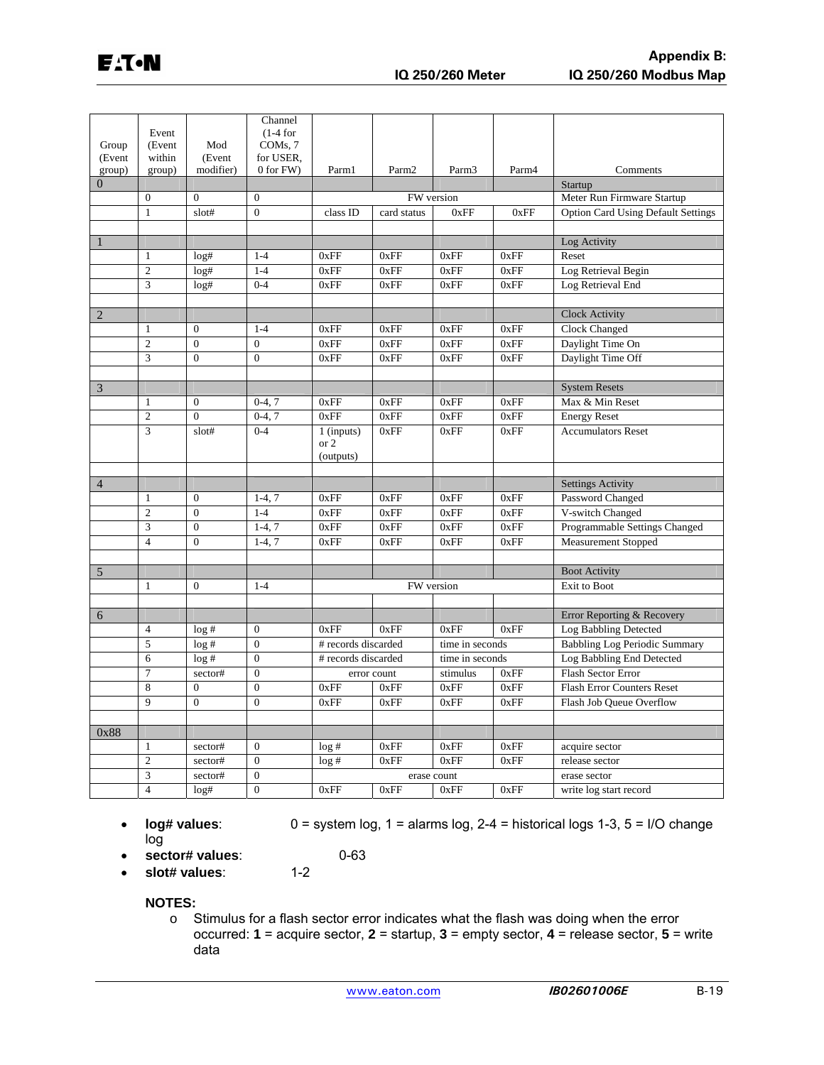| Group (Event group) | Event (Event within group) | Mod (Event modifier) | Channel (1-4 for COMs, 7 for USER, 0 for FW) | Parm1 | Parm2 | Parm3 | Parm4 | Comments |
|---|---|---|---|---|---|---|---|---|
| 0 | | | | | | | | Startup |
| | 0 | 0 | 0 | FW version | | | | Meter Run Firmware Startup |
| | 1 | slot# | 0 | class ID | card status | 0xFF | 0xFF | Option Card Using Default Settings |
| | | | | | | | | |
| 1 | | | | | | | | Log Activity |
| | 1 | log# | 1-4 | 0xFF | 0xFF | 0xFF | 0xFF | Reset |
| | 2 | log# | 1-4 | 0xFF | 0xFF | 0xFF | 0xFF | Log Retrieval Begin |
| | 3 | log# | 0-4 | 0xFF | 0xFF | 0xFF | 0xFF | Log Retrieval End |
| | | | | | | | | |
| 2 | | | | | | | | Clock Activity |
| | 1 | 0 | 1-4 | 0xFF | 0xFF | 0xFF | 0xFF | Clock Changed |
| | 2 | 0 | 0 | 0xFF | 0xFF | 0xFF | 0xFF | Daylight Time On |
| | 3 | 0 | 0 | 0xFF | 0xFF | 0xFF | 0xFF | Daylight Time Off |
| | | | | | | | | |
| 3 | | | | | | | | System Resets |
| | 1 | 0 | 0-4, 7 | 0xFF | 0xFF | 0xFF | 0xFF | Max & Min Reset |
| | 2 | 0 | 0-4, 7 | 0xFF | 0xFF | 0xFF | 0xFF | Energy Reset |
| | 3 | slot# | 0-4 | 1 (inputs) or 2 (outputs) | 0xFF | 0xFF | 0xFF | Accumulators Reset |
| | | | | | | | | |
| 4 | | | | | | | | Settings Activity |
| | 1 | 0 | 1-4, 7 | 0xFF | 0xFF | 0xFF | 0xFF | Password Changed |
| | 2 | 0 | 1-4 | 0xFF | 0xFF | 0xFF | 0xFF | V-switch Changed |
| | 3 | 0 | 1-4, 7 | 0xFF | 0xFF | 0xFF | 0xFF | Programmable Settings Changed |
| | 4 | 0 | 1-4, 7 | 0xFF | 0xFF | 0xFF | 0xFF | Measurement Stopped |
| | | | | | | | | |
| 5 | | | | | | | | Boot Activity |
| | 1 | 0 | 1-4 | FW version | | | | Exit to Boot |
| | | | | | | | | |
| 6 | | | | | | | | Error Reporting & Recovery |
| | 4 | log # | 0 | 0xFF | 0xFF | 0xFF | 0xFF | Log Babbling Detected |
| | 5 | log # | 0 | # records discarded | | time in seconds | | Babbling Log Periodic Summary |
| | 6 | log # | 0 | # records discarded | | time in seconds | | Log Babbling End Detected |
| | 7 | sector# | 0 | error count | | stimulus | 0xFF | Flash Sector Error |
| | 8 | 0 | 0 | 0xFF | 0xFF | 0xFF | 0xFF | Flash Error Counters Reset |
| | 9 | 0 | 0 | 0xFF | 0xFF | 0xFF | 0xFF | Flash Job Queue Overflow |
| | | | | | | | | |
| 0x88 | | | | | | | | |
| | 1 | sector# | 0 | log # | 0xFF | 0xFF | 0xFF | acquire sector |
| | 2 | sector# | 0 | log # | 0xFF | 0xFF | 0xFF | release sector |
| | 3 | sector# | 0 | erase count | | | | erase sector |
| | 4 | log# | 0 | 0xFF | 0xFF | 0xFF | 0xFF | write log start record |

- **log# values**: 0 = system log, 1 = alarms log, 2-4 = historical logs 1-3, 5 = I/O change log
- **sector# values**: 0-63
- **slot# values**: 1-2

**NOTES:**

- Stimulus for a flash sector error indicates what the flash was doing when the error occurred: **1** = acquire sector, **2** = startup, **3** = empty sector, **4** = release sector, **5** = write data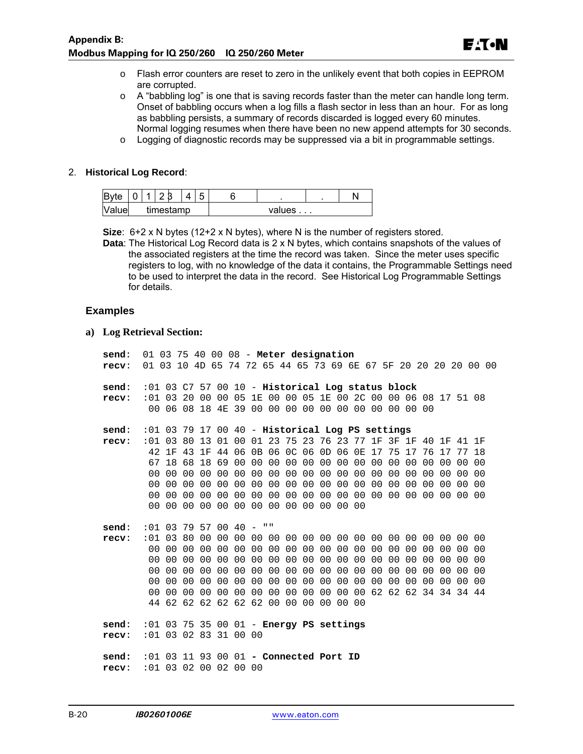- Flash error counters are reset to zero in the unlikely event that both copies in EEPROM are corrupted.
- A "babbling log" is one that is saving records faster than the meter can handle long term. Onset of babbling occurs when a log fills a flash sector in less than an hour. For as long as babbling persists, a summary of records discarded is logged every 60 minutes. Normal logging resumes when there have been no new append attempts for 30 seconds.
- Logging of diagnostic records may be suppressed via a bit in programmable settings.

2. **Historical Log Record**:

| Byte | 0 | 1 | 2 | 3 | 4 | 5 | 6 | . | . | N |
|---|---|---|---|---|---|---|---|---|---|---|
| Value | timestamp | | | | | | values . . . | | | |

**Size**: 6+2 x N bytes (12+2 x N bytes), where N is the number of registers stored.

**Data**: The Historical Log Record data is 2 x N bytes, which contains snapshots of the values of the associated registers at the time the record was taken. Since the meter uses specific registers to log, with no knowledge of the data it contains, the Programmable Settings need to be used to interpret the data in the record. See Historical Log Programmable Settings for details.

### Examples

**a) Log Retrieval Section:**

```
send:  01 03 75 40 00 08 - Meter designation
recv:  01 03 10 4D 65 74 72 65 44 65 73 69 6E 67 5F 20 20 20 20 00 00

send:  :01 03 C7 57 00 10 - Historical Log status block
recv:  :01 03 20 00 00 05 1E 00 00 05 1E 00 2C 00 00 06 08 17 51 08
        00 06 08 18 4E 39 00 00 00 00 00 00 00 00 00 00 00

send:  :01 03 79 17 00 40 - Historical Log PS settings
recv:  :01 03 80 13 01 00 01 23 75 23 76 23 77 1F 3F 1F 40 1F 41 1F
        42 1F 43 1F 44 06 0B 06 0C 06 0D 06 0E 17 75 17 76 17 77 18
        67 18 68 18 69 00 00 00 00 00 00 00 00 00 00 00 00 00 00 00
        00 00 00 00 00 00 00 00 00 00 00 00 00 00 00 00 00 00 00 00
        00 00 00 00 00 00 00 00 00 00 00 00 00 00 00 00 00 00 00 00
        00 00 00 00 00 00 00 00 00 00 00 00 00 00 00 00 00 00 00 00
        00 00 00 00 00 00 00 00 00 00 00 00 00

send:  :01 03 79 57 00 40 - ""
recv:  :01 03 80 00 00 00 00 00 00 00 00 00 00 00 00 00 00 00 00 00
        00 00 00 00 00 00 00 00 00 00 00 00 00 00 00 00 00 00 00 00
        00 00 00 00 00 00 00 00 00 00 00 00 00 00 00 00 00 00 00 00
        00 00 00 00 00 00 00 00 00 00 00 00 00 00 00 00 00 00 00 00
        00 00 00 00 00 00 00 00 00 00 00 00 00 00 00 00 00 00 00 00
        00 00 00 00 00 00 00 00 00 00 00 00 00 62 62 62 34 34 34 44
        44 62 62 62 62 62 62 00 00 00 00 00 00

send:  :01 03 75 35 00 01 - Energy PS settings
recv:  :01 03 02 83 31 00 00

send:  :01 03 11 93 00 01 - Connected Port ID
recv:  :01 03 02 00 02 00 00
```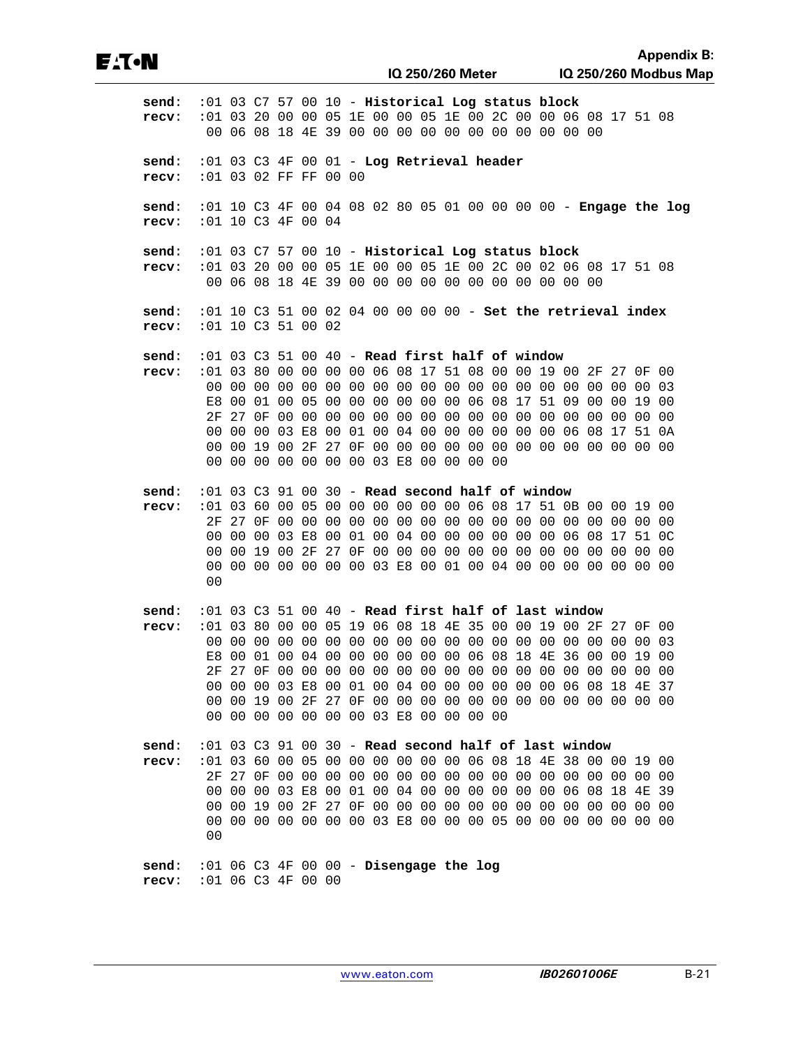```
send:  :01 03 C7 57 00 10 - Historical Log status block
recv:  :01 03 20 00 00 05 1E 00 00 05 1E 00 2C 00 00 06 08 17 51 08
        00 06 08 18 4E 39 00 00 00 00 00 00 00 00 00 00

send:  :01 03 C3 4F 00 01 - Log Retrieval header
recv:  :01 03 02 FF FF 00 00

send:  :01 10 C3 4F 00 04 08 02 80 05 01 00 00 00 00 - Engage the log
recv:  :01 10 C3 4F 00 04

send:  :01 03 C7 57 00 10 - Historical Log status block
recv:  :01 03 20 00 00 05 1E 00 00 05 1E 00 2C 00 02 06 08 17 51 08
        00 06 08 18 4E 39 00 00 00 00 00 00 00 00 00 00

send:  :01 10 C3 51 00 02 04 00 00 00 00 - Set the retrieval index
recv:  :01 10 C3 51 00 02

send:  :01 03 C3 51 00 40 - Read first half of window
recv:  :01 03 80 00 00 00 00 06 08 17 51 08 00 00 19 00 2F 27 0F 00
        00 00 00 00 00 00 00 00 00 00 00 00 00 00 00 00 00 00 00 03
        E8 00 01 00 05 00 00 00 00 00 00 06 08 17 51 09 00 00 19 00
        2F 27 0F 00 00 00 00 00 00 00 00 00 00 00 00 00 00 00 00 00
        00 00 00 03 E8 00 01 00 04 00 00 00 00 00 00 06 08 17 51 0A
        00 00 19 00 2F 27 0F 00 00 00 00 00 00 00 00 00 00 00 00 00
        00 00 00 00 00 00 00 03 E8 00 00 00 00

send:  :01 03 C3 91 00 30 - Read second half of window
recv:  :01 03 60 00 05 00 00 00 00 00 00 06 08 17 51 0B 00 00 19 00
        2F 27 0F 00 00 00 00 00 00 00 00 00 00 00 00 00 00 00 00 00
        00 00 00 03 E8 00 01 00 04 00 00 00 00 00 00 06 08 17 51 0C
        00 00 19 00 2F 27 0F 00 00 00 00 00 00 00 00 00 00 00 00 00
        00 00 00 00 00 00 00 03 E8 00 01 00 04 00 00 00 00 00 00 00
        00

send:  :01 03 C3 51 00 40 - Read first half of last window
recv:  :01 03 80 00 00 05 19 06 08 18 4E 35 00 00 19 00 2F 27 0F 00
        00 00 00 00 00 00 00 00 00 00 00 00 00 00 00 00 00 00 00 03
        E8 00 01 00 04 00 00 00 00 00 00 06 08 18 4E 36 00 00 19 00
        2F 27 0F 00 00 00 00 00 00 00 00 00 00 00 00 00 00 00 00 00
        00 00 00 03 E8 00 01 00 04 00 00 00 00 00 00 06 08 18 4E 37
        00 00 19 00 2F 27 0F 00 00 00 00 00 00 00 00 00 00 00 00 00
        00 00 00 00 00 00 00 03 E8 00 00 00 00

send:  :01 03 C3 91 00 30 - Read second half of last window
recv:  :01 03 60 00 05 00 00 00 00 00 00 06 08 18 4E 38 00 00 19 00
        2F 27 0F 00 00 00 00 00 00 00 00 00 00 00 00 00 00 00 00 00
        00 00 00 03 E8 00 01 00 04 00 00 00 00 00 00 06 08 18 4E 39
        00 00 19 00 2F 27 0F 00 00 00 00 00 00 00 00 00 00 00 00 00
        00 00 00 00 00 00 00 03 E8 00 00 00 05 00 00 00 00 00 00 00
        00

send:  :01 06 C3 4F 00 00 - Disengage the log
recv:  :01 06 C3 4F 00 00
```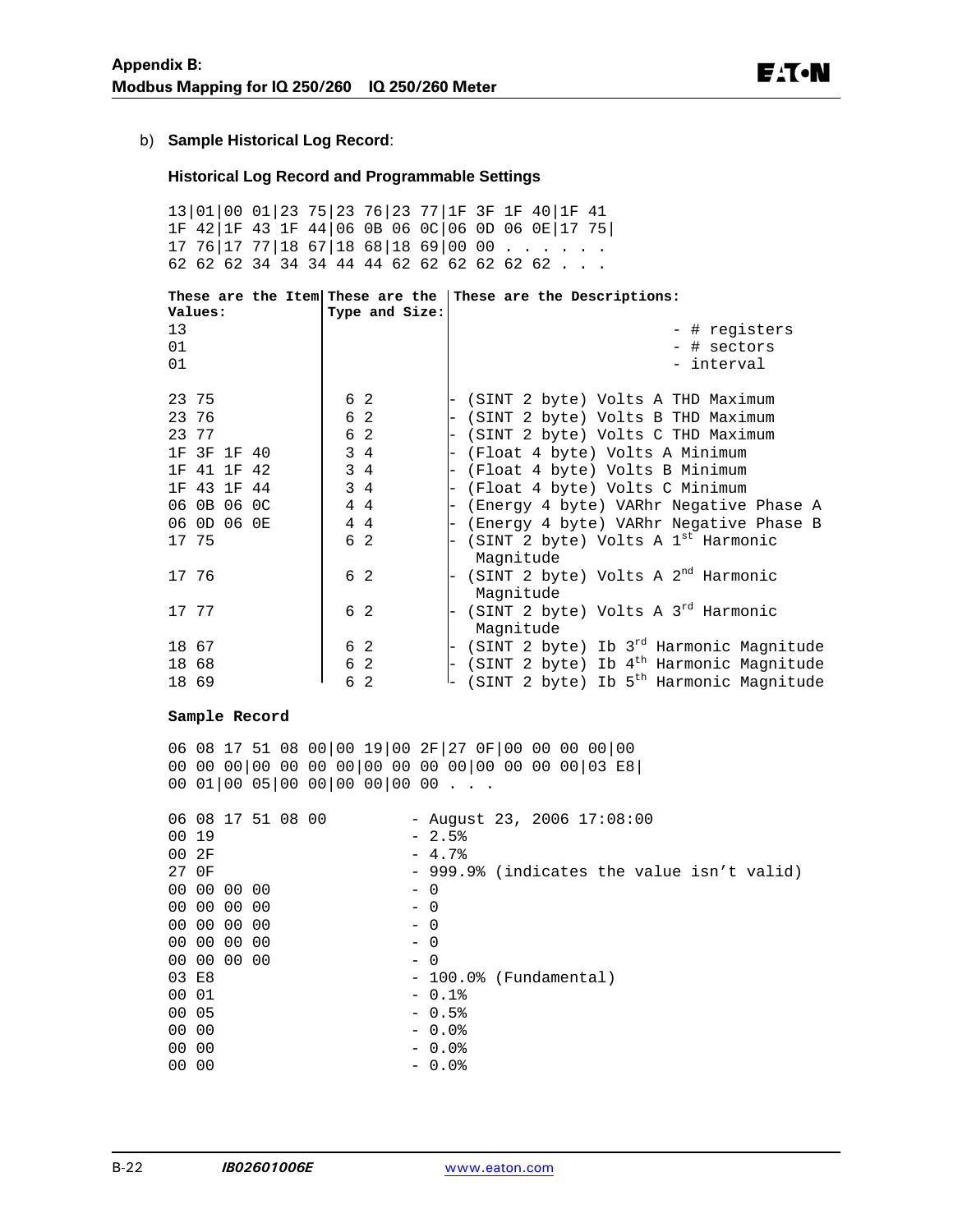b) **Sample Historical Log Record**:

**Historical Log Record and Programmable Settings**

```
13|01|00 01|23 75|23 76|23 77|1F 3F 1F 40|1F 41
1F 42|1F 43 1F 44|06 0B 06 0C|06 0D 06 0E|17 75|
17 76|17 77|18 67|18 68|18 69|00 00 . . . . . .
62 62 62 34 34 34 44 44 62 62 62 62 62 62 . . .
```

| These are the Item Values: | These are the Type and Size: | These are the Descriptions: |
|---|---|---|
| 13 | | - # registers |
| 01 | | - # sectors |
| 01 | | - interval |
| 23 75 | 6 2 | - (SINT 2 byte) Volts A THD Maximum |
| 23 76 | 6 2 | - (SINT 2 byte) Volts B THD Maximum |
| 23 77 | 6 2 | - (SINT 2 byte) Volts C THD Maximum |
| 1F 3F 1F 40 | 3 4 | - (Float 4 byte) Volts A Minimum |
| 1F 41 1F 42 | 3 4 | - (Float 4 byte) Volts B Minimum |
| 1F 43 1F 44 | 3 4 | - (Float 4 byte) Volts C Minimum |
| 06 0B 06 0C | 4 4 | - (Energy 4 byte) VARhr Negative Phase A |
| 06 0D 06 0E | 4 4 | - (Energy 4 byte) VARhr Negative Phase B |
| 17 75 | 6 2 | - (SINT 2 byte) Volts A 1st Harmonic Magnitude |
| 17 76 | 6 2 | - (SINT 2 byte) Volts A 2nd Harmonic Magnitude |
| 17 77 | 6 2 | - (SINT 2 byte) Volts A 3rd Harmonic Magnitude |
| 18 67 | 6 2 | - (SINT 2 byte) Ib 3rd Harmonic Magnitude |
| 18 68 | 6 2 | - (SINT 2 byte) Ib 4th Harmonic Magnitude |
| 18 69 | 6 2 | - (SINT 2 byte) Ib 5th Harmonic Magnitude |

**Sample Record**

```
06 08 17 51 08 00|00 19|00 2F|27 0F|00 00 00 00|00
00 00 00|00 00 00 00|00 00 00 00|00 00 00 00|03 E8|
00 01|00 05|00 00|00 00|00 00 . . .
```

| | |
|---|---|
| 06 08 17 51 08 00 | - August 23, 2006 17:08:00 |
| 00 19 | - 2.5% |
| 00 2F | - 4.7% |
| 27 0F | - 999.9% (indicates the value isn't valid) |
| 00 00 00 00 | - 0 |
| 00 00 00 00 | - 0 |
| 00 00 00 00 | - 0 |
| 00 00 00 00 | - 0 |
| 00 00 00 00 | - 0 |
| 03 E8 | - 100.0% (Fundamental) |
| 00 01 | - 0.1% |
| 00 05 | - 0.5% |
| 00 00 | - 0.0% |
| 00 00 | - 0.0% |
| 00 00 | - 0.0% |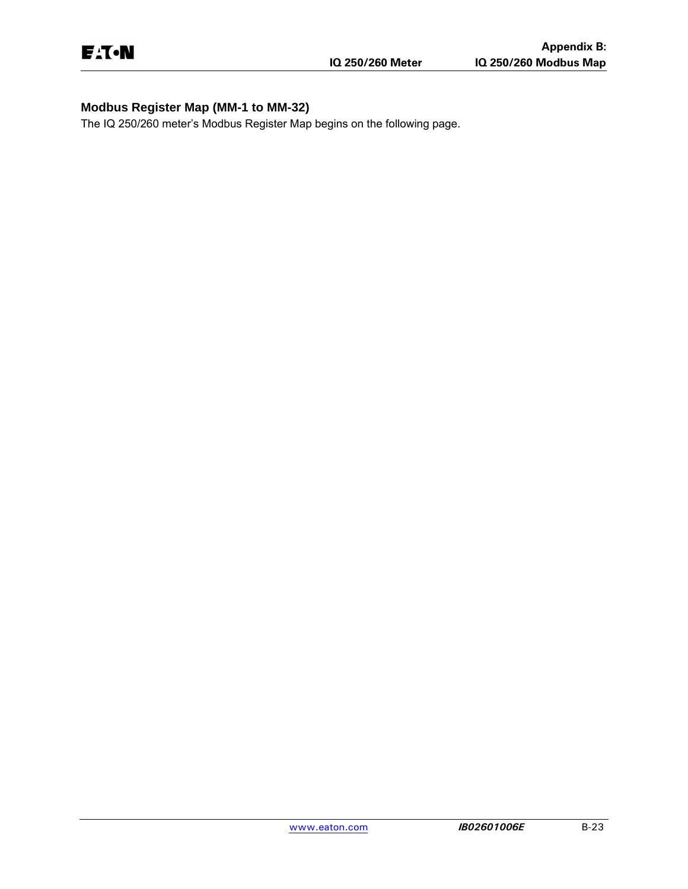## Modbus Register Map (MM-1 to MM-32)

The IQ 250/260 meter's Modbus Register Map begins on the following page.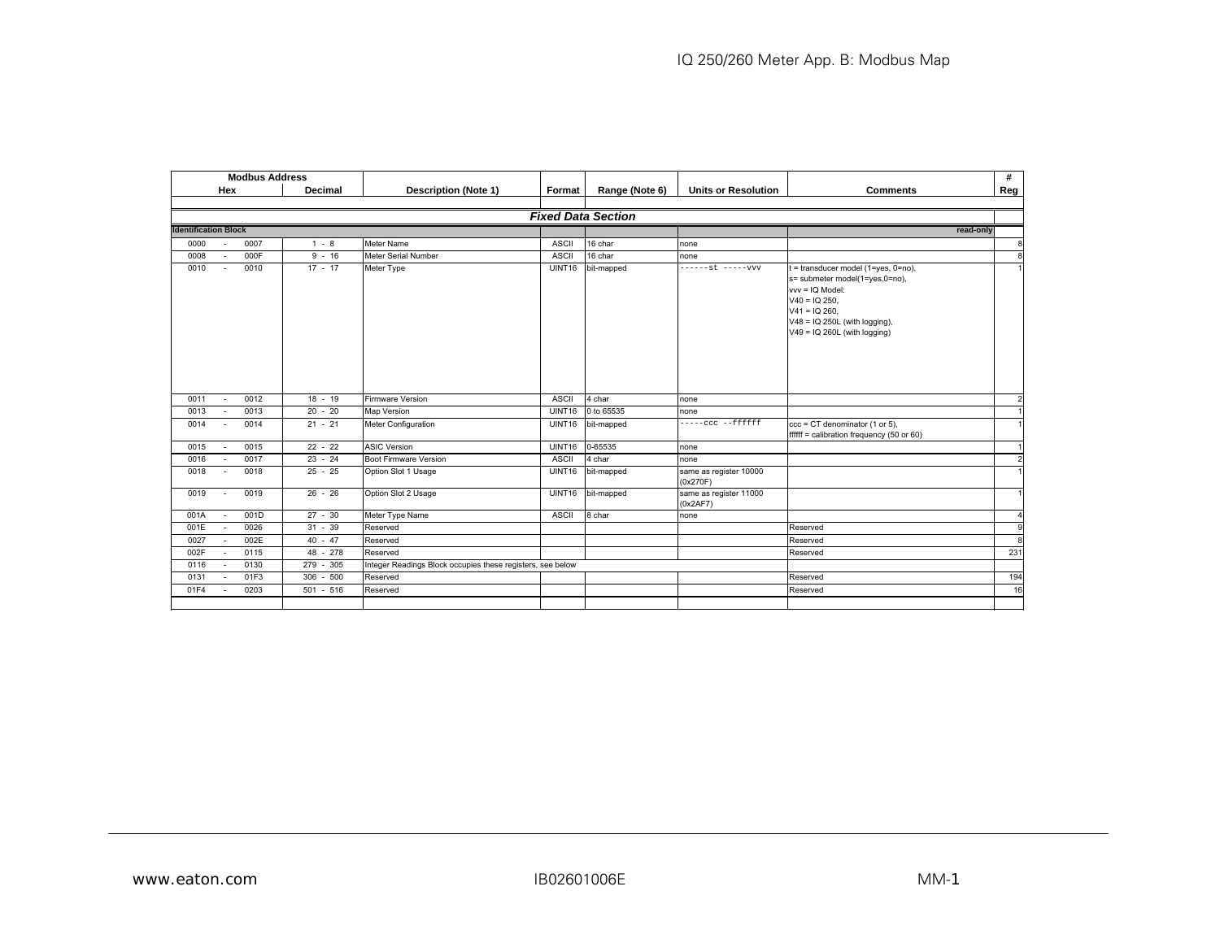| Modbus Address | | Description (Note 1) | Format | Range (Note 6) | Units or Resolution | Comments | # |
|---|---|---|---|---|---|---|---|
| Hex | Decimal | | | | | | Reg |
| | | | | | | | |
| | | | ***Fixed Data Section*** | | | | |
| **Identification Block** | | | | | | **read-only** | |
| 0000 - 0007 | 1 - 8 | Meter Name | ASCII | 16 char | none | | 8 |
| 0008 - 000F | 9 - 16 | Meter Serial Number | ASCII | 16 char | none | | 8 |
| 0010 - 0010 | 17 - 17 | Meter Type | UINT16 | bit-mapped | `------st -----vvv` | t = transducer model (1=yes, 0=no), s= submeter model(1=yes,0=no), vvv = IQ Model: V40 = IQ 250, V41 = IQ 260, V48 = IQ 250L (with logging), V49 = IQ 260L (with logging) | 1 |
| 0011 - 0012 | 18 - 19 | Firmware Version | ASCII | 4 char | none | | 2 |
| 0013 - 0013 | 20 - 20 | Map Version | UINT16 | 0 to 65535 | none | | 1 |
| 0014 - 0014 | 21 - 21 | Meter Configuration | UINT16 | bit-mapped | `-----ccc --ffffff` | ccc = CT denominator (1 or 5), ffffff = calibration frequency (50 or 60) | 1 |
| 0015 - 0015 | 22 - 22 | ASIC Version | UINT16 | 0-65535 | none | | 1 |
| 0016 - 0017 | 23 - 24 | Boot Firmware Version | ASCII | 4 char | none | | 2 |
| 0018 - 0018 | 25 - 25 | Option Slot 1 Usage | UINT16 | bit-mapped | same as register 10000 (0x270F) | | 1 |
| 0019 - 0019 | 26 - 26 | Option Slot 2 Usage | UINT16 | bit-mapped | same as register 11000 (0x2AF7) | | 1 |
| 001A - 001D | 27 - 30 | Meter Type Name | ASCII | 8 char | none | | 4 |
| 001E - 0026 | 31 - 39 | Reserved | | | | Reserved | 9 |
| 0027 - 002E | 40 - 47 | Reserved | | | | Reserved | 8 |
| 002F - 0115 | 48 - 278 | Reserved | | | | Reserved | 231 |
| 0116 - 0130 | 279 - 305 | Integer Readings Block occupies these registers, see below | | | | | |
| 0131 - 01F3 | 306 - 500 | Reserved | | | | Reserved | 194 |
| 01F4 - 0203 | 501 - 516 | Reserved | | | | Reserved | 16 |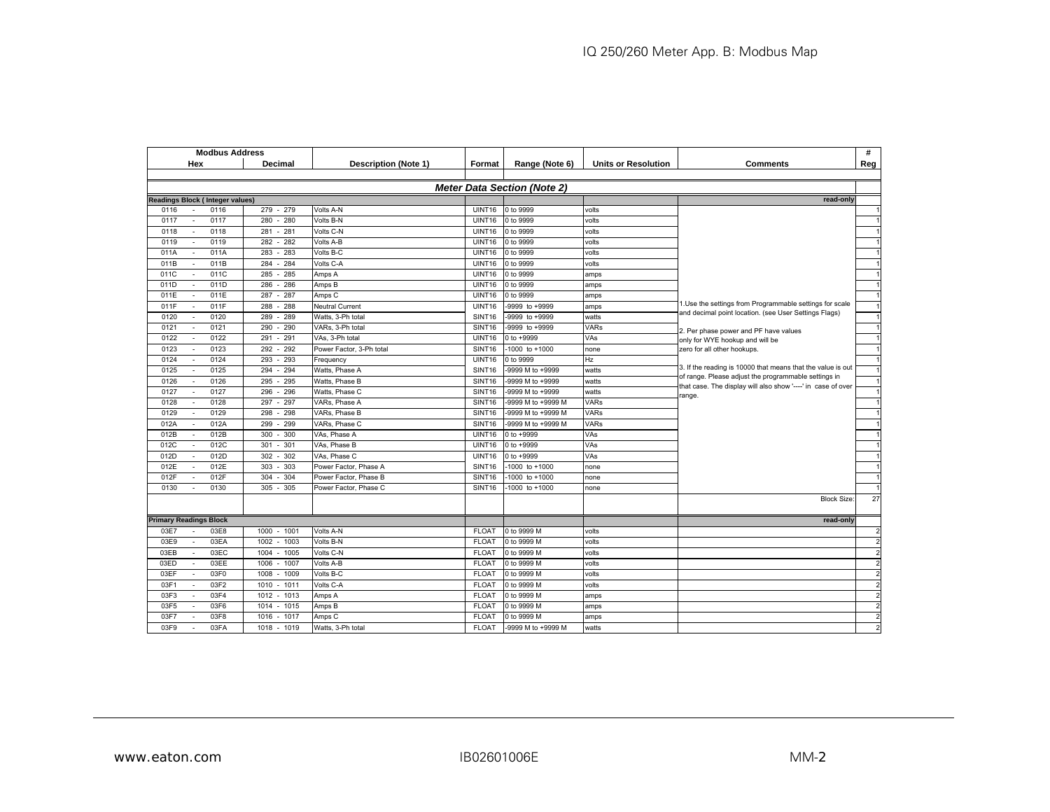| Modbus Address | | Description (Note 1) | Format | Range (Note 6) | Units or Resolution | Comments | # |
|---|---|---|---|---|---|---|---|
| Hex | Decimal | | | | | | Reg |
| | | | | | | | |
| ***Meter Data Section (Note 2)*** | | | | | | | |
| **Readings Block ( Integer values)** | | | | | | **read-only** | |
| 0116 - 0116 | 279 - 279 | Volts A-N | UINT16 | 0 to 9999 | volts | | 1 |
| 0117 - 0117 | 280 - 280 | Volts B-N | UINT16 | 0 to 9999 | volts | | 1 |
| 0118 - 0118 | 281 - 281 | Volts C-N | UINT16 | 0 to 9999 | volts | | 1 |
| 0119 - 0119 | 282 - 282 | Volts A-B | UINT16 | 0 to 9999 | volts | | 1 |
| 011A - 011A | 283 - 283 | Volts B-C | UINT16 | 0 to 9999 | volts | | 1 |
| 011B - 011B | 284 - 284 | Volts C-A | UINT16 | 0 to 9999 | volts | | 1 |
| 011C - 011C | 285 - 285 | Amps A | UINT16 | 0 to 9999 | amps | | 1 |
| 011D - 011D | 286 - 286 | Amps B | UINT16 | 0 to 9999 | amps | | 1 |
| 011E - 011E | 287 - 287 | Amps C | UINT16 | 0 to 9999 | amps | | 1 |
| 011F - 011F | 288 - 288 | Neutral Current | UINT16 | -9999 to +9999 | amps | 1.Use the settings from Programmable settings for scale and decimal point location. (see User Settings Flags) | 1 |
| 0120 - 0120 | 289 - 289 | Watts, 3-Ph total | SINT16 | -9999 to +9999 | watts | | 1 |
| 0121 - 0121 | 290 - 290 | VARs, 3-Ph total | SINT16 | -9999 to +9999 | VARs | 2. Per phase power and PF have values only for WYE hookup and will be zero for all other hookups. | 1 |
| 0122 - 0122 | 291 - 291 | VAs, 3-Ph total | UINT16 | 0 to +9999 | VAs | | 1 |
| 0123 - 0123 | 292 - 292 | Power Factor, 3-Ph total | SINT16 | -1000 to +1000 | none | | 1 |
| 0124 - 0124 | 293 - 293 | Frequency | UINT16 | 0 to 9999 | Hz | | 1 |
| 0125 - 0125 | 294 - 294 | Watts, Phase A | SINT16 | -9999 M to +9999 | watts | 3. If the reading is 10000 that means that the value is out of range. Please adjust the programmable settings in that case. The display will also show '----' in case of over range. | 1 |
| 0126 - 0126 | 295 - 295 | Watts, Phase B | SINT16 | -9999 M to +9999 | watts | | 1 |
| 0127 - 0127 | 296 - 296 | Watts, Phase C | SINT16 | -9999 M to +9999 | watts | | 1 |
| 0128 - 0128 | 297 - 297 | VARs, Phase A | SINT16 | -9999 M to +9999 M | VARs | | 1 |
| 0129 - 0129 | 298 - 298 | VARs, Phase B | SINT16 | -9999 M to +9999 M | VARs | | 1 |
| 012A - 012A | 299 - 299 | VARs, Phase C | SINT16 | -9999 M to +9999 M | VARs | | 1 |
| 012B - 012B | 300 - 300 | VAs, Phase A | UINT16 | 0 to +9999 | VAs | | 1 |
| 012C - 012C | 301 - 301 | VAs, Phase B | UINT16 | 0 to +9999 | VAs | | 1 |
| 012D - 012D | 302 - 302 | VAs, Phase C | UINT16 | 0 to +9999 | VAs | | 1 |
| 012E - 012E | 303 - 303 | Power Factor, Phase A | SINT16 | -1000 to +1000 | none | | 1 |
| 012F - 012F | 304 - 304 | Power Factor, Phase B | SINT16 | -1000 to +1000 | none | | 1 |
| 0130 - 0130 | 305 - 305 | Power Factor, Phase C | SINT16 | -1000 to +1000 | none | | 1 |
| | | | | | | Block Size: | 27 |
| **Primary Readings Block** | | | | | | **read-only** | |
| 03E7 - 03E8 | 1000 - 1001 | Volts A-N | FLOAT | 0 to 9999 M | volts | | 2 |
| 03E9 - 03EA | 1002 - 1003 | Volts B-N | FLOAT | 0 to 9999 M | volts | | 2 |
| 03EB - 03EC | 1004 - 1005 | Volts C-N | FLOAT | 0 to 9999 M | volts | | 2 |
| 03ED - 03EE | 1006 - 1007 | Volts A-B | FLOAT | 0 to 9999 M | volts | | 2 |
| 03EF - 03F0 | 1008 - 1009 | Volts B-C | FLOAT | 0 to 9999 M | volts | | 2 |
| 03F1 - 03F2 | 1010 - 1011 | Volts C-A | FLOAT | 0 to 9999 M | volts | | 2 |
| 03F3 - 03F4 | 1012 - 1013 | Amps A | FLOAT | 0 to 9999 M | amps | | 2 |
| 03F5 - 03F6 | 1014 - 1015 | Amps B | FLOAT | 0 to 9999 M | amps | | 2 |
| 03F7 - 03F8 | 1016 - 1017 | Amps C | FLOAT | 0 to 9999 M | amps | | 2 |
| 03F9 - 03FA | 1018 - 1019 | Watts, 3-Ph total | FLOAT | -9999 M to +9999 M | watts | | 2 |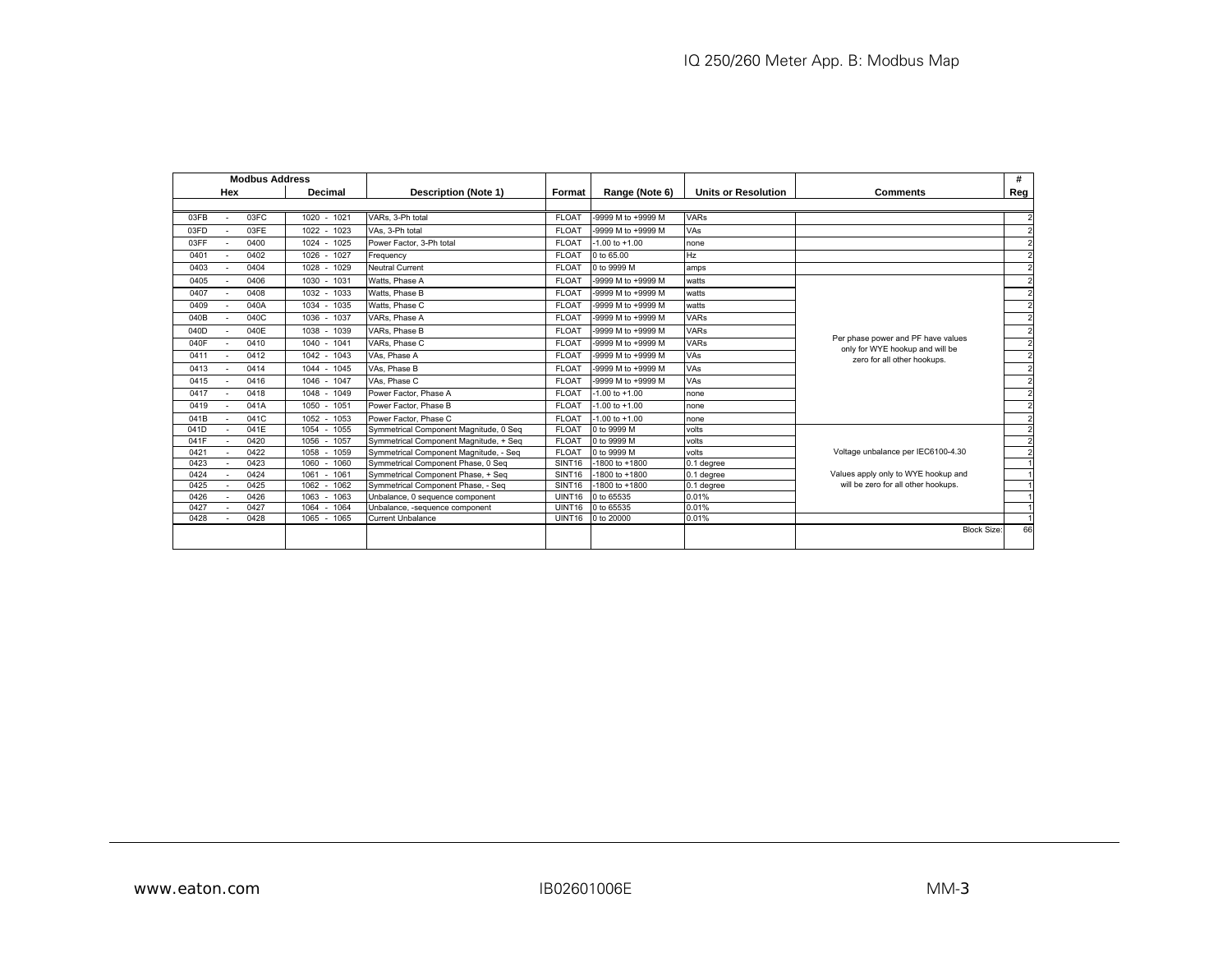| Modbus Address | | | | | | | |
| --- | --- | --- | --- | --- | --- | --- | --- |
| Hex | Decimal | Description (Note 1) | Format | Range (Note 6) | Units or Resolution | Comments | # Reg |
| 03FB - 03FC | 1020 - 1021 | VARs, 3-Ph total | FLOAT | -9999 M to +9999 M | VARs | | 2 |
| 03FD - 03FE | 1022 - 1023 | VAs, 3-Ph total | FLOAT | -9999 M to +9999 M | VAs | | 2 |
| 03FF - 0400 | 1024 - 1025 | Power Factor, 3-Ph total | FLOAT | -1.00 to +1.00 | none | | 2 |
| 0401 - 0402 | 1026 - 1027 | Frequency | FLOAT | 0 to 65.00 | Hz | | 2 |
| 0403 - 0404 | 1028 - 1029 | Neutral Current | FLOAT | 0 to 9999 M | amps | | 2 |
| 0405 - 0406 | 1030 - 1031 | Watts, Phase A | FLOAT | -9999 M to +9999 M | watts | Per phase power and PF have values only for WYE hookup and will be zero for all other hookups. | 2 |
| 0407 - 0408 | 1032 - 1033 | Watts, Phase B | FLOAT | -9999 M to +9999 M | watts | | 2 |
| 0409 - 040A | 1034 - 1035 | Watts, Phase C | FLOAT | -9999 M to +9999 M | watts | | 2 |
| 040B - 040C | 1036 - 1037 | VARs, Phase A | FLOAT | -9999 M to +9999 M | VARs | | 2 |
| 040D - 040E | 1038 - 1039 | VARs, Phase B | FLOAT | -9999 M to +9999 M | VARs | | 2 |
| 040F - 0410 | 1040 - 1041 | VARs, Phase C | FLOAT | -9999 M to +9999 M | VARs | | 2 |
| 0411 - 0412 | 1042 - 1043 | VAs, Phase A | FLOAT | -9999 M to +9999 M | VAs | | 2 |
| 0413 - 0414 | 1044 - 1045 | VAs, Phase B | FLOAT | -9999 M to +9999 M | VAs | | 2 |
| 0415 - 0416 | 1046 - 1047 | VAs, Phase C | FLOAT | -9999 M to +9999 M | VAs | | 2 |
| 0417 - 0418 | 1048 - 1049 | Power Factor, Phase A | FLOAT | -1.00 to +1.00 | none | | 2 |
| 0419 - 041A | 1050 - 1051 | Power Factor, Phase B | FLOAT | -1.00 to +1.00 | none | | 2 |
| 041B - 041C | 1052 - 1053 | Power Factor, Phase C | FLOAT | -1.00 to +1.00 | none | | 2 |
| 041D - 041E | 1054 - 1055 | Symmetrical Component Magnitude, 0 Seq | FLOAT | 0 to 9999 M | volts | Voltage unbalance per IEC6100-4.30<br><br>Values apply only to WYE hookup and will be zero for all other hookups. | 2 |
| 041F - 0420 | 1056 - 1057 | Symmetrical Component Magnitude, + Seq | FLOAT | 0 to 9999 M | volts | | 2 |
| 0421 - 0422 | 1058 - 1059 | Symmetrical Component Magnitude, - Seq | FLOAT | 0 to 9999 M | volts | | 2 |
| 0423 - 0423 | 1060 - 1060 | Symmetrical Component Phase, 0 Seq | SINT16 | -1800 to +1800 | 0.1 degree | | 1 |
| 0424 - 0424 | 1061 - 1061 | Symmetrical Component Phase, + Seq | SINT16 | -1800 to +1800 | 0.1 degree | | 1 |
| 0425 - 0425 | 1062 - 1062 | Symmetrical Component Phase, - Seq | SINT16 | -1800 to +1800 | 0.1 degree | | 1 |
| 0426 - 0426 | 1063 - 1063 | Unbalance, 0 sequence component | UINT16 | 0 to 65535 | 0.01% | | 1 |
| 0427 - 0427 | 1064 - 1064 | Unbalance, -sequence component | UINT16 | 0 to 65535 | 0.01% | | 1 |
| 0428 - 0428 | 1065 - 1065 | Current Unbalance | UINT16 | 0 to 20000 | 0.01% | | 1 |
| | | | | | | Block Size: | 66 |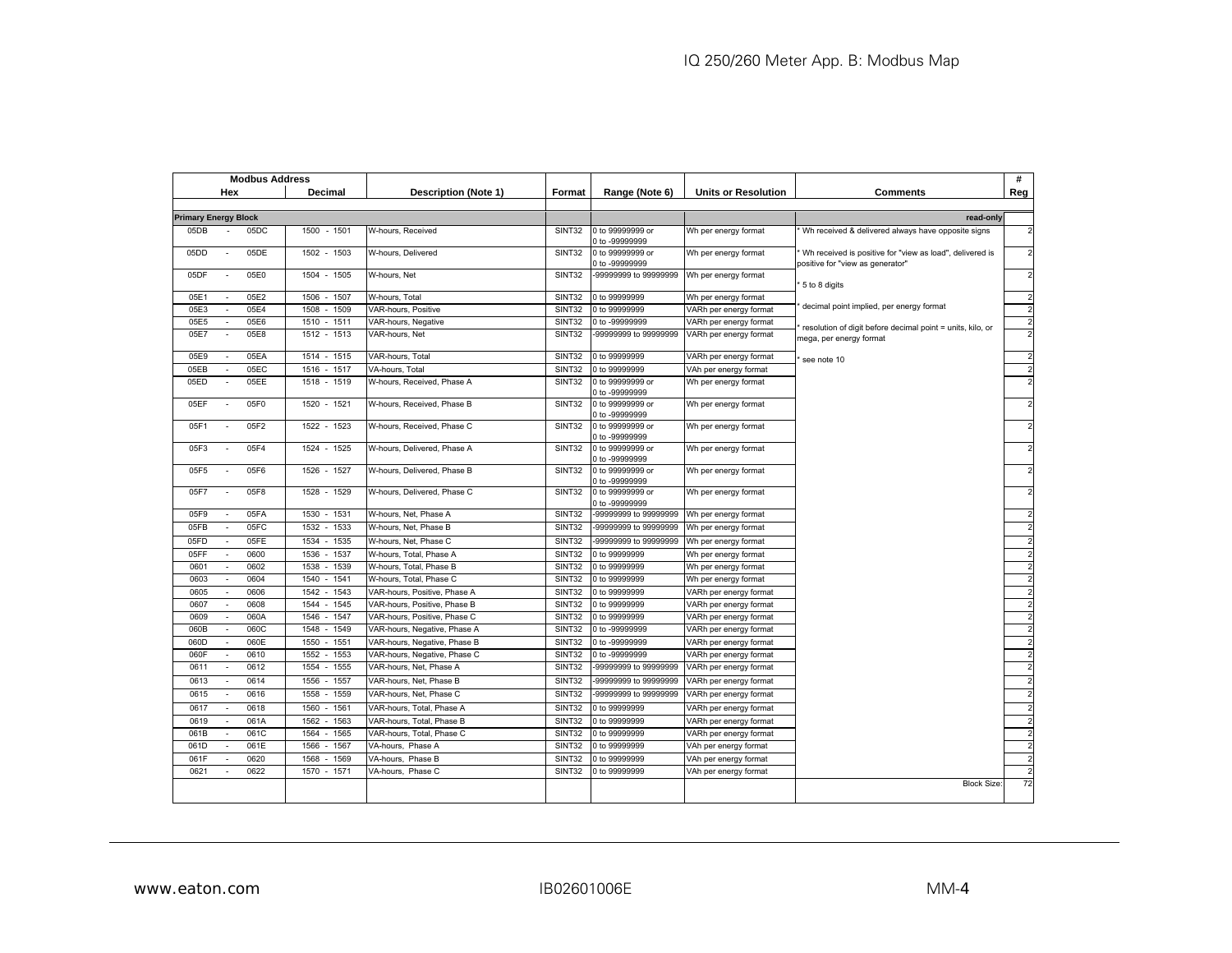| Modbus Address | | Description (Note 1) | Format | Range (Note 6) | Units or Resolution | Comments | # |
|---|---|---|---|---|---|---|---|
| Hex | Decimal | | | | | | Reg |
| **Primary Energy Block** | | | | | | **read-only** | |
| 05DB - 05DC | 1500 - 1501 | W-hours, Received | SINT32 | 0 to 99999999 or 0 to -99999999 | Wh per energy format | * Wh received & delivered always have opposite signs | 2 |
| 05DD - 05DE | 1502 - 1503 | W-hours, Delivered | SINT32 | 0 to 99999999 or 0 to -99999999 | Wh per energy format | * Wh received is positive for "view as load", delivered is positive for "view as generator" | 2 |
| 05DF - 05E0 | 1504 - 1505 | W-hours, Net | SINT32 | -99999999 to 99999999 | Wh per energy format | * 5 to 8 digits | 2 |
| 05E1 - 05E2 | 1506 - 1507 | W-hours, Total | SINT32 | 0 to 99999999 | Wh per energy format | | 2 |
| 05E3 - 05E4 | 1508 - 1509 | VAR-hours, Positive | SINT32 | 0 to 99999999 | VARh per energy format | * decimal point implied, per energy format | 2 |
| 05E5 - 05E6 | 1510 - 1511 | VAR-hours, Negative | SINT32 | 0 to -99999999 | VARh per energy format | | 2 |
| 05E7 - 05E8 | 1512 - 1513 | VAR-hours, Net | SINT32 | -99999999 to 99999999 | VARh per energy format | * resolution of digit before decimal point = units, kilo, or mega, per energy format | 2 |
| 05E9 - 05EA | 1514 - 1515 | VAR-hours, Total | SINT32 | 0 to 99999999 | VARh per energy format | * see note 10 | 2 |
| 05EB - 05EC | 1516 - 1517 | VA-hours, Total | SINT32 | 0 to 99999999 | VAh per energy format | | 2 |
| 05ED - 05EE | 1518 - 1519 | W-hours, Received, Phase A | SINT32 | 0 to 99999999 or 0 to -99999999 | Wh per energy format | | 2 |
| 05EF - 05F0 | 1520 - 1521 | W-hours, Received, Phase B | SINT32 | 0 to 99999999 or 0 to -99999999 | Wh per energy format | | 2 |
| 05F1 - 05F2 | 1522 - 1523 | W-hours, Received, Phase C | SINT32 | 0 to 99999999 or 0 to -99999999 | Wh per energy format | | 2 |
| 05F3 - 05F4 | 1524 - 1525 | W-hours, Delivered, Phase A | SINT32 | 0 to 99999999 or 0 to -99999999 | Wh per energy format | | 2 |
| 05F5 - 05F6 | 1526 - 1527 | W-hours, Delivered, Phase B | SINT32 | 0 to 99999999 or 0 to -99999999 | Wh per energy format | | 2 |
| 05F7 - 05F8 | 1528 - 1529 | W-hours, Delivered, Phase C | SINT32 | 0 to 99999999 or 0 to -99999999 | Wh per energy format | | 2 |
| 05F9 - 05FA | 1530 - 1531 | W-hours, Net, Phase A | SINT32 | -99999999 to 99999999 | Wh per energy format | | 2 |
| 05FB - 05FC | 1532 - 1533 | W-hours, Net, Phase B | SINT32 | -99999999 to 99999999 | Wh per energy format | | 2 |
| 05FD - 05FE | 1534 - 1535 | W-hours, Net, Phase C | SINT32 | -99999999 to 99999999 | Wh per energy format | | 2 |
| 05FF - 0600 | 1536 - 1537 | W-hours, Total, Phase A | SINT32 | 0 to 99999999 | Wh per energy format | | 2 |
| 0601 - 0602 | 1538 - 1539 | W-hours, Total, Phase B | SINT32 | 0 to 99999999 | Wh per energy format | | 2 |
| 0603 - 0604 | 1540 - 1541 | W-hours, Total, Phase C | SINT32 | 0 to 99999999 | Wh per energy format | | 2 |
| 0605 - 0606 | 1542 - 1543 | VAR-hours, Positive, Phase A | SINT32 | 0 to 99999999 | VARh per energy format | | 2 |
| 0607 - 0608 | 1544 - 1545 | VAR-hours, Positive, Phase B | SINT32 | 0 to 99999999 | VARh per energy format | | 2 |
| 0609 - 060A | 1546 - 1547 | VAR-hours, Positive, Phase C | SINT32 | 0 to 99999999 | VARh per energy format | | 2 |
| 060B - 060C | 1548 - 1549 | VAR-hours, Negative, Phase A | SINT32 | 0 to -99999999 | VARh per energy format | | 2 |
| 060D - 060E | 1550 - 1551 | VAR-hours, Negative, Phase B | SINT32 | 0 to -99999999 | VARh per energy format | | 2 |
| 060F - 0610 | 1552 - 1553 | VAR-hours, Negative, Phase C | SINT32 | 0 to -99999999 | VARh per energy format | | 2 |
| 0611 - 0612 | 1554 - 1555 | VAR-hours, Net, Phase A | SINT32 | -99999999 to 99999999 | VARh per energy format | | 2 |
| 0613 - 0614 | 1556 - 1557 | VAR-hours, Net, Phase B | SINT32 | -99999999 to 99999999 | VARh per energy format | | 2 |
| 0615 - 0616 | 1558 - 1559 | VAR-hours, Net, Phase C | SINT32 | -99999999 to 99999999 | VARh per energy format | | 2 |
| 0617 - 0618 | 1560 - 1561 | VAR-hours, Total, Phase A | SINT32 | 0 to 99999999 | VARh per energy format | | 2 |
| 0619 - 061A | 1562 - 1563 | VAR-hours, Total, Phase B | SINT32 | 0 to 99999999 | VARh per energy format | | 2 |
| 061B - 061C | 1564 - 1565 | VAR-hours, Total, Phase C | SINT32 | 0 to 99999999 | VARh per energy format | | 2 |
| 061D - 061E | 1566 - 1567 | VA-hours, Phase A | SINT32 | 0 to 99999999 | VAh per energy format | | 2 |
| 061F - 0620 | 1568 - 1569 | VA-hours, Phase B | SINT32 | 0 to 99999999 | VAh per energy format | | 2 |
| 0621 - 0622 | 1570 - 1571 | VA-hours, Phase C | SINT32 | 0 to 99999999 | VAh per energy format | | 2 |
| | | | | | | Block Size: | 72 |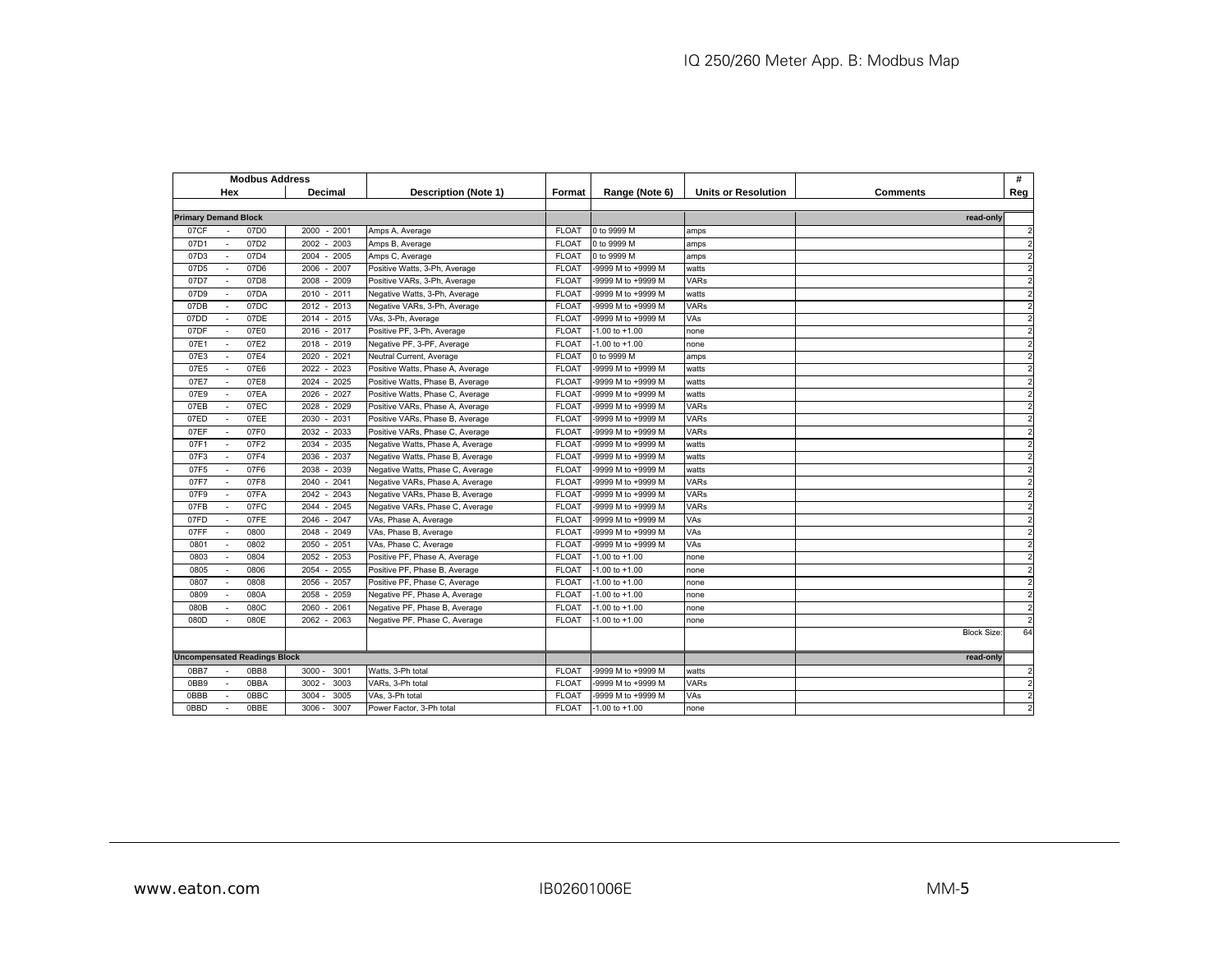| Modbus Address | | Description (Note 1) | Format | Range (Note 6) | Units or Resolution | Comments | # |
|---|---|---|---|---|---|---|---|
| Hex | Decimal | | | | | | Reg |
| **Primary Demand Block** | | | | | | read-only | |
| 07CF - 07D0 | 2000 - 2001 | Amps A, Average | FLOAT | 0 to 9999 M | amps | | 2 |
| 07D1 - 07D2 | 2002 - 2003 | Amps B, Average | FLOAT | 0 to 9999 M | amps | | 2 |
| 07D3 - 07D4 | 2004 - 2005 | Amps C, Average | FLOAT | 0 to 9999 M | amps | | 2 |
| 07D5 - 07D6 | 2006 - 2007 | Positive Watts, 3-Ph, Average | FLOAT | -9999 M to +9999 M | watts | | 2 |
| 07D7 - 07D8 | 2008 - 2009 | Positive VARs, 3-Ph, Average | FLOAT | -9999 M to +9999 M | VARs | | 2 |
| 07D9 - 07DA | 2010 - 2011 | Negative Watts, 3-Ph, Average | FLOAT | -9999 M to +9999 M | watts | | 2 |
| 07DB - 07DC | 2012 - 2013 | Negative VARs, 3-Ph, Average | FLOAT | -9999 M to +9999 M | VARs | | 2 |
| 07DD - 07DE | 2014 - 2015 | VAs, 3-Ph, Average | FLOAT | -9999 M to +9999 M | VAs | | 2 |
| 07DF - 07E0 | 2016 - 2017 | Positive PF, 3-Ph, Average | FLOAT | -1.00 to +1.00 | none | | 2 |
| 07E1 - 07E2 | 2018 - 2019 | Negative PF, 3-PF, Average | FLOAT | -1.00 to +1.00 | none | | 2 |
| 07E3 - 07E4 | 2020 - 2021 | Neutral Current, Average | FLOAT | 0 to 9999 M | amps | | 2 |
| 07E5 - 07E6 | 2022 - 2023 | Positive Watts, Phase A, Average | FLOAT | -9999 M to +9999 M | watts | | 2 |
| 07E7 - 07E8 | 2024 - 2025 | Positive Watts, Phase B, Average | FLOAT | -9999 M to +9999 M | watts | | 2 |
| 07E9 - 07EA | 2026 - 2027 | Positive Watts, Phase C, Average | FLOAT | -9999 M to +9999 M | watts | | 2 |
| 07EB - 07EC | 2028 - 2029 | Positive VARs, Phase A, Average | FLOAT | -9999 M to +9999 M | VARs | | 2 |
| 07ED - 07EE | 2030 - 2031 | Positive VARs, Phase B, Average | FLOAT | -9999 M to +9999 M | VARs | | 2 |
| 07EF - 07F0 | 2032 - 2033 | Positive VARs, Phase C, Average | FLOAT | -9999 M to +9999 M | VARs | | 2 |
| 07F1 - 07F2 | 2034 - 2035 | Negative Watts, Phase A, Average | FLOAT | -9999 M to +9999 M | watts | | 2 |
| 07F3 - 07F4 | 2036 - 2037 | Negative Watts, Phase B, Average | FLOAT | -9999 M to +9999 M | watts | | 2 |
| 07F5 - 07F6 | 2038 - 2039 | Negative Watts, Phase C, Average | FLOAT | -9999 M to +9999 M | watts | | 2 |
| 07F7 - 07F8 | 2040 - 2041 | Negative VARs, Phase A, Average | FLOAT | -9999 M to +9999 M | VARs | | 2 |
| 07F9 - 07FA | 2042 - 2043 | Negative VARs, Phase B, Average | FLOAT | -9999 M to +9999 M | VARs | | 2 |
| 07FB - 07FC | 2044 - 2045 | Negative VARs, Phase C, Average | FLOAT | -9999 M to +9999 M | VARs | | 2 |
| 07FD - 07FE | 2046 - 2047 | VAs, Phase A, Average | FLOAT | -9999 M to +9999 M | VAs | | 2 |
| 07FF - 0800 | 2048 - 2049 | VAs, Phase B, Average | FLOAT | -9999 M to +9999 M | VAs | | 2 |
| 0801 - 0802 | 2050 - 2051 | VAs, Phase C, Average | FLOAT | -9999 M to +9999 M | VAs | | 2 |
| 0803 - 0804 | 2052 - 2053 | Positive PF, Phase A, Average | FLOAT | -1.00 to +1.00 | none | | 2 |
| 0805 - 0806 | 2054 - 2055 | Positive PF, Phase B, Average | FLOAT | -1.00 to +1.00 | none | | 2 |
| 0807 - 0808 | 2056 - 2057 | Positive PF, Phase C, Average | FLOAT | -1.00 to +1.00 | none | | 2 |
| 0809 - 080A | 2058 - 2059 | Negative PF, Phase A, Average | FLOAT | -1.00 to +1.00 | none | | 2 |
| 080B - 080C | 2060 - 2061 | Negative PF, Phase B, Average | FLOAT | -1.00 to +1.00 | none | | 2 |
| 080D - 080E | 2062 - 2063 | Negative PF, Phase C, Average | FLOAT | -1.00 to +1.00 | none | | 2 |
| | | | | | | Block Size: | 64 |
| **Uncompensated Readings Block** | | | | | | read-only | |
| 0BB7 - 0BB8 | 3000 - 3001 | Watts, 3-Ph total | FLOAT | -9999 M to +9999 M | watts | | 2 |
| 0BB9 - 0BBA | 3002 - 3003 | VARs, 3-Ph total | FLOAT | -9999 M to +9999 M | VARs | | 2 |
| 0BBB - 0BBC | 3004 - 3005 | VAs, 3-Ph total | FLOAT | -9999 M to +9999 M | VAs | | 2 |
| 0BBD - 0BBE | 3006 - 3007 | Power Factor, 3-Ph total | FLOAT | -1.00 to +1.00 | none | | 2 |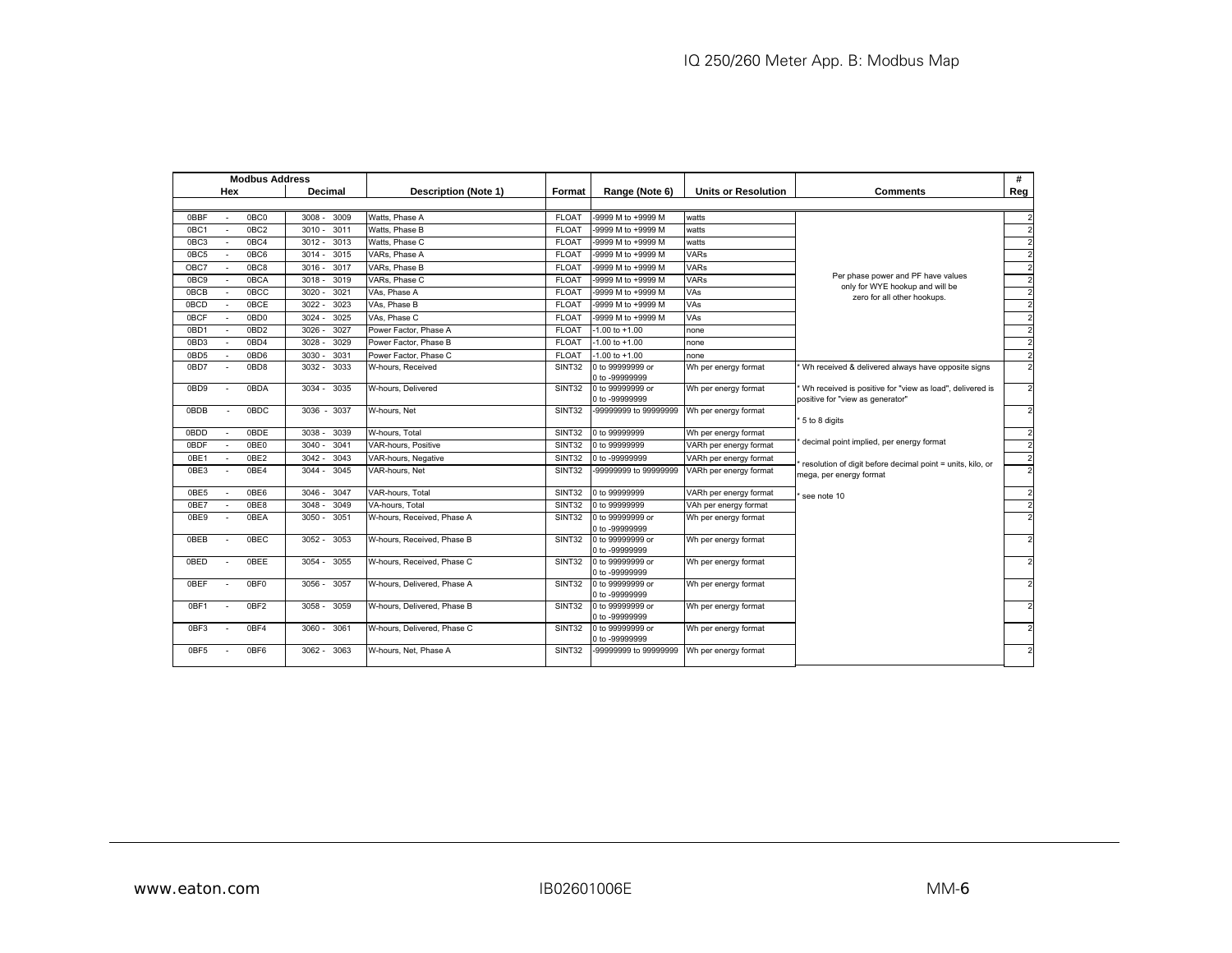| Modbus Address | | Description (Note 1) | Format | Range (Note 6) | Units or Resolution | Comments | # Reg |
|---|---|---|---|---|---|---|---|
| Hex | Decimal | | | | | | |
| 0BBF - 0BC0 | 3008 - 3009 | Watts, Phase A | FLOAT | -9999 M to +9999 M | watts | Per phase power and PF have values only for WYE hookup and will be zero for all other hookups. | 2 |
| 0BC1 - 0BC2 | 3010 - 3011 | Watts, Phase B | FLOAT | -9999 M to +9999 M | watts | | 2 |
| 0BC3 - 0BC4 | 3012 - 3013 | Watts, Phase C | FLOAT | -9999 M to +9999 M | watts | | 2 |
| 0BC5 - 0BC6 | 3014 - 3015 | VARs, Phase A | FLOAT | -9999 M to +9999 M | VARs | | 2 |
| OBC7 - 0BC8 | 3016 - 3017 | VARs, Phase B | FLOAT | -9999 M to +9999 M | VARs | | 2 |
| 0BC9 - 0BCA | 3018 - 3019 | VARs, Phase C | FLOAT | -9999 M to +9999 M | VARs | | 2 |
| 0BCB - 0BCC | 3020 - 3021 | VAs, Phase A | FLOAT | -9999 M to +9999 M | VAs | | 2 |
| 0BCD - 0BCE | 3022 - 3023 | VAs, Phase B | FLOAT | -9999 M to +9999 M | VAs | | 2 |
| 0BCF - 0BD0 | 3024 - 3025 | VAs, Phase C | FLOAT | -9999 M to +9999 M | VAs | | 2 |
| 0BD1 - 0BD2 | 3026 - 3027 | Power Factor, Phase A | FLOAT | -1.00 to +1.00 | none | | 2 |
| 0BD3 - 0BD4 | 3028 - 3029 | Power Factor, Phase B | FLOAT | -1.00 to +1.00 | none | | 2 |
| 0BD5 - 0BD6 | 3030 - 3031 | Power Factor, Phase C | FLOAT | -1.00 to +1.00 | none | | 2 |
| 0BD7 - 0BD8 | 3032 - 3033 | W-hours, Received | SINT32 | 0 to 99999999 or 0 to -99999999 | Wh per energy format | * Wh received & delivered always have opposite signs | 2 |
| 0BD9 - 0BDA | 3034 - 3035 | W-hours, Delivered | SINT32 | 0 to 99999999 or 0 to -99999999 | Wh per energy format | * Wh received is positive for "view as load", delivered is positive for "view as generator" | 2 |
| 0BDB - 0BDC | 3036 - 3037 | W-hours, Net | SINT32 | -99999999 to 99999999 | Wh per energy format | * 5 to 8 digits | 2 |
| 0BDD - 0BDE | 3038 - 3039 | W-hours, Total | SINT32 | 0 to 99999999 | Wh per energy format | * decimal point implied, per energy format | 2 |
| 0BDF - 0BE0 | 3040 - 3041 | VAR-hours, Positive | SINT32 | 0 to 99999999 | VARh per energy format | | 2 |
| 0BE1 - 0BE2 | 3042 - 3043 | VAR-hours, Negative | SINT32 | 0 to -99999999 | VARh per energy format | * resolution of digit before decimal point = units, kilo, or mega, per energy format | 2 |
| 0BE3 - 0BE4 | 3044 - 3045 | VAR-hours, Net | SINT32 | -99999999 to 99999999 | VARh per energy format | | 2 |
| 0BE5 - 0BE6 | 3046 - 3047 | VAR-hours, Total | SINT32 | 0 to 99999999 | VARh per energy format | * see note 10 | 2 |
| 0BE7 - 0BE8 | 3048 - 3049 | VA-hours, Total | SINT32 | 0 to 99999999 | VAh per energy format | | 2 |
| 0BE9 - 0BEA | 3050 - 3051 | W-hours, Received, Phase A | SINT32 | 0 to 99999999 or 0 to -99999999 | Wh per energy format | | 2 |
| 0BEB - 0BEC | 3052 - 3053 | W-hours, Received, Phase B | SINT32 | 0 to 99999999 or 0 to -99999999 | Wh per energy format | | 2 |
| 0BED - 0BEE | 3054 - 3055 | W-hours, Received, Phase C | SINT32 | 0 to 99999999 or 0 to -99999999 | Wh per energy format | | 2 |
| 0BEF - 0BF0 | 3056 - 3057 | W-hours, Delivered, Phase A | SINT32 | 0 to 99999999 or 0 to -99999999 | Wh per energy format | | 2 |
| 0BF1 - 0BF2 | 3058 - 3059 | W-hours, Delivered, Phase B | SINT32 | 0 to 99999999 or 0 to -99999999 | Wh per energy format | | 2 |
| 0BF3 - 0BF4 | 3060 - 3061 | W-hours, Delivered, Phase C | SINT32 | 0 to 99999999 or 0 to -99999999 | Wh per energy format | | 2 |
| 0BF5 - 0BF6 | 3062 - 3063 | W-hours, Net, Phase A | SINT32 | -99999999 to 99999999 | Wh per energy format | | 2 |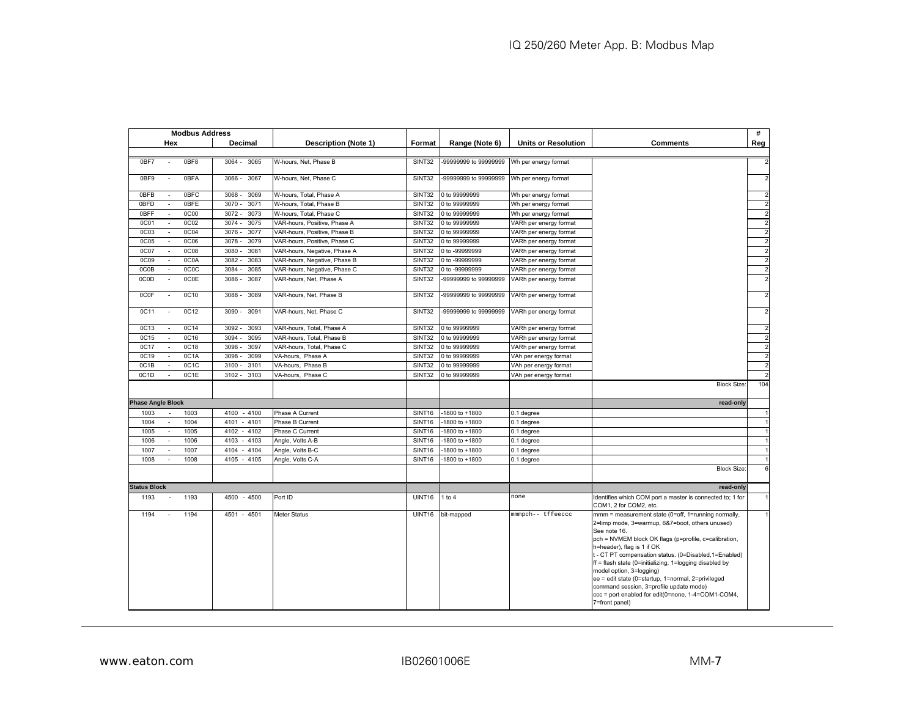| Modbus Address | | | | | | | | |
|---|---|---|---|---|---|---|---|---|
| Hex | Decimal | Description (Note 1) | Format | Range (Note 6) | Units or Resolution | Comments | # Reg |
| 0BF7 - 0BF8 | 3064 - 3065 | W-hours, Net, Phase B | SINT32 | -99999999 to 99999999 | Wh per energy format | | 2 |
| 0BF9 - 0BFA | 3066 - 3067 | W-hours, Net, Phase C | SINT32 | -99999999 to 99999999 | Wh per energy format | | 2 |
| 0BFB - 0BFC | 3068 - 3069 | W-hours, Total, Phase A | SINT32 | 0 to 99999999 | Wh per energy format | | 2 |
| 0BFD - 0BFE | 3070 - 3071 | W-hours, Total, Phase B | SINT32 | 0 to 99999999 | Wh per energy format | | 2 |
| 0BFF - 0C00 | 3072 - 3073 | W-hours, Total, Phase C | SINT32 | 0 to 99999999 | Wh per energy format | | 2 |
| 0C01 - 0C02 | 3074 - 3075 | VAR-hours, Positive, Phase A | SINT32 | 0 to 99999999 | VARh per energy format | | 2 |
| 0C03 - 0C04 | 3076 - 3077 | VAR-hours, Positive, Phase B | SINT32 | 0 to 99999999 | VARh per energy format | | 2 |
| 0C05 - 0C06 | 3078 - 3079 | VAR-hours, Positive, Phase C | SINT32 | 0 to 99999999 | VARh per energy format | | 2 |
| 0C07 - 0C08 | 3080 - 3081 | VAR-hours, Negative, Phase A | SINT32 | 0 to -99999999 | VARh per energy format | | 2 |
| 0C09 - 0C0A | 3082 - 3083 | VAR-hours, Negative, Phase B | SINT32 | 0 to -99999999 | VARh per energy format | | 2 |
| 0C0B - 0C0C | 3084 - 3085 | VAR-hours, Negative, Phase C | SINT32 | 0 to -99999999 | VARh per energy format | | 2 |
| 0C0D - 0C0E | 3086 - 3087 | VAR-hours, Net, Phase A | SINT32 | -99999999 to 99999999 | VARh per energy format | | 2 |
| 0C0F - 0C10 | 3088 - 3089 | VAR-hours, Net, Phase B | SINT32 | -99999999 to 99999999 | VARh per energy format | | 2 |
| 0C11 - 0C12 | 3090 - 3091 | VAR-hours, Net, Phase C | SINT32 | -99999999 to 99999999 | VARh per energy format | | 2 |
| 0C13 - 0C14 | 3092 - 3093 | VAR-hours, Total, Phase A | SINT32 | 0 to 99999999 | VARh per energy format | | 2 |
| 0C15 - 0C16 | 3094 - 3095 | VAR-hours, Total, Phase B | SINT32 | 0 to 99999999 | VARh per energy format | | 2 |
| 0C17 - 0C18 | 3096 - 3097 | VAR-hours, Total, Phase C | SINT32 | 0 to 99999999 | VARh per energy format | | 2 |
| 0C19 - 0C1A | 3098 - 3099 | VA-hours, Phase A | SINT32 | 0 to 99999999 | VAh per energy format | | 2 |
| 0C1B - 0C1C | 3100 - 3101 | VA-hours, Phase B | SINT32 | 0 to 99999999 | VAh per energy format | | 2 |
| 0C1D - 0C1E | 3102 - 3103 | VA-hours, Phase C | SINT32 | 0 to 99999999 | VAh per energy format | | 2 |
| | | | | | | Block Size: | 104 |
| **Phase Angle Block** | | | | | | **read-only** | |
| 1003 - 1003 | 4100 - 4100 | Phase A Current | SINT16 | -1800 to +1800 | 0.1 degree | | 1 |
| 1004 - 1004 | 4101 - 4101 | Phase B Current | SINT16 | -1800 to +1800 | 0.1 degree | | 1 |
| 1005 - 1005 | 4102 - 4102 | Phase C Current | SINT16 | -1800 to +1800 | 0.1 degree | | 1 |
| 1006 - 1006 | 4103 - 4103 | Angle, Volts A-B | SINT16 | -1800 to +1800 | 0.1 degree | | 1 |
| 1007 - 1007 | 4104 - 4104 | Angle, Volts B-C | SINT16 | -1800 to +1800 | 0.1 degree | | 1 |
| 1008 - 1008 | 4105 - 4105 | Angle, Volts C-A | SINT16 | -1800 to +1800 | 0.1 degree | | 1 |
| | | | | | | Block Size: | 6 |
| **Status Block** | | | | | | **read-only** | |
| 1193 - 1193 | 4500 - 4500 | Port ID | UINT16 | 1 to 4 | none | Identifies which COM port a master is connected to; 1 for COM1, 2 for COM2, etc. | 1 |
| 1194 - 1194 | 4501 - 4501 | Meter Status | UINT16 | bit-mapped | mmmpch-- tffeeccc | mmm = measurement state (0=off, 1=running normally, 2=limp mode, 3=warmup, 6&7=boot, others unused) See note 16. pch = NVMEM block OK flags (p=profile, c=calibration, h=header), flag is 1 if OK t - CT PT compensation status. (0=Disabled,1=Enabled) ff = flash state (0=initializing, 1=logging disabled by model option, 3=logging) ee = edit state (0=startup, 1=normal, 2=privileged command session, 3=profile update mode) ccc = port enabled for edit(0=none, 1-4=COM1-COM4, 7=front panel) | 1 |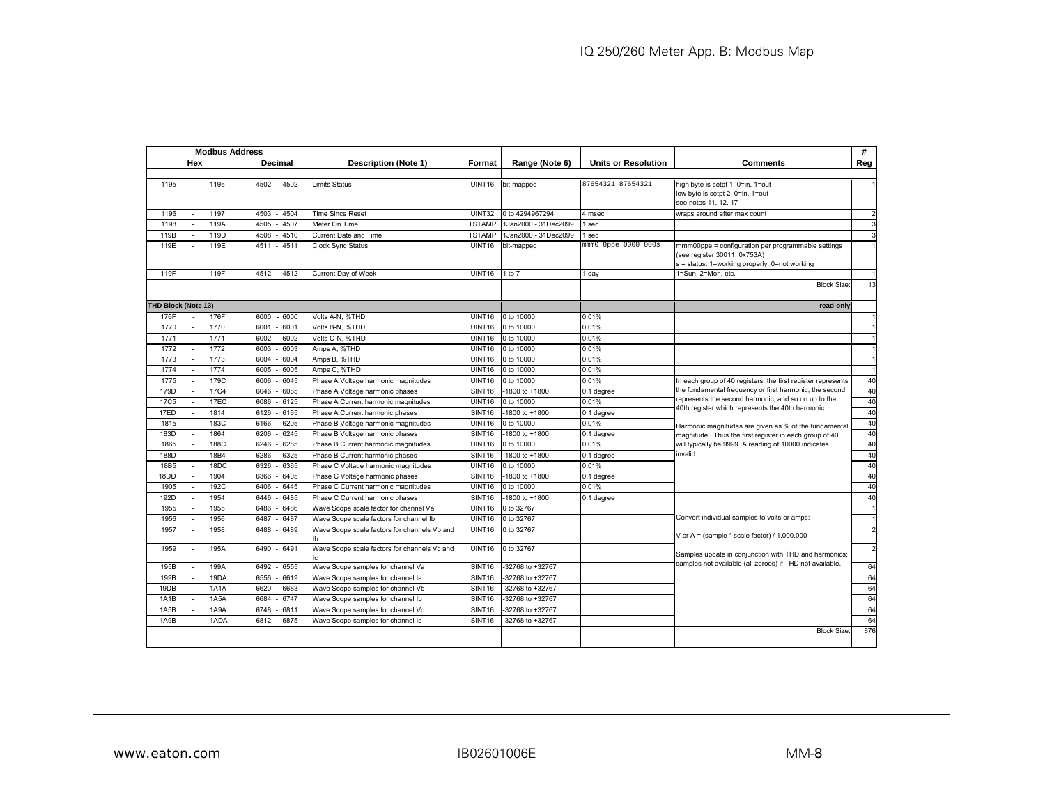| Modbus Address | | Description (Note 1) | Format | Range (Note 6) | Units or Resolution | Comments | # |
|---|---|---|---|---|---|---|---|
| Hex | Decimal | | | | | | Reg |
| 1195 - 1195 | 4502 - 4502 | Limits Status | UINT16 | bit-mapped | 87654321 87654321 | high byte is setpt 1, 0=in, 1=out<br>low byte is setpt 2, 0=in, 1=out<br>see notes 11, 12, 17 | 1 |
| 1196 - 1197 | 4503 - 4504 | Time Since Reset | UINT32 | 0 to 4294967294 | 4 msec | wraps around after max count | 2 |
| 1198 - 119A | 4505 - 4507 | Meter On Time | TSTAMP | 1Jan2000 - 31Dec2099 | 1 sec | | 3 |
| 119B - 119D | 4508 - 4510 | Current Date and Time | TSTAMP | 1Jan2000 - 31Dec2099 | 1 sec | | 3 |
| 119E - 119E | 4511 - 4511 | Clock Sync Status | UINT16 | bit-mapped | mmm0 0ppe 0000 000s | mmm00ppe = configuration per programmable settings (see register 30011, 0x753A)<br>s = status: 1=working properly, 0=not working | 1 |
| 119F - 119F | 4512 - 4512 | Current Day of Week | UINT16 | 1 to 7 | 1 day | 1=Sun, 2=Mon, etc. | 1 |
| | | | | | | Block Size: | 13 |
| **THD Block (Note 13)** | | | | | | **read-only** | |
| 176F - 176F | 6000 - 6000 | Volts A-N, %THD | UINT16 | 0 to 10000 | 0.01% | | 1 |
| 1770 - 1770 | 6001 - 6001 | Volts B-N, %THD | UINT16 | 0 to 10000 | 0.01% | | 1 |
| 1771 - 1771 | 6002 - 6002 | Volts C-N, %THD | UINT16 | 0 to 10000 | 0.01% | | 1 |
| 1772 - 1772 | 6003 - 6003 | Amps A, %THD | UINT16 | 0 to 10000 | 0.01% | | 1 |
| 1773 - 1773 | 6004 - 6004 | Amps B, %THD | UINT16 | 0 to 10000 | 0.01% | | 1 |
| 1774 - 1774 | 6005 - 6005 | Amps C, %THD | UINT16 | 0 to 10000 | 0.01% | | 1 |
| 1775 - 179C | 6006 - 6045 | Phase A Voltage harmonic magnitudes | UINT16 | 0 to 10000 | 0.01% | In each group of 40 registers, the first register represents the fundamental frequency or first harmonic, the second represents the second harmonic, and so on up to the 40th register which represents the 40th harmonic.<br><br>Harmonic magnitudes are given as % of the fundamental magnitude. Thus the first register in each group of 40 will typically be 9999. A reading of 10000 indicates invalid. | 40 |
| 179D - 17C4 | 6046 - 6085 | Phase A Voltage harmonic phases | SINT16 | -1800 to +1800 | 0.1 degree | | 40 |
| 17C5 - 17EC | 6086 - 6125 | Phase A Current harmonic magnitudes | UINT16 | 0 to 10000 | 0.01% | | 40 |
| 17ED - 1814 | 6126 - 6165 | Phase A Current harmonic phases | SINT16 | -1800 to +1800 | 0.1 degree | | 40 |
| 1815 - 183C | 6166 - 6205 | Phase B Voltage harmonic magnitudes | UINT16 | 0 to 10000 | 0.01% | | 40 |
| 183D - 1864 | 6206 - 6245 | Phase B Voltage harmonic phases | SINT16 | -1800 to +1800 | 0.1 degree | | 40 |
| 1865 - 188C | 6246 - 6285 | Phase B Current harmonic magnitudes | UINT16 | 0 to 10000 | 0.01% | | 40 |
| 188D - 18B4 | 6286 - 6325 | Phase B Current harmonic phases | SINT16 | -1800 to +1800 | 0.1 degree | | 40 |
| 18B5 - 18DC | 6326 - 6365 | Phase C Voltage harmonic magnitudes | UINT16 | 0 to 10000 | 0.01% | | 40 |
| 18DD - 1904 | 6366 - 6405 | Phase C Voltage harmonic phases | SINT16 | -1800 to +1800 | 0.1 degree | | 40 |
| 1905 - 192C | 6406 - 6445 | Phase C Current harmonic magnitudes | UINT16 | 0 to 10000 | 0.01% | | 40 |
| 192D - 1954 | 6446 - 6485 | Phase C Current harmonic phases | SINT16 | -1800 to +1800 | 0.1 degree | | 40 |
| 1955 - 1955 | 6486 - 6486 | Wave Scope scale factor for channel Va | UINT16 | 0 to 32767 | | Convert individual samples to volts or amps:<br><br>V or A = (sample * scale factor) / 1,000,000<br><br>Samples update in conjunction with THD and harmonics; samples not available (all zeroes) if THD not available. | 1 |
| 1956 - 1956 | 6487 - 6487 | Wave Scope scale factors for channel Ib | UINT16 | 0 to 32767 | | | 1 |
| 1957 - 1958 | 6488 - 6489 | Wave Scope scale factors for channels Vb and Ib | UINT16 | 0 to 32767 | | | 2 |
| 1959 - 195A | 6490 - 6491 | Wave Scope scale factors for channels Vc and Ic | UINT16 | 0 to 32767 | | | 2 |
| 195B - 199A | 6492 - 6555 | Wave Scope samples for channel Va | SINT16 | -32768 to +32767 | | | 64 |
| 199B - 19DA | 6556 - 6619 | Wave Scope samples for channel Ia | SINT16 | -32768 to +32767 | | | 64 |
| 19DB - 1A1A | 6620 - 6683 | Wave Scope samples for channel Vb | SINT16 | -32768 to +32767 | | | 64 |
| 1A1B - 1A5A | 6684 - 6747 | Wave Scope samples for channel Ib | SINT16 | -32768 to +32767 | | | 64 |
| 1A5B - 1A9A | 6748 - 6811 | Wave Scope samples for channel Vc | SINT16 | -32768 to +32767 | | | 64 |
| 1A9B - 1ADA | 6812 - 6875 | Wave Scope samples for channel Ic | SINT16 | -32768 to +32767 | | | 64 |
| | | | | | | Block Size: | 876 |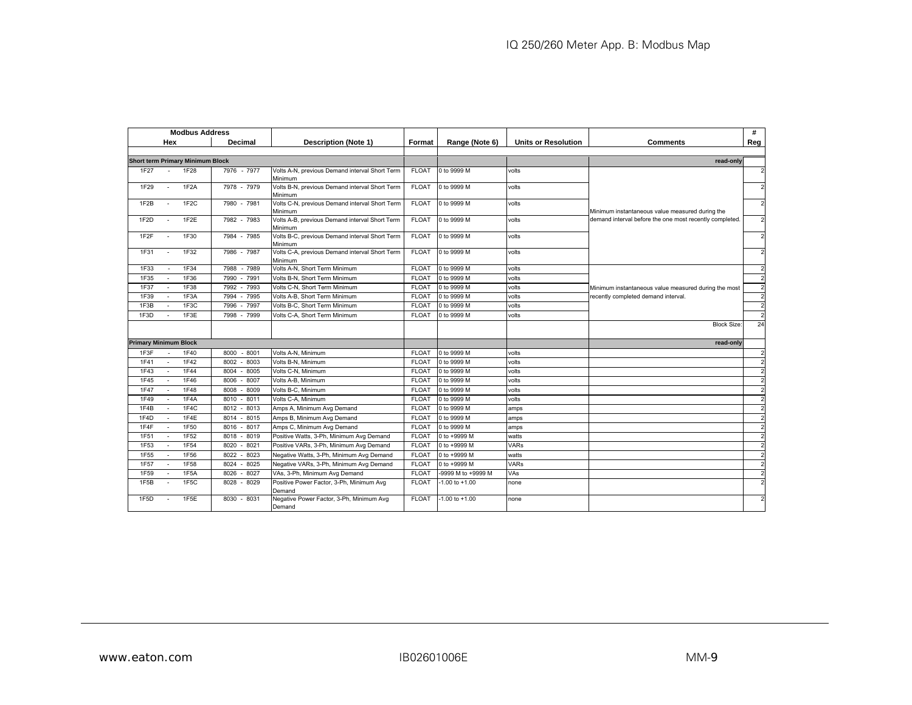| Modbus Address | | Description (Note 1) | Format | Range (Note 6) | Units or Resolution | Comments | # |
|---|---|---|---|---|---|---|---|
| Hex | Decimal | | | | | | Reg |
| **Short term Primary Minimum Block** | | | | | | **read-only** | |
| 1F27 - 1F28 | 7976 - 7977 | Volts A-N, previous Demand interval Short Term Minimum | FLOAT | 0 to 9999 M | volts | Minimum instantaneous value measured during the demand interval before the one most recently completed. | 2 |
| 1F29 - 1F2A | 7978 - 7979 | Volts B-N, previous Demand interval Short Term Minimum | FLOAT | 0 to 9999 M | volts | | 2 |
| 1F2B - 1F2C | 7980 - 7981 | Volts C-N, previous Demand interval Short Term Minimum | FLOAT | 0 to 9999 M | volts | | 2 |
| 1F2D - 1F2E | 7982 - 7983 | Volts A-B, previous Demand interval Short Term Minimum | FLOAT | 0 to 9999 M | volts | | 2 |
| 1F2F - 1F30 | 7984 - 7985 | Volts B-C, previous Demand interval Short Term Minimum | FLOAT | 0 to 9999 M | volts | | 2 |
| 1F31 - 1F32 | 7986 - 7987 | Volts C-A, previous Demand interval Short Term Minimum | FLOAT | 0 to 9999 M | volts | | 2 |
| 1F33 - 1F34 | 7988 - 7989 | Volts A-N, Short Term Minimum | FLOAT | 0 to 9999 M | volts | Minimum instantaneous value measured during the most recently completed demand interval. | 2 |
| 1F35 - 1F36 | 7990 - 7991 | Volts B-N, Short Term Minimum | FLOAT | 0 to 9999 M | volts | | 2 |
| 1F37 - 1F38 | 7992 - 7993 | Volts C-N, Short Term Minimum | FLOAT | 0 to 9999 M | volts | | 2 |
| 1F39 - 1F3A | 7994 - 7995 | Volts A-B, Short Term Minimum | FLOAT | 0 to 9999 M | volts | | 2 |
| 1F3B - 1F3C | 7996 - 7997 | Volts B-C, Short Term Minimum | FLOAT | 0 to 9999 M | volts | | 2 |
| 1F3D - 1F3E | 7998 - 7999 | Volts C-A, Short Term Minimum | FLOAT | 0 to 9999 M | volts | | 2 |
| | | | | | | Block Size: | 24 |
| **Primary Minimum Block** | | | | | | **read-only** | |
| 1F3F - 1F40 | 8000 - 8001 | Volts A-N, Minimum | FLOAT | 0 to 9999 M | volts | | 2 |
| 1F41 - 1F42 | 8002 - 8003 | Volts B-N, Minimum | FLOAT | 0 to 9999 M | volts | | 2 |
| 1F43 - 1F44 | 8004 - 8005 | Volts C-N, Minimum | FLOAT | 0 to 9999 M | volts | | 2 |
| 1F45 - 1F46 | 8006 - 8007 | Volts A-B, Minimum | FLOAT | 0 to 9999 M | volts | | 2 |
| 1F47 - 1F48 | 8008 - 8009 | Volts B-C, Minimum | FLOAT | 0 to 9999 M | volts | | 2 |
| 1F49 - 1F4A | 8010 - 8011 | Volts C-A, Minimum | FLOAT | 0 to 9999 M | volts | | 2 |
| 1F4B - 1F4C | 8012 - 8013 | Amps A, Minimum Avg Demand | FLOAT | 0 to 9999 M | amps | | 2 |
| 1F4D - 1F4E | 8014 - 8015 | Amps B, Minimum Avg Demand | FLOAT | 0 to 9999 M | amps | | 2 |
| 1F4F - 1F50 | 8016 - 8017 | Amps C, Minimum Avg Demand | FLOAT | 0 to 9999 M | amps | | 2 |
| 1F51 - 1F52 | 8018 - 8019 | Positive Watts, 3-Ph, Minimum Avg Demand | FLOAT | 0 to +9999 M | watts | | 2 |
| 1F53 - 1F54 | 8020 - 8021 | Positive VARs, 3-Ph, Minimum Avg Demand | FLOAT | 0 to +9999 M | VARs | | 2 |
| 1F55 - 1F56 | 8022 - 8023 | Negative Watts, 3-Ph, Minimum Avg Demand | FLOAT | 0 to +9999 M | watts | | 2 |
| 1F57 - 1F58 | 8024 - 8025 | Negative VARs, 3-Ph, Minimum Avg Demand | FLOAT | 0 to +9999 M | VARs | | 2 |
| 1F59 - 1F5A | 8026 - 8027 | VAs, 3-Ph, Minimum Avg Demand | FLOAT | -9999 M to +9999 M | VAs | | 2 |
| 1F5B - 1F5C | 8028 - 8029 | Positive Power Factor, 3-Ph, Minimum Avg Demand | FLOAT | -1.00 to +1.00 | none | | 2 |
| 1F5D - 1F5E | 8030 - 8031 | Negative Power Factor, 3-Ph, Minimum Avg Demand | FLOAT | -1.00 to +1.00 | none | | 2 |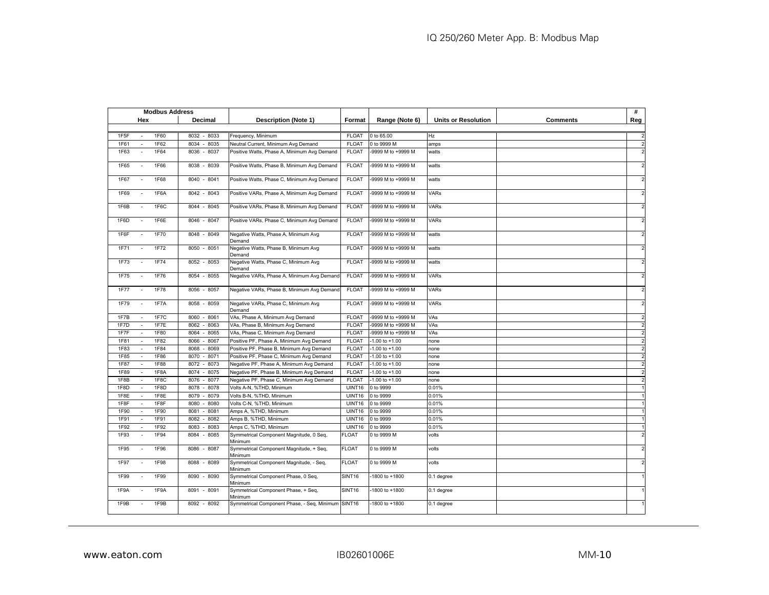| Modbus Address | | Description (Note 1) | Format | Range (Note 6) | Units or Resolution | Comments | # |
|---|---|---|---|---|---|---|---|
| Hex | Decimal | | | | | | Reg |
| 1F5F - 1F60 | 8032 - 8033 | Frequency, Minimum | FLOAT | 0 to 65.00 | Hz | | 2 |
| 1F61 - 1F62 | 8034 - 8035 | Neutral Current, Minimum Avg Demand | FLOAT | 0 to 9999 M | amps | | 2 |
| 1F63 - 1F64 | 8036 - 8037 | Positive Watts, Phase A, Minimum Avg Demand | FLOAT | -9999 M to +9999 M | watts | | 2 |
| 1F65 - 1F66 | 8038 - 8039 | Positive Watts, Phase B, Minimum Avg Demand | FLOAT | -9999 M to +9999 M | watts | | 2 |
| 1F67 - 1F68 | 8040 - 8041 | Positive Watts, Phase C, Minimum Avg Demand | FLOAT | -9999 M to +9999 M | watts | | 2 |
| 1F69 - 1F6A | 8042 - 8043 | Positive VARs, Phase A, Minimum Avg Demand | FLOAT | -9999 M to +9999 M | VARs | | 2 |
| 1F6B - 1F6C | 8044 - 8045 | Positive VARs, Phase B, Minimum Avg Demand | FLOAT | -9999 M to +9999 M | VARs | | 2 |
| 1F6D - 1F6E | 8046 - 8047 | Positive VARs, Phase C, Minimum Avg Demand | FLOAT | -9999 M to +9999 M | VARs | | 2 |
| 1F6F - 1F70 | 8048 - 8049 | Negative Watts, Phase A, Minimum Avg Demand | FLOAT | -9999 M to +9999 M | watts | | 2 |
| 1F71 - 1F72 | 8050 - 8051 | Negative Watts, Phase B, Minimum Avg Demand | FLOAT | -9999 M to +9999 M | watts | | 2 |
| 1F73 - 1F74 | 8052 - 8053 | Negative Watts, Phase C, Minimum Avg Demand | FLOAT | -9999 M to +9999 M | watts | | 2 |
| 1F75 - 1F76 | 8054 - 8055 | Negative VARs, Phase A, Minimum Avg Demand | FLOAT | -9999 M to +9999 M | VARs | | 2 |
| 1F77 - 1F78 | 8056 - 8057 | Negative VARs, Phase B, Minimum Avg Demand | FLOAT | -9999 M to +9999 M | VARs | | 2 |
| 1F79 - 1F7A | 8058 - 8059 | Negative VARs, Phase C, Minimum Avg Demand | FLOAT | -9999 M to +9999 M | VARs | | 2 |
| 1F7B - 1F7C | 8060 - 8061 | VAs, Phase A, Minimum Avg Demand | FLOAT | -9999 M to +9999 M | VAs | | 2 |
| 1F7D - 1F7E | 8062 - 8063 | VAs, Phase B, Minimum Avg Demand | FLOAT | -9999 M to +9999 M | VAs | | 2 |
| 1F7F - 1F80 | 8064 - 8065 | VAs, Phase C, Minimum Avg Demand | FLOAT | -9999 M to +9999 M | VAs | | 2 |
| 1F81 - 1F82 | 8066 - 8067 | Positive PF, Phase A, Minimum Avg Demand | FLOAT | -1.00 to +1.00 | none | | 2 |
| 1F83 - 1F84 | 8068 - 8069 | Positive PF, Phase B, Minimum Avg Demand | FLOAT | -1.00 to +1.00 | none | | 2 |
| 1F85 - 1F86 | 8070 - 8071 | Positive PF, Phase C, Minimum Avg Demand | FLOAT | -1.00 to +1.00 | none | | 2 |
| 1F87 - 1F88 | 8072 - 8073 | Negative PF, Phase A, Minimum Avg Demand | FLOAT | -1.00 to +1.00 | none | | 2 |
| 1F89 - 1F8A | 8074 - 8075 | Negative PF, Phase B, Minimum Avg Demand | FLOAT | -1.00 to +1.00 | none | | 2 |
| 1F8B - 1F8C | 8076 - 8077 | Negative PF, Phase C, Minimum Avg Demand | FLOAT | -1.00 to +1.00 | none | | 2 |
| 1F8D - 1F8D | 8078 - 8078 | Volts A-N, %THD, Minimum | UINT16 | 0 to 9999 | 0.01% | | 1 |
| 1F8E - 1F8E | 8079 - 8079 | Volts B-N, %THD, Minimum | UINT16 | 0 to 9999 | 0.01% | | 1 |
| 1F8F - 1F8F | 8080 - 8080 | Volts C-N, %THD, Minimum | UINT16 | 0 to 9999 | 0.01% | | 1 |
| 1F90 - 1F90 | 8081 - 8081 | Amps A, %THD, Minimum | UINT16 | 0 to 9999 | 0.01% | | 1 |
| 1F91 - 1F91 | 8082 - 8082 | Amps B, %THD, Minimum | UINT16 | 0 to 9999 | 0.01% | | 1 |
| 1F92 - 1F92 | 8083 - 8083 | Amps C, %THD, Minimum | UINT16 | 0 to 9999 | 0.01% | | 1 |
| 1F93 - 1F94 | 8084 - 8085 | Symmetrical Component Magnitude, 0 Seq, Minimum | FLOAT | 0 to 9999 M | volts | | 2 |
| 1F95 - 1F96 | 8086 - 8087 | Symmetrical Component Magnitude, + Seq, Minimum | FLOAT | 0 to 9999 M | volts | | 2 |
| 1F97 - 1F98 | 8088 - 8089 | Symmetrical Component Magnitude, - Seq, Minimum | FLOAT | 0 to 9999 M | volts | | 2 |
| 1F99 - 1F99 | 8090 - 8090 | Symmetrical Component Phase, 0 Seq, Minimum | SINT16 | -1800 to +1800 | 0.1 degree | | 1 |
| 1F9A - 1F9A | 8091 - 8091 | Symmetrical Component Phase, + Seq, Minimum | SINT16 | -1800 to +1800 | 0.1 degree | | 1 |
| 1F9B - 1F9B | 8092 - 8092 | Symmetrical Component Phase, - Seq, Minimum | SINT16 | -1800 to +1800 | 0.1 degree | | 1 |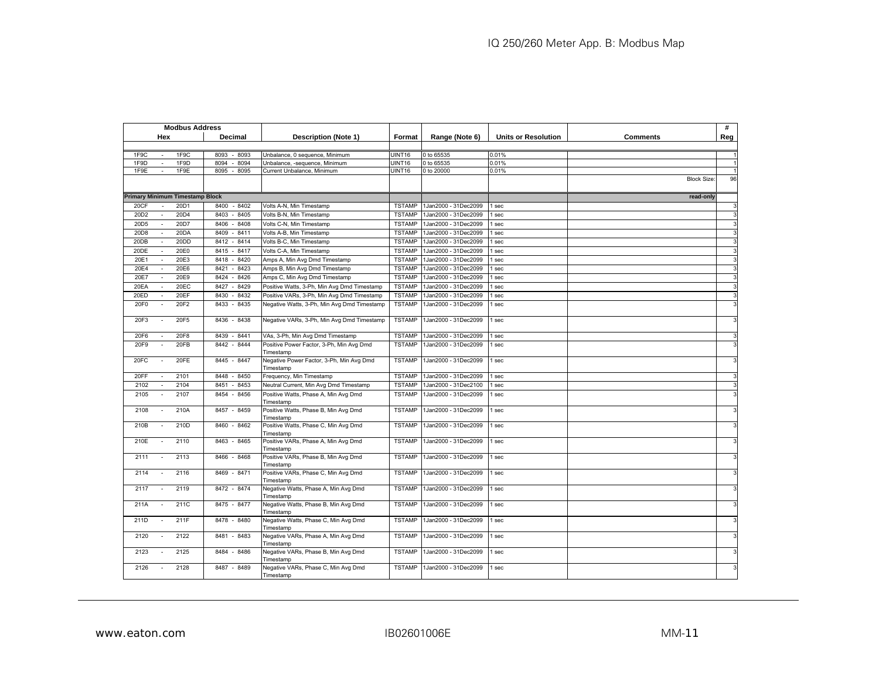| Modbus Address | | | | | | | | |
|---|---|---|---|---|---|---|---|---|
| Hex | Decimal | Description (Note 1) | Format | Range (Note 6) | Units or Resolution | Comments | # Reg |
| | | | | | | | |
| 1F9C - 1F9C | 8093 - 8093 | Unbalance, 0 sequence, Minimum | UINT16 | 0 to 65535 | 0.01% | | 1 |
| 1F9D - 1F9D | 8094 - 8094 | Unbalance, -sequence, Minimum | UINT16 | 0 to 65535 | 0.01% | | 1 |
| 1F9E - 1F9E | 8095 - 8095 | Current Unbalance, Minimum | UINT16 | 0 to 20000 | 0.01% | | 1 |
| | | | | | | Block Size: | 96 |
| **Primary Minimum Timestamp Block** | | | | | | read-only | |
| 20CF - 20D1 | 8400 - 8402 | Volts A-N, Min Timestamp | TSTAMP | 1Jan2000 - 31Dec2099 | 1 sec | | 3 |
| 20D2 - 20D4 | 8403 - 8405 | Volts B-N, Min Timestamp | TSTAMP | 1Jan2000 - 31Dec2099 | 1 sec | | 3 |
| 20D5 - 20D7 | 8406 - 8408 | Volts C-N, Min Timestamp | TSTAMP | 1Jan2000 - 31Dec2099 | 1 sec | | 3 |
| 20D8 - 20DA | 8409 - 8411 | Volts A-B, Min Timestamp | TSTAMP | 1Jan2000 - 31Dec2099 | 1 sec | | 3 |
| 20DB - 20DD | 8412 - 8414 | Volts B-C, Min Timestamp | TSTAMP | 1Jan2000 - 31Dec2099 | 1 sec | | 3 |
| 20DE - 20E0 | 8415 - 8417 | Volts C-A, Min Timestamp | TSTAMP | 1Jan2000 - 31Dec2099 | 1 sec | | 3 |
| 20E1 - 20E3 | 8418 - 8420 | Amps A, Min Avg Dmd Timestamp | TSTAMP | 1Jan2000 - 31Dec2099 | 1 sec | | 3 |
| 20E4 - 20E6 | 8421 - 8423 | Amps B, Min Avg Dmd Timestamp | TSTAMP | 1Jan2000 - 31Dec2099 | 1 sec | | 3 |
| 20E7 - 20E9 | 8424 - 8426 | Amps C, Min Avg Dmd Timestamp | TSTAMP | 1Jan2000 - 31Dec2099 | 1 sec | | 3 |
| 20EA - 20EC | 8427 - 8429 | Positive Watts, 3-Ph, Min Avg Dmd Timestamp | TSTAMP | 1Jan2000 - 31Dec2099 | 1 sec | | 3 |
| 20ED - 20EF | 8430 - 8432 | Positive VARs, 3-Ph, Min Avg Dmd Timestamp | TSTAMP | 1Jan2000 - 31Dec2099 | 1 sec | | 3 |
| 20F0 - 20F2 | 8433 - 8435 | Negative Watts, 3-Ph, Min Avg Dmd Timestamp | TSTAMP | 1Jan2000 - 31Dec2099 | 1 sec | | 3 |
| 20F3 - 20F5 | 8436 - 8438 | Negative VARs, 3-Ph, Min Avg Dmd Timestamp | TSTAMP | 1Jan2000 - 31Dec2099 | 1 sec | | 3 |
| 20F6 - 20F8 | 8439 - 8441 | VAs, 3-Ph, Min Avg Dmd Timestamp | TSTAMP | 1Jan2000 - 31Dec2099 | 1 sec | | 3 |
| 20F9 - 20FB | 8442 - 8444 | Positive Power Factor, 3-Ph, Min Avg Dmd Timestamp | TSTAMP | 1Jan2000 - 31Dec2099 | 1 sec | | 3 |
| 20FC - 20FE | 8445 - 8447 | Negative Power Factor, 3-Ph, Min Avg Dmd Timestamp | TSTAMP | 1Jan2000 - 31Dec2099 | 1 sec | | 3 |
| 20FF - 2101 | 8448 - 8450 | Frequency, Min Timestamp | TSTAMP | 1Jan2000 - 31Dec2099 | 1 sec | | 3 |
| 2102 - 2104 | 8451 - 8453 | Neutral Current, Min Avg Dmd Timestamp | TSTAMP | 1Jan2000 - 31Dec2100 | 1 sec | | 3 |
| 2105 - 2107 | 8454 - 8456 | Positive Watts, Phase A, Min Avg Dmd Timestamp | TSTAMP | 1Jan2000 - 31Dec2099 | 1 sec | | 3 |
| 2108 - 210A | 8457 - 8459 | Positive Watts, Phase B, Min Avg Dmd Timestamp | TSTAMP | 1Jan2000 - 31Dec2099 | 1 sec | | 3 |
| 210B - 210D | 8460 - 8462 | Positive Watts, Phase C, Min Avg Dmd Timestamp | TSTAMP | 1Jan2000 - 31Dec2099 | 1 sec | | 3 |
| 210E - 2110 | 8463 - 8465 | Positive VARs, Phase A, Min Avg Dmd Timestamp | TSTAMP | 1Jan2000 - 31Dec2099 | 1 sec | | 3 |
| 2111 - 2113 | 8466 - 8468 | Positive VARs, Phase B, Min Avg Dmd Timestamp | TSTAMP | 1Jan2000 - 31Dec2099 | 1 sec | | 3 |
| 2114 - 2116 | 8469 - 8471 | Positive VARs, Phase C, Min Avg Dmd Timestamp | TSTAMP | 1Jan2000 - 31Dec2099 | 1 sec | | 3 |
| 2117 - 2119 | 8472 - 8474 | Negative Watts, Phase A, Min Avg Dmd Timestamp | TSTAMP | 1Jan2000 - 31Dec2099 | 1 sec | | 3 |
| 211A - 211C | 8475 - 8477 | Negative Watts, Phase B, Min Avg Dmd Timestamp | TSTAMP | 1Jan2000 - 31Dec2099 | 1 sec | | 3 |
| 211D - 211F | 8478 - 8480 | Negative Watts, Phase C, Min Avg Dmd Timestamp | TSTAMP | 1Jan2000 - 31Dec2099 | 1 sec | | 3 |
| 2120 - 2122 | 8481 - 8483 | Negative VARs, Phase A, Min Avg Dmd Timestamp | TSTAMP | 1Jan2000 - 31Dec2099 | 1 sec | | 3 |
| 2123 - 2125 | 8484 - 8486 | Negative VARs, Phase B, Min Avg Dmd Timestamp | TSTAMP | 1Jan2000 - 31Dec2099 | 1 sec | | 3 |
| 2126 - 2128 | 8487 - 8489 | Negative VARs, Phase C, Min Avg Dmd Timestamp | TSTAMP | 1Jan2000 - 31Dec2099 | 1 sec | | 3 |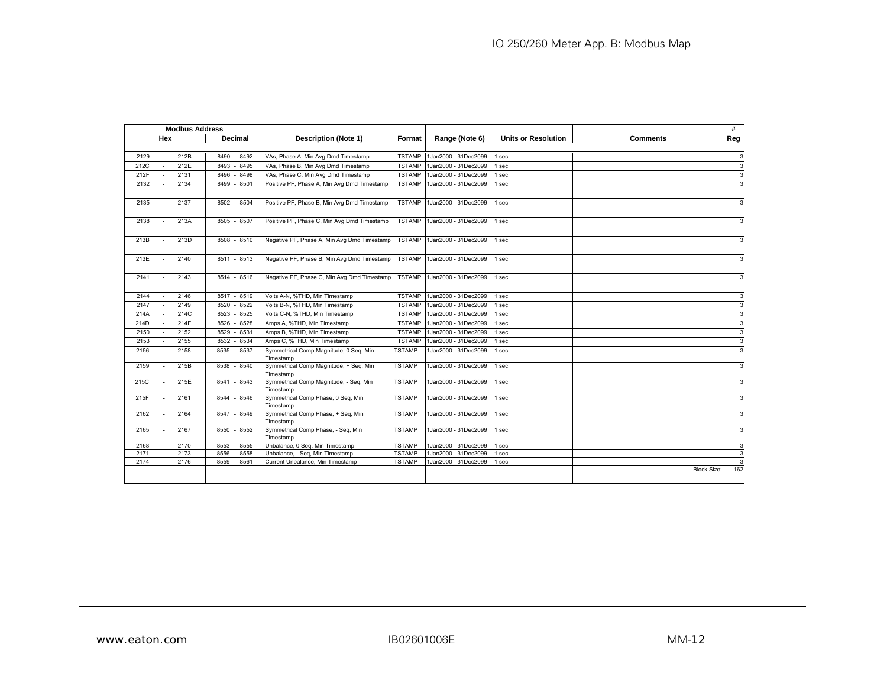| Modbus Address | | Description (Note 1) | Format | Range (Note 6) | Units or Resolution | Comments | # |
|---|---|---|---|---|---|---|---|
| Hex | Decimal | | | | | | Reg |
| 2129 - 212B | 8490 - 8492 | VAs, Phase A, Min Avg Dmd Timestamp | TSTAMP | 1Jan2000 - 31Dec2099 | 1 sec | | 3 |
| 212C - 212E | 8493 - 8495 | VAs, Phase B, Min Avg Dmd Timestamp | TSTAMP | 1Jan2000 - 31Dec2099 | 1 sec | | 3 |
| 212F - 2131 | 8496 - 8498 | VAs, Phase C, Min Avg Dmd Timestamp | TSTAMP | 1Jan2000 - 31Dec2099 | 1 sec | | 3 |
| 2132 - 2134 | 8499 - 8501 | Positive PF, Phase A, Min Avg Dmd Timestamp | TSTAMP | 1Jan2000 - 31Dec2099 | 1 sec | | 3 |
| 2135 - 2137 | 8502 - 8504 | Positive PF, Phase B, Min Avg Dmd Timestamp | TSTAMP | 1Jan2000 - 31Dec2099 | 1 sec | | 3 |
| 2138 - 213A | 8505 - 8507 | Positive PF, Phase C, Min Avg Dmd Timestamp | TSTAMP | 1Jan2000 - 31Dec2099 | 1 sec | | 3 |
| 213B - 213D | 8508 - 8510 | Negative PF, Phase A, Min Avg Dmd Timestamp | TSTAMP | 1Jan2000 - 31Dec2099 | 1 sec | | 3 |
| 213E - 2140 | 8511 - 8513 | Negative PF, Phase B, Min Avg Dmd Timestamp | TSTAMP | 1Jan2000 - 31Dec2099 | 1 sec | | 3 |
| 2141 - 2143 | 8514 - 8516 | Negative PF, Phase C, Min Avg Dmd Timestamp | TSTAMP | 1Jan2000 - 31Dec2099 | 1 sec | | 3 |
| 2144 - 2146 | 8517 - 8519 | Volts A-N, %THD, Min Timestamp | TSTAMP | 1Jan2000 - 31Dec2099 | 1 sec | | 3 |
| 2147 - 2149 | 8520 - 8522 | Volts B-N, %THD, Min Timestamp | TSTAMP | 1Jan2000 - 31Dec2099 | 1 sec | | 3 |
| 214A - 214C | 8523 - 8525 | Volts C-N, %THD, Min Timestamp | TSTAMP | 1Jan2000 - 31Dec2099 | 1 sec | | 3 |
| 214D - 214F | 8526 - 8528 | Amps A, %THD, Min Timestamp | TSTAMP | 1Jan2000 - 31Dec2099 | 1 sec | | 3 |
| 2150 - 2152 | 8529 - 8531 | Amps B, %THD, Min Timestamp | TSTAMP | 1Jan2000 - 31Dec2099 | 1 sec | | 3 |
| 2153 - 2155 | 8532 - 8534 | Amps C, %THD, Min Timestamp | TSTAMP | 1Jan2000 - 31Dec2099 | 1 sec | | 3 |
| 2156 - 2158 | 8535 - 8537 | Symmetrical Comp Magnitude, 0 Seq, Min Timestamp | TSTAMP | 1Jan2000 - 31Dec2099 | 1 sec | | 3 |
| 2159 - 215B | 8538 - 8540 | Symmetrical Comp Magnitude, + Seq, Min Timestamp | TSTAMP | 1Jan2000 - 31Dec2099 | 1 sec | | 3 |
| 215C - 215E | 8541 - 8543 | Symmetrical Comp Magnitude, - Seq, Min Timestamp | TSTAMP | 1Jan2000 - 31Dec2099 | 1 sec | | 3 |
| 215F - 2161 | 8544 - 8546 | Symmetrical Comp Phase, 0 Seq, Min Timestamp | TSTAMP | 1Jan2000 - 31Dec2099 | 1 sec | | 3 |
| 2162 - 2164 | 8547 - 8549 | Symmetrical Comp Phase, + Seq, Min Timestamp | TSTAMP | 1Jan2000 - 31Dec2099 | 1 sec | | 3 |
| 2165 - 2167 | 8550 - 8552 | Symmetrical Comp Phase, - Seq, Min Timestamp | TSTAMP | 1Jan2000 - 31Dec2099 | 1 sec | | 3 |
| 2168 - 2170 | 8553 - 8555 | Unbalance, 0 Seq, Min Timestamp | TSTAMP | 1Jan2000 - 31Dec2099 | 1 sec | | 3 |
| 2171 - 2173 | 8556 - 8558 | Unbalance, - Seq, Min Timestamp | TSTAMP | 1Jan2000 - 31Dec2099 | 1 sec | | 3 |
| 2174 - 2176 | 8559 - 8561 | Current Unbalance, Min Timestamp | TSTAMP | 1Jan2000 - 31Dec2099 | 1 sec | | 3 |
| | | | | | | Block Size: | 162 |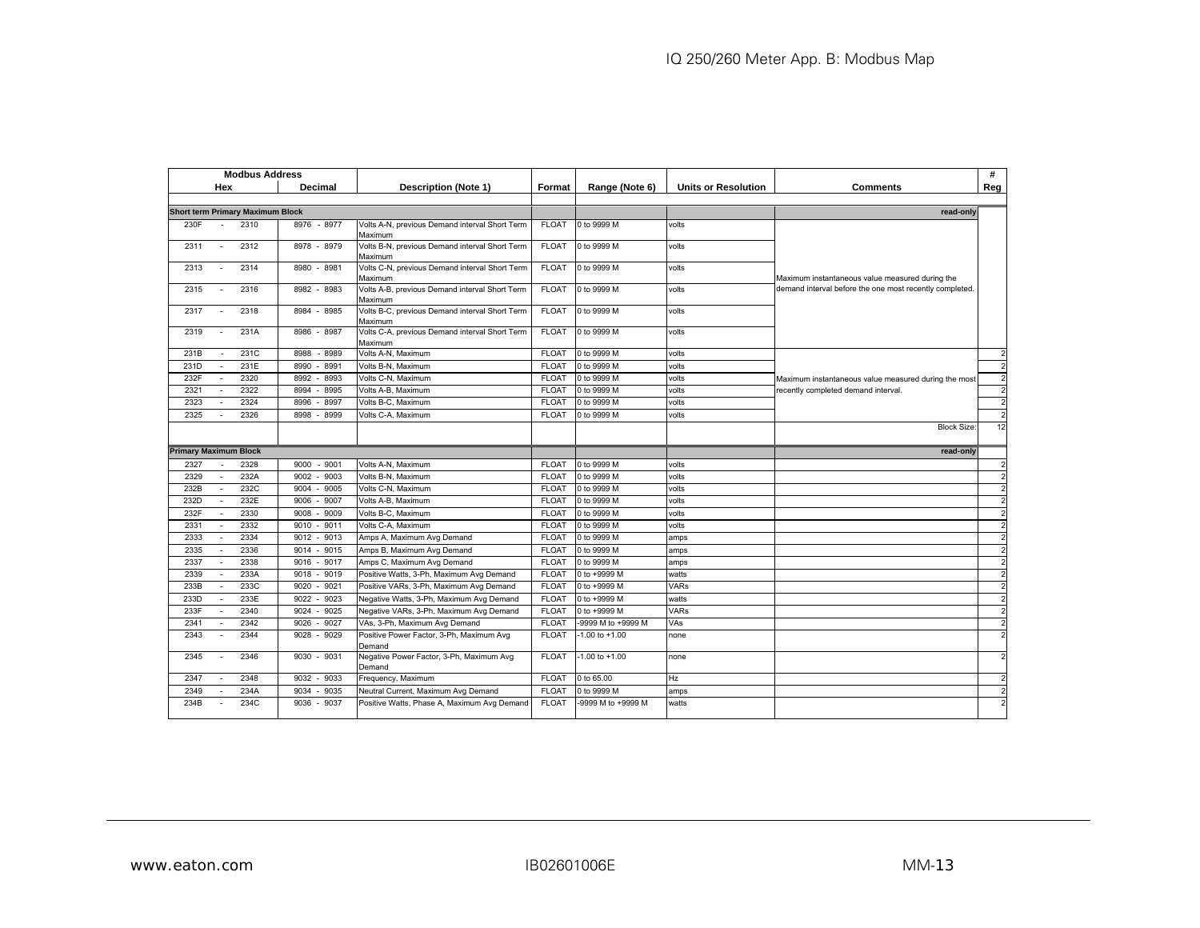| Modbus Address | | Description (Note 1) | Format | Range (Note 6) | Units or Resolution | Comments | # Reg |
|---|---|---|---|---|---|---|---|
| Hex | Decimal | | | | | | |
| **Short term Primary Maximum Block** | | | | | | read-only | |
| 230F - 2310 | 8976 - 8977 | Volts A-N, previous Demand interval Short Term Maximum | FLOAT | 0 to 9999 M | volts | Maximum instantaneous value measured during the demand interval before the one most recently completed. | |
| 2311 - 2312 | 8978 - 8979 | Volts B-N, previous Demand interval Short Term Maximum | FLOAT | 0 to 9999 M | volts | | |
| 2313 - 2314 | 8980 - 8981 | Volts C-N, previous Demand interval Short Term Maximum | FLOAT | 0 to 9999 M | volts | | |
| 2315 - 2316 | 8982 - 8983 | Volts A-B, previous Demand interval Short Term Maximum | FLOAT | 0 to 9999 M | volts | | |
| 2317 - 2318 | 8984 - 8985 | Volts B-C, previous Demand interval Short Term Maximum | FLOAT | 0 to 9999 M | volts | | |
| 2319 - 231A | 8986 - 8987 | Volts C-A, previous Demand interval Short Term Maximum | FLOAT | 0 to 9999 M | volts | | |
| 231B - 231C | 8988 - 8989 | Volts A-N, Maximum | FLOAT | 0 to 9999 M | volts | Maximum instantaneous value measured during the most recently completed demand interval. | 2 |
| 231D - 231E | 8990 - 8991 | Volts B-N, Maximum | FLOAT | 0 to 9999 M | volts | | 2 |
| 232F - 2320 | 8992 - 8993 | Volts C-N, Maximum | FLOAT | 0 to 9999 M | volts | | 2 |
| 2321 - 2322 | 8994 - 8995 | Volts A-B, Maximum | FLOAT | 0 to 9999 M | volts | | 2 |
| 2323 - 2324 | 8996 - 8997 | Volts B-C, Maximum | FLOAT | 0 to 9999 M | volts | | 2 |
| 2325 - 2326 | 8998 - 8999 | Volts C-A, Maximum | FLOAT | 0 to 9999 M | volts | | 2 |
| | | | | | | Block Size: | 12 |
| **Primary Maximum Block** | | | | | | read-only | |
| 2327 - 2328 | 9000 - 9001 | Volts A-N, Maximum | FLOAT | 0 to 9999 M | volts | | 2 |
| 2329 - 232A | 9002 - 9003 | Volts B-N, Maximum | FLOAT | 0 to 9999 M | volts | | 2 |
| 232B - 232C | 9004 - 9005 | Volts C-N, Maximum | FLOAT | 0 to 9999 M | volts | | 2 |
| 232D - 232E | 9006 - 9007 | Volts A-B, Maximum | FLOAT | 0 to 9999 M | volts | | 2 |
| 232F - 2330 | 9008 - 9009 | Volts B-C, Maximum | FLOAT | 0 to 9999 M | volts | | 2 |
| 2331 - 2332 | 9010 - 9011 | Volts C-A, Maximum | FLOAT | 0 to 9999 M | volts | | 2 |
| 2333 - 2334 | 9012 - 9013 | Amps A, Maximum Avg Demand | FLOAT | 0 to 9999 M | amps | | 2 |
| 2335 - 2336 | 9014 - 9015 | Amps B, Maximum Avg Demand | FLOAT | 0 to 9999 M | amps | | 2 |
| 2337 - 2338 | 9016 - 9017 | Amps C, Maximum Avg Demand | FLOAT | 0 to 9999 M | amps | | 2 |
| 2339 - 233A | 9018 - 9019 | Positive Watts, 3-Ph, Maximum Avg Demand | FLOAT | 0 to +9999 M | watts | | 2 |
| 233B - 233C | 9020 - 9021 | Positive VARs, 3-Ph, Maximum Avg Demand | FLOAT | 0 to +9999 M | VARs | | 2 |
| 233D - 233E | 9022 - 9023 | Negative Watts, 3-Ph, Maximum Avg Demand | FLOAT | 0 to +9999 M | watts | | 2 |
| 233F - 2340 | 9024 - 9025 | Negative VARs, 3-Ph, Maximum Avg Demand | FLOAT | 0 to +9999 M | VARs | | 2 |
| 2341 - 2342 | 9026 - 9027 | VAs, 3-Ph, Maximum Avg Demand | FLOAT | -9999 M to +9999 M | VAs | | 2 |
| 2343 - 2344 | 9028 - 9029 | Positive Power Factor, 3-Ph, Maximum Avg Demand | FLOAT | -1.00 to +1.00 | none | | 2 |
| 2345 - 2346 | 9030 - 9031 | Negative Power Factor, 3-Ph, Maximum Avg Demand | FLOAT | -1.00 to +1.00 | none | | 2 |
| 2347 - 2348 | 9032 - 9033 | Frequency, Maximum | FLOAT | 0 to 65.00 | Hz | | 2 |
| 2349 - 234A | 9034 - 9035 | Neutral Current, Maximum Avg Demand | FLOAT | 0 to 9999 M | amps | | 2 |
| 234B - 234C | 9036 - 9037 | Positive Watts, Phase A, Maximum Avg Demand | FLOAT | -9999 M to +9999 M | watts | | 2 |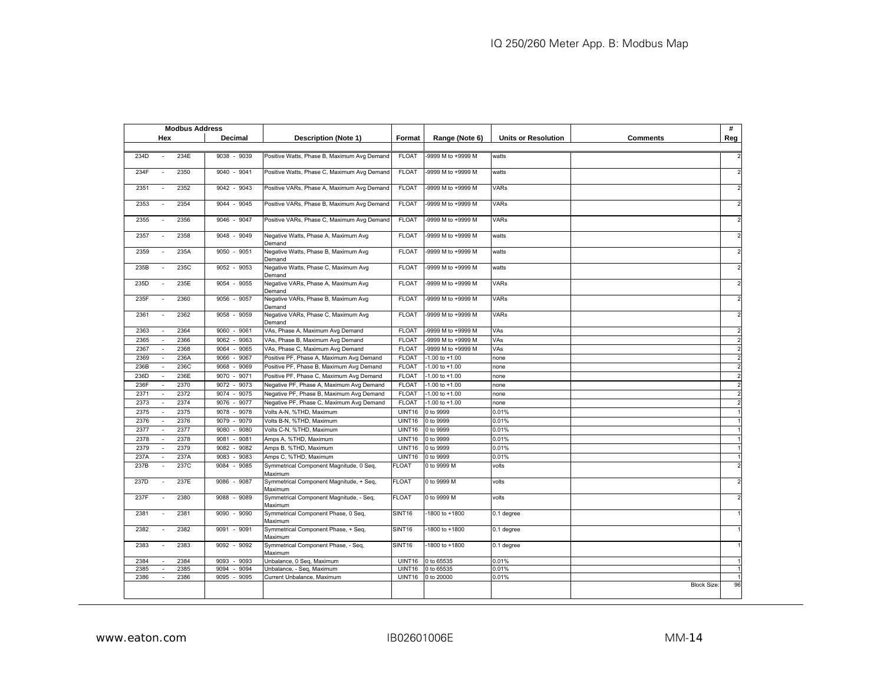| Modbus Address | | Description (Note 1) | Format | Range (Note 6) | Units or Resolution | Comments | # |
|---|---|---|---|---|---|---|---|
| Hex | Decimal | | | | | | Reg |
| 234D - 234E | 9038 - 9039 | Positive Watts, Phase B, Maximum Avg Demand | FLOAT | -9999 M to +9999 M | watts | | 2 |
| 234F - 2350 | 9040 - 9041 | Positive Watts, Phase C, Maximum Avg Demand | FLOAT | -9999 M to +9999 M | watts | | 2 |
| 2351 - 2352 | 9042 - 9043 | Positive VARs, Phase A, Maximum Avg Demand | FLOAT | -9999 M to +9999 M | VARs | | 2 |
| 2353 - 2354 | 9044 - 9045 | Positive VARs, Phase B, Maximum Avg Demand | FLOAT | -9999 M to +9999 M | VARs | | 2 |
| 2355 - 2356 | 9046 - 9047 | Positive VARs, Phase C, Maximum Avg Demand | FLOAT | -9999 M to +9999 M | VARs | | 2 |
| 2357 - 2358 | 9048 - 9049 | Negative Watts, Phase A, Maximum Avg Demand | FLOAT | -9999 M to +9999 M | watts | | 2 |
| 2359 - 235A | 9050 - 9051 | Negative Watts, Phase B, Maximum Avg Demand | FLOAT | -9999 M to +9999 M | watts | | 2 |
| 235B - 235C | 9052 - 9053 | Negative Watts, Phase C, Maximum Avg Demand | FLOAT | -9999 M to +9999 M | watts | | 2 |
| 235D - 235E | 9054 - 9055 | Negative VARs, Phase A, Maximum Avg Demand | FLOAT | -9999 M to +9999 M | VARs | | 2 |
| 235F - 2360 | 9056 - 9057 | Negative VARs, Phase B, Maximum Avg Demand | FLOAT | -9999 M to +9999 M | VARs | | 2 |
| 2361 - 2362 | 9058 - 9059 | Negative VARs, Phase C, Maximum Avg Demand | FLOAT | -9999 M to +9999 M | VARs | | 2 |
| 2363 - 2364 | 9060 - 9061 | VAs, Phase A, Maximum Avg Demand | FLOAT | -9999 M to +9999 M | VAs | | 2 |
| 2365 - 2366 | 9062 - 9063 | VAs, Phase B, Maximum Avg Demand | FLOAT | -9999 M to +9999 M | VAs | | 2 |
| 2367 - 2368 | 9064 - 9065 | VAs, Phase C, Maximum Avg Demand | FLOAT | -9999 M to +9999 M | VAs | | 2 |
| 2369 - 236A | 9066 - 9067 | Positive PF, Phase A, Maximum Avg Demand | FLOAT | -1.00 to +1.00 | none | | 2 |
| 236B - 236C | 9068 - 9069 | Positive PF, Phase B, Maximum Avg Demand | FLOAT | -1.00 to +1.00 | none | | 2 |
| 236D - 236E | 9070 - 9071 | Positive PF, Phase C, Maximum Avg Demand | FLOAT | -1.00 to +1.00 | none | | 2 |
| 236F - 2370 | 9072 - 9073 | Negative PF, Phase A, Maximum Avg Demand | FLOAT | -1.00 to +1.00 | none | | 2 |
| 2371 - 2372 | 9074 - 9075 | Negative PF, Phase B, Maximum Avg Demand | FLOAT | -1.00 to +1.00 | none | | 2 |
| 2373 - 2374 | 9076 - 9077 | Negative PF, Phase C, Maximum Avg Demand | FLOAT | -1.00 to +1.00 | none | | 2 |
| 2375 - 2375 | 9078 - 9078 | Volts A-N, %THD, Maximum | UINT16 | 0 to 9999 | 0.01% | | 1 |
| 2376 - 2376 | 9079 - 9079 | Volts B-N, %THD, Maximum | UINT16 | 0 to 9999 | 0.01% | | 1 |
| 2377 - 2377 | 9080 - 9080 | Volts C-N, %THD, Maximum | UINT16 | 0 to 9999 | 0.01% | | 1 |
| 2378 - 2378 | 9081 - 9081 | Amps A, %THD, Maximum | UINT16 | 0 to 9999 | 0.01% | | 1 |
| 2379 - 2379 | 9082 - 9082 | Amps B, %THD, Maximum | UINT16 | 0 to 9999 | 0.01% | | 1 |
| 237A - 237A | 9083 - 9083 | Amps C, %THD, Maximum | UINT16 | 0 to 9999 | 0.01% | | 1 |
| 237B - 237C | 9084 - 9085 | Symmetrical Component Magnitude, 0 Seq, Maximum | FLOAT | 0 to 9999 M | volts | | 2 |
| 237D - 237E | 9086 - 9087 | Symmetrical Component Magnitude, + Seq, Maximum | FLOAT | 0 to 9999 M | volts | | 2 |
| 237F - 2380 | 9088 - 9089 | Symmetrical Component Magnitude, - Seq, Maximum | FLOAT | 0 to 9999 M | volts | | 2 |
| 2381 - 2381 | 9090 - 9090 | Symmetrical Component Phase, 0 Seq, Maximum | SINT16 | -1800 to +1800 | 0.1 degree | | 1 |
| 2382 - 2382 | 9091 - 9091 | Symmetrical Component Phase, + Seq, Maximum | SINT16 | -1800 to +1800 | 0.1 degree | | 1 |
| 2383 - 2383 | 9092 - 9092 | Symmetrical Component Phase, - Seq, Maximum | SINT16 | -1800 to +1800 | 0.1 degree | | 1 |
| 2384 - 2384 | 9093 - 9093 | Unbalance, 0 Seq, Maximum | UINT16 | 0 to 65535 | 0.01% | | 1 |
| 2385 - 2385 | 9094 - 9094 | Unbalance, - Seq, Maximum | UINT16 | 0 to 65535 | 0.01% | | 1 |
| 2386 - 2386 | 9095 - 9095 | Current Unbalance, Maximum | UINT16 | 0 to 20000 | 0.01% | | 1 |
| | | | | | | Block Size: | 96 |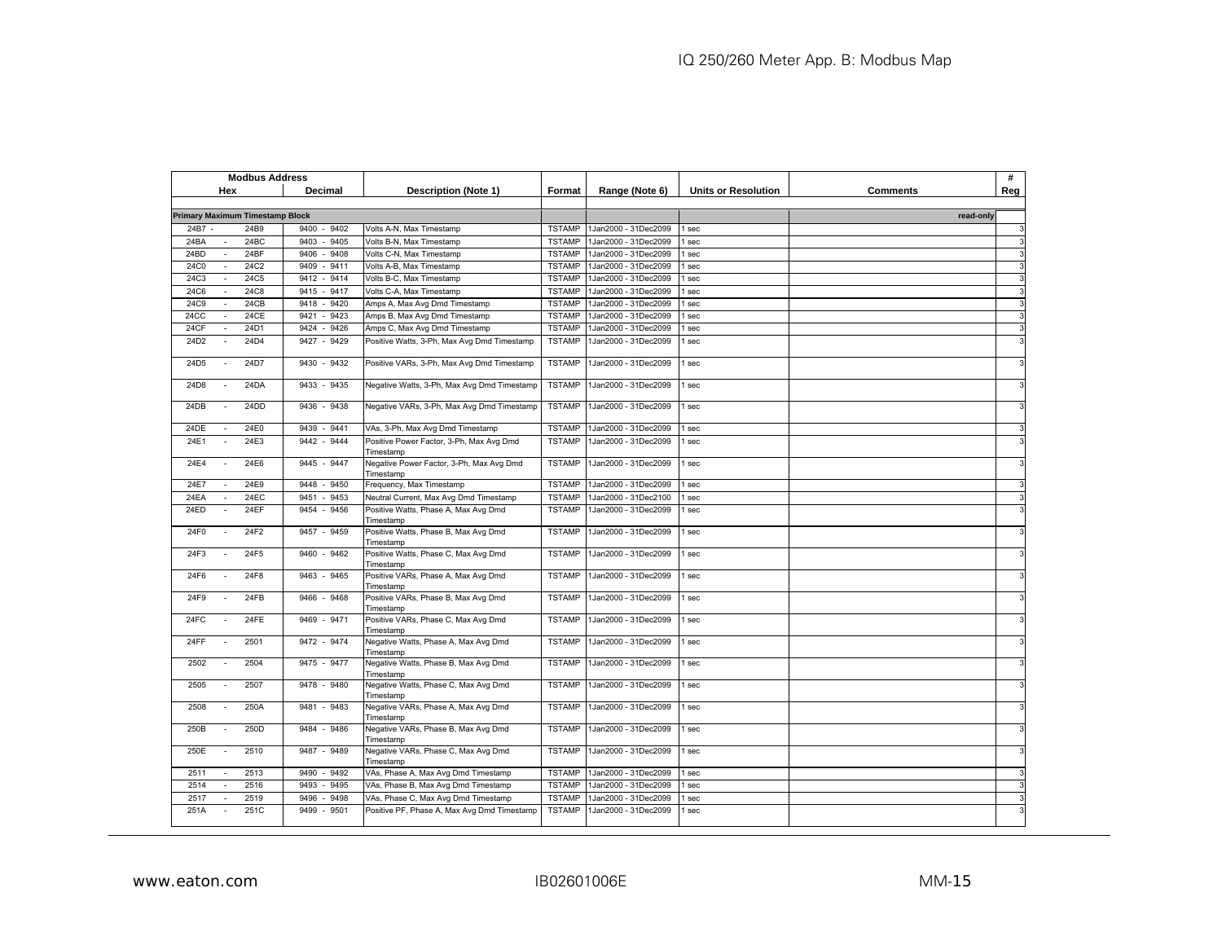| Modbus Address | | | | | | | | |
|---|---|---|---|---|---|---|---|---|
| Hex | Decimal | Description (Note 1) | Format | Range (Note 6) | Units or Resolution | Comments | # Reg |
| **Primary Maximum Timestamp Block** | | | | | | read-only | |
| 24B7 - 24B9 | 9400 - 9402 | Volts A-N, Max Timestamp | TSTAMP | 1Jan2000 - 31Dec2099 | 1 sec | | 3 |
| 24BA - 24BC | 9403 - 9405 | Volts B-N, Max Timestamp | TSTAMP | 1Jan2000 - 31Dec2099 | 1 sec | | 3 |
| 24BD - 24BF | 9406 - 9408 | Volts C-N, Max Timestamp | TSTAMP | 1Jan2000 - 31Dec2099 | 1 sec | | 3 |
| 24C0 - 24C2 | 9409 - 9411 | Volts A-B, Max Timestamp | TSTAMP | 1Jan2000 - 31Dec2099 | 1 sec | | 3 |
| 24C3 - 24C5 | 9412 - 9414 | Volts B-C, Max Timestamp | TSTAMP | 1Jan2000 - 31Dec2099 | 1 sec | | 3 |
| 24C6 - 24C8 | 9415 - 9417 | Volts C-A, Max Timestamp | TSTAMP | 1Jan2000 - 31Dec2099 | 1 sec | | 3 |
| 24C9 - 24CB | 9418 - 9420 | Amps A, Max Avg Dmd Timestamp | TSTAMP | 1Jan2000 - 31Dec2099 | 1 sec | | 3 |
| 24CC - 24CE | 9421 - 9423 | Amps B, Max Avg Dmd Timestamp | TSTAMP | 1Jan2000 - 31Dec2099 | 1 sec | | 3 |
| 24CF - 24D1 | 9424 - 9426 | Amps C, Max Avg Dmd Timestamp | TSTAMP | 1Jan2000 - 31Dec2099 | 1 sec | | 3 |
| 24D2 - 24D4 | 9427 - 9429 | Positive Watts, 3-Ph, Max Avg Dmd Timestamp | TSTAMP | 1Jan2000 - 31Dec2099 | 1 sec | | 3 |
| 24D5 - 24D7 | 9430 - 9432 | Positive VARs, 3-Ph, Max Avg Dmd Timestamp | TSTAMP | 1Jan2000 - 31Dec2099 | 1 sec | | 3 |
| 24D8 - 24DA | 9433 - 9435 | Negative Watts, 3-Ph, Max Avg Dmd Timestamp | TSTAMP | 1Jan2000 - 31Dec2099 | 1 sec | | 3 |
| 24DB - 24DD | 9436 - 9438 | Negative VARs, 3-Ph, Max Avg Dmd Timestamp | TSTAMP | 1Jan2000 - 31Dec2099 | 1 sec | | 3 |
| 24DE - 24E0 | 9439 - 9441 | VAs, 3-Ph, Max Avg Dmd Timestamp | TSTAMP | 1Jan2000 - 31Dec2099 | 1 sec | | 3 |
| 24E1 - 24E3 | 9442 - 9444 | Positive Power Factor, 3-Ph, Max Avg Dmd Timestamp | TSTAMP | 1Jan2000 - 31Dec2099 | 1 sec | | 3 |
| 24E4 - 24E6 | 9445 - 9447 | Negative Power Factor, 3-Ph, Max Avg Dmd Timestamp | TSTAMP | 1Jan2000 - 31Dec2099 | 1 sec | | 3 |
| 24E7 - 24E9 | 9448 - 9450 | Frequency, Max Timestamp | TSTAMP | 1Jan2000 - 31Dec2099 | 1 sec | | 3 |
| 24EA - 24EC | 9451 - 9453 | Neutral Current, Max Avg Dmd Timestamp | TSTAMP | 1Jan2000 - 31Dec2100 | 1 sec | | 3 |
| 24ED - 24EF | 9454 - 9456 | Positive Watts, Phase A, Max Avg Dmd Timestamp | TSTAMP | 1Jan2000 - 31Dec2099 | 1 sec | | 3 |
| 24F0 - 24F2 | 9457 - 9459 | Positive Watts, Phase B, Max Avg Dmd Timestamp | TSTAMP | 1Jan2000 - 31Dec2099 | 1 sec | | 3 |
| 24F3 - 24F5 | 9460 - 9462 | Positive Watts, Phase C, Max Avg Dmd Timestamp | TSTAMP | 1Jan2000 - 31Dec2099 | 1 sec | | 3 |
| 24F6 - 24F8 | 9463 - 9465 | Positive VARs, Phase A, Max Avg Dmd Timestamp | TSTAMP | 1Jan2000 - 31Dec2099 | 1 sec | | 3 |
| 24F9 - 24FB | 9466 - 9468 | Positive VARs, Phase B, Max Avg Dmd Timestamp | TSTAMP | 1Jan2000 - 31Dec2099 | 1 sec | | 3 |
| 24FC - 24FE | 9469 - 9471 | Positive VARs, Phase C, Max Avg Dmd Timestamp | TSTAMP | 1Jan2000 - 31Dec2099 | 1 sec | | 3 |
| 24FF - 2501 | 9472 - 9474 | Negative Watts, Phase A, Max Avg Dmd Timestamp | TSTAMP | 1Jan2000 - 31Dec2099 | 1 sec | | 3 |
| 2502 - 2504 | 9475 - 9477 | Negative Watts, Phase B, Max Avg Dmd Timestamp | TSTAMP | 1Jan2000 - 31Dec2099 | 1 sec | | 3 |
| 2505 - 2507 | 9478 - 9480 | Negative Watts, Phase C, Max Avg Dmd Timestamp | TSTAMP | 1Jan2000 - 31Dec2099 | 1 sec | | 3 |
| 2508 - 250A | 9481 - 9483 | Negative VARs, Phase A, Max Avg Dmd Timestamp | TSTAMP | 1Jan2000 - 31Dec2099 | 1 sec | | 3 |
| 250B - 250D | 9484 - 9486 | Negative VARs, Phase B, Max Avg Dmd Timestamp | TSTAMP | 1Jan2000 - 31Dec2099 | 1 sec | | 3 |
| 250E - 2510 | 9487 - 9489 | Negative VARs, Phase C, Max Avg Dmd Timestamp | TSTAMP | 1Jan2000 - 31Dec2099 | 1 sec | | 3 |
| 2511 - 2513 | 9490 - 9492 | VAs, Phase A, Max Avg Dmd Timestamp | TSTAMP | 1Jan2000 - 31Dec2099 | 1 sec | | 3 |
| 2514 - 2516 | 9493 - 9495 | VAs, Phase B, Max Avg Dmd Timestamp | TSTAMP | 1Jan2000 - 31Dec2099 | 1 sec | | 3 |
| 2517 - 2519 | 9496 - 9498 | VAs, Phase C, Max Avg Dmd Timestamp | TSTAMP | 1Jan2000 - 31Dec2099 | 1 sec | | 3 |
| 251A - 251C | 9499 - 9501 | Positive PF, Phase A, Max Avg Dmd Timestamp | TSTAMP | 1Jan2000 - 31Dec2099 | 1 sec | | 3 |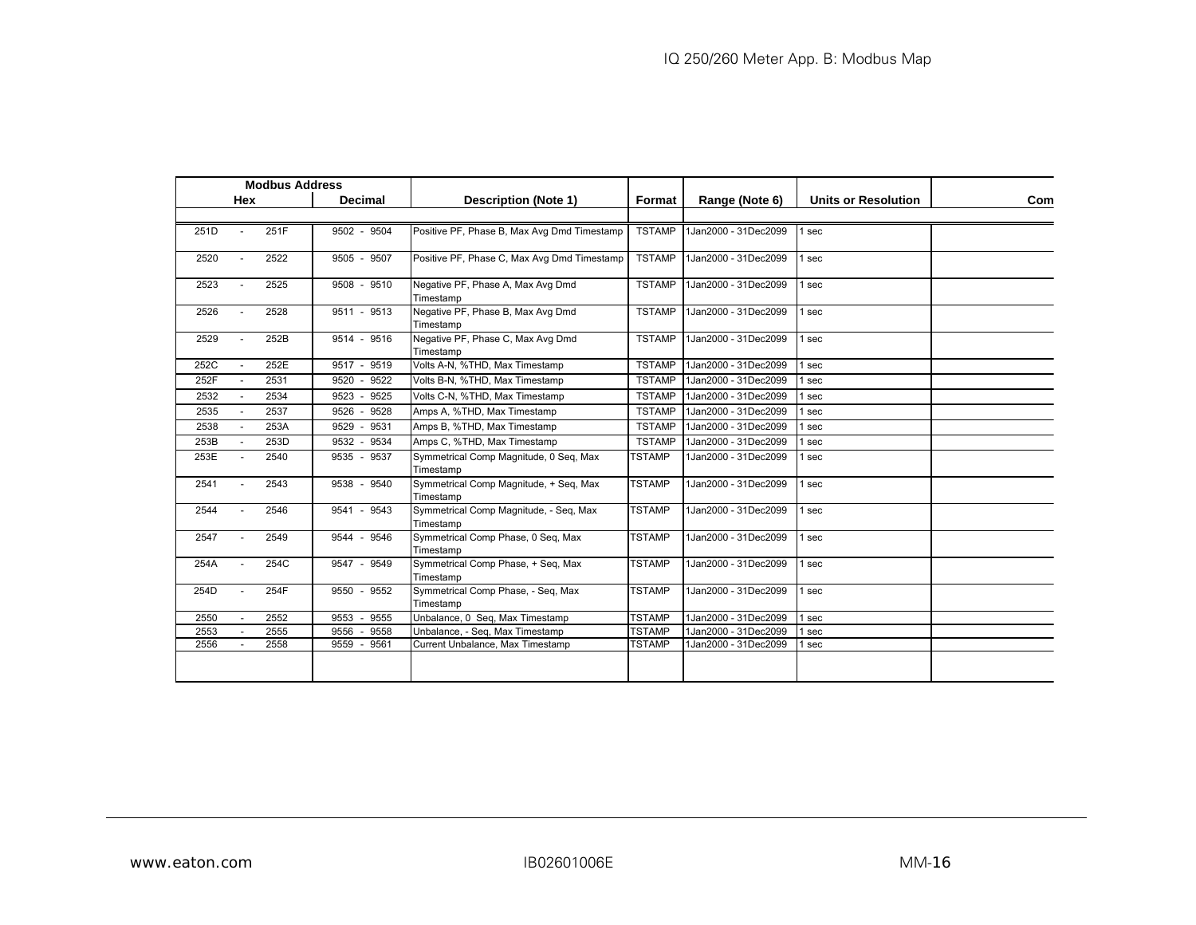| Modbus Address | | Description (Note 1) | Format | Range (Note 6) | Units or Resolution | Com |
|---|---|---|---|---|---|---|
| Hex | Decimal | | | | | |
| 251D - 251F | 9502 - 9504 | Positive PF, Phase B, Max Avg Dmd Timestamp | TSTAMP | 1Jan2000 - 31Dec2099 | 1 sec | |
| 2520 - 2522 | 9505 - 9507 | Positive PF, Phase C, Max Avg Dmd Timestamp | TSTAMP | 1Jan2000 - 31Dec2099 | 1 sec | |
| 2523 - 2525 | 9508 - 9510 | Negative PF, Phase A, Max Avg Dmd Timestamp | TSTAMP | 1Jan2000 - 31Dec2099 | 1 sec | |
| 2526 - 2528 | 9511 - 9513 | Negative PF, Phase B, Max Avg Dmd Timestamp | TSTAMP | 1Jan2000 - 31Dec2099 | 1 sec | |
| 2529 - 252B | 9514 - 9516 | Negative PF, Phase C, Max Avg Dmd Timestamp | TSTAMP | 1Jan2000 - 31Dec2099 | 1 sec | |
| 252C - 252E | 9517 - 9519 | Volts A-N, %THD, Max Timestamp | TSTAMP | 1Jan2000 - 31Dec2099 | 1 sec | |
| 252F - 2531 | 9520 - 9522 | Volts B-N, %THD, Max Timestamp | TSTAMP | 1Jan2000 - 31Dec2099 | 1 sec | |
| 2532 - 2534 | 9523 - 9525 | Volts C-N, %THD, Max Timestamp | TSTAMP | 1Jan2000 - 31Dec2099 | 1 sec | |
| 2535 - 2537 | 9526 - 9528 | Amps A, %THD, Max Timestamp | TSTAMP | 1Jan2000 - 31Dec2099 | 1 sec | |
| 2538 - 253A | 9529 - 9531 | Amps B, %THD, Max Timestamp | TSTAMP | 1Jan2000 - 31Dec2099 | 1 sec | |
| 253B - 253D | 9532 - 9534 | Amps C, %THD, Max Timestamp | TSTAMP | 1Jan2000 - 31Dec2099 | 1 sec | |
| 253E - 2540 | 9535 - 9537 | Symmetrical Comp Magnitude, 0 Seq, Max Timestamp | TSTAMP | 1Jan2000 - 31Dec2099 | 1 sec | |
| 2541 - 2543 | 9538 - 9540 | Symmetrical Comp Magnitude, + Seq, Max Timestamp | TSTAMP | 1Jan2000 - 31Dec2099 | 1 sec | |
| 2544 - 2546 | 9541 - 9543 | Symmetrical Comp Magnitude, - Seq, Max Timestamp | TSTAMP | 1Jan2000 - 31Dec2099 | 1 sec | |
| 2547 - 2549 | 9544 - 9546 | Symmetrical Comp Phase, 0 Seq, Max Timestamp | TSTAMP | 1Jan2000 - 31Dec2099 | 1 sec | |
| 254A - 254C | 9547 - 9549 | Symmetrical Comp Phase, + Seq, Max Timestamp | TSTAMP | 1Jan2000 - 31Dec2099 | 1 sec | |
| 254D - 254F | 9550 - 9552 | Symmetrical Comp Phase, - Seq, Max Timestamp | TSTAMP | 1Jan2000 - 31Dec2099 | 1 sec | |
| 2550 - 2552 | 9553 - 9555 | Unbalance, 0 Seq, Max Timestamp | TSTAMP | 1Jan2000 - 31Dec2099 | 1 sec | |
| 2553 - 2555 | 9556 - 9558 | Unbalance, - Seq, Max Timestamp | TSTAMP | 1Jan2000 - 31Dec2099 | 1 sec | |
| 2556 - 2558 | 9559 - 9561 | Current Unbalance, Max Timestamp | TSTAMP | 1Jan2000 - 31Dec2099 | 1 sec | |
| | | | | | | |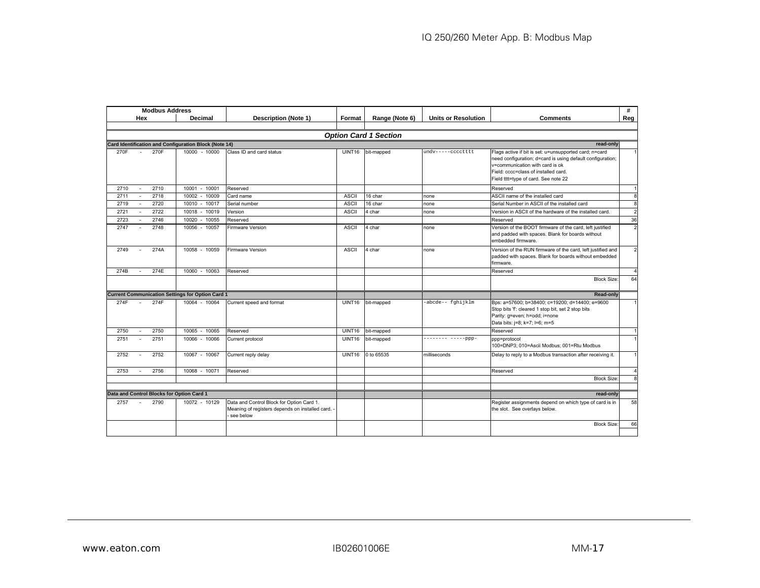| Modbus Address | | | | | | | | |
|---|---|---|---|---|---|---|---|---|
| Hex | Decimal | Description (Note 1) | Format | Range (Note 6) | Units or Resolution | Comments | # Reg |
| | | | | | | | |
| | | | ***Option Card 1 Section*** | | | | |
| **Card Identification and Configuration Block (Note 14)** | | | | | | **read-only** | |
| 270F - 270F | 10000 - 10000 | Class ID and card status | UINT16 | bit-mapped | undv-----cccctttt | Flags active if bit is set: u=unsupported card; n=card need configuration; d=card is using default configuration; v=communication with card is ok<br>Field: cccc=class of installed card.<br>Field tttt=type of card. See note 22 | 1 |
| 2710 - 2710 | 10001 - 10001 | Reserved | | | | Reserved | 1 |
| 2711 - 2718 | 10002 - 10009 | Card name | ASCII | 16 char | none | ASCII name of the installed card | 8 |
| 2719 - 2720 | 10010 - 10017 | Serial number | ASCII | 16 char | none | Serial Number in ASCII of the installed card | 8 |
| 2721 - 2722 | 10018 - 10019 | Version | ASCII | 4 char | none | Version in ASCII of the hardware of the installed card. | 2 |
| 2723 - 2746 | 10020 - 10055 | Reserved | | | | Reserved | 36 |
| 2747 - 2748 | 10056 - 10057 | Firmware Version | ASCII | 4 char | none | Version of the BOOT firmware of the card, left justified and padded with spaces. Blank for boards without embedded firmware. | 2 |
| 2749 - 274A | 10058 - 10059 | Firmware Version | ASCII | 4 char | none | Version of the RUN firmware of the card, left justified and padded with spaces. Blank for boards without embedded firmware. | 2 |
| 274B - 274E | 10060 - 10063 | Reserved | | | | Reserved | 4 |
| | | | | | | Block Size: | 64 |
| **Current Communication Settings for Option Card 1** | | | | | | **Read-only** | |
| 274F - 274F | 10064 - 10064 | Current speed and format | UINT16 | bit-mapped | -abcde-- fghijklm | Bps: a=57600; b=38400; c=19200; d=14400; e=9600<br>Stop bits 'f': cleared 1 stop bit, set 2 stop bits<br>Parity: g=even; h=odd; i=none<br>Data bits: j=8; k=7; l=6; m=5 | 1 |
| 2750 - 2750 | 10065 - 10065 | Reserved | UINT16 | bit-mapped | | Reserved | 1 |
| 2751 - 2751 | 10066 - 10066 | Current protocol | UINT16 | bit-mapped | -------- -----ppp- | ppp=protocol<br>100=DNP3; 010=Ascii Modbus; 001=Rtu Modbus | 1 |
| 2752 - 2752 | 10067 - 10067 | Current reply delay | UINT16 | 0 to 65535 | milliseconds | Delay to reply to a Modbus transaction after receiving it. | 1 |
| 2753 - 2756 | 10068 - 10071 | Reserved | | | | Reserved | 4 |
| | | | | | | Block Size: | 8 |
| **Data and Control Blocks for Option Card 1** | | | | | | **read-only** | |
| 2757 - 2790 | 10072 - 10129 | Data and Control Block for Option Card 1. Meaning of registers depends on installed card. -- see below | | | | Register assignments depend on which type of card is in the slot. See overlays below. | 58 |
| | | | | | | Block Size: | 66 |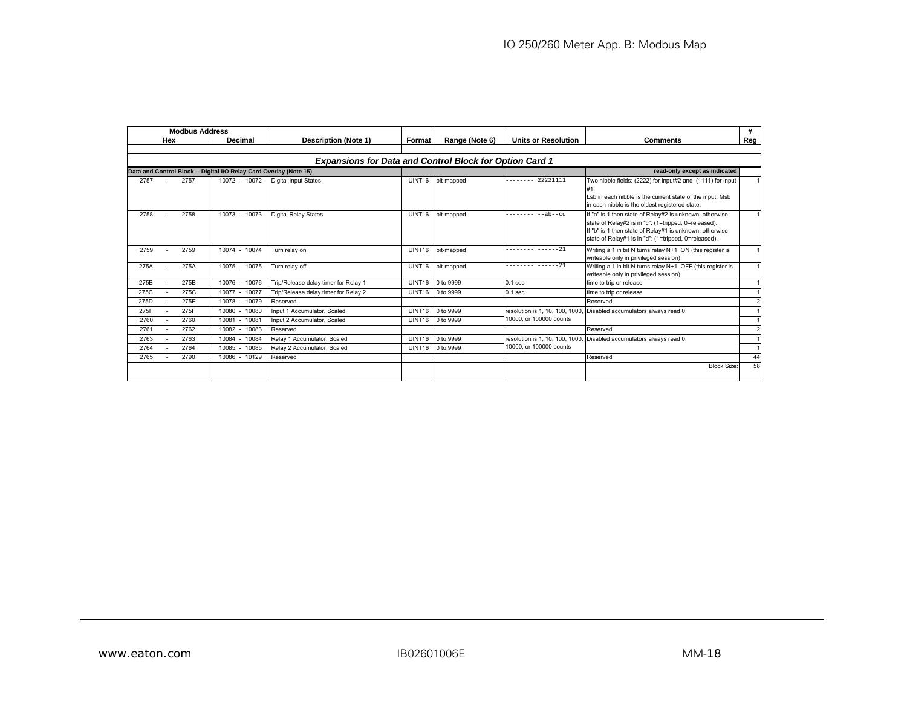| Modbus Address | | Description (Note 1) | Format | Range (Note 6) | Units or Resolution | Comments | # |
|---|---|---|---|---|---|---|---|
| Hex | Decimal | | | | | | Reg |
| | | | | | | | |
| ***Expansions for Data and Control Block for Option Card 1*** | | | | | | | |
| **Data and Control Block -- Digital I/O Relay Card Overlay (Note 15)** | | | | | | **read-only except as indicated** | |
| 2757 - 2757 | 10072 - 10072 | Digital Input States | UINT16 | bit-mapped | -------- 22221111 | Two nibble fields: (2222) for input#2 and (1111) for input #1. Lsb in each nibble is the current state of the input. Msb in each nibble is the oldest registered state. | 1 |
| 2758 - 2758 | 10073 - 10073 | Digital Relay States | UINT16 | bit-mapped | -------- --ab--cd | If "a" is 1 then state of Relay#2 is unknown, otherwise state of Relay#2 is in "c": (1=tripped, 0=released). If "b" is 1 then state of Relay#1 is unknown, otherwise state of Relay#1 is in "d": (1=tripped, 0=released). | 1 |
| 2759 - 2759 | 10074 - 10074 | Turn relay on | UINT16 | bit-mapped | -------- ------21 | Writing a 1 in bit N turns relay N+1 ON (this register is writeable only in privileged session) | 1 |
| 275A - 275A | 10075 - 10075 | Turn relay off | UINT16 | bit-mapped | -------- ------21 | Writing a 1 in bit N turns relay N+1 OFF (this register is writeable only in privileged session) | 1 |
| 275B - 275B | 10076 - 10076 | Trip/Release delay timer for Relay 1 | UINT16 | 0 to 9999 | 0.1 sec | time to trip or release | 1 |
| 275C - 275C | 10077 - 10077 | Trip/Release delay timer for Relay 2 | UINT16 | 0 to 9999 | 0.1 sec | time to trip or release | 1 |
| 275D - 275E | 10078 - 10079 | Reserved | | | | Reserved | 2 |
| 275F - 275F | 10080 - 10080 | Input 1 Accumulator, Scaled | UINT16 | 0 to 9999 | resolution is 1, 10, 100, 1000, 10000, or 100000 counts | Disabled accumulators always read 0. | 1 |
| 2760 - 2760 | 10081 - 10081 | Input 2 Accumulator, Scaled | UINT16 | 0 to 9999 | | | 1 |
| 2761 - 2762 | 10082 - 10083 | Reserved | | | | Reserved | 2 |
| 2763 - 2763 | 10084 - 10084 | Relay 1 Accumulator, Scaled | UINT16 | 0 to 9999 | resolution is 1, 10, 100, 1000, 10000, or 100000 counts | Disabled accumulators always read 0. | 1 |
| 2764 - 2764 | 10085 - 10085 | Relay 2 Accumulator, Scaled | UINT16 | 0 to 9999 | | | 1 |
| 2765 - 2790 | 10086 - 10129 | Reserved | | | | Reserved | 44 |
| | | | | | | Block Size: | 58 |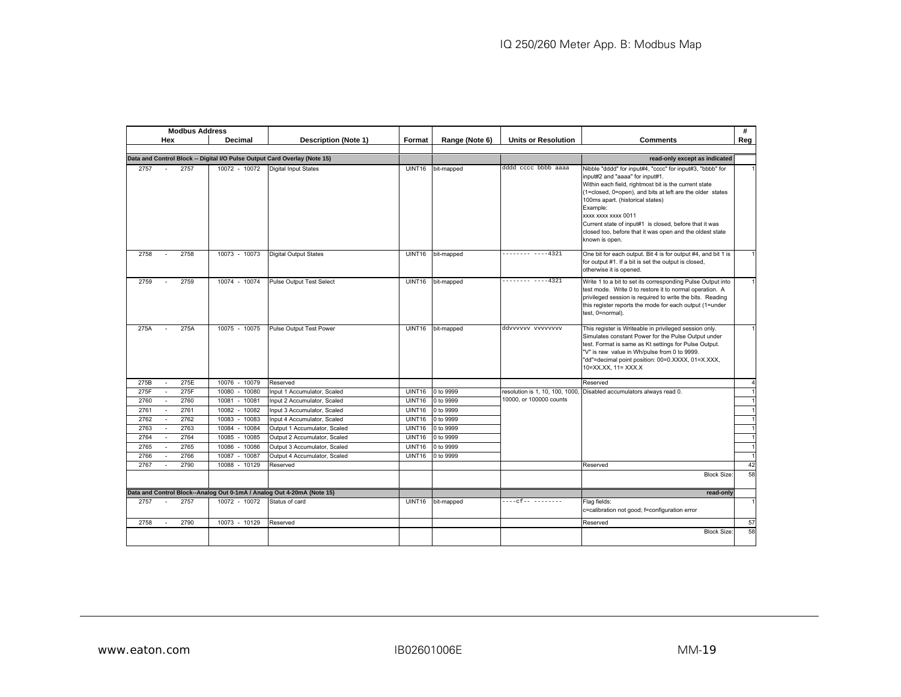| Modbus Address | | Description (Note 1) | Format | Range (Note 6) | Units or Resolution | Comments | # |
|---|---|---|---|---|---|---|---|
| Hex | Decimal | | | | | | Reg |
| **Data and Control Block -- Digital I/O Pulse Output Card Overlay (Note 15)** | | | | | | **read-only except as indicated** | |
| 2757 - 2757 | 10072 - 10072 | Digital Input States | UINT16 | bit-mapped | dddd cccc bbbb aaaa | Nibble "dddd" for input#4, "cccc" for input#3, "bbbb" for input#2 and "aaaa" for input#1. Within each field, rightmost bit is the current state (1=closed, 0=open), and bits at left are the older states 100ms apart. (historical states) Example: xxxx xxxx xxxx 0011 Current state of input#1 is closed, before that it was closed too, before that it was open and the oldest state known is open. | 1 |
| 2758 - 2758 | 10073 - 10073 | Digital Output States | UINT16 | bit-mapped | -------- ----4321 | One bit for each output. Bit 4 is for output #4, and bit 1 is for output #1. If a bit is set the output is closed, otherwise it is opened. | 1 |
| 2759 - 2759 | 10074 - 10074 | Pulse Output Test Select | UINT16 | bit-mapped | -------- ----4321 | Write 1 to a bit to set its corresponding Pulse Output into test mode. Write 0 to restore it to normal operation. A privileged session is required to write the bits. Reading this register reports the mode for each output (1=under test, 0=normal). | 1 |
| 275A - 275A | 10075 - 10075 | Pulse Output Test Power | UINT16 | bit-mapped | ddvvvvvv vvvvvvvv | This register is Writeable in privileged session only. Simulates constant Power for the Pulse Output under test. Format is same as Kt settings for Pulse Output. "V" is raw value in Wh/pulse from 0 to 9999. "dd"=decimal point position: 00=0.XXXX, 01=X.XXX, 10=XX.XX, 11= XXX.X | 1 |
| 275B - 275E | 10076 - 10079 | Reserved | | | | Reserved | 4 |
| 275F - 275F | 10080 - 10080 | Input 1 Accumulator, Scaled | UINT16 | 0 to 9999 | resolution is 1, 10, 100, 1000, 10000, or 100000 counts | Disabled accumulators always read 0. | 1 |
| 2760 - 2760 | 10081 - 10081 | Input 2 Accumulator, Scaled | UINT16 | 0 to 9999 | | | 1 |
| 2761 - 2761 | 10082 - 10082 | Input 3 Accumulator, Scaled | UINT16 | 0 to 9999 | | | 1 |
| 2762 - 2762 | 10083 - 10083 | Input 4 Accumulator, Scaled | UINT16 | 0 to 9999 | | | 1 |
| 2763 - 2763 | 10084 - 10084 | Output 1 Accumulator, Scaled | UINT16 | 0 to 9999 | | | 1 |
| 2764 - 2764 | 10085 - 10085 | Output 2 Accumulator, Scaled | UINT16 | 0 to 9999 | | | 1 |
| 2765 - 2765 | 10086 - 10086 | Output 3 Accumulator, Scaled | UINT16 | 0 to 9999 | | | 1 |
| 2766 - 2766 | 10087 - 10087 | Output 4 Accumulator, Scaled | UINT16 | 0 to 9999 | | | 1 |
| 2767 - 2790 | 10088 - 10129 | Reserved | | | | Reserved | 42 |
| | | | | | | Block Size: | 58 |
| **Data and Control Block--Analog Out 0-1mA / Analog Out 4-20mA (Note 15)** | | | | | | **read-only** | |
| 2757 - 2757 | 10072 - 10072 | Status of card | UINT16 | bit-mapped | ----cf-- -------- | Flag fields: c=calibration not good; f=configuration error | 1 |
| 2758 - 2790 | 10073 - 10129 | Reserved | | | | Reserved | 57 |
| | | | | | | Block Size: | 58 |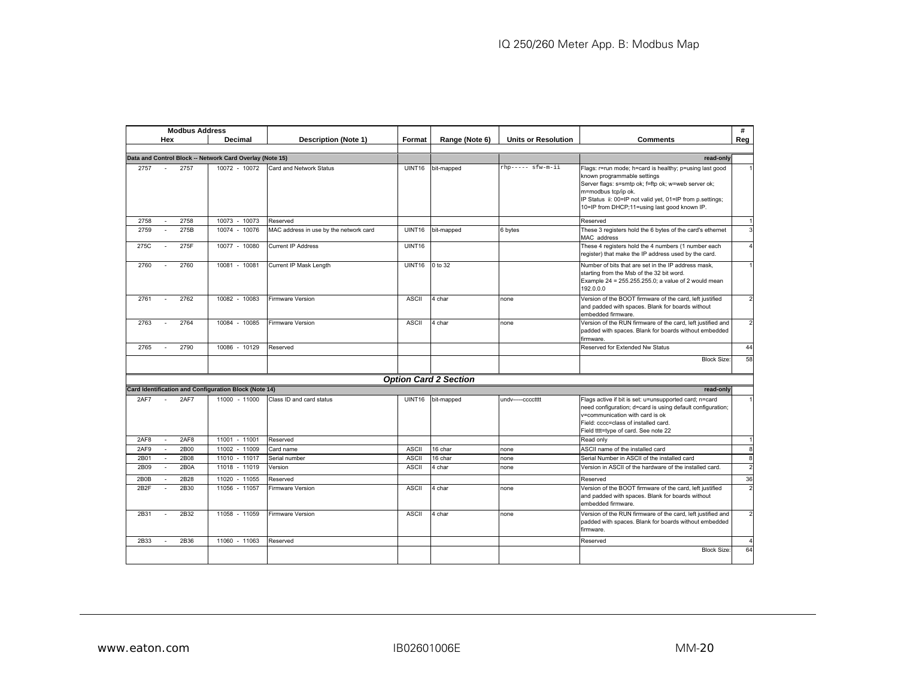| Modbus Address | | Description (Note 1) | Format | Range (Note 6) | Units or Resolution | Comments | # Reg |
|---|---|---|---|---|---|---|---|
| Hex | Decimal | | | | | | |
| **Data and Control Block -- Network Card Overlay (Note 15)** | | | | | | **read-only** | |
| 2757 - 2757 | 10072 - 10072 | Card and Network Status | UINT16 | bit-mapped | rhp----- sfw-m-ii | Flags: r=run mode; h=card is healthy; p=using last good known programmable settings<br>Server flags: s=smtp ok; f=ftp ok; w=web server ok; m=modbus tcp/ip ok.<br>IP Status ii: 00=IP not valid yet, 01=IP from p.settings; 10=IP from DHCP;11=using last good known IP. | 1 |
| 2758 - 2758 | 10073 - 10073 | Reserved | | | | Reserved | 1 |
| 2759 - 275B | 10074 - 10076 | MAC address in use by the network card | UINT16 | bit-mapped | 6 bytes | These 3 registers hold the 6 bytes of the card's ethernet MAC address | 3 |
| 275C - 275F | 10077 - 10080 | Current IP Address | UINT16 | | | These 4 registers hold the 4 numbers (1 number each register) that make the IP address used by the card. | 4 |
| 2760 - 2760 | 10081 - 10081 | Current IP Mask Length | UINT16 | 0 to 32 | | Number of bits that are set in the IP address mask, starting from the Msb of the 32 bit word.<br>Example 24 = 255.255.255.0; a value of 2 would mean 192.0.0.0 | 1 |
| 2761 - 2762 | 10082 - 10083 | Firmware Version | ASCII | 4 char | none | Version of the BOOT firmware of the card, left justified and padded with spaces. Blank for boards without embedded firmware. | 2 |
| 2763 - 2764 | 10084 - 10085 | Firmware Version | ASCII | 4 char | none | Version of the RUN firmware of the card, left justified and padded with spaces. Blank for boards without embedded firmware. | 2 |
| 2765 - 2790 | 10086 - 10129 | Reserved | | | | Reserved for Extended Nw Status | 44 |
| | | | | | | Block Size: | 58 |
| | | | ***Option Card 2 Section*** | | | | |
| **Card Identification and Configuration Block (Note 14)** | | | | | | **read-only** | |
| 2AF7 - 2AF7 | 11000 - 11000 | Class ID and card status | UINT16 | bit-mapped | undv-----cccctttt | Flags active if bit is set: u=unsupported card; n=card need configuration; d=card is using default configuration; v=communication with card is ok<br>Field: cccc=class of installed card.<br>Field tttt=type of card. See note 22 | 1 |
| 2AF8 - 2AF8 | 11001 - 11001 | Reserved | | | | Read only | 1 |
| 2AF9 - 2B00 | 11002 - 11009 | Card name | ASCII | 16 char | none | ASCII name of the installed card | 8 |
| 2B01 - 2B08 | 11010 - 11017 | Serial number | ASCII | 16 char | none | Serial Number in ASCII of the installed card | 8 |
| 2B09 - 2B0A | 11018 - 11019 | Version | ASCII | 4 char | none | Version in ASCII of the hardware of the installed card. | 2 |
| 2B0B - 2B28 | 11020 - 11055 | Reserved | | | | Reserved | 36 |
| 2B2F - 2B30 | 11056 - 11057 | Firmware Version | ASCII | 4 char | none | Version of the BOOT firmware of the card, left justified and padded with spaces. Blank for boards without embedded firmware. | 2 |
| 2B31 - 2B32 | 11058 - 11059 | Firmware Version | ASCII | 4 char | none | Version of the RUN firmware of the card, left justified and padded with spaces. Blank for boards without embedded firmware. | 2 |
| 2B33 - 2B36 | 11060 - 11063 | Reserved | | | | Reserved | 4 |
| | | | | | | Block Size: | 64 |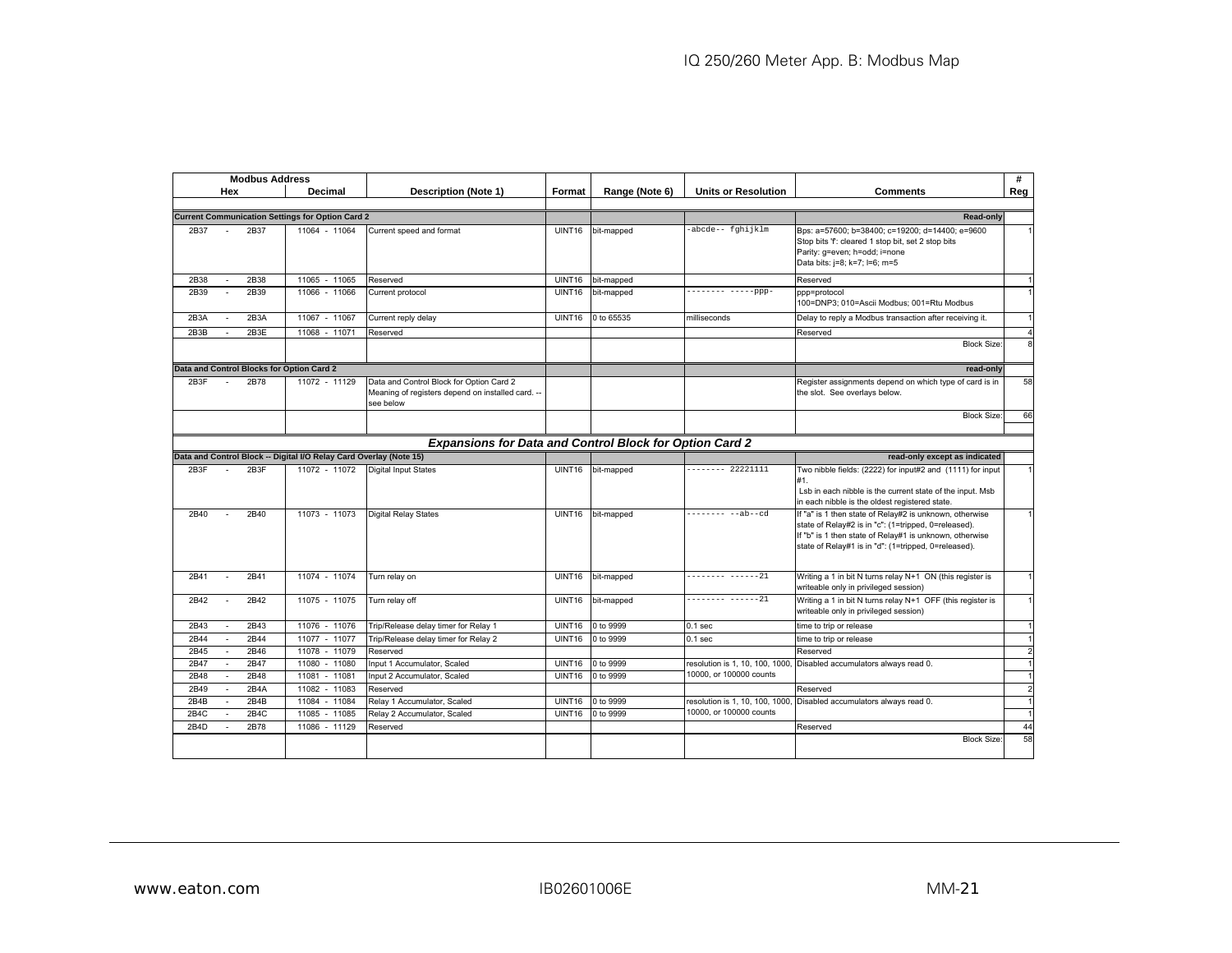| Modbus Address | | Description (Note 1) | Format | Range (Note 6) | Units or Resolution | Comments | # Reg |
|---|---|---|---|---|---|---|---|
| Hex | Decimal | | | | | | |
| **Current Communication Settings for Option Card 2** | | | | | | **Read-only** | |
| 2B37 - 2B37 | 11064 - 11064 | Current speed and format | UINT16 | bit-mapped | -abcde-- fghijklm | Bps: a=57600; b=38400; c=19200; d=14400; e=9600 Stop bits 'f': cleared 1 stop bit, set 2 stop bits Parity: g=even; h=odd; i=none Data bits: j=8; k=7; l=6; m=5 | 1 |
| 2B38 - 2B38 | 11065 - 11065 | Reserved | UINT16 | bit-mapped | | Reserved | 1 |
| 2B39 - 2B39 | 11066 - 11066 | Current protocol | UINT16 | bit-mapped | -------- -----ppp- | ppp=protocol 100=DNP3; 010=Ascii Modbus; 001=Rtu Modbus | 1 |
| 2B3A - 2B3A | 11067 - 11067 | Current reply delay | UINT16 | 0 to 65535 | milliseconds | Delay to reply a Modbus transaction after receiving it. | 1 |
| 2B3B - 2B3E | 11068 - 11071 | Reserved | | | | Reserved | 4 |
| | | | | | | Block Size: | 8 |
| **Data and Control Blocks for Option Card 2** | | | | | | **read-only** | |
| 2B3F - 2B78 | 11072 - 11129 | Data and Control Block for Option Card 2 Meaning of registers depend on installed card. -- see below | | | | Register assignments depend on which type of card is in the slot. See overlays below. | 58 |
| | | | | | | Block Size: | 66 |
| ***Expansions for Data and Control Block for Option Card 2*** | | | | | | | |
| **Data and Control Block -- Digital I/O Relay Card Overlay (Note 15)** | | | | | | **read-only except as indicated** | |
| 2B3F - 2B3F | 11072 - 11072 | Digital Input States | UINT16 | bit-mapped | -------- 22221111 | Two nibble fields: (2222) for input#2 and (1111) for input #1. Lsb in each nibble is the current state of the input. Msb in each nibble is the oldest registered state. | 1 |
| 2B40 - 2B40 | 11073 - 11073 | Digital Relay States | UINT16 | bit-mapped | -------- --ab--cd | If "a" is 1 then state of Relay#2 is unknown, otherwise state of Relay#2 is in "c": (1=tripped, 0=released). If "b" is 1 then state of Relay#1 is unknown, otherwise state of Relay#1 is in "d": (1=tripped, 0=released). | 1 |
| 2B41 - 2B41 | 11074 - 11074 | Turn relay on | UINT16 | bit-mapped | -------- ------21 | Writing a 1 in bit N turns relay N+1 ON (this register is writeable only in privileged session) | 1 |
| 2B42 - 2B42 | 11075 - 11075 | Turn relay off | UINT16 | bit-mapped | -------- ------21 | Writing a 1 in bit N turns relay N+1 OFF (this register is writeable only in privileged session) | 1 |
| 2B43 - 2B43 | 11076 - 11076 | Trip/Release delay timer for Relay 1 | UINT16 | 0 to 9999 | 0.1 sec | time to trip or release | 1 |
| 2B44 - 2B44 | 11077 - 11077 | Trip/Release delay timer for Relay 2 | UINT16 | 0 to 9999 | 0.1 sec | time to trip or release | 1 |
| 2B45 - 2B46 | 11078 - 11079 | Reserved | | | | Reserved | 2 |
| 2B47 - 2B47 | 11080 - 11080 | Input 1 Accumulator, Scaled | UINT16 | 0 to 9999 | resolution is 1, 10, 100, 1000, 10000, or 100000 counts | Disabled accumulators always read 0. | 1 |
| 2B48 - 2B48 | 11081 - 11081 | Input 2 Accumulator, Scaled | UINT16 | 0 to 9999 | | | 1 |
| 2B49 - 2B4A | 11082 - 11083 | Reserved | | | | Reserved | 2 |
| 2B4B - 2B4B | 11084 - 11084 | Relay 1 Accumulator, Scaled | UINT16 | 0 to 9999 | resolution is 1, 10, 100, 1000, 10000, or 100000 counts | Disabled accumulators always read 0. | 1 |
| 2B4C - 2B4C | 11085 - 11085 | Relay 2 Accumulator, Scaled | UINT16 | 0 to 9999 | | | 1 |
| 2B4D - 2B78 | 11086 - 11129 | Reserved | | | | Reserved | 44 |
| | | | | | | Block Size: | 58 |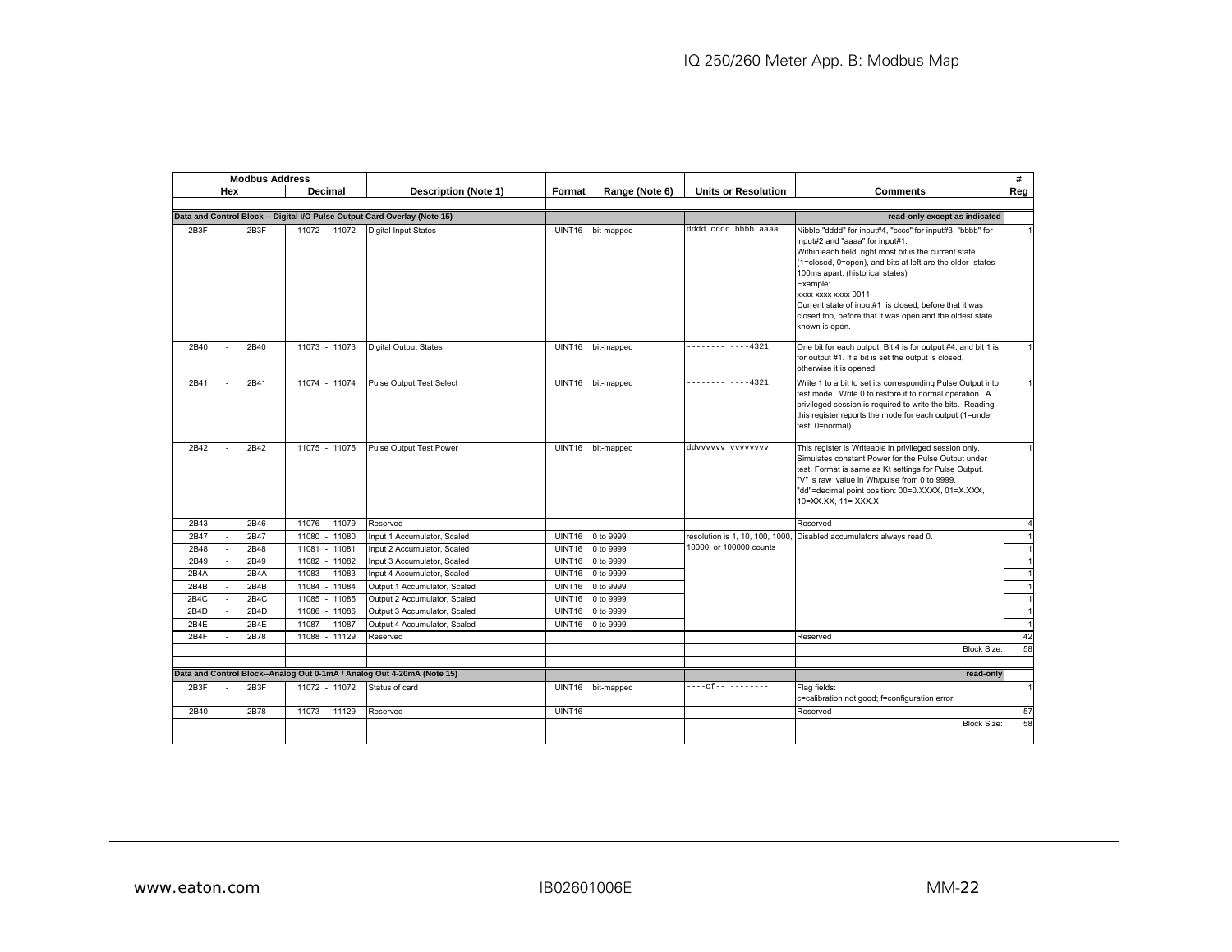| Modbus Address | | Description (Note 1) | Format | Range (Note 6) | Units or Resolution | Comments | # Reg |
|---|---|---|---|---|---|---|---|
| Hex | Decimal | | | | | | |
| **Data and Control Block -- Digital I/O Pulse Output Card Overlay (Note 15)** | | | | | | **read-only except as indicated** | |
| 2B3F - 2B3F | 11072 - 11072 | Digital Input States | UINT16 | bit-mapped | dddd cccc bbbb aaaa | Nibble "dddd" for input#4, "cccc" for input#3, "bbbb" for input#2 and "aaaa" for input#1. Within each field, right most bit is the current state (1=closed, 0=open), and bits at left are the older states 100ms apart. (historical states) Example: xxxx xxxx xxxx 0011 Current state of input#1 is closed, before that it was closed too, before that it was open and the oldest state known is open. | 1 |
| 2B40 - 2B40 | 11073 - 11073 | Digital Output States | UINT16 | bit-mapped | -------- ----4321 | One bit for each output. Bit 4 is for output #4, and bit 1 is for output #1. If a bit is set the output is closed, otherwise it is opened. | 1 |
| 2B41 - 2B41 | 11074 - 11074 | Pulse Output Test Select | UINT16 | bit-mapped | -------- ----4321 | Write 1 to a bit to set its corresponding Pulse Output into test mode. Write 0 to restore it to normal operation. A privileged session is required to write the bits. Reading this register reports the mode for each output (1=under test, 0=normal). | 1 |
| 2B42 - 2B42 | 11075 - 11075 | Pulse Output Test Power | UINT16 | bit-mapped | ddvvvvvv vvvvvvvv | This register is Writeable in privileged session only. Simulates constant Power for the Pulse Output under test. Format is same as Kt settings for Pulse Output. "V" is raw value in Wh/pulse from 0 to 9999. "dd"=decimal point position: 00=0.XXXX, 01=X.XXX, 10=XX.XX, 11= XXX.X | 1 |
| 2B43 - 2B46 | 11076 - 11079 | Reserved | | | | Reserved | 4 |
| 2B47 - 2B47 | 11080 - 11080 | Input 1 Accumulator, Scaled | UINT16 | 0 to 9999 | resolution is 1, 10, 100, 1000, 10000, or 100000 counts | Disabled accumulators always read 0. | 1 |
| 2B48 - 2B48 | 11081 - 11081 | Input 2 Accumulator, Scaled | UINT16 | 0 to 9999 | | | 1 |
| 2B49 - 2B49 | 11082 - 11082 | Input 3 Accumulator, Scaled | UINT16 | 0 to 9999 | | | 1 |
| 2B4A - 2B4A | 11083 - 11083 | Input 4 Accumulator, Scaled | UINT16 | 0 to 9999 | | | 1 |
| 2B4B - 2B4B | 11084 - 11084 | Output 1 Accumulator, Scaled | UINT16 | 0 to 9999 | | | 1 |
| 2B4C - 2B4C | 11085 - 11085 | Output 2 Accumulator, Scaled | UINT16 | 0 to 9999 | | | 1 |
| 2B4D - 2B4D | 11086 - 11086 | Output 3 Accumulator, Scaled | UINT16 | 0 to 9999 | | | 1 |
| 2B4E - 2B4E | 11087 - 11087 | Output 4 Accumulator, Scaled | UINT16 | 0 to 9999 | | | 1 |
| 2B4F - 2B78 | 11088 - 11129 | Reserved | | | | Reserved | 42 |
| | | | | | | Block Size: | 58 |
| **Data and Control Block--Analog Out 0-1mA / Analog Out 4-20mA (Note 15)** | | | | | | **read-only** | |
| 2B3F - 2B3F | 11072 - 11072 | Status of card | UINT16 | bit-mapped | ----cf-- -------- | Flag fields: c=calibration not good; f=configuration error | 1 |
| 2B40 - 2B78 | 11073 - 11129 | Reserved | UINT16 | | | Reserved | 57 |
| | | | | | | Block Size: | 58 |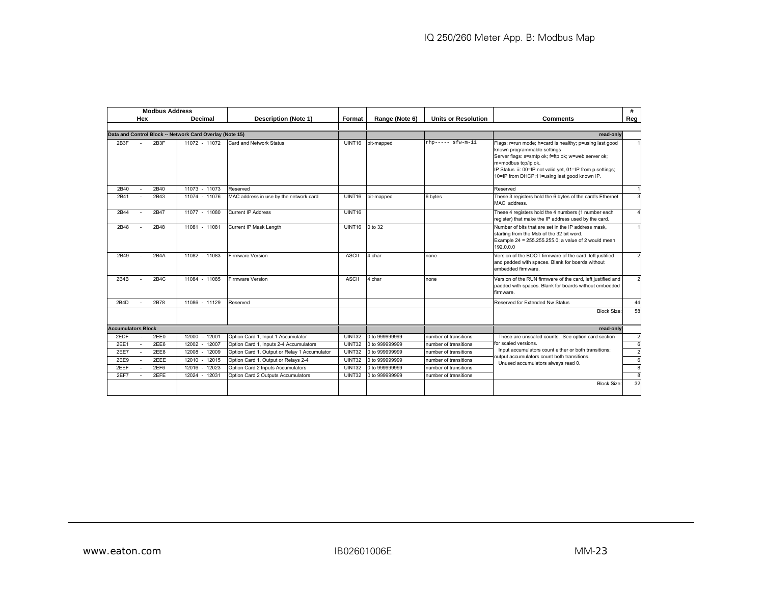| Modbus Address | | Description (Note 1) | Format | Range (Note 6) | Units or Resolution | Comments | # Reg |
|---|---|---|---|---|---|---|---|
| Hex | Decimal | | | | | | |
| **Data and Control Block -- Network Card Overlay (Note 15)** | | | | | | **read-only** | |
| 2B3F - 2B3F | 11072 - 11072 | Card and Network Status | UINT16 | bit-mapped | rhp----- sfw-m-ii | Flags: r=run mode; h=card is healthy; p=using last good known programmable settings<br>Server flags: s=smtp ok; f=ftp ok; w=web server ok; m=modbus tcp/ip ok.<br>IP Status ii: 00=IP not valid yet, 01=IP from p.settings; 10=IP from DHCP;11=using last good known IP. | 1 |
| 2B40 - 2B40 | 11073 - 11073 | Reserved | | | | Reserved | 1 |
| 2B41 - 2B43 | 11074 - 11076 | MAC address in use by the network card | UINT16 | bit-mapped | 6 bytes | These 3 registers hold the 6 bytes of the card's Ethernet MAC address. | 3 |
| 2B44 - 2B47 | 11077 - 11080 | Current IP Address | UINT16 | | | These 4 registers hold the 4 numbers (1 number each register) that make the IP address used by the card. | 4 |
| 2B48 - 2B48 | 11081 - 11081 | Current IP Mask Length | UINT16 | 0 to 32 | | Number of bits that are set in the IP address mask, starting from the Msb of the 32 bit word.<br>Example 24 = 255.255.255.0; a value of 2 would mean 192.0.0.0 | 1 |
| 2B49 - 2B4A | 11082 - 11083 | Firmware Version | ASCII | 4 char | none | Version of the BOOT firmware of the card, left justified and padded with spaces. Blank for boards without embedded firmware. | 2 |
| 2B4B - 2B4C | 11084 - 11085 | Firmware Version | ASCII | 4 char | none | Version of the RUN firmware of the card, left justified and padded with spaces. Blank for boards without embedded firmware. | 2 |
| 2B4D - 2B78 | 11086 - 11129 | Reserved | | | | Reserved for Extended Nw Status | 44 |
| | | | | | | Block Size: | 58 |
| **Accumulators Block** | | | | | | **read-only** | |
| 2EDF - 2EE0 | 12000 - 12001 | Option Card 1, Input 1 Accumulator | UINT32 | 0 to 999999999 | number of transitions | These are unscaled counts. See option card section for scaled versions.<br>Input accumulators count either or both transitions; output accumulators count both transitions.<br>Unused accumulators always read 0. | 2 |
| 2EE1 - 2EE6 | 12002 - 12007 | Option Card 1, Inputs 2-4 Accumulators | UINT32 | 0 to 999999999 | number of transitions | | 6 |
| 2EE7 - 2EE8 | 12008 - 12009 | Option Card 1, Output or Relay 1 Accumulator | UINT32 | 0 to 999999999 | number of transitions | | 2 |
| 2EE9 - 2EEE | 12010 - 12015 | Option Card 1, Output or Relays 2-4 | UINT32 | 0 to 999999999 | number of transitions | | 6 |
| 2EEF - 2EF6 | 12016 - 12023 | Option Card 2 Inputs Accumulators | UINT32 | 0 to 999999999 | number of transitions | | 8 |
| 2EF7 - 2EFE | 12024 - 12031 | Option Card 2 Outputs Accumulators | UINT32 | 0 to 999999999 | number of transitions | | 8 |
| | | | | | | Block Size: | 32 |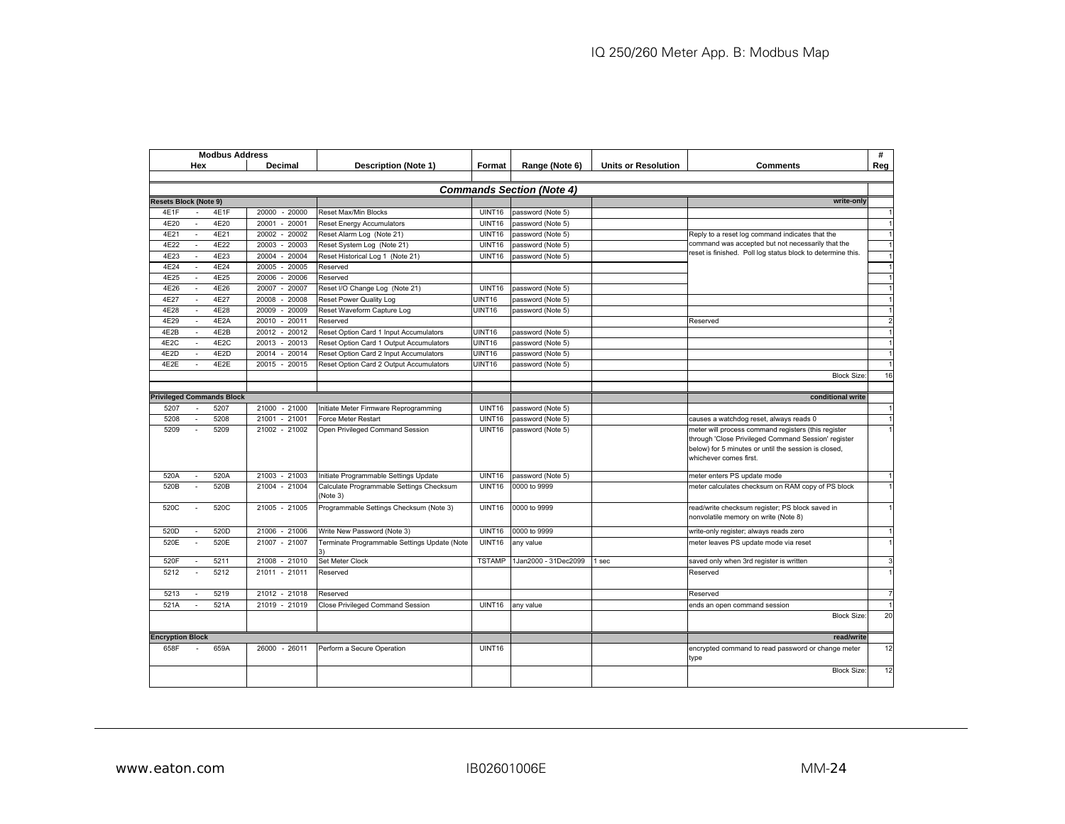| Modbus Address Hex | | | Modbus Address Decimal | Description (Note 1) | Format | Range (Note 6) | Units or Resolution | Comments | # Reg |
|---|---|---|---|---|---|---|---|---|---|
| | | | | | | | | | |
| ***Commands Section (Note 4)*** | | | | | | | | | |
| **Resets Block (Note 9)** | | | | | | | | **write-only** | |
| 4E1F | - | 4E1F | 20000 - 20000 | Reset Max/Min Blocks | UINT16 | password (Note 5) | | | 1 |
| 4E20 | - | 4E20 | 20001 - 20001 | Reset Energy Accumulators | UINT16 | password (Note 5) | | | 1 |
| 4E21 | - | 4E21 | 20002 - 20002 | Reset Alarm Log (Note 21) | UINT16 | password (Note 5) | | Reply to a reset log command indicates that the command was accepted but not necessarily that the reset is finished. Poll log status block to determine this. | 1 |
| 4E22 | - | 4E22 | 20003 - 20003 | Reset System Log (Note 21) | UINT16 | password (Note 5) | | | 1 |
| 4E23 | - | 4E23 | 20004 - 20004 | Reset Historical Log 1 (Note 21) | UINT16 | password (Note 5) | | | 1 |
| 4E24 | - | 4E24 | 20005 - 20005 | Reserved | | | | | 1 |
| 4E25 | - | 4E25 | 20006 - 20006 | Reserved | | | | | 1 |
| 4E26 | - | 4E26 | 20007 - 20007 | Reset I/O Change Log (Note 21) | UINT16 | password (Note 5) | | | 1 |
| 4E27 | - | 4E27 | 20008 - 20008 | Reset Power Quality Log | UINT16 | password (Note 5) | | | 1 |
| 4E28 | - | 4E28 | 20009 - 20009 | Reset Waveform Capture Log | UINT16 | password (Note 5) | | | 1 |
| 4E29 | - | 4E2A | 20010 - 20011 | Reserved | | | | Reserved | 2 |
| 4E2B | - | 4E2B | 20012 - 20012 | Reset Option Card 1 Input Accumulators | UINT16 | password (Note 5) | | | 1 |
| 4E2C | - | 4E2C | 20013 - 20013 | Reset Option Card 1 Output Accumulators | UINT16 | password (Note 5) | | | 1 |
| 4E2D | - | 4E2D | 20014 - 20014 | Reset Option Card 2 Input Accumulators | UINT16 | password (Note 5) | | | 1 |
| 4E2E | - | 4E2E | 20015 - 20015 | Reset Option Card 2 Output Accumulators | UINT16 | password (Note 5) | | | 1 |
| | | | | | | | | Block Size: | 16 |
| | | | | | | | | | |
| **Privileged Commands Block** | | | | | | | | **conditional write** | |
| 5207 | - | 5207 | 21000 - 21000 | Initiate Meter Firmware Reprogramming | UINT16 | password (Note 5) | | | 1 |
| 5208 | - | 5208 | 21001 - 21001 | Force Meter Restart | UINT16 | password (Note 5) | | causes a watchdog reset, always reads 0 | 1 |
| 5209 | - | 5209 | 21002 - 21002 | Open Privileged Command Session | UINT16 | password (Note 5) | | meter will process command registers (this register through 'Close Privileged Command Session' register below) for 5 minutes or until the session is closed, whichever comes first. | 1 |
| 520A | - | 520A | 21003 - 21003 | Initiate Programmable Settings Update | UINT16 | password (Note 5) | | meter enters PS update mode | 1 |
| 520B | - | 520B | 21004 - 21004 | Calculate Programmable Settings Checksum (Note 3) | UINT16 | 0000 to 9999 | | meter calculates checksum on RAM copy of PS block | 1 |
| 520C | - | 520C | 21005 - 21005 | Programmable Settings Checksum (Note 3) | UINT16 | 0000 to 9999 | | read/write checksum register; PS block saved in nonvolatile memory on write (Note 8) | 1 |
| 520D | - | 520D | 21006 - 21006 | Write New Password (Note 3) | UINT16 | 0000 to 9999 | | write-only register; always reads zero | 1 |
| 520E | - | 520E | 21007 - 21007 | Terminate Programmable Settings Update (Note 3) | UINT16 | any value | | meter leaves PS update mode via reset | 1 |
| 520F | - | 5211 | 21008 - 21010 | Set Meter Clock | TSTAMP | 1Jan2000 - 31Dec2099 | 1 sec | saved only when 3rd register is written | 3 |
| 5212 | - | 5212 | 21011 - 21011 | Reserved | | | | Reserved | 1 |
| 5213 | - | 5219 | 21012 - 21018 | Reserved | | | | Reserved | 7 |
| 521A | - | 521A | 21019 - 21019 | Close Privileged Command Session | UINT16 | any value | | ends an open command session | 1 |
| | | | | | | | | Block Size: | 20 |
| **Encryption Block** | | | | | | | | **read/write** | |
| 658F | - | 659A | 26000 - 26011 | Perform a Secure Operation | UINT16 | | | encrypted command to read password or change meter type | 12 |
| | | | | | | | | Block Size: | 12 |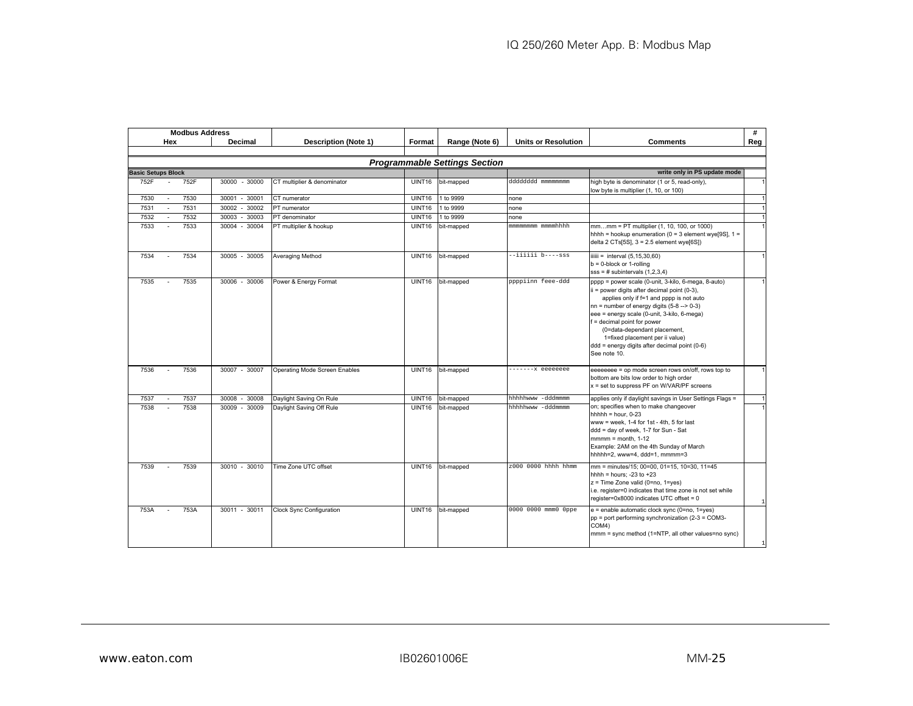| Modbus Address | | Description (Note 1) | Format | Range (Note 6) | Units or Resolution | Comments | # |
|---|---|---|---|---|---|---|---|
| Hex | Decimal | | | | | | Reg |
| | | | | | | | |
| | | **Programmable Settings Section** | | | | | |
| **Basic Setups Block** | | | | | | **write only in PS update mode** | |
| 752F - 752F | 30000 - 30000 | CT multiplier & denominator | UINT16 | bit-mapped | dddddddd mmmmmmmm | high byte is denominator (1 or 5, read-only), low byte is multiplier (1, 10, or 100) | 1 |
| 7530 - 7530 | 30001 - 30001 | CT numerator | UINT16 | 1 to 9999 | none | | 1 |
| 7531 - 7531 | 30002 - 30002 | PT numerator | UINT16 | 1 to 9999 | none | | 1 |
| 7532 - 7532 | 30003 - 30003 | PT denominator | UINT16 | 1 to 9999 | none | | 1 |
| 7533 - 7533 | 30004 - 30004 | PT multiplier & hookup | UINT16 | bit-mapped | mmmmmmmm mmmmhhhh | mm…mm = PT multiplier (1, 10, 100, or 1000)<br>hhhh = hookup enumeration (0 = 3 element wye[9S], 1 = delta 2 CTs[5S], 3 = 2.5 element wye[6S]) | 1 |
| 7534 - 7534 | 30005 - 30005 | Averaging Method | UINT16 | bit-mapped | --iiiiii b----sss | iiiiii = interval (5,15,30,60)<br>b = 0-block or 1-rolling<br>sss = # subintervals (1,2,3,4) | 1 |
| 7535 - 7535 | 30006 - 30006 | Power & Energy Format | UINT16 | bit-mapped | ppppiinn feee-ddd | pppp = power scale (0-unit, 3-kilo, 6-mega, 8-auto)<br>ii = power digits after decimal point (0-3), applies only if f=1 and pppp is not auto<br>nn = number of energy digits (5-8 --> 0-3)<br>eee = energy scale (0-unit, 3-kilo, 6-mega)<br>f = decimal point for power (0=data-dependant placement, 1=fixed placement per ii value)<br>ddd = energy digits after decimal point (0-6)<br>See note 10. | 1 |
| 7536 - 7536 | 30007 - 30007 | Operating Mode Screen Enables | UINT16 | bit-mapped | -------x eeeeeeee | eeeeeeee = op mode screen rows on/off, rows top to bottom are bits low order to high order<br>x = set to suppress PF on W/VAR/PF screens | 1 |
| 7537 - 7537 | 30008 - 30008 | Daylight Saving On Rule | UINT16 | bit-mapped | hhhhhwww -dddmmmm | applies only if daylight savings in User Settings Flags = on; specifies when to make changeover<br>hhhhh = hour, 0-23<br>www = week, 1-4 for 1st - 4th, 5 for last<br>ddd = day of week, 1-7 for Sun - Sat<br>mmmm = month, 1-12<br>Example: 2AM on the 4th Sunday of March<br>hhhhh=2, www=4, ddd=1, mmmm=3 | 1 |
| 7538 - 7538 | 30009 - 30009 | Daylight Saving Off Rule | UINT16 | bit-mapped | hhhhhwww -dddmmmm | | 1 |
| 7539 - 7539 | 30010 - 30010 | Time Zone UTC offset | UINT16 | bit-mapped | z000 0000 hhhh hhmm | mm = minutes/15; 00=00, 01=15, 10=30, 11=45<br>hhhh = hours; -23 to +23<br>z = Time Zone valid (0=no, 1=yes)<br>i.e. register=0 indicates that time zone is not set while register=0x8000 indicates UTC offset = 0 | 1 |
| 753A - 753A | 30011 - 30011 | Clock Sync Configuration | UINT16 | bit-mapped | 0000 0000 mmm0 0ppe | e = enable automatic clock sync (0=no, 1=yes)<br>pp = port performing synchronization (2-3 = COM3-COM4)<br>mmm = sync method (1=NTP, all other values=no sync) | 1 |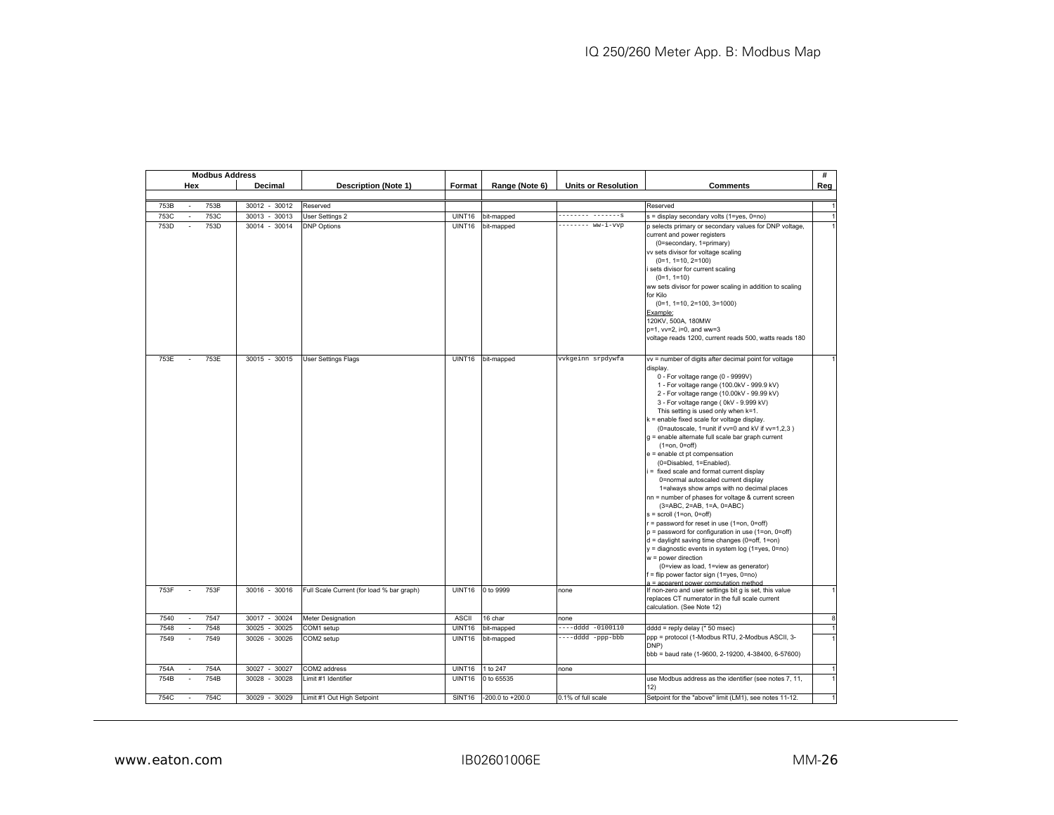| Modbus Address | | Description (Note 1) | Format | Range (Note 6) | Units or Resolution | Comments | # |
|---|---|---|---|---|---|---|---|
| Hex | Decimal | | | | | | Reg |
| 753B - 753B | 30012 - 30012 | Reserved | | | | Reserved | 1 |
| 753C - 753C | 30013 - 30013 | User Settings 2 | UINT16 | bit-mapped | -------- -------s | s = display secondary volts (1=yes, 0=no) | 1 |
| 753D - 753D | 30014 - 30014 | DNP Options | UINT16 | bit-mapped | -------- ww-i-vvp | p selects primary or secondary values for DNP voltage, current and power registers<br>(0=secondary, 1=primary)<br>vv sets divisor for voltage scaling<br>(0=1, 1=10, 2=100)<br>i sets divisor for current scaling<br>(0=1, 1=10)<br>ww sets divisor for power scaling in addition to scaling for Kilo<br>(0=1, 1=10, 2=100, 3=1000)<br>Example:<br>120KV, 500A, 180MW<br>p=1, vv=2, i=0, and ww=3<br>voltage reads 1200, current reads 500, watts reads 180 | 1 |
| 753E - 753E | 30015 - 30015 | User Settings Flags | UINT16 | bit-mapped | vvkgeinn srpdywfa | vv = number of digits after decimal point for voltage display.<br>0 - For voltage range (0 - 9999V)<br>1 - For voltage range (100.0kV - 999.9 kV)<br>2 - For voltage range (10.00kV - 99.99 kV)<br>3 - For voltage range ( 0kV - 9.999 kV)<br>This setting is used only when k=1.<br>k = enable fixed scale for voltage display.<br>(0=autoscale, 1=unit if vv=0 and kV if vv=1,2,3 )<br>g = enable alternate full scale bar graph current<br>(1=on, 0=off)<br>e = enable ct pt compensation<br>(0=Disabled, 1=Enabled).<br>i = fixed scale and format current display<br>0=normal autoscaled current display<br>1=always show amps with no decimal places<br>nn = number of phases for voltage & current screen<br>(3=ABC, 2=AB, 1=A, 0=ABC)<br>s = scroll (1=on, 0=off)<br>r = password for reset in use (1=on, 0=off)<br>p = password for configuration in use (1=on, 0=off)<br>d = daylight saving time changes (0=off, 1=on)<br>y = diagnostic events in system log (1=yes, 0=no)<br>w = power direction<br>(0=view as load, 1=view as generator)<br>f = flip power factor sign (1=yes, 0=no)<br>a = apparent power computation method | 1 |
| 753F - 753F | 30016 - 30016 | Full Scale Current (for load % bar graph) | UINT16 | 0 to 9999 | none | If non-zero and user settings bit g is set, this value replaces CT numerator in the full scale current calculation. (See Note 12) | 1 |
| 7540 - 7547 | 30017 - 30024 | Meter Designation | ASCII | 16 char | none | | 8 |
| 7548 - 7548 | 30025 - 30025 | COM1 setup | UINT16 | bit-mapped | ----dddd -0100110 | dddd = reply delay (* 50 msec) | 1 |
| 7549 - 7549 | 30026 - 30026 | COM2 setup | UINT16 | bit-mapped | ----dddd -ppp-bbb | ppp = protocol (1-Modbus RTU, 2-Modbus ASCII, 3-DNP)<br>bbb = baud rate (1-9600, 2-19200, 4-38400, 6-57600) | 1 |
| 754A - 754A | 30027 - 30027 | COM2 address | UINT16 | 1 to 247 | none | | 1 |
| 754B - 754B | 30028 - 30028 | Limit #1 Identifier | UINT16 | 0 to 65535 | | use Modbus address as the identifier (see notes 7, 11, 12) | 1 |
| 754C - 754C | 30029 - 30029 | Limit #1 Out High Setpoint | SINT16 | -200.0 to +200.0 | 0.1% of full scale | Setpoint for the "above" limit (LM1), see notes 11-12. | 1 |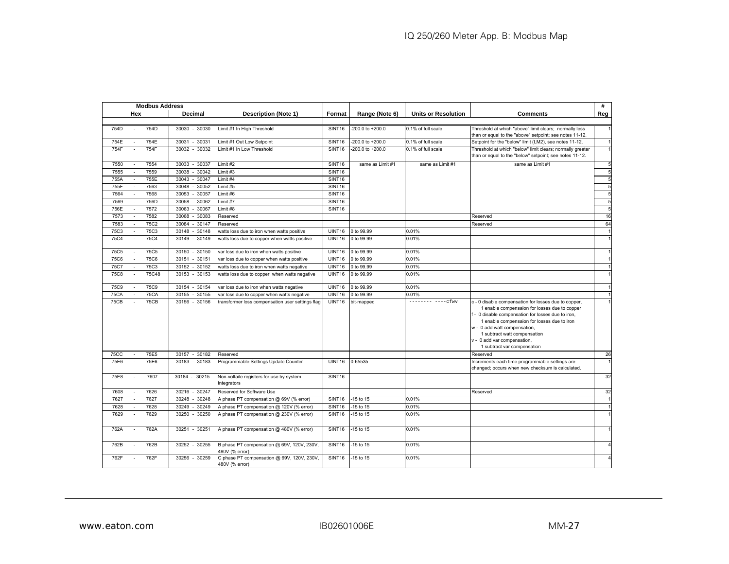| Modbus Address | | | | | | | | | # |
|---|---|---|---|---|---|---|---|---|---|
| Hex | | Decimal | Description (Note 1) | Format | Range (Note 6) | Units or Resolution | Comments | | Reg |
| 754D | - 754D | 30030 - 30030 | Limit #1 In High Threshold | SINT16 | -200.0 to +200.0 | 0.1% of full scale | Threshold at which "above" limit clears; normally less than or equal to the "above" setpoint; see notes 11-12. | | 1 |
| 754E | - 754E | 30031 - 30031 | Limit #1 Out Low Setpoint | SINT16 | -200.0 to +200.0 | 0.1% of full scale | Setpoint for the "below" limit (LM2), see notes 11-12. | | 1 |
| 754F | - 754F | 30032 - 30032 | Limit #1 In Low Threshold | SINT16 | -200.0 to +200.0 | 0.1% of full scale | Threshold at which "below" limit clears; normally greater than or equal to the "below" setpoint; see notes 11-12. | | 1 |
| 7550 | - 7554 | 30033 - 30037 | Limit #2 | SINT16 | same as Limit #1 | same as Limit #1 | same as Limit #1 | | 5 |
| 7555 | - 7559 | 30038 - 30042 | Limit #3 | SINT16 | | | | | 5 |
| 755A | - 755E | 30043 - 30047 | Limit #4 | SINT16 | | | | | 5 |
| 755F | - 7563 | 30048 - 30052 | Limit #5 | SINT16 | | | | | 5 |
| 7564 | - 7568 | 30053 - 30057 | Limit #6 | SINT16 | | | | | 5 |
| 7569 | - 756D | 30058 - 30062 | Limit #7 | SINT16 | | | | | 5 |
| 756E | - 7572 | 30063 - 30067 | Limit #8 | SINT16 | | | | | 5 |
| 7573 | - 7582 | 30068 - 30083 | Reserved | | | | Reserved | | 16 |
| 7583 | - 75C2 | 30084 - 30147 | Reserved | | | | Reserved | | 64 |
| 75C3 | - 75C3 | 30148 - 30148 | watts loss due to iron when watts positive | UINT16 | 0 to 99.99 | 0.01% | | | 1 |
| 75C4 | - 75C4 | 30149 - 30149 | watts loss due to copper when watts positive | UINT16 | 0 to 99.99 | 0.01% | | | 1 |
| 75C5 | - 75C5 | 30150 - 30150 | var loss due to iron when watts positive | UINT16 | 0 to 99.99 | 0.01% | | | 1 |
| 75C6 | - 75C6 | 30151 - 30151 | var loss due to copper when watts positive | UINT16 | 0 to 99.99 | 0.01% | | | 1 |
| 75C7 | - 75C3 | 30152 - 30152 | watts loss due to iron when watts negative | UINT16 | 0 to 99.99 | 0.01% | | | 1 |
| 75C8 | - 75C48 | 30153 - 30153 | watts loss due to copper when watts negative | UINT16 | 0 to 99.99 | 0.01% | | | 1 |
| 75C9 | - 75C9 | 30154 - 30154 | var loss due to iron when watts negative | UINT16 | 0 to 99.99 | 0.01% | | | 1 |
| 75CA | - 75CA | 30155 - 30155 | var loss due to copper when watts negative | UINT16 | 0 to 99.99 | 0.01% | | | 1 |
| 75CB | - 75CB | 30156 - 30156 | transformer loss compensation user settings flag | UINT16 | bit-mapped | -------- ----cfwv | c - 0 disable compensation for losses due to copper, 1 enable compensaion for losses due to copper<br>f - 0 disable compensation for losses due to iron, 1 enable compensaion for losses due to iron<br>w - 0 add watt compensation, 1 subtract watt compensation<br>v - 0 add var compensation, 1 subtract var compensation | | 1 |
| 75CC | - 75E5 | 30157 - 30182 | Reserved | | | | Reserved | | 26 |
| 75E6 | - 75E6 | 30183 - 30183 | Programmable Settings Update Counter | UINT16 | 0-65535 | | Increments each time programmable settings are changed; occurs when new checksum is calculated. | | 1 |
| 75E8 | - 7607 | 30184 - 30215 | Non-voltaile registers for use by system integrators | SINT16 | | | | | 32 |
| 7608 | - 7626 | 30216 - 30247 | Reserved for Software Use | | | | Reserved | | 32 |
| 7627 | - 7627 | 30248 - 30248 | A phase PT compensation @ 69V (% error) | SINT16 | -15 to 15 | 0.01% | | | 1 |
| 7628 | - 7628 | 30249 - 30249 | A phase PT compensation @ 120V (% error) | SINT16 | -15 to 15 | 0.01% | | | 1 |
| 7629 | - 7629 | 30250 - 30250 | A phase PT compensation @ 230V (% error) | SINT16 | -15 to 15 | 0.01% | | | 1 |
| 762A | - 762A | 30251 - 30251 | A phase PT compensation @ 480V (% error) | SINT16 | -15 to 15 | 0.01% | | | 1 |
| 762B | - 762B | 30252 - 30255 | B phase PT compensation @ 69V, 120V, 230V, 480V (% error) | SINT16 | -15 to 15 | 0.01% | | | 4 |
| 762F | - 762F | 30256 - 30259 | C phase PT compensation @ 69V, 120V, 230V, 480V (% error) | SINT16 | -15 to 15 | 0.01% | | | 4 |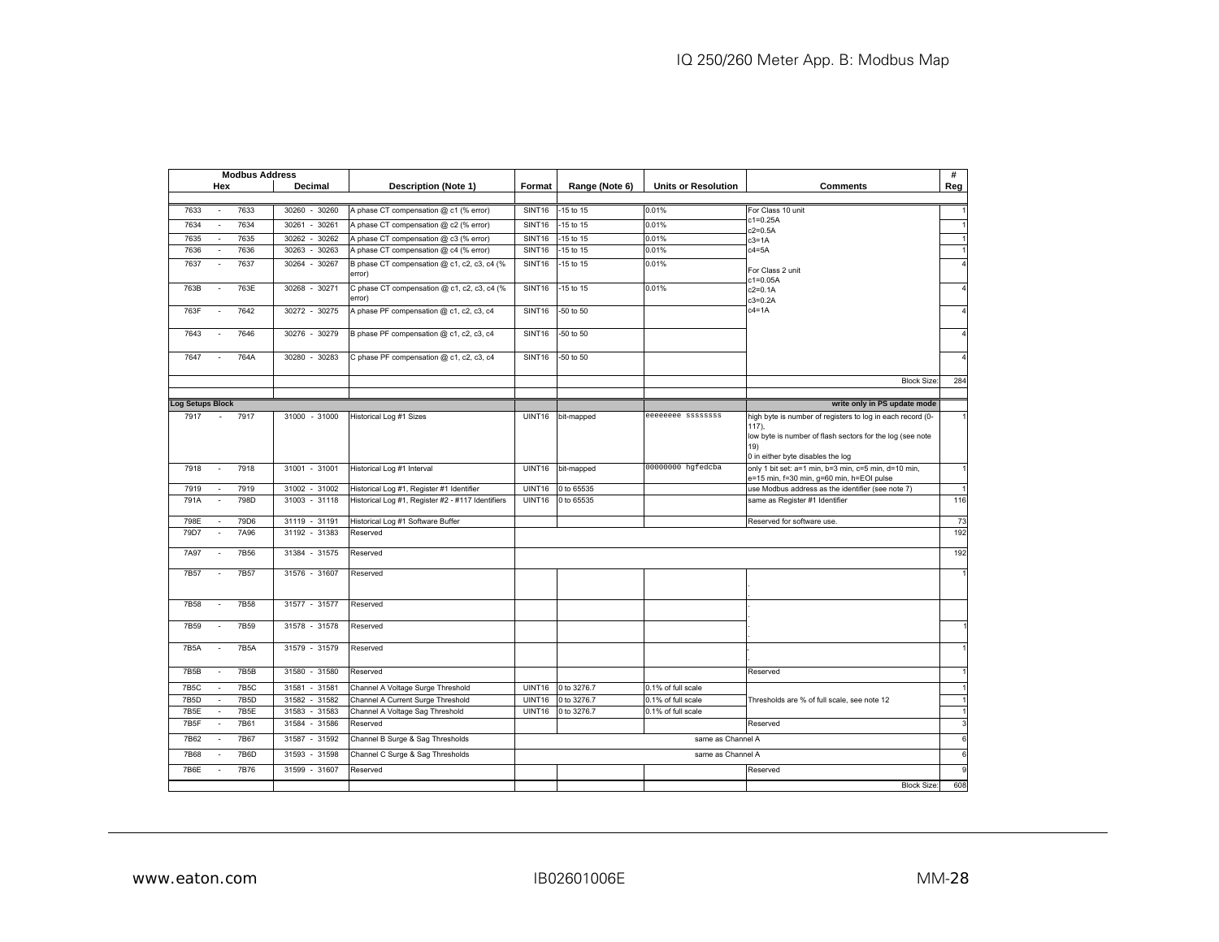| Modbus Address | | | Description (Note 1) | Format | Range (Note 6) | Units or Resolution | Comments | # Reg |
|---|---|---|---|---|---|---|---|---|
| Hex | | Decimal | | | | | | |
| 7633 | - 7633 | 30260 - 30260 | A phase CT compensation @ c1 (% error) | SINT16 | -15 to 15 | 0.01% | For Class 10 unit | 1 |
| 7634 | - 7634 | 30261 - 30261 | A phase CT compensation @ c2 (% error) | SINT16 | -15 to 15 | 0.01% | c1=0.25A c2=0.5A | 1 |
| 7635 | - 7635 | 30262 - 30262 | A phase CT compensation @ c3 (% error) | SINT16 | -15 to 15 | 0.01% | c3=1A | 1 |
| 7636 | - 7636 | 30263 - 30263 | A phase CT compensation @ c4 (% error) | SINT16 | -15 to 15 | 0.01% | c4=5A | 1 |
| 7637 | - 763A | 30264 - 30267 | B phase CT compensation @ c1, c2, c3, c4 (% error) | SINT16 | -15 to 15 | 0.01% | For Class 2 unit c1=0.05A | 4 |
| 763B | - 763E | 30268 - 30271 | C phase CT compensation @ c1, c2, c3, c4 (% error) | SINT16 | -15 to 15 | 0.01% | c2=0.1A c3=0.2A | 4 |
| 763F | - 7642 | 30272 - 30275 | A phase PF compensation @ c1, c2, c3, c4 | SINT16 | -50 to 50 | | c4=1A | 4 |
| 7643 | - 7646 | 30276 - 30279 | B phase PF compensation @ c1, c2, c3, c4 | SINT16 | -50 to 50 | | | 4 |
| 7647 | - 764A | 30280 - 30283 | C phase PF compensation @ c1, c2, c3, c4 | SINT16 | -50 to 50 | | | 4 |
| | | | | | | | Block Size: | 284 |
| **Log Setups Block** | | | | | | | **write only in PS update mode** | |
| 7917 | - 7917 | 31000 - 31000 | Historical Log #1 Sizes | UINT16 | bit-mapped | eeeeeeee ssssssss | high byte is number of registers to log in each record (0-117), low byte is number of flash sectors for the log (see note 19) 0 in either byte disables the log | 1 |
| 7918 | - 7918 | 31001 - 31001 | Historical Log #1 Interval | UINT16 | bit-mapped | 00000000 hgfedcba | only 1 bit set: a=1 min, b=3 min, c=5 min, d=10 min, e=15 min, f=30 min, g=60 min, h=EOI pulse | 1 |
| 7919 | - 7919 | 31002 - 31002 | Historical Log #1, Register #1 Identifier | UINT16 | 0 to 65535 | | use Modbus address as the identifier (see note 7) | 1 |
| 791A | - 798D | 31003 - 31118 | Historical Log #1, Register #2 - #117 Identifiers | UINT16 | 0 to 65535 | | same as Register #1 Identifier | 116 |
| 798E | - 79D6 | 31119 - 31191 | Historical Log #1 Software Buffer | | | | Reserved for software use. | 73 |
| 79D7 | - 7A96 | 31192 - 31383 | Reserved | | | | | 192 |
| 7A97 | - 7B56 | 31384 - 31575 | Reserved | | | | | 192 |
| 7B57 | - 7B57 | 31576 - 31607 | Reserved | | | | . | 1 |
| 7B58 | - 7B58 | 31577 - 31577 | Reserved | | | | . | |
| 7B59 | - 7B59 | 31578 - 31578 | Reserved | | | | . | 1 |
| 7B5A | - 7B5A | 31579 - 31579 | Reserved | | | | . | 1 |
| 7B5B | - 7B5B | 31580 - 31580 | Reserved | | | | Reserved | 1 |
| 7B5C | - 7B5C | 31581 - 31581 | Channel A Voltage Surge Threshold | UINT16 | 0 to 3276.7 | 0.1% of full scale | | 1 |
| 7B5D | - 7B5D | 31582 - 31582 | Channel A Current Surge Threshold | UINT16 | 0 to 3276.7 | 0.1% of full scale | Thresholds are % of full scale, see note 12 | 1 |
| 7B5E | - 7B5E | 31583 - 31583 | Channel A Voltage Sag Threshold | UINT16 | 0 to 3276.7 | 0.1% of full scale | | 1 |
| 7B5F | - 7B61 | 31584 - 31586 | Reserved | | | | Reserved | 3 |
| 7B62 | - 7B67 | 31587 - 31592 | Channel B Surge & Sag Thresholds | same as Channel A | | | | 6 |
| 7B68 | - 7B6D | 31593 - 31598 | Channel C Surge & Sag Thresholds | same as Channel A | | | | 6 |
| 7B6E | - 7B76 | 31599 - 31607 | Reserved | | | | Reserved | 9 |
| | | | | | | | Block Size: | 608 |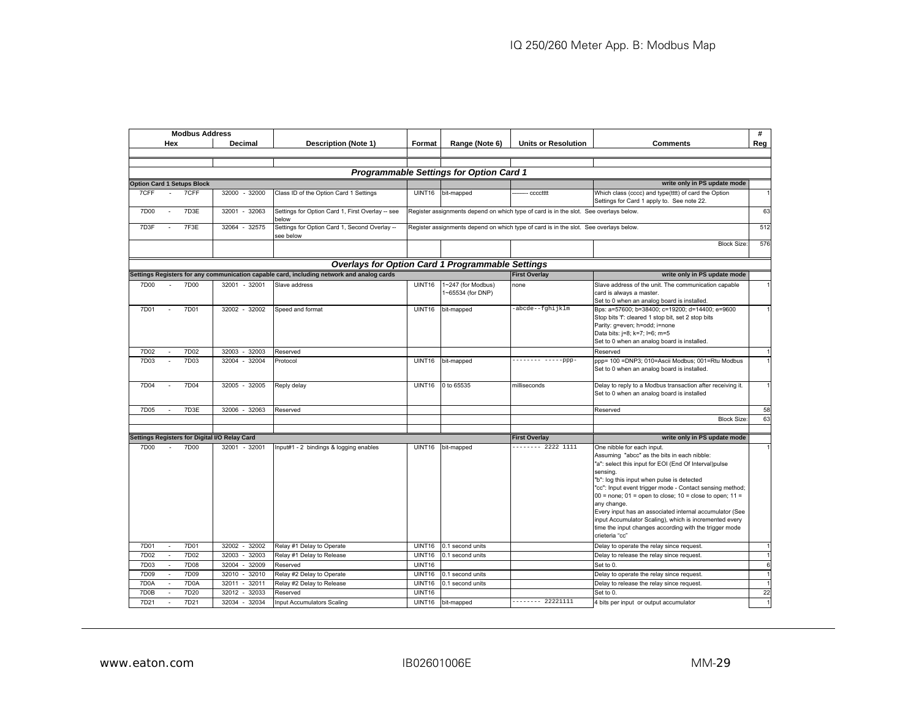| Modbus Address | | Description (Note 1) | Format | Range (Note 6) | Units or Resolution | Comments | # |
|---|---|---|---|---|---|---|---|
| Hex | Decimal | | | | | | Reg |
| | | | | | | | |
| | | | | | | | |
| ***Programmable Settings for Option Card 1*** | | | | | | | |
| **Option Card 1 Setups Block** | | | | | | **write only in PS update mode** | |
| 7CFF - 7CFF | 32000 - 32000 | Class ID of the Option Card 1 Settings | UINT16 | bit-mapped | -------- cccctttt | Which class (cccc) and type(tttt) of card the Option Settings for Card 1 apply to. See note 22. | 1 |
| 7D00 - 7D3E | 32001 - 32063 | Settings for Option Card 1, First Overlay -- see below | Register assignments depend on which type of card is in the slot. See overlays below. | | | | 63 |
| 7D3F - 7F3E | 32064 - 32575 | Settings for Option Card 1, Second Overlay -- see below | Register assignments depend on which type of card is in the slot. See overlays below. | | | | 512 |
| | | | | | | Block Size: | 576 |
| ***Overlays for Option Card 1 Programmable Settings*** | | | | | | | |
| **Settings Registers for any communication capable card, including network and analog cards** | | | | | **First Overlay** | **write only in PS update mode** | |
| 7D00 - 7D00 | 32001 - 32001 | Slave address | UINT16 | 1~247 (for Modbus) 1~65534 (for DNP) | none | Slave address of the unit. The communication capable card is always a master. Set to 0 when an analog board is installed. | 1 |
| 7D01 - 7D01 | 32002 - 32002 | Speed and format | UINT16 | bit-mapped | -abcde--fghijklm | Bps: a=57600; b=38400; c=19200; d=14400; e=9600 Stop bits 'f': cleared 1 stop bit, set 2 stop bits Parity: g=even; h=odd; i=none Data bits: j=8; k=7; l=6; m=5 Set to 0 when an analog board is installed. | 1 |
| 7D02 - 7D02 | 32003 - 32003 | Reserved | | | | Reserved | 1 |
| 7D03 - 7D03 | 32004 - 32004 | Protocol | UINT16 | bit-mapped | -------- -----ppp- | ppp= 100 =DNP3; 010=Ascii Modbus; 001=Rtu Modbus Set to 0 when an analog board is installed. | 1 |
| 7D04 - 7D04 | 32005 - 32005 | Reply delay | UINT16 | 0 to 65535 | milliseconds | Delay to reply to a Modbus transaction after receiving it. Set to 0 when an analog board is installed | 1 |
| 7D05 - 7D3E | 32006 - 32063 | Reserved | | | | Reserved | 58 |
| | | | | | | Block Size: | 63 |
| | | | | | | | |
| **Settings Registers for Digital I/O Relay Card** | | | | | **First Overlay** | **write only in PS update mode** | |
| 7D00 - 7D00 | 32001 - 32001 | Input#1 - 2 bindings & logging enables | UINT16 | bit-mapped | -------- 2222 1111 | One nibble for each input. Assuming "abcc" as the bits in each nibble: "a": select this input for EOI (End Of Interval)pulse sensing. "b": log this input when pulse is detected "cc": Input event trigger mode - Contact sensing method; 00 = none; 01 = open to close; 10 = close to open; 11 = any change. Every input has an associated internal accumulator (See input Accumulator Scaling), which is incremented every time the input changes according with the trigger mode crieteria "cc" | 1 |
| 7D01 - 7D01 | 32002 - 32002 | Relay #1 Delay to Operate | UINT16 | 0.1 second units | | Delay to operate the relay since request. | 1 |
| 7D02 - 7D02 | 32003 - 32003 | Relay #1 Delay to Release | UINT16 | 0.1 second units | | Delay to release the relay since request. | 1 |
| 7D03 - 7D08 | 32004 - 32009 | Reserved | UINT16 | | | Set to 0. | 6 |
| 7D09 - 7D09 | 32010 - 32010 | Relay #2 Delay to Operate | UINT16 | 0.1 second units | | Delay to operate the relay since request. | 1 |
| 7D0A - 7D0A | 32011 - 32011 | Relay #2 Delay to Release | UINT16 | 0.1 second units | | Delay to release the relay since request. | 1 |
| 7D0B - 7D20 | 32012 - 32033 | Reserved | UINT16 | | | Set to 0. | 22 |
| 7D21 - 7D21 | 32034 - 32034 | Input Accumulators Scaling | UINT16 | bit-mapped | -------- 22221111 | 4 bits per input or output accumulator | 1 |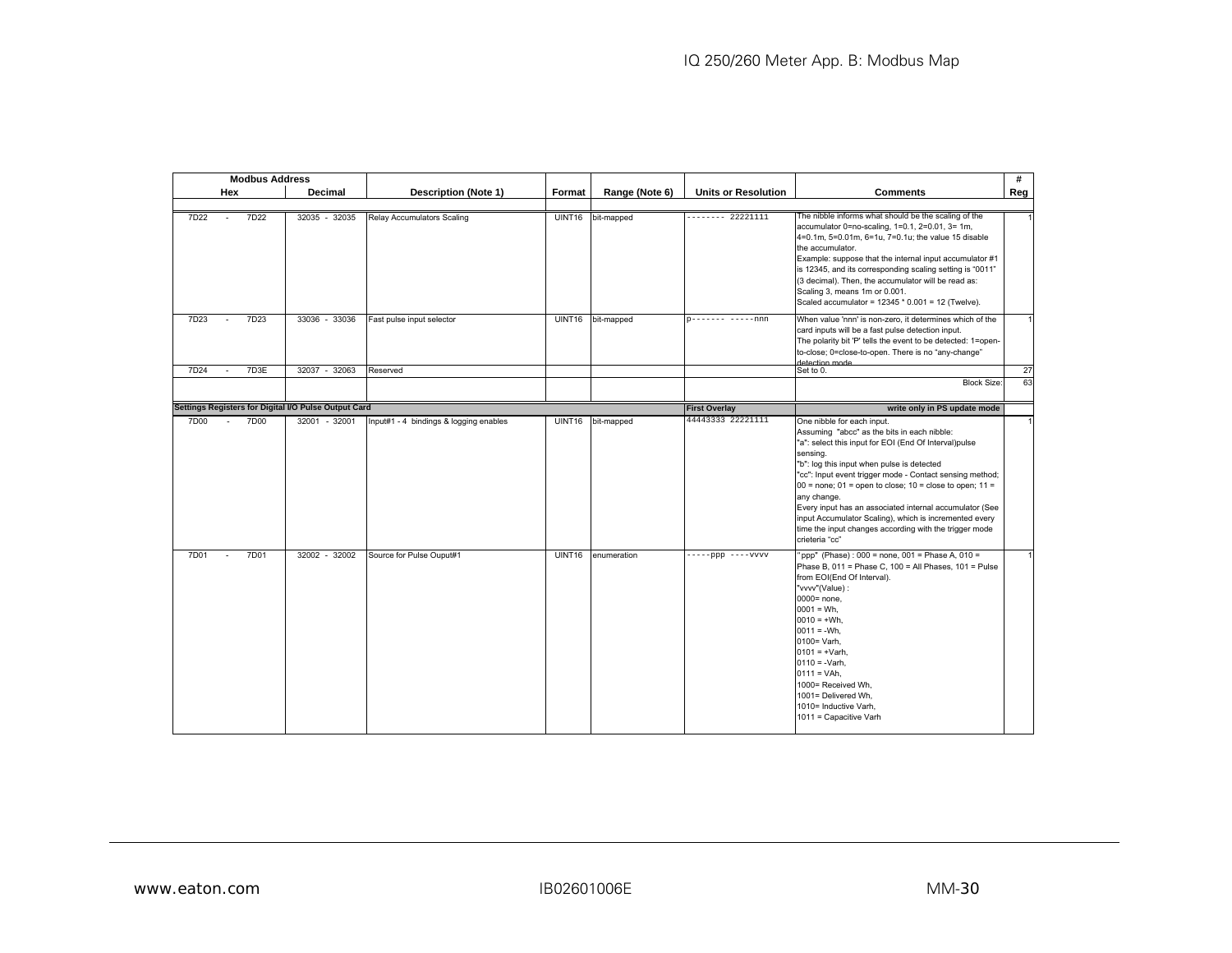| Modbus Address | | Description (Note 1) | Format | Range (Note 6) | Units or Resolution | Comments | # |
|---|---|---|---|---|---|---|---|
| Hex | Decimal | | | | | | Reg |
| 7D22 - 7D22 | 32035 - 32035 | Relay Accumulators Scaling | UINT16 | bit-mapped | -------- 22221111 | The nibble informs what should be the scaling of the accumulator 0=no-scaling, 1=0.1, 2=0.01, 3= 1m, 4=0.1m, 5=0.01m, 6=1u, 7=0.1u; the value 15 disable the accumulator. Example: suppose that the internal input accumulator #1 is 12345, and its corresponding scaling setting is "0011" (3 decimal). Then, the accumulator will be read as: Scaling 3, means 1m or 0.001. Scaled accumulator = 12345 * 0.001 = 12 (Twelve). | 1 |
| 7D23 - 7D23 | 33036 - 33036 | Fast pulse input selector | UINT16 | bit-mapped | p------- -----nnn | When value 'nnn' is non-zero, it determines which of the card inputs will be a fast pulse detection input. The polarity bit 'P' tells the event to be detected: 1=open-to-close; 0=close-to-open. There is no "any-change" detection mode. | 1 |
| 7D24 - 7D3E | 32037 - 32063 | Reserved | | | | Set to 0. | 27 |
| | | | | | | Block Size: | 63 |
| **Settings Registers for Digital I/O Pulse Output Card** | | | | | **First Overlay** | **write only in PS update mode** | |
| 7D00 - 7D00 | 32001 - 32001 | Input#1 - 4 bindings & logging enables | UINT16 | bit-mapped | 44443333 22221111 | One nibble for each input. Assuming "abcc" as the bits in each nibble: "a": select this input for EOI (End Of Interval)pulse sensing. "b": log this input when pulse is detected "cc": Input event trigger mode - Contact sensing method; 00 = none; 01 = open to close; 10 = close to open; 11 = any change. Every input has an associated internal accumulator (See input Accumulator Scaling), which is incremented every time the input changes according with the trigger mode crieteria "cc" | 1 |
| 7D01 - 7D01 | 32002 - 32002 | Source for Pulse Ouput#1 | UINT16 | enumeration | -----ppp ----vvvv | "ppp" (Phase) : 000 = none, 001 = Phase A, 010 = Phase B, 011 = Phase C, 100 = All Phases, 101 = Pulse from EOI(End Of Interval). "vvvv"(Value) : 0000= none, 0001 = Wh, 0010 = +Wh, 0011 = -Wh, 0100= Varh, 0101 = +Varh, 0110 = -Varh, 0111 = VAh, 1000= Received Wh, 1001= Delivered Wh, 1010= Inductive Varh, 1011 = Capacitive Varh | 1 |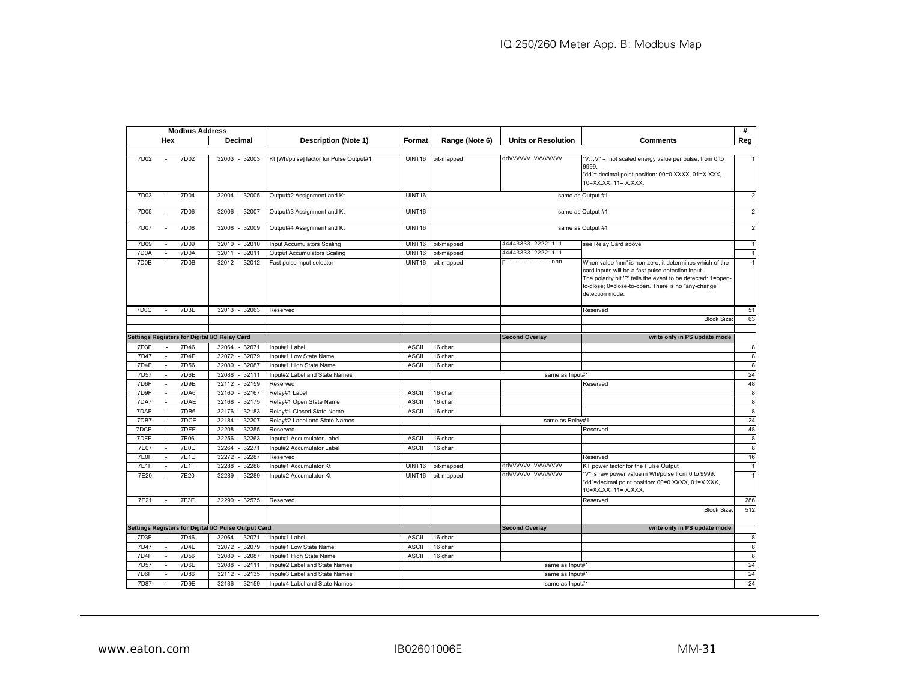| Modbus Address | | | | | | | | |
|---|---|---|---|---|---|---|---|---|
| Hex | Decimal | Description (Note 1) | Format | Range (Note 6) | Units or Resolution | Comments | # Reg |
| 7D02 - 7D02 | 32003 - 32003 | Kt [Wh/pulse] factor for Pulse Output#1 | UINT16 | bit-mapped | ddVVVVVV VVVVVVVV | "V…V" = not scaled energy value per pulse, from 0 to 9999. "dd"= decimal point position: 00=0.XXXX, 01=X.XXX, 10=XX.XX, 11= X.XXX. | 1 |
| 7D03 - 7D04 | 32004 - 32005 | Output#2 Assignment and Kt | UINT16 | same as Output #1 | | | 2 |
| 7D05 - 7D06 | 32006 - 32007 | Output#3 Assignment and Kt | UINT16 | same as Output #1 | | | 2 |
| 7D07 - 7D08 | 32008 - 32009 | Output#4 Assignment and Kt | UINT16 | same as Output #1 | | | 2 |
| 7D09 - 7D09 | 32010 - 32010 | Input Accumulators Scaling | UINT16 | bit-mapped | 44443333 22221111 | see Relay Card above | 1 |
| 7D0A - 7D0A | 32011 - 32011 | Output Accumulators Scaling | UINT16 | bit-mapped | 44443333 22221111 | | 1 |
| 7D0B - 7D0B | 32012 - 32012 | Fast pulse input selector | UINT16 | bit-mapped | p------- -----nnn | When value 'nnn' is non-zero, it determines which of the card inputs will be a fast pulse detection input. The polarity bit 'P' tells the event to be detected: 1=open-to-close; 0=close-to-open. There is no "any-change" detection mode. | 1 |
| 7D0C - 7D3E | 32013 - 32063 | Reserved | | | | Reserved | 51 |
| | | | | | | Block Size: | 63 |
| **Settings Registers for Digital I/O Relay Card** | | | | | **Second Overlay** | **write only in PS update mode** | |
| 7D3F - 7D46 | 32064 - 32071 | Input#1 Label | ASCII | 16 char | | | 8 |
| 7D47 - 7D4E | 32072 - 32079 | Input#1 Low State Name | ASCII | 16 char | | | 8 |
| 7D4F - 7D56 | 32080 - 32087 | Input#1 High State Name | ASCII | 16 char | | | 8 |
| 7D57 - 7D6E | 32088 - 32111 | Input#2 Label and State Names | same as Input#1 | | | | 24 |
| 7D6F - 7D9E | 32112 - 32159 | Reserved | | | | Reserved | 48 |
| 7D9F - 7DA6 | 32160 - 32167 | Relay#1 Label | ASCII | 16 char | | | 8 |
| 7DA7 - 7DAE | 32168 - 32175 | Relay#1 Open State Name | ASCII | 16 char | | | 8 |
| 7DAF - 7DB6 | 32176 - 32183 | Relay#1 Closed State Name | ASCII | 16 char | | | 8 |
| 7DB7 - 7DCE | 32184 - 32207 | Relay#2 Label and State Names | same as Relay#1 | | | | 24 |
| 7DCF - 7DFE | 32208 - 32255 | Reserved | | | | Reserved | 48 |
| 7DFF - 7E06 | 32256 - 32263 | Input#1 Accumulator Label | ASCII | 16 char | | | 8 |
| 7E07 - 7E0E | 32264 - 32271 | Input#2 Accumulator Label | ASCII | 16 char | | | 8 |
| 7E0F - 7E1E | 32272 - 32287 | Reserved | | | | Reserved | 16 |
| 7E1F - 7E1F | 32288 - 32288 | Input#1 Accumulator Kt | UINT16 | bit-mapped | ddVVVVVV VVVVVVVV | KT power factor for the Pulse Output | 1 |
| 7E20 - 7E20 | 32289 - 32289 | Input#2 Accumulator Kt | UINT16 | bit-mapped | ddVVVVVV VVVVVVVV | "V" is raw power value in Wh/pulse from 0 to 9999. "dd"=decimal point position: 00=0.XXXX, 01=X.XXX, 10=XX.XX, 11= X.XXX. | 1 |
| 7E21 - 7F3E | 32290 - 32575 | Reserved | | | | Reserved | 286 |
| | | | | | | Block Size: | 512 |
| **Settings Registers for Digital I/O Pulse Output Card** | | | | | **Second Overlay** | **write only in PS update mode** | |
| 7D3F - 7D46 | 32064 - 32071 | Input#1 Label | ASCII | 16 char | | | 8 |
| 7D47 - 7D4E | 32072 - 32079 | Input#1 Low State Name | ASCII | 16 char | | | 8 |
| 7D4F - 7D56 | 32080 - 32087 | Input#1 High State Name | ASCII | 16 char | | | 8 |
| 7D57 - 7D6E | 32088 - 32111 | Input#2 Label and State Names | same as Input#1 | | | | 24 |
| 7D6F - 7D86 | 32112 - 32135 | Input#3 Label and State Names | same as Input#1 | | | | 24 |
| 7D87 - 7D9E | 32136 - 32159 | Input#4 Label and State Names | same as Input#1 | | | | 24 |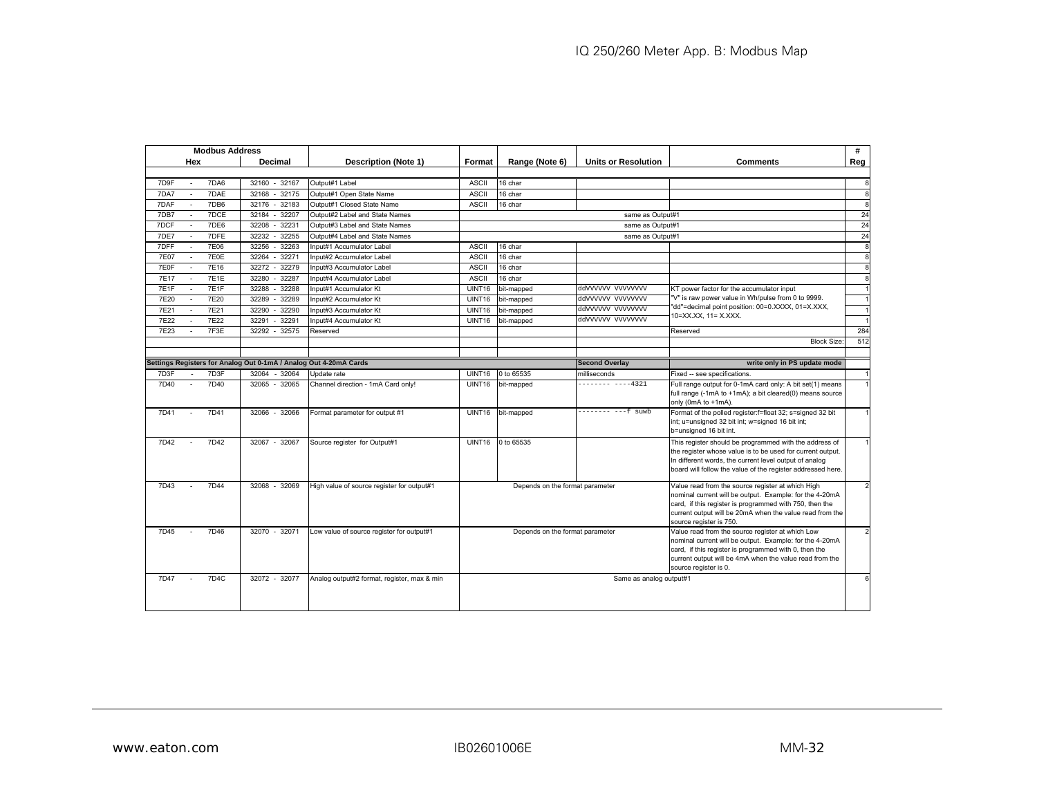| Modbus Address | | Description (Note 1) | Format | Range (Note 6) | Units or Resolution | Comments | # |
|---|---|---|---|---|---|---|---|
| Hex | Decimal | | | | | | Reg |
| 7D9F - 7DA6 | 32160 - 32167 | Output#1 Label | ASCII | 16 char | | | 8 |
| 7DA7 - 7DAE | 32168 - 32175 | Output#1 Open State Name | ASCII | 16 char | | | 8 |
| 7DAF - 7DB6 | 32176 - 32183 | Output#1 Closed State Name | ASCII | 16 char | | | 8 |
| 7DB7 - 7DCE | 32184 - 32207 | Output#2 Label and State Names | same as Output#1 | | | | 24 |
| 7DCF - 7DE6 | 32208 - 32231 | Output#3 Label and State Names | same as Output#1 | | | | 24 |
| 7DE7 - 7DFE | 32232 - 32255 | Output#4 Label and State Names | same as Output#1 | | | | 24 |
| 7DFF - 7E06 | 32256 - 32263 | Input#1 Accumulator Label | ASCII | 16 char | | | 8 |
| 7E07 - 7E0E | 32264 - 32271 | Input#2 Accumulator Label | ASCII | 16 char | | | 8 |
| 7E0F - 7E16 | 32272 - 32279 | Input#3 Accumulator Label | ASCII | 16 char | | | 8 |
| 7E17 - 7E1E | 32280 - 32287 | Input#4 Accumulator Label | ASCII | 16 char | | | 8 |
| 7E1F - 7E1F | 32288 - 32288 | Input#1 Accumulator Kt | UINT16 | bit-mapped | ddVVVVVV VVVVVVVV | KT power factor for the accumulator input "V" is raw power value in Wh/pulse from 0 to 9999. "dd"=decimal point position: 00=0.XXXX, 01=X.XXX, 10=XX.XX, 11= X.XXX. | 1 |
| 7E20 - 7E20 | 32289 - 32289 | Input#2 Accumulator Kt | UINT16 | bit-mapped | ddVVVVVV VVVVVVVV | | 1 |
| 7E21 - 7E21 | 32290 - 32290 | Input#3 Accumulator Kt | UINT16 | bit-mapped | ddVVVVVV VVVVVVVV | | 1 |
| 7E22 - 7E22 | 32291 - 32291 | Input#4 Accumulator Kt | UINT16 | bit-mapped | ddVVVVVV VVVVVVVV | | 1 |
| 7E23 - 7F3E | 32292 - 32575 | Reserved | | | | Reserved | 284 |
| | | | | | | Block Size: | 512 |
| | | | | | | | |
| **Settings Registers for Analog Out 0-1mA / Analog Out 4-20mA Cards** | | | | | **Second Overlay** | **write only in PS update mode** | |
| 7D3F - 7D3F | 32064 - 32064 | Update rate | UINT16 | 0 to 65535 | milliseconds | Fixed -- see specifications. | 1 |
| 7D40 - 7D40 | 32065 - 32065 | Channel direction - 1mA Card only! | UINT16 | bit-mapped | -------- ----4321 | Full range output for 0-1mA card only: A bit set(1) means full range (-1mA to +1mA); a bit cleared(0) means source only (0mA to +1mA). | 1 |
| 7D41 - 7D41 | 32066 - 32066 | Format parameter for output #1 | UINT16 | bit-mapped | -------- ---f suwb | Format of the polled register:f=float 32; s=signed 32 bit int; u=unsigned 32 bit int; w=signed 16 bit int; b=unsigned 16 bit int. | 1 |
| 7D42 - 7D42 | 32067 - 32067 | Source register for Output#1 | UINT16 | 0 to 65535 | | This register should be programmed with the address of the register whose value is to be used for current output. In different words, the current level output of analog board will follow the value of the register addressed here. | 1 |
| 7D43 - 7D44 | 32068 - 32069 | High value of source register for output#1 | Depends on the format parameter | | | Value read from the source register at which High nominal current will be output. Example: for the 4-20mA card, if this register is programmed with 750, then the current output will be 20mA when the value read from the source register is 750. | 2 |
| 7D45 - 7D46 | 32070 - 32071 | Low value of source register for output#1 | Depends on the format parameter | | | Value read from the source register at which Low nominal current will be output. Example: for the 4-20mA card, if this register is programmed with 0, then the current output will be 4mA when the value read from the source register is 0. | 2 |
| 7D47 - 7D4C | 32072 - 32077 | Analog output#2 format, register, max & min | Same as analog output#1 | | | | 6 |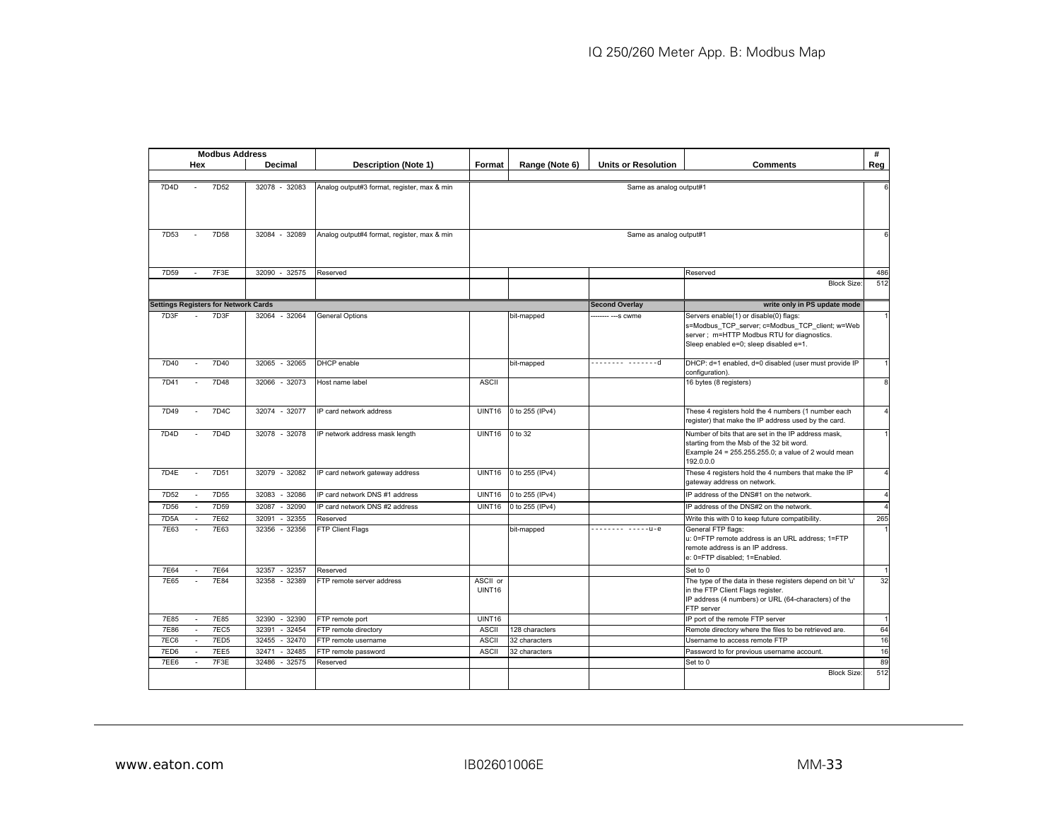| Modbus Address | | Description (Note 1) | Format | Range (Note 6) | Units or Resolution | Comments | # |
|---|---|---|---|---|---|---|---|
| Hex | Decimal | | | | | | Reg |
| 7D4D - 7D52 | 32078 - 32083 | Analog output#3 format, register, max & min | | | Same as analog output#1 | | 6 |
| 7D53 - 7D58 | 32084 - 32089 | Analog output#4 format, register, max & min | | | Same as analog output#1 | | 6 |
| 7D59 - 7F3E | 32090 - 32575 | Reserved | | | | Reserved | 486 |
| | | | | | | Block Size: | 512 |
| **Settings Registers for Network Cards** | | | | | **Second Overlay** | **write only in PS update mode** | |
| 7D3F - 7D3F | 32064 - 32064 | General Options | | bit-mapped | -------- ---s cwme | Servers enable(1) or disable(0) flags: s=Modbus_TCP_server; c=Modbus_TCP_client; w=Web server ; m=HTTP Modbus RTU for diagnostics. Sleep enabled e=0; sleep disabled e=1. | 1 |
| 7D40 - 7D40 | 32065 - 32065 | DHCP enable | | bit-mapped | -------- -------d | DHCP: d=1 enabled, d=0 disabled (user must provide IP configuration). | 1 |
| 7D41 - 7D48 | 32066 - 32073 | Host name label | ASCII | | | 16 bytes (8 registers) | 8 |
| 7D49 - 7D4C | 32074 - 32077 | IP card network address | UINT16 | 0 to 255 (IPv4) | | These 4 registers hold the 4 numbers (1 number each register) that make the IP address used by the card. | 4 |
| 7D4D - 7D4D | 32078 - 32078 | IP network address mask length | UINT16 | 0 to 32 | | Number of bits that are set in the IP address mask, starting from the Msb of the 32 bit word. Example 24 = 255.255.255.0; a value of 2 would mean 192.0.0.0 | 1 |
| 7D4E - 7D51 | 32079 - 32082 | IP card network gateway address | UINT16 | 0 to 255 (IPv4) | | These 4 registers hold the 4 numbers that make the IP gateway address on network. | 4 |
| 7D52 - 7D55 | 32083 - 32086 | IP card network DNS #1 address | UINT16 | 0 to 255 (IPv4) | | IP address of the DNS#1 on the network. | 4 |
| 7D56 - 7D59 | 32087 - 32090 | IP card network DNS #2 address | UINT16 | 0 to 255 (IPv4) | | IP address of the DNS#2 on the network. | 4 |
| 7D5A - 7E62 | 32091 - 32355 | Reserved | | | | Write this with 0 to keep future compatibility. | 265 |
| 7E63 - 7E63 | 32356 - 32356 | FTP Client Flags | | bit-mapped | -------- -----u-e | General FTP flags: u: 0=FTP remote address is an URL address; 1=FTP remote address is an IP address. e: 0=FTP disabled; 1=Enabled. | 1 |
| 7E64 - 7E64 | 32357 - 32357 | Reserved | | | | Set to 0 | 1 |
| 7E65 - 7E84 | 32358 - 32389 | FTP remote server address | ASCII or UINT16 | | | The type of the data in these registers depend on bit 'u' in the FTP Client Flags register. IP address (4 numbers) or URL (64-characters) of the FTP server | 32 |
| 7E85 - 7E85 | 32390 - 32390 | FTP remote port | UINT16 | | | IP port of the remote FTP server | 1 |
| 7E86 - 7EC5 | 32391 - 32454 | FTP remote directory | ASCII | 128 characters | | Remote directory where the files to be retrieved are. | 64 |
| 7EC6 - 7ED5 | 32455 - 32470 | FTP remote username | ASCII | 32 characters | | Username to access remote FTP | 16 |
| 7ED6 - 7EE5 | 32471 - 32485 | FTP remote password | ASCII | 32 characters | | Password to for previous username account. | 16 |
| 7EE6 - 7F3E | 32486 - 32575 | Reserved | | | | Set to 0 | 89 |
| | | | | | | Block Size: | 512 |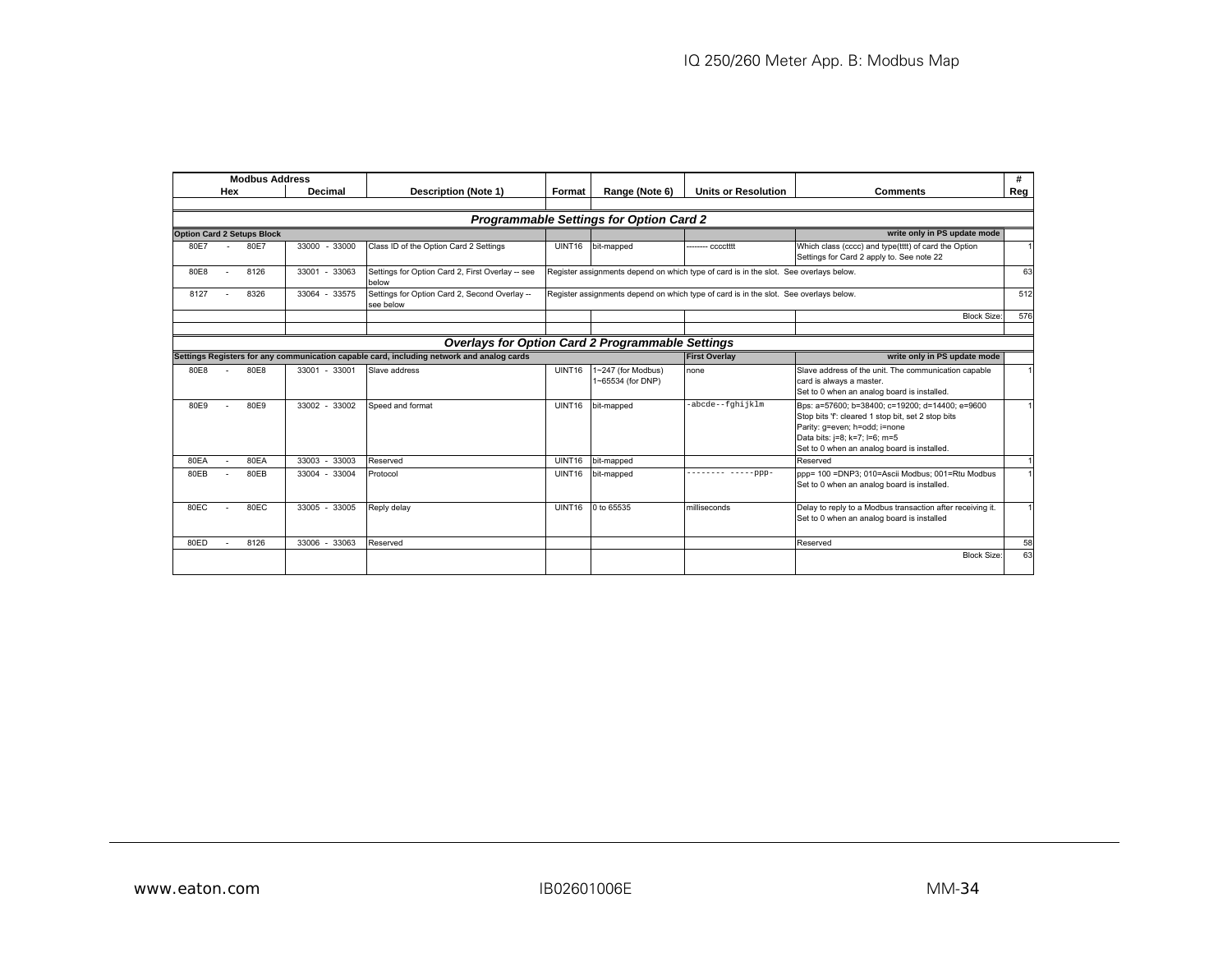| Modbus Address | | Decimal | Description (Note 1) | Format | Range (Note 6) | Units or Resolution | Comments | # |
|---|---|---|---|---|---|---|---|---|
| Hex | | | | | | | | Reg |
| | | | | | | | | |
| ***Programmable Settings for Option Card 2*** | | | | | | | | |
| **Option Card 2 Setups Block** | | | | | | | **write only in PS update mode** | |
| 80E7 | - 80E7 | 33000 - 33000 | Class ID of the Option Card 2 Settings | UINT16 | bit-mapped | -------- cccctttt | Which class (cccc) and type(tttt) of card the Option Settings for Card 2 apply to. See note 22 | 1 |
| 80E8 | - 8126 | 33001 - 33063 | Settings for Option Card 2, First Overlay -- see below | Register assignments depend on which type of card is in the slot. See overlays below. | | | | 63 |
| 8127 | - 8326 | 33064 - 33575 | Settings for Option Card 2, Second Overlay -- see below | Register assignments depend on which type of card is in the slot. See overlays below. | | | | 512 |
| | | | | | | | Block Size: | 576 |
| | | | | | | | | |
| ***Overlays for Option Card 2 Programmable Settings*** | | | | | | | | |
| **Settings Registers for any communication capable card, including network and analog cards** | | | | | | **First Overlay** | **write only in PS update mode** | |
| 80E8 | - 80E8 | 33001 - 33001 | Slave address | UINT16 | 1~247 (for Modbus) 1~65534 (for DNP) | none | Slave address of the unit. The communication capable card is always a master. Set to 0 when an analog board is installed. | 1 |
| 80E9 | - 80E9 | 33002 - 33002 | Speed and format | UINT16 | bit-mapped | -abcde--fghijklm | Bps: a=57600; b=38400; c=19200; d=14400; e=9600 Stop bits 'f': cleared 1 stop bit, set 2 stop bits Parity: g=even; h=odd; i=none Data bits: j=8; k=7; l=6; m=5 Set to 0 when an analog board is installed. | 1 |
| 80EA | - 80EA | 33003 - 33003 | Reserved | UINT16 | bit-mapped | | Reserved | 1 |
| 80EB | - 80EB | 33004 - 33004 | Protocol | UINT16 | bit-mapped | -------- -----ppp- | ppp= 100 =DNP3; 010=Ascii Modbus; 001=Rtu Modbus Set to 0 when an analog board is installed. | 1 |
| 80EC | - 80EC | 33005 - 33005 | Reply delay | UINT16 | 0 to 65535 | milliseconds | Delay to reply to a Modbus transaction after receiving it. Set to 0 when an analog board is installed | 1 |
| 80ED | - 8126 | 33006 - 33063 | Reserved | | | | Reserved | 58 |
| | | | | | | | Block Size: | 63 |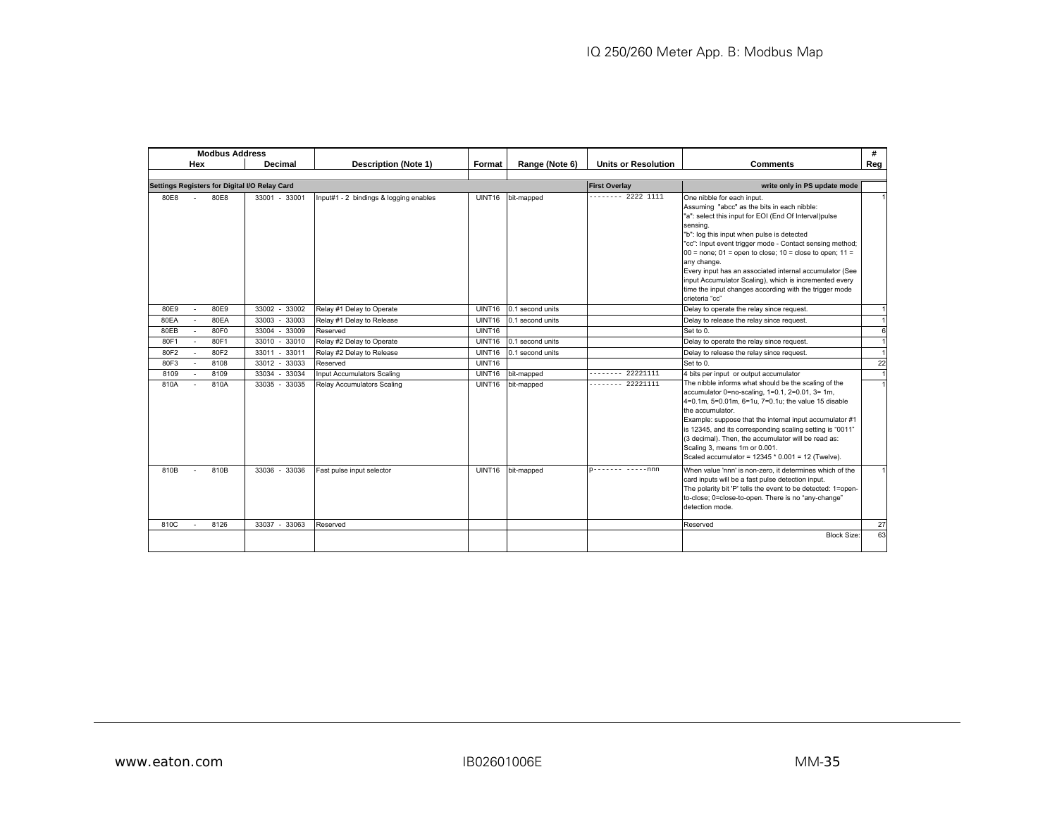| Modbus Address | | | | | | | | |
|---|---|---|---|---|---|---|---|---|
| Hex | Decimal | Description (Note 1) | Format | Range (Note 6) | Units or Resolution | Comments | # Reg |
| | | | | | | | |
| **Settings Registers for Digital I/O Relay Card** | | | | | **First Overlay** | **write only in PS update mode** | |
| 80E8 - 80E8 | 33001 - 33001 | Input#1 - 2 bindings & logging enables | UINT16 | bit-mapped | -------- 2222 1111 | One nibble for each input. Assuming "abcc" as the bits in each nibble: "a": select this input for EOI (End Of Interval)pulse sensing. "b": log this input when pulse is detected "cc": Input event trigger mode - Contact sensing method; 00 = none; 01 = open to close; 10 = close to open; 11 = any change. Every input has an associated internal accumulator (See input Accumulator Scaling), which is incremented every time the input changes according with the trigger mode crieteria "cc" | 1 |
| 80E9 - 80E9 | 33002 - 33002 | Relay #1 Delay to Operate | UINT16 | 0.1 second units | | Delay to operate the relay since request. | 1 |
| 80EA - 80EA | 33003 - 33003 | Relay #1 Delay to Release | UINT16 | 0.1 second units | | Delay to release the relay since request. | 1 |
| 80EB - 80F0 | 33004 - 33009 | Reserved | UINT16 | | | Set to 0. | 6 |
| 80F1 - 80F1 | 33010 - 33010 | Relay #2 Delay to Operate | UINT16 | 0.1 second units | | Delay to operate the relay since request. | 1 |
| 80F2 - 80F2 | 33011 - 33011 | Relay #2 Delay to Release | UINT16 | 0.1 second units | | Delay to release the relay since request. | 1 |
| 80F3 - 8108 | 33012 - 33033 | Reserved | UINT16 | | | Set to 0. | 22 |
| 8109 - 8109 | 33034 - 33034 | Input Accumulators Scaling | UINT16 | bit-mapped | -------- 22221111 | 4 bits per input or output accumulator | 1 |
| 810A - 810A | 33035 - 33035 | Relay Accumulators Scaling | UINT16 | bit-mapped | -------- 22221111 | The nibble informs what should be the scaling of the accumulator 0=no-scaling, 1=0.1, 2=0.01, 3= 1m, 4=0.1m, 5=0.01m, 6=1u, 7=0.1u; the value 15 disable the accumulator. Example: suppose that the internal input accumulator #1 is 12345, and its corresponding scaling setting is "0011" (3 decimal). Then, the accumulator will be read as: Scaling 3, means 1m or 0.001. Scaled accumulator = 12345 * 0.001 = 12 (Twelve). | 1 |
| 810B - 810B | 33036 - 33036 | Fast pulse input selector | UINT16 | bit-mapped | p------- -----nnn | When value 'nnn' is non-zero, it determines which of the card inputs will be a fast pulse detection input. The polarity bit 'P' tells the event to be detected: 1=open-to-close; 0=close-to-open. There is no "any-change" detection mode. | 1 |
| 810C - 8126 | 33037 - 33063 | Reserved | | | | Reserved | 27 |
| | | | | | | Block Size: | 63 |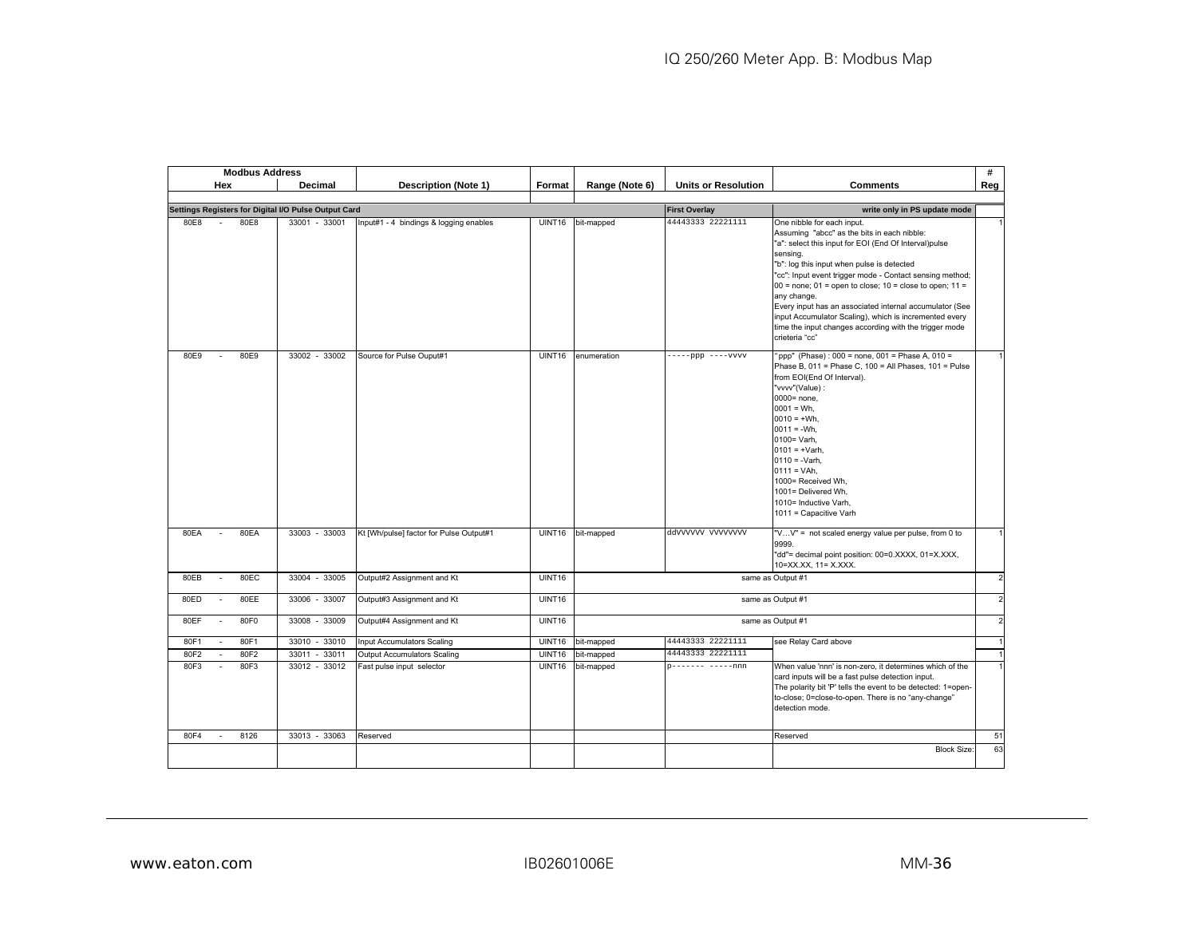| Modbus Address | | | | | | | | | # |
|---|---|---|---|---|---|---|---|---|---|
| Hex | | Decimal | Description (Note 1) | Format | Range (Note 6) | Units or Resolution | Comments | | Reg |
| **Settings Registers for Digital I/O Pulse Output Card** | | | | | | **First Overlay** | **write only in PS update mode** | | |
| 80E8 | - 80E8 | 33001 - 33001 | Input#1 - 4 bindings & logging enables | UINT16 | bit-mapped | 44443333 22221111 | One nibble for each input.<br>Assuming "abcc" as the bits in each nibble:<br>"a": select this input for EOI (End Of Interval)pulse sensing.<br>"b": log this input when pulse is detected<br>"cc": Input event trigger mode - Contact sensing method; 00 = none; 01 = open to close; 10 = close to open; 11 = any change.<br>Every input has an associated internal accumulator (See input Accumulator Scaling), which is incremented every time the input changes according with the trigger mode crieteria "cc" | | 1 |
| 80E9 | - 80E9 | 33002 - 33002 | Source for Pulse Ouput#1 | UINT16 | enumeration | -----ppp ----vvvv | "ppp" (Phase) : 000 = none, 001 = Phase A, 010 = Phase B, 011 = Phase C, 100 = All Phases, 101 = Pulse from EOI(End Of Interval).<br>"vvvv"(Value) :<br>0000= none,<br>0001 = Wh,<br>0010 = +Wh,<br>0011 = -Wh,<br>0100= Varh,<br>0101 = +Varh,<br>0110 = -Varh,<br>0111 = VAh,<br>1000= Received Wh,<br>1001= Delivered Wh,<br>1010= Inductive Varh,<br>1011 = Capacitive Varh | | 1 |
| 80EA | - 80EA | 33003 - 33003 | Kt [Wh/pulse] factor for Pulse Output#1 | UINT16 | bit-mapped | ddVVVVVV VVVVVVVV | "V…V" = not scaled energy value per pulse, from 0 to 9999.<br>"dd"= decimal point position: 00=0.XXXX, 01=X.XXX, 10=XX.XX, 11= X.XXX. | | 1 |
| 80EB | - 80EC | 33004 - 33005 | Output#2 Assignment and Kt | UINT16 | | | same as Output #1 | | 2 |
| 80ED | - 80EE | 33006 - 33007 | Output#3 Assignment and Kt | UINT16 | | | same as Output #1 | | 2 |
| 80EF | - 80F0 | 33008 - 33009 | Output#4 Assignment and Kt | UINT16 | | | same as Output #1 | | 2 |
| 80F1 | - 80F1 | 33010 - 33010 | Input Accumulators Scaling | UINT16 | bit-mapped | 44443333 22221111 | see Relay Card above | | 1 |
| 80F2 | - 80F2 | 33011 - 33011 | Output Accumulators Scaling | UINT16 | bit-mapped | 44443333 22221111 | | | 1 |
| 80F3 | - 80F3 | 33012 - 33012 | Fast pulse input selector | UINT16 | bit-mapped | p------- -----nnn | When value 'nnn' is non-zero, it determines which of the card inputs will be a fast pulse detection input.<br>The polarity bit 'P' tells the event to be detected: 1=open-to-close; 0=close-to-open. There is no "any-change" detection mode. | | 1 |
| 80F4 | - 8126 | 33013 - 33063 | Reserved | | | | Reserved | | 51 |
| | | | | | | | | Block Size: | 63 |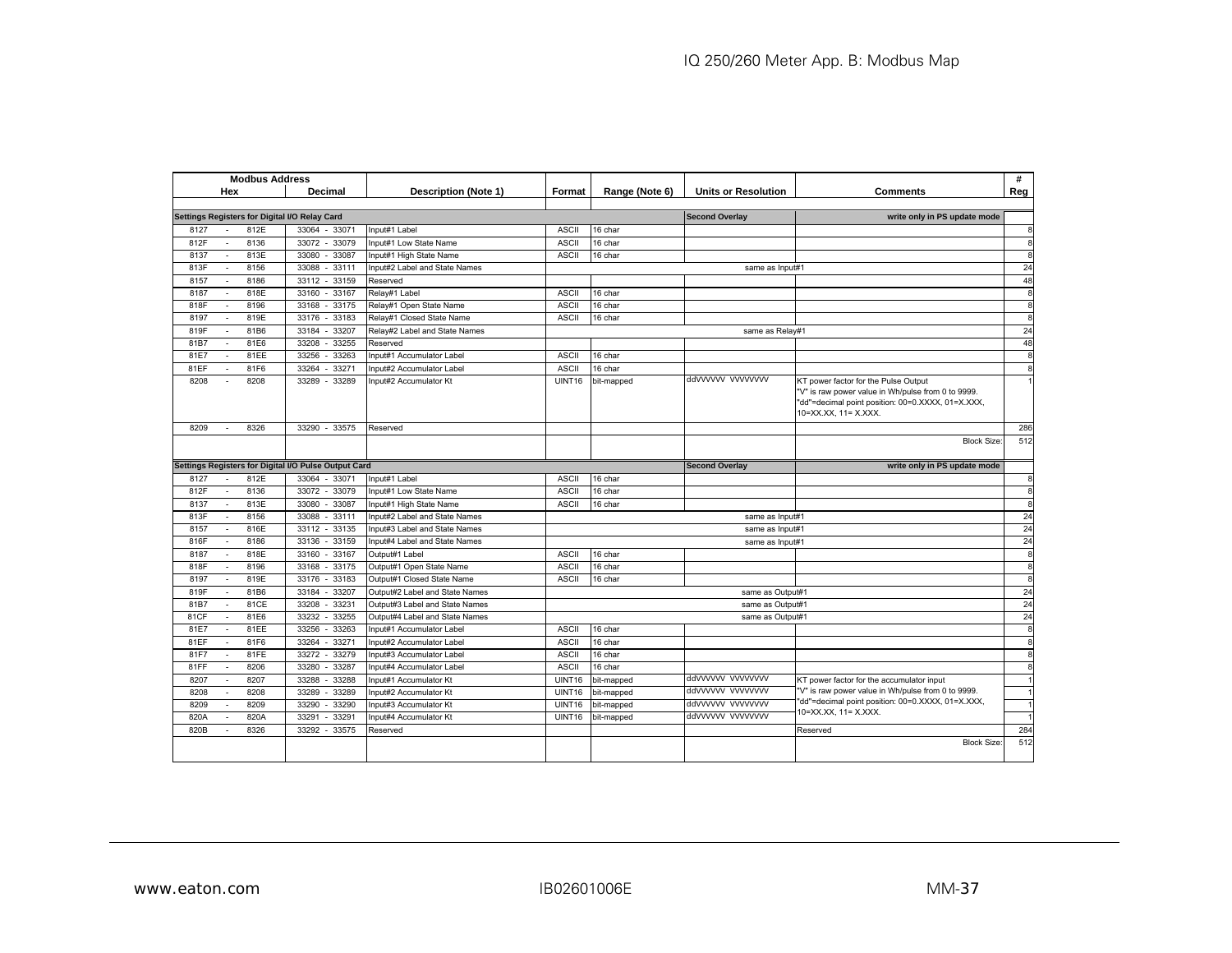| Modbus Address | | Description (Note 1) | Format | Range (Note 6) | Units or Resolution | Comments | # Reg |
|---|---|---|---|---|---|---|---|
| Hex | Decimal | | | | | | |
| **Settings Registers for Digital I/O Relay Card** | | | | | **Second Overlay** | **write only in PS update mode** | |
| 8127 - 812E | 33064 - 33071 | Input#1 Label | ASCII | 16 char | | | 8 |
| 812F - 8136 | 33072 - 33079 | Input#1 Low State Name | ASCII | 16 char | | | 8 |
| 8137 - 813E | 33080 - 33087 | Input#1 High State Name | ASCII | 16 char | | | 8 |
| 813F - 8156 | 33088 - 33111 | Input#2 Label and State Names | same as Input#1 | | | | 24 |
| 8157 - 8186 | 33112 - 33159 | Reserved | | | | | 48 |
| 8187 - 818E | 33160 - 33167 | Relay#1 Label | ASCII | 16 char | | | 8 |
| 818F - 8196 | 33168 - 33175 | Relay#1 Open State Name | ASCII | 16 char | | | 8 |
| 8197 - 819E | 33176 - 33183 | Relay#1 Closed State Name | ASCII | 16 char | | | 8 |
| 819F - 81B6 | 33184 - 33207 | Relay#2 Label and State Names | same as Relay#1 | | | | 24 |
| 81B7 - 81E6 | 33208 - 33255 | Reserved | | | | | 48 |
| 81E7 - 81EE | 33256 - 33263 | Input#1 Accumulator Label | ASCII | 16 char | | | 8 |
| 81EF - 81F6 | 33264 - 33271 | Input#2 Accumulator Label | ASCII | 16 char | | | 8 |
| 8208 - 8208 | 33289 - 33289 | Input#2 Accumulator Kt | UINT16 | bit-mapped | ddVVVVVV VVVVVVVV | KT power factor for the Pulse Output "V" is raw power value in Wh/pulse from 0 to 9999. "dd"=decimal point position: 00=0.XXXX, 01=X.XXX, 10=XX.XX, 11= X.XXX. | 1 |
| 8209 - 8326 | 33290 - 33575 | Reserved | | | | | 286 |
| | | | | | | Block Size: | 512 |
| **Settings Registers for Digital I/O Pulse Output Card** | | | | | **Second Overlay** | **write only in PS update mode** | |
| 8127 - 812E | 33064 - 33071 | Input#1 Label | ASCII | 16 char | | | 8 |
| 812F - 8136 | 33072 - 33079 | Input#1 Low State Name | ASCII | 16 char | | | 8 |
| 8137 - 813E | 33080 - 33087 | Input#1 High State Name | ASCII | 16 char | | | 8 |
| 813F - 8156 | 33088 - 33111 | Input#2 Label and State Names | same as Input#1 | | | | 24 |
| 8157 - 816E | 33112 - 33135 | Input#3 Label and State Names | same as Input#1 | | | | 24 |
| 816F - 8186 | 33136 - 33159 | Input#4 Label and State Names | same as Input#1 | | | | 24 |
| 8187 - 818E | 33160 - 33167 | Output#1 Label | ASCII | 16 char | | | 8 |
| 818F - 8196 | 33168 - 33175 | Output#1 Open State Name | ASCII | 16 char | | | 8 |
| 8197 - 819E | 33176 - 33183 | Output#1 Closed State Name | ASCII | 16 char | | | 8 |
| 819F - 81B6 | 33184 - 33207 | Output#2 Label and State Names | same as Output#1 | | | | 24 |
| 81B7 - 81CE | 33208 - 33231 | Output#3 Label and State Names | same as Output#1 | | | | 24 |
| 81CF - 81E6 | 33232 - 33255 | Output#4 Label and State Names | same as Output#1 | | | | 24 |
| 81E7 - 81EE | 33256 - 33263 | Input#1 Accumulator Label | ASCII | 16 char | | | 8 |
| 81EF - 81F6 | 33264 - 33271 | Input#2 Accumulator Label | ASCII | 16 char | | | 8 |
| 81F7 - 81FE | 33272 - 33279 | Input#3 Accumulator Label | ASCII | 16 char | | | 8 |
| 81FF - 8206 | 33280 - 33287 | Input#4 Accumulator Label | ASCII | 16 char | | | 8 |
| 8207 - 8207 | 33288 - 33288 | Input#1 Accumulator Kt | UINT16 | bit-mapped | ddVVVVVV VVVVVVVV | KT power factor for the accumulator input "V" is raw power value in Wh/pulse from 0 to 9999. "dd"=decimal point position: 00=0.XXXX, 01=X.XXX, 10=XX.XX, 11= X.XXX. | 1 |
| 8208 - 8208 | 33289 - 33289 | Input#2 Accumulator Kt | UINT16 | bit-mapped | ddVVVVVV VVVVVVVV | | 1 |
| 8209 - 8209 | 33290 - 33290 | Input#3 Accumulator Kt | UINT16 | bit-mapped | ddVVVVVV VVVVVVVV | | 1 |
| 820A - 820A | 33291 - 33291 | Input#4 Accumulator Kt | UINT16 | bit-mapped | ddVVVVVV VVVVVVVV | | 1 |
| 820B - 8326 | 33292 - 33575 | Reserved | | | | Reserved | 284 |
| | | | | | | Block Size: | 512 |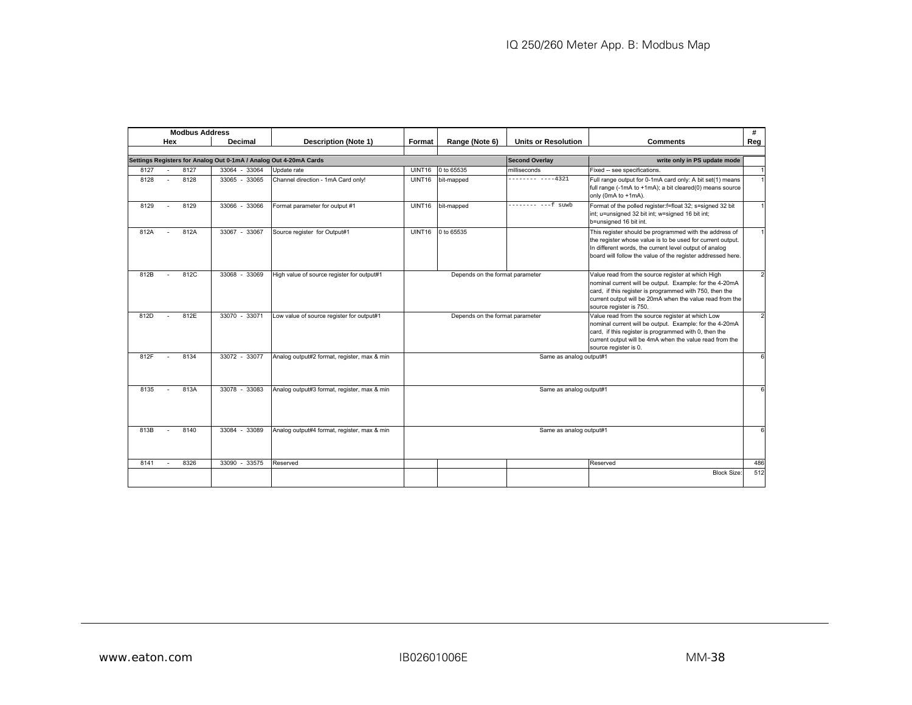| Modbus Address | | Description (Note 1) | Format | Range (Note 6) | Units or Resolution | Comments | # Reg |
|---|---|---|---|---|---|---|---|
| Hex | Decimal | | | | | | |
| Settings Registers for Analog Out 0-1mA / Analog Out 4-20mA Cards | | | | | Second Overlay | write only in PS update mode | |
| 8127 - 8127 | 33064 - 33064 | Update rate | UINT16 | 0 to 65535 | milliseconds | Fixed -- see specifications. | 1 |
| 8128 - 8128 | 33065 - 33065 | Channel direction - 1mA Card only! | UINT16 | bit-mapped | -------- ----4321 | Full range output for 0-1mA card only: A bit set(1) means full range (-1mA to +1mA); a bit cleared(0) means source only (0mA to +1mA). | 1 |
| 8129 - 8129 | 33066 - 33066 | Format parameter for output #1 | UINT16 | bit-mapped | -------- ---f suwb | Format of the polled register:f=float 32; s=signed 32 bit int; u=unsigned 32 bit int; w=signed 16 bit int; b=unsigned 16 bit int. | 1 |
| 812A - 812A | 33067 - 33067 | Source register for Output#1 | UINT16 | 0 to 65535 | | This register should be programmed with the address of the register whose value is to be used for current output. In different words, the current level output of analog board will follow the value of the register addressed here. | 1 |
| 812B - 812C | 33068 - 33069 | High value of source register for output#1 | Depends on the format parameter | | | Value read from the source register at which High nominal current will be output. Example: for the 4-20mA card, if this register is programmed with 750, then the current output will be 20mA when the value read from the source register is 750. | 2 |
| 812D - 812E | 33070 - 33071 | Low value of source register for output#1 | Depends on the format parameter | | | Value read from the source register at which Low nominal current will be output. Example: for the 4-20mA card, if this register is programmed with 0, then the current output will be 4mA when the value read from the source register is 0. | 2 |
| 812F - 8134 | 33072 - 33077 | Analog output#2 format, register, max & min | Same as analog output#1 | | | | 6 |
| 8135 - 813A | 33078 - 33083 | Analog output#3 format, register, max & min | Same as analog output#1 | | | | 6 |
| 813B - 8140 | 33084 - 33089 | Analog output#4 format, register, max & min | Same as analog output#1 | | | | 6 |
| 8141 - 8326 | 33090 - 33575 | Reserved | | | | Reserved | 486 |
| | | | | | | Block Size: | 512 |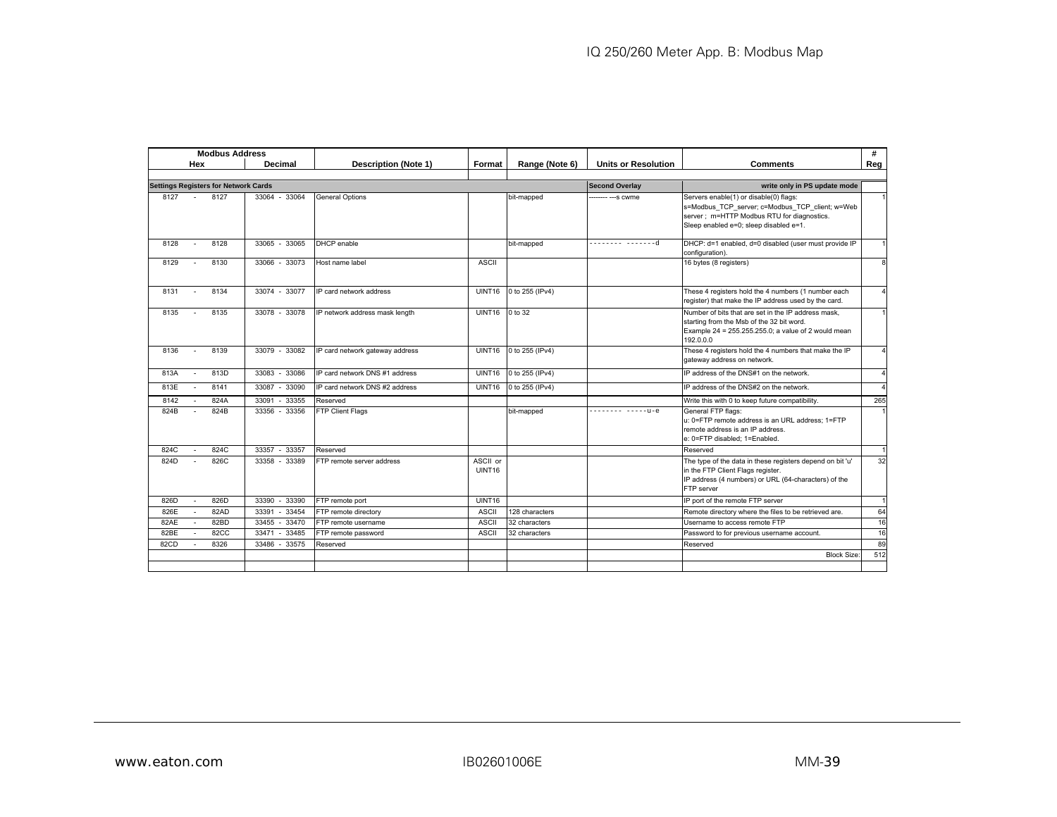| Modbus Address | | Description (Note 1) | Format | Range (Note 6) | Units or Resolution | Comments | # Reg |
|---|---|---|---|---|---|---|---|
| Hex | Decimal | | | | | | |
| | | | | | | | |
| **Settings Registers for Network Cards** | | | | | **Second Overlay** | **write only in PS update mode** | |
| 8127 - 8127 | 33064 - 33064 | General Options | | bit-mapped | -------- ---s cwme | Servers enable(1) or disable(0) flags: s=Modbus_TCP_server; c=Modbus_TCP_client; w=Web server ; m=HTTP Modbus RTU for diagnostics. Sleep enabled e=0; sleep disabled e=1. | 1 |
| 8128 - 8128 | 33065 - 33065 | DHCP enable | | bit-mapped | -------- -------d | DHCP: d=1 enabled, d=0 disabled (user must provide IP configuration). | 1 |
| 8129 - 8130 | 33066 - 33073 | Host name label | ASCII | | | 16 bytes (8 registers) | 8 |
| 8131 - 8134 | 33074 - 33077 | IP card network address | UINT16 | 0 to 255 (IPv4) | | These 4 registers hold the 4 numbers (1 number each register) that make the IP address used by the card. | 4 |
| 8135 - 8135 | 33078 - 33078 | IP network address mask length | UINT16 | 0 to 32 | | Number of bits that are set in the IP address mask, starting from the Msb of the 32 bit word. Example 24 = 255.255.255.0; a value of 2 would mean 192.0.0.0 | 1 |
| 8136 - 8139 | 33079 - 33082 | IP card network gateway address | UINT16 | 0 to 255 (IPv4) | | These 4 registers hold the 4 numbers that make the IP gateway address on network. | 4 |
| 813A - 813D | 33083 - 33086 | IP card network DNS #1 address | UINT16 | 0 to 255 (IPv4) | | IP address of the DNS#1 on the network. | 4 |
| 813E - 8141 | 33087 - 33090 | IP card network DNS #2 address | UINT16 | 0 to 255 (IPv4) | | IP address of the DNS#2 on the network. | 4 |
| 8142 - 824A | 33091 - 33355 | Reserved | | | | Write this with 0 to keep future compatibility. | 265 |
| 824B - 824B | 33356 - 33356 | FTP Client Flags | | bit-mapped | -------- -----u-e | General FTP flags: u: 0=FTP remote address is an URL address; 1=FTP remote address is an IP address. e: 0=FTP disabled; 1=Enabled. | 1 |
| 824C - 824C | 33357 - 33357 | Reserved | | | | Reserved | 1 |
| 824D - 826C | 33358 - 33389 | FTP remote server address | ASCII or UINT16 | | | The type of the data in these registers depend on bit 'u' in the FTP Client Flags register. IP address (4 numbers) or URL (64-characters) of the FTP server | 32 |
| 826D - 826D | 33390 - 33390 | FTP remote port | UINT16 | | | IP port of the remote FTP server | 1 |
| 826E - 82AD | 33391 - 33454 | FTP remote directory | ASCII | 128 characters | | Remote directory where the files to be retrieved are. | 64 |
| 82AE - 82BD | 33455 - 33470 | FTP remote username | ASCII | 32 characters | | Username to access remote FTP | 16 |
| 82BE - 82CC | 33471 - 33485 | FTP remote password | ASCII | 32 characters | | Password to for previous username account. | 16 |
| 82CD - 8326 | 33486 - 33575 | Reserved | | | | Reserved | 89 |
| | | | | | | Block Size: | 512 |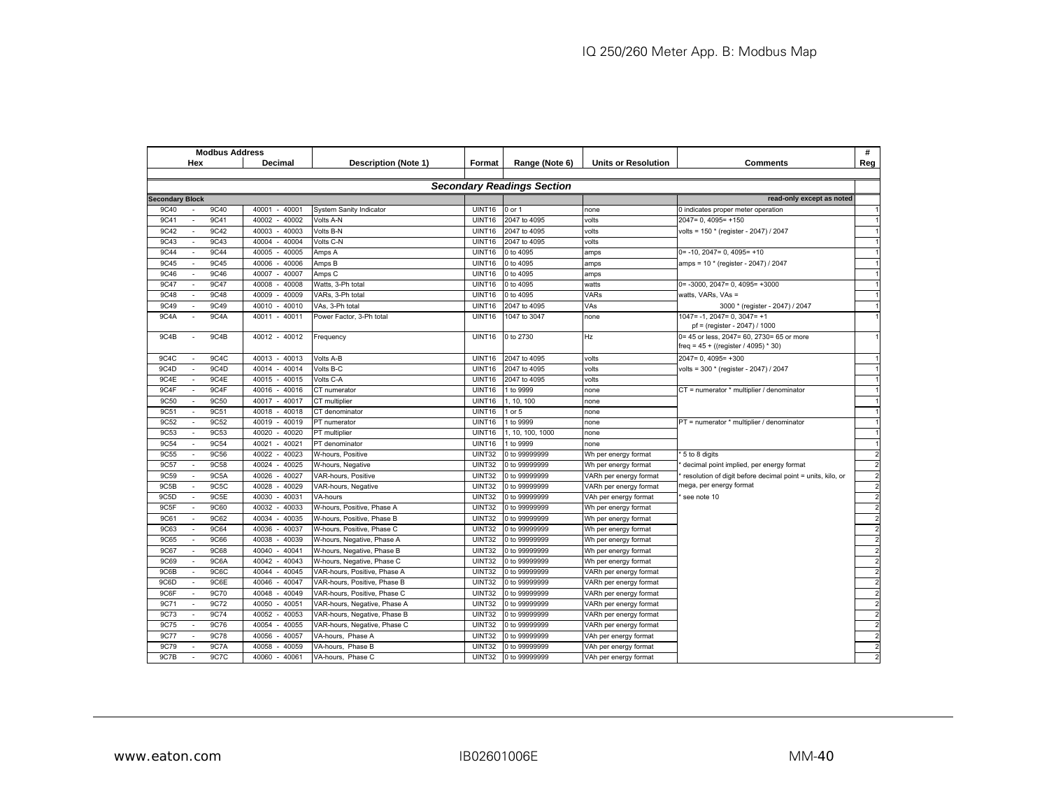| Modbus Address | | | | | | | | |
|---|---|---|---|---|---|---|---|---|
| Hex | Decimal | Description (Note 1) | Format | Range (Note 6) | Units or Resolution | Comments | # Reg |
| | | | | | | | |
| | | ***Secondary Readings Section*** | | | | | |
| **Secondary Block** | | | | | | **read-only except as noted** | |
| 9C40 - 9C40 | 40001 - 40001 | System Sanity Indicator | UINT16 | 0 or 1 | none | 0 indicates proper meter operation | 1 |
| 9C41 - 9C41 | 40002 - 40002 | Volts A-N | UINT16 | 2047 to 4095 | volts | 2047= 0, 4095= +150 | 1 |
| 9C42 - 9C42 | 40003 - 40003 | Volts B-N | UINT16 | 2047 to 4095 | volts | volts = 150 * (register - 2047) / 2047 | 1 |
| 9C43 - 9C43 | 40004 - 40004 | Volts C-N | UINT16 | 2047 to 4095 | volts | | 1 |
| 9C44 - 9C44 | 40005 - 40005 | Amps A | UINT16 | 0 to 4095 | amps | 0= -10, 2047= 0, 4095= +10 | 1 |
| 9C45 - 9C45 | 40006 - 40006 | Amps B | UINT16 | 0 to 4095 | amps | amps = 10 * (register - 2047) / 2047 | 1 |
| 9C46 - 9C46 | 40007 - 40007 | Amps C | UINT16 | 0 to 4095 | amps | | 1 |
| 9C47 - 9C47 | 40008 - 40008 | Watts, 3-Ph total | UINT16 | 0 to 4095 | watts | 0= -3000, 2047= 0, 4095= +3000 | 1 |
| 9C48 - 9C48 | 40009 - 40009 | VARs, 3-Ph total | UINT16 | 0 to 4095 | VARs | watts, VARs, VAs = | 1 |
| 9C49 - 9C49 | 40010 - 40010 | VAs, 3-Ph total | UINT16 | 2047 to 4095 | VAs | 3000 * (register - 2047) / 2047 | 1 |
| 9C4A - 9C4A | 40011 - 40011 | Power Factor, 3-Ph total | UINT16 | 1047 to 3047 | none | 1047= -1, 2047= 0, 3047= +1<br>pf = (register - 2047) / 1000 | 1 |
| 9C4B - 9C4B | 40012 - 40012 | Frequency | UINT16 | 0 to 2730 | Hz | 0= 45 or less, 2047= 60, 2730= 65 or more<br>freq = 45 + ((register / 4095) * 30) | 1 |
| 9C4C - 9C4C | 40013 - 40013 | Volts A-B | UINT16 | 2047 to 4095 | volts | 2047= 0, 4095= +300 | 1 |
| 9C4D - 9C4D | 40014 - 40014 | Volts B-C | UINT16 | 2047 to 4095 | volts | volts = 300 * (register - 2047) / 2047 | 1 |
| 9C4E - 9C4E | 40015 - 40015 | Volts C-A | UINT16 | 2047 to 4095 | volts | | 1 |
| 9C4F - 9C4F | 40016 - 40016 | CT numerator | UINT16 | 1 to 9999 | none | CT = numerator * multiplier / denominator | 1 |
| 9C50 - 9C50 | 40017 - 40017 | CT multiplier | UINT16 | 1, 10, 100 | none | | 1 |
| 9C51 - 9C51 | 40018 - 40018 | CT denominator | UINT16 | 1 or 5 | none | | 1 |
| 9C52 - 9C52 | 40019 - 40019 | PT numerator | UINT16 | 1 to 9999 | none | PT = numerator * multiplier / denominator | 1 |
| 9C53 - 9C53 | 40020 - 40020 | PT multiplier | UINT16 | 1, 10, 100, 1000 | none | | 1 |
| 9C54 - 9C54 | 40021 - 40021 | PT denominator | UINT16 | 1 to 9999 | none | | 1 |
| 9C55 - 9C56 | 40022 - 40023 | W-hours, Positive | UINT32 | 0 to 99999999 | Wh per energy format | * 5 to 8 digits | 2 |
| 9C57 - 9C58 | 40024 - 40025 | W-hours, Negative | UINT32 | 0 to 99999999 | Wh per energy format | * decimal point implied, per energy format | 2 |
| 9C59 - 9C5A | 40026 - 40027 | VAR-hours, Positive | UINT32 | 0 to 99999999 | VARh per energy format | * resolution of digit before decimal point = units, kilo, or | 2 |
| 9C5B - 9C5C | 40028 - 40029 | VAR-hours, Negative | UINT32 | 0 to 99999999 | VARh per energy format | mega, per energy format | 2 |
| 9C5D - 9C5E | 40030 - 40031 | VA-hours | UINT32 | 0 to 99999999 | VAh per energy format | * see note 10 | 2 |
| 9C5F - 9C60 | 40032 - 40033 | W-hours, Positive, Phase A | UINT32 | 0 to 99999999 | Wh per energy format | | 2 |
| 9C61 - 9C62 | 40034 - 40035 | W-hours, Positive, Phase B | UINT32 | 0 to 99999999 | Wh per energy format | | 2 |
| 9C63 - 9C64 | 40036 - 40037 | W-hours, Positive, Phase C | UINT32 | 0 to 99999999 | Wh per energy format | | 2 |
| 9C65 - 9C66 | 40038 - 40039 | W-hours, Negative, Phase A | UINT32 | 0 to 99999999 | Wh per energy format | | 2 |
| 9C67 - 9C68 | 40040 - 40041 | W-hours, Negative, Phase B | UINT32 | 0 to 99999999 | Wh per energy format | | 2 |
| 9C69 - 9C6A | 40042 - 40043 | W-hours, Negative, Phase C | UINT32 | 0 to 99999999 | Wh per energy format | | 2 |
| 9C6B - 9C6C | 40044 - 40045 | VAR-hours, Positive, Phase A | UINT32 | 0 to 99999999 | VARh per energy format | | 2 |
| 9C6D - 9C6E | 40046 - 40047 | VAR-hours, Positive, Phase B | UINT32 | 0 to 99999999 | VARh per energy format | | 2 |
| 9C6F - 9C70 | 40048 - 40049 | VAR-hours, Positive, Phase C | UINT32 | 0 to 99999999 | VARh per energy format | | 2 |
| 9C71 - 9C72 | 40050 - 40051 | VAR-hours, Negative, Phase A | UINT32 | 0 to 99999999 | VARh per energy format | | 2 |
| 9C73 - 9C74 | 40052 - 40053 | VAR-hours, Negative, Phase B | UINT32 | 0 to 99999999 | VARh per energy format | | 2 |
| 9C75 - 9C76 | 40054 - 40055 | VAR-hours, Negative, Phase C | UINT32 | 0 to 99999999 | VARh per energy format | | 2 |
| 9C77 - 9C78 | 40056 - 40057 | VA-hours, Phase A | UINT32 | 0 to 99999999 | VAh per energy format | | 2 |
| 9C79 - 9C7A | 40058 - 40059 | VA-hours, Phase B | UINT32 | 0 to 99999999 | VAh per energy format | | 2 |
| 9C7B - 9C7C | 40060 - 40061 | VA-hours, Phase C | UINT32 | 0 to 99999999 | VAh per energy format | | 2 |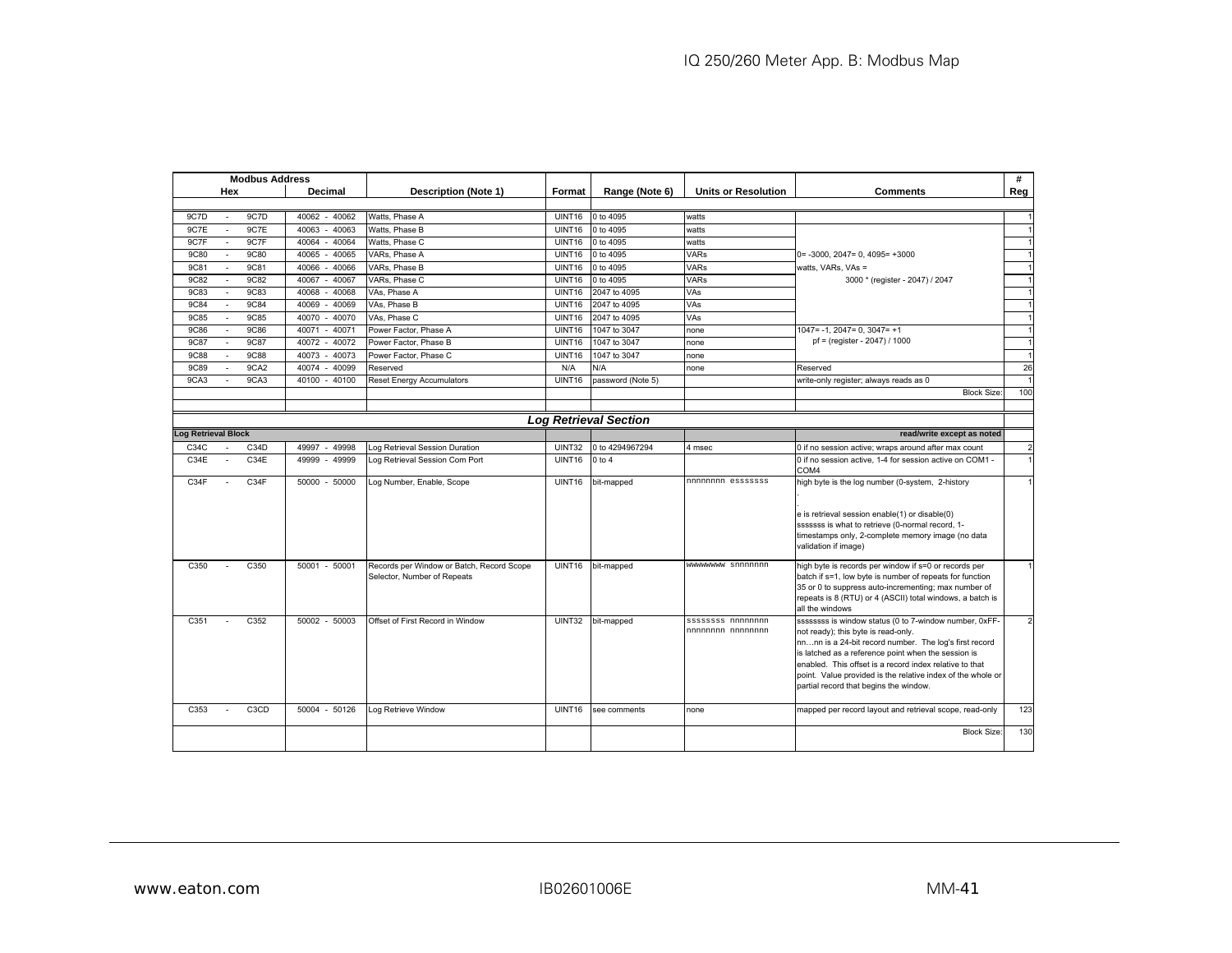| Modbus Address | | Description (Note 1) | Format | Range (Note 6) | Units or Resolution | Comments | # Reg |
|---|---|---|---|---|---|---|---|
| Hex | Decimal | | | | | | |
| 9C7D - 9C7D | 40062 - 40062 | Watts, Phase A | UINT16 | 0 to 4095 | watts | | 1 |
| 9C7E - 9C7E | 40063 - 40063 | Watts, Phase B | UINT16 | 0 to 4095 | watts | | 1 |
| 9C7F - 9C7F | 40064 - 40064 | Watts, Phase C | UINT16 | 0 to 4095 | watts | | 1 |
| 9C80 - 9C80 | 40065 - 40065 | VARs, Phase A | UINT16 | 0 to 4095 | VARs | 0= -3000, 2047= 0, 4095= +3000 | 1 |
| 9C81 - 9C81 | 40066 - 40066 | VARs, Phase B | UINT16 | 0 to 4095 | VARs | watts, VARs, VAs = | 1 |
| 9C82 - 9C82 | 40067 - 40067 | VARs, Phase C | UINT16 | 0 to 4095 | VARs | 3000 * (register - 2047) / 2047 | 1 |
| 9C83 - 9C83 | 40068 - 40068 | VAs, Phase A | UINT16 | 2047 to 4095 | VAs | | 1 |
| 9C84 - 9C84 | 40069 - 40069 | VAs, Phase B | UINT16 | 2047 to 4095 | VAs | | 1 |
| 9C85 - 9C85 | 40070 - 40070 | VAs, Phase C | UINT16 | 2047 to 4095 | VAs | | 1 |
| 9C86 - 9C86 | 40071 - 40071 | Power Factor, Phase A | UINT16 | 1047 to 3047 | none | 1047= -1, 2047= 0, 3047= +1 | 1 |
| 9C87 - 9C87 | 40072 - 40072 | Power Factor, Phase B | UINT16 | 1047 to 3047 | none | pf = (register - 2047) / 1000 | 1 |
| 9C88 - 9C88 | 40073 - 40073 | Power Factor, Phase C | UINT16 | 1047 to 3047 | none | | 1 |
| 9C89 - 9CA2 | 40074 - 40099 | Reserved | N/A | N/A | none | Reserved | 26 |
| 9CA3 - 9CA3 | 40100 - 40100 | Reset Energy Accumulators | UINT16 | password (Note 5) | | write-only register; always reads as 0 | 1 |
| | | | | | | Block Size: | 100 |
| | | | | ***Log Retrieval Section*** | | | |
| **Log Retrieval Block** | | | | | | **read/write except as noted** | |
| C34C - C34D | 49997 - 49998 | Log Retrieval Session Duration | UINT32 | 0 to 4294967294 | 4 msec | 0 if no session active; wraps around after max count | 2 |
| C34E - C34E | 49999 - 49999 | Log Retrieval Session Com Port | UINT16 | 0 to 4 | | 0 if no session active, 1-4 for session active on COM1 - COM4 | 1 |
| C34F - C34F | 50000 - 50000 | Log Number, Enable, Scope | UINT16 | bit-mapped | nnnnnnnn esssssss | high byte is the log number (0-system, 2-history . e is retrieval session enable(1) or disable(0) sssssss is what to retrieve (0-normal record, 1-timestamps only, 2-complete memory image (no data validation if image) | 1 |
| C350 - C350 | 50001 - 50001 | Records per Window or Batch, Record Scope Selector, Number of Repeats | UINT16 | bit-mapped | wwwwwwww snnnnnnn | high byte is records per window if s=0 or records per batch if s=1, low byte is number of repeats for function 35 or 0 to suppress auto-incrementing; max number of repeats is 8 (RTU) or 4 (ASCII) total windows, a batch is all the windows | 1 |
| C351 - C352 | 50002 - 50003 | Offset of First Record in Window | UINT32 | bit-mapped | ssssssss nnnnnnnn nnnnnnnn nnnnnnnn | ssssssss is window status (0 to 7-window number, 0xFF-not ready); this byte is read-only. nn…nn is a 24-bit record number. The log's first record is latched as a reference point when the session is enabled. This offset is a record index relative to that point. Value provided is the relative index of the whole or partial record that begins the window. | 2 |
| C353 - C3CD | 50004 - 50126 | Log Retrieve Window | UINT16 | see comments | none | mapped per record layout and retrieval scope, read-only | 123 |
| | | | | | | Block Size: | 130 |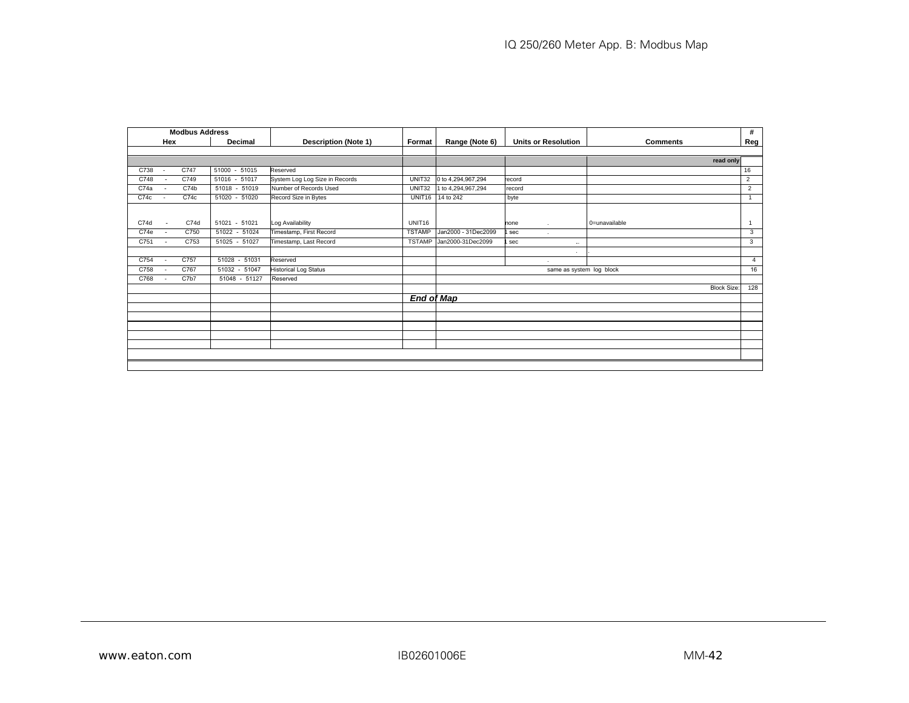| Modbus Address | | Description (Note 1) | Format | Range (Note 6) | Units or Resolution | Comments | # |
|---|---|---|---|---|---|---|---|
| Hex | Decimal | | | | | | Reg |
| | | | | | | | |
| | | | | | | read only | |
| C738 - C747 | 51000 - 51015 | Reserved | | | | | 16 |
| C748 - C749 | 51016 - 51017 | System Log Log Size in Records | UINT32 | 0 to 4,294,967,294 | record | | 2 |
| C74a - C74b | 51018 - 51019 | Number of Records Used | UINT32 | 1 to 4,294,967,294 | record | | 2 |
| C74c - C74c | 51020 - 51020 | Record Size in Bytes | UNIT16 | 14 to 242 | byte | | 1 |
| C74d - C74d | 51021 - 51021 | Log Availability | UNIT16 | | none . | 0=unavailable | 1 |
| C74e - C750 | 51022 - 51024 | Timestamp, First Record | TSTAMP | Jan2000 - 31Dec2099 | 1 sec . | | 3 |
| C751 - C753 | 51025 - 51027 | Timestamp, Last Record | TSTAMP | Jan2000-31Dec2099 | 1 sec .. | | 3 |
| | | | | | . | . | |
| C754 - C757 | 51028 - 51031 | Reserved | | | . | | 4 |
| C758 - C767 | 51032 - 51047 | Historical Log Status | | same as system log block | | | 16 |
| C768 - C7b7 | 51048 - 51127 | Reserved | | | | | |
| | | | | | | Block Size: | 128 |
| | | | ***End of Map*** | | | | |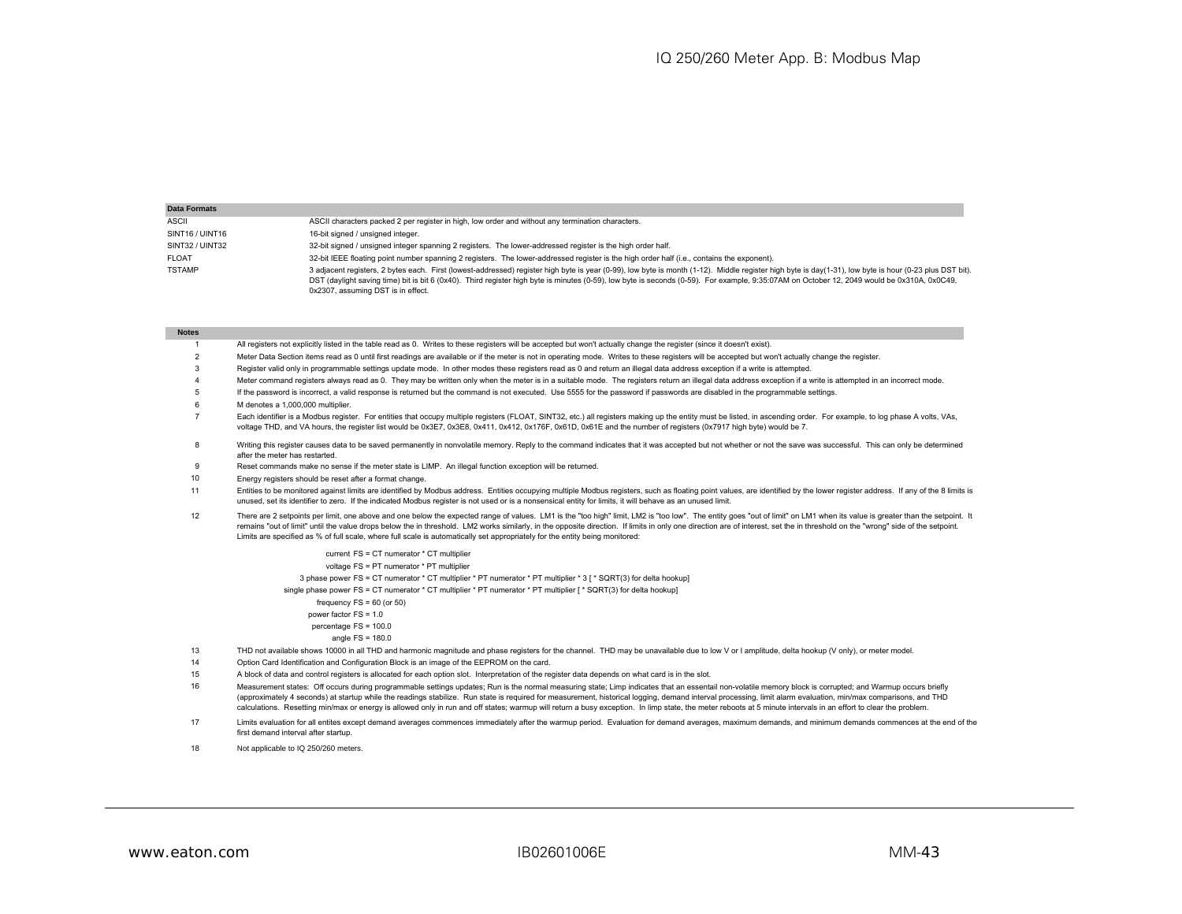| Data Formats | |
|---|---|
| ASCII | ASCII characters packed 2 per register in high, low order and without any termination characters. |
| SINT16 / UINT16 | 16-bit signed / unsigned integer. |
| SINT32 / UINT32 | 32-bit signed / unsigned integer spanning 2 registers. The lower-addressed register is the high order half. |
| FLOAT | 32-bit IEEE floating point number spanning 2 registers. The lower-addressed register is the high order half (i.e., contains the exponent). |
| TSTAMP | 3 adjacent registers, 2 bytes each. First (lowest-addressed) register high byte is year (0-99), low byte is month (1-12). Middle register high byte is day(1-31), low byte is hour (0-23 plus DST bit). DST (daylight saving time) bit is bit 6 (0x40). Third register high byte is minutes (0-59), low byte is seconds (0-59). For example, 9:35:07AM on October 12, 2049 would be 0x310A, 0x0C49, 0x2307, assuming DST is in effect. |

| Notes | |
|---|---|
| 1 | All registers not explicitly listed in the table read as 0. Writes to these registers will be accepted but won't actually change the register (since it doesn't exist). |
| 2 | Meter Data Section items read as 0 until first readings are available or if the meter is not in operating mode. Writes to these registers will be accepted but won't actually change the register. |
| 3 | Register valid only in programmable settings update mode. In other modes these registers read as 0 and return an illegal data address exception if a write is attempted. |
| 4 | Meter command registers always read as 0. They may be written only when the meter is in a suitable mode. The registers return an illegal data address exception if a write is attempted in an incorrect mode. |
| 5 | If the password is incorrect, a valid response is returned but the command is not executed. Use 5555 for the password if passwords are disabled in the programmable settings. |
| 6 | M denotes a 1,000,000 multiplier. |
| 7 | Each identifier is a Modbus register. For entities that occupy multiple registers (FLOAT, SINT32, etc.) all registers making up the entity must be listed, in ascending order. For example, to log phase A volts, VAs, voltage THD, and VA hours, the register list would be 0x3E7, 0x3E8, 0x411, 0x412, 0x176F, 0x61D, 0x61E and the number of registers (0x7917 high byte) would be 7. |
| 8 | Writing this register causes data to be saved permanently in nonvolatile memory. Reply to the command indicates that it was accepted but not whether or not the save was successful. This can only be determined after the meter has restarted. |
| 9 | Reset commands make no sense if the meter state is LIMP. An illegal function exception will be returned. |
| 10 | Energy registers should be reset after a format change. |
| 11 | Entities to be monitored against limits are identified by Modbus address. Entities occupying multiple Modbus registers, such as floating point values, are identified by the lower register address. If any of the 8 limits is unused, set its identifier to zero. If the indicated Modbus register is not used or is a nonsensical entity for limits, it will behave as an unused limit. |
| 12 | There are 2 setpoints per limit, one above and one below the expected range of values. LM1 is the "too high" limit, LM2 is "too low". The entity goes "out of limit" on LM1 when its value is greater than the setpoint. It remains "out of limit" until the value drops below the in threshold. LM2 works similarly, in the opposite direction. If limits in only one direction are of interest, set the in threshold on the "wrong" side of the setpoint. Limits are specified as % of full scale, where full scale is automatically set appropriately for the entity being monitored:<br><br>current FS = CT numerator * CT multiplier<br>voltage FS = PT numerator * PT multiplier<br>3 phase power FS = CT numerator * CT multiplier * PT numerator * PT multiplier * 3 [ * SQRT(3) for delta hookup]<br>single phase power FS = CT numerator * CT multiplier * PT numerator * PT multiplier [ * SQRT(3) for delta hookup]<br>frequency FS = 60 (or 50)<br>power factor FS = 1.0<br>percentage FS = 100.0<br>angle FS = 180.0 |
| 13 | THD not available shows 10000 in all THD and harmonic magnitude and phase registers for the channel. THD may be unavailable due to low V or I amplitude, delta hookup (V only), or meter model. |
| 14 | Option Card Identification and Configuration Block is an image of the EEPROM on the card. |
| 15 | A block of data and control registers is allocated for each option slot. Interpretation of the register data depends on what card is in the slot. |
| 16 | Measurement states: Off occurs during programmable settings updates; Run is the normal measuring state; Limp indicates that an essentail non-volatile memory block is corrupted; and Warmup occurs briefly (approximately 4 seconds) at startup while the readings stabilize. Run state is required for measurement, historical logging, demand interval processing, limit alarm evaluation, min/max comparisons, and THD calculations. Resetting min/max or energy is allowed only in run and off states; warmup will return a busy exception. In limp state, the meter reboots at 5 minute intervals in an effort to clear the problem. |
| 17 | Limits evaluation for all entites except demand averages commences immediately after the warmup period. Evaluation for demand averages, maximum demands, and minimum demands commences at the end of the first demand interval after startup. |
| 18 | Not applicable to IQ 250/260 meters. |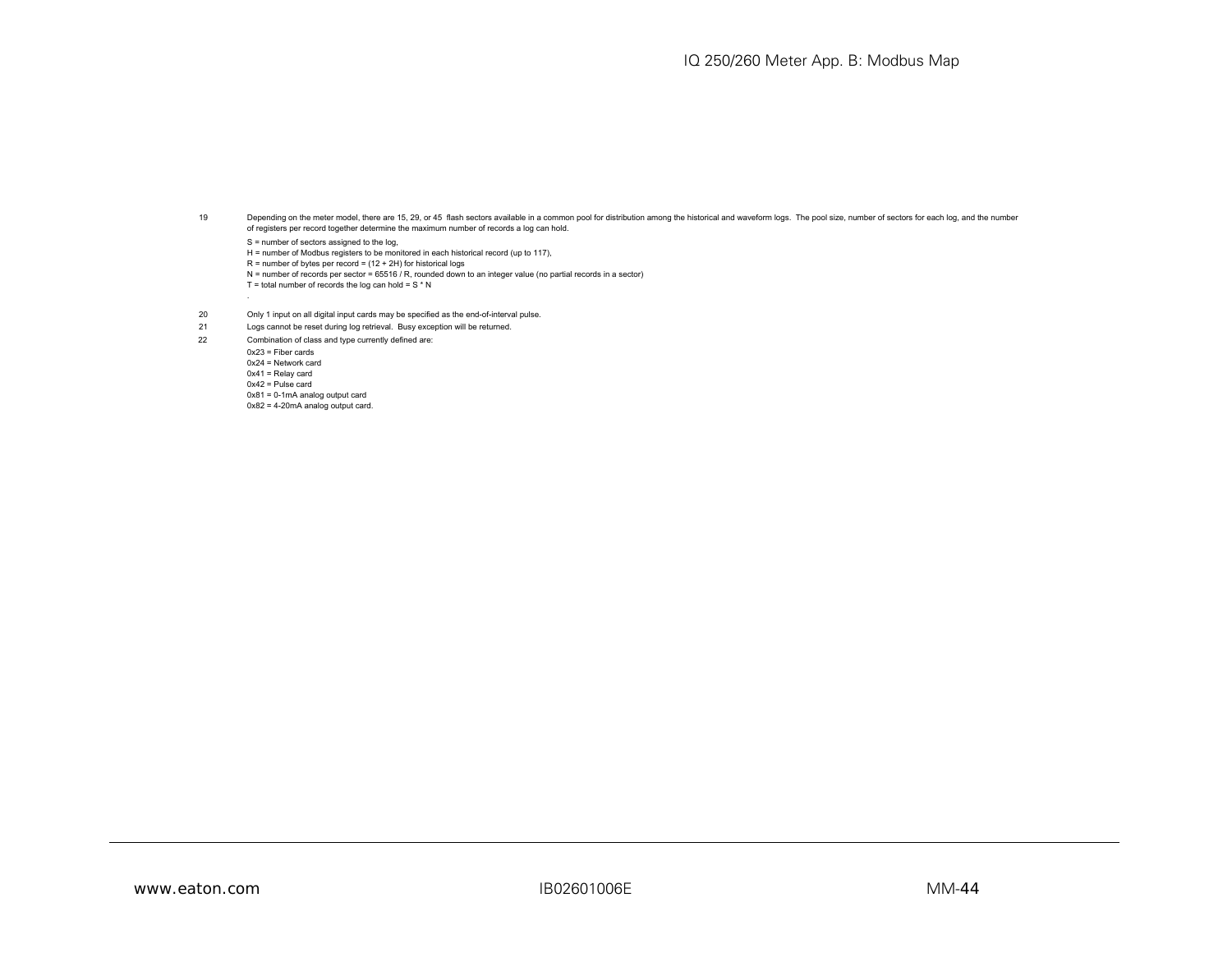19 Depending on the meter model, there are 15, 29, or 45 flash sectors available in a common pool for distribution among the historical and waveform logs. The pool size, number of sectors for each log, and the number of registers per record together determine the maximum number of records a log can hold.

S = number of sectors assigned to the log,
H = number of Modbus registers to be monitored in each historical record (up to 117),
R = number of bytes per record = (12 + 2H) for historical logs
N = number of records per sector = 65516 / R, rounded down to an integer value (no partial records in a sector)
T = total number of records the log can hold = S * N

.

20 Only 1 input on all digital input cards may be specified as the end-of-interval pulse.

21 Logs cannot be reset during log retrieval. Busy exception will be returned.

22 Combination of class and type currently defined are:
0x23 = Fiber cards
0x24 = Network card
0x41 = Relay card
0x42 = Pulse card
0x81 = 0-1mA analog output card
0x82 = 4-20mA analog output card.